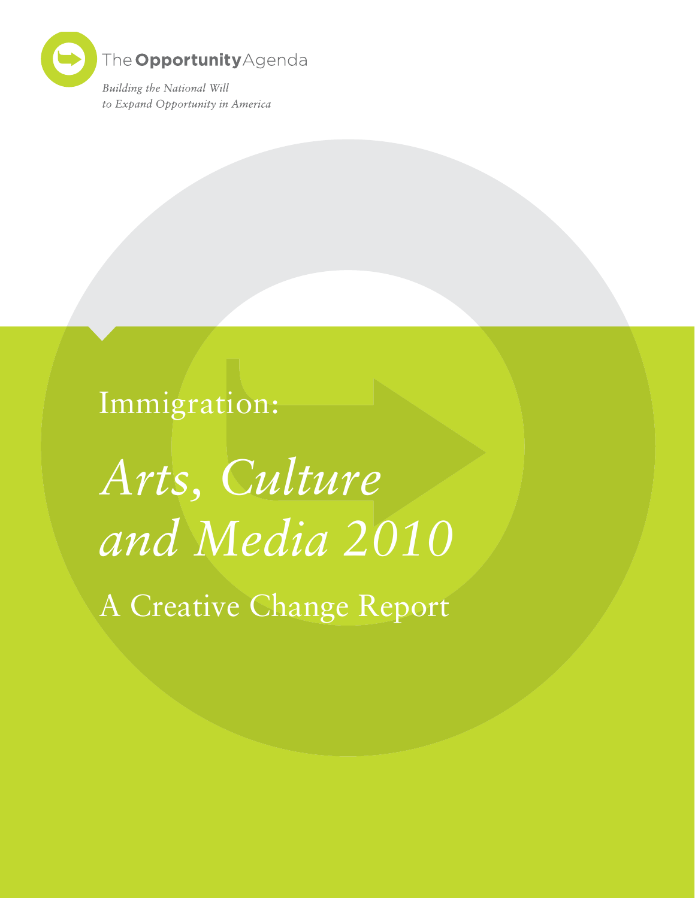The **Opportunity** Agenda

*Building the National Will to Expand Opportunity in America*

# Immigration:

# *Arts, Culture and Media 2010*

## A Creative Change Report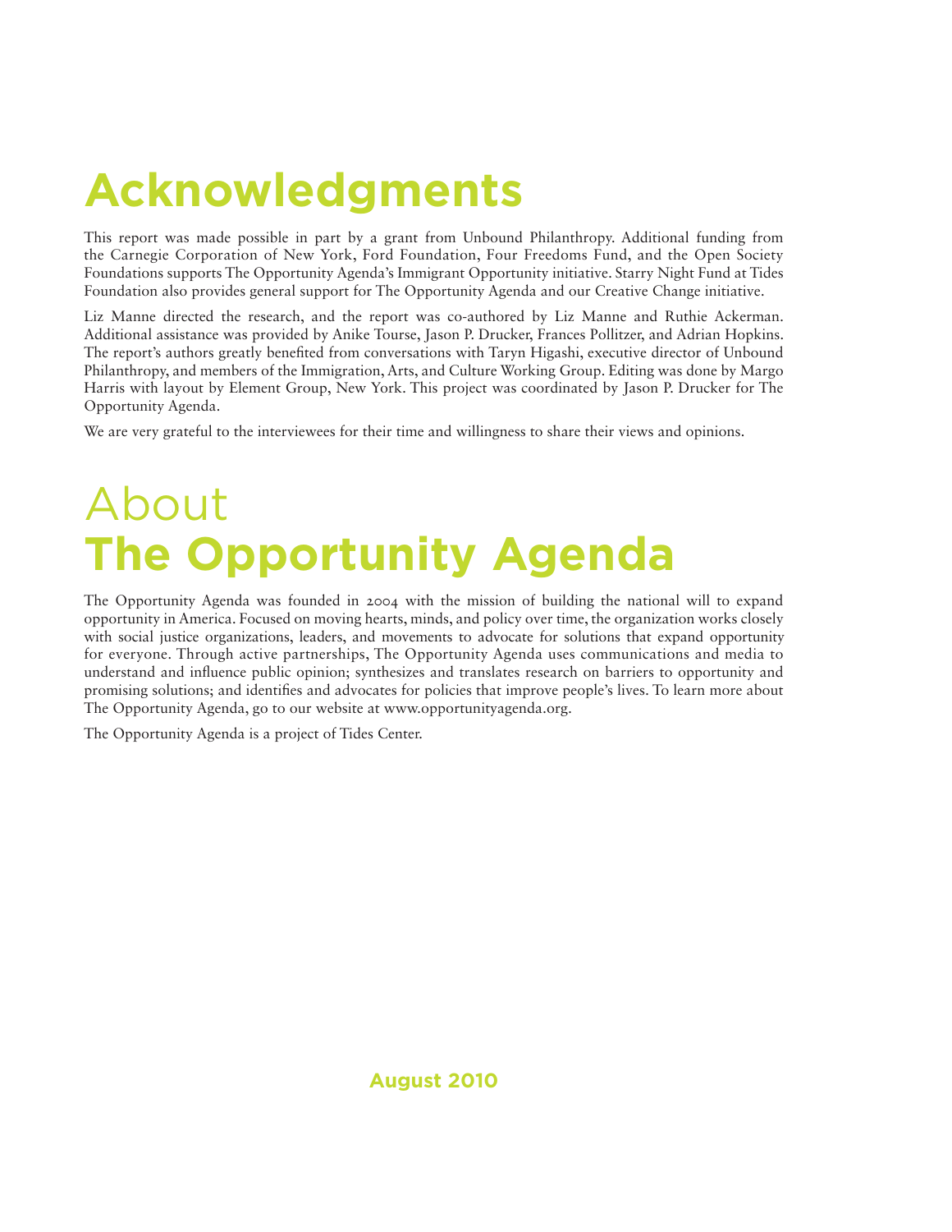# Acknowledgments

This report was made possible in part by a grant from Unbound Philanthropy. Additional funding from the Carnegie Corporation of New York, Ford Foundation, Four Freedoms Fund, and the Open Society Foundations supports The Opportunity Agenda's Immigrant Opportunity initiative. Starry Night Fund at Tides Foundation also provides general support for The Opportunity Agenda and our Creative Change initiative.

Liz Manne directed the research, and the report was co-authored by Liz Manne and Ruthie Ackerman. Additional assistance was provided by Anike Tourse, Jason P. Drucker, Frances Pollitzer, and Adrian Hopkins. The report's authors greatly benefited from conversations with Taryn Higashi, executive director of Unbound Philanthropy, and members of the Immigration, Arts, and Culture Working Group. Editing was done by Margo Harris with layout by Element Group, New York. This project was coordinated by Jason P. Drucker for The Opportunity Agenda.

We are very grateful to the interviewees for their time and willingness to share their views and opinions.

# About **The Opportunity Agenda**

The Opportunity Agenda was founded in 2004 with the mission of building the national will to expand opportunity in America. Focused on moving hearts, minds, and policy over time, the organization works closely with social justice organizations, leaders, and movements to advocate for solutions that expand opportunity for everyone. Through active partnerships, The Opportunity Agenda uses communications and media to understand and influence public opinion; synthesizes and translates research on barriers to opportunity and promising solutions; and identifies and advocates for policies that improve people's lives. To learn more about The Opportunity Agenda, go to our website at www.opportunityagenda.org.

The Opportunity Agenda is a project of Tides Center.

**August 2010**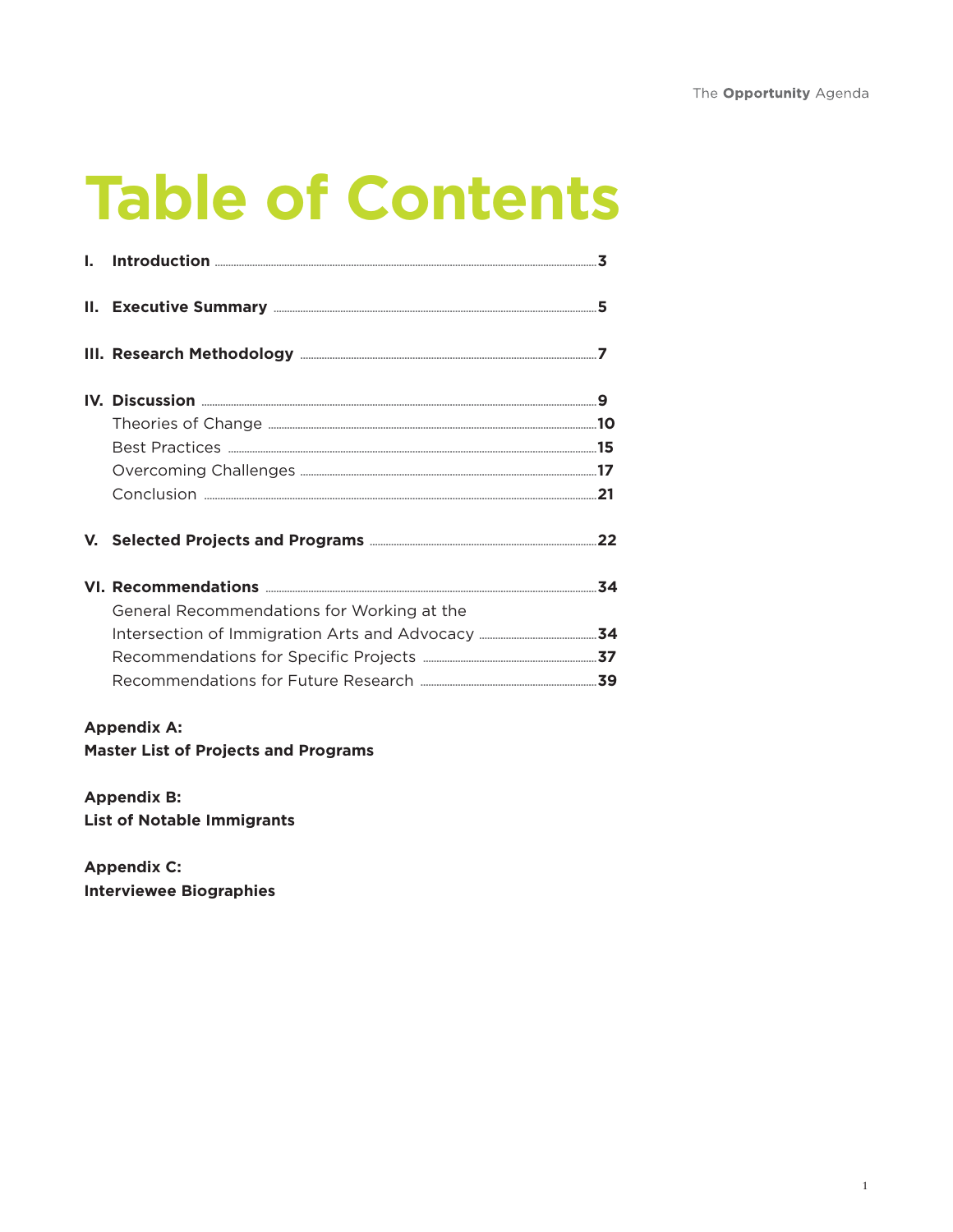# Table of Contents

**I. Introduction** .......... **3**

**II. Executive Summary** .......... **5**

**III. Research Methodology** .......... **7**

**IV. Discussion** .......... **9**

- Theories of Change .......... **10**
- Best Practices .......... **15**
- Overcoming Challenges .......... **17**
- Conclusion .......... **21**

**V. Selected Projects and Programs** .......... **22**

**VI. Recommendations** .......... **34**

- General Recommendations for Working at the Intersection of Immigration Arts and Advocacy .......... **34**
- Recommendations for Specific Projects .......... **37**
- Recommendations for Future Research .......... **39**

**Appendix A:**
**Master List of Projects and Programs**

**Appendix B:**
**List of Notable Immigrants**

**Appendix C:**
**Interviewee Biographies**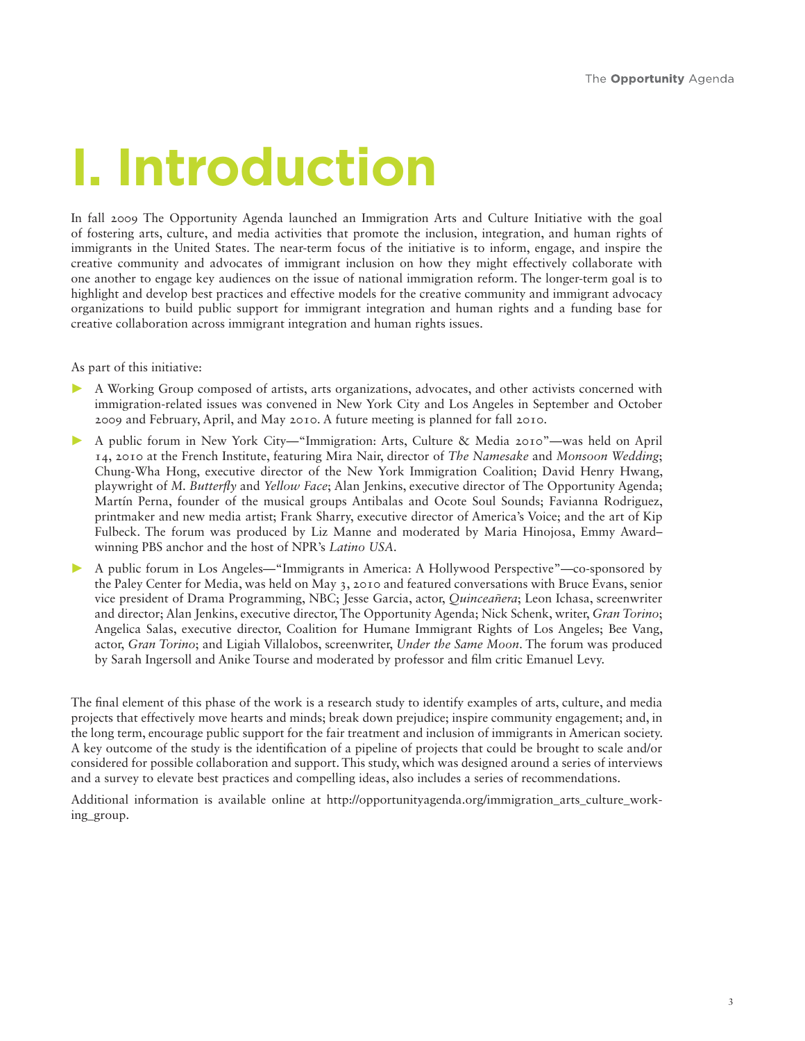# I. Introduction

In fall 2009 The Opportunity Agenda launched an Immigration Arts and Culture Initiative with the goal of fostering arts, culture, and media activities that promote the inclusion, integration, and human rights of immigrants in the United States. The near-term focus of the initiative is to inform, engage, and inspire the creative community and advocates of immigrant inclusion on how they might effectively collaborate with one another to engage key audiences on the issue of national immigration reform. The longer-term goal is to highlight and develop best practices and effective models for the creative community and immigrant advocacy organizations to build public support for immigrant integration and human rights and a funding base for creative collaboration across immigrant integration and human rights issues.

As part of this initiative:

- A Working Group composed of artists, arts organizations, advocates, and other activists concerned with immigration-related issues was convened in New York City and Los Angeles in September and October 2009 and February, April, and May 2010. A future meeting is planned for fall 2010.
- A public forum in New York City—"Immigration: Arts, Culture & Media 2010"—was held on April 14, 2010 at the French Institute, featuring Mira Nair, director of *The Namesake* and *Monsoon Wedding*; Chung-Wha Hong, executive director of the New York Immigration Coalition; David Henry Hwang, playwright of *M. Butterfly* and *Yellow Face*; Alan Jenkins, executive director of The Opportunity Agenda; Martín Perna, founder of the musical groups Antibalas and Ocote Soul Sounds; Favianna Rodriguez, printmaker and new media artist; Frank Sharry, executive director of America's Voice; and the art of Kip Fulbeck. The forum was produced by Liz Manne and moderated by Maria Hinojosa, Emmy Award–winning PBS anchor and the host of NPR's *Latino USA*.
- A public forum in Los Angeles—"Immigrants in America: A Hollywood Perspective"—co-sponsored by the Paley Center for Media, was held on May 3, 2010 and featured conversations with Bruce Evans, senior vice president of Drama Programming, NBC; Jesse Garcia, actor, *Quinceañera*; Leon Ichasa, screenwriter and director; Alan Jenkins, executive director, The Opportunity Agenda; Nick Schenk, writer, *Gran Torino*; Angelica Salas, executive director, Coalition for Humane Immigrant Rights of Los Angeles; Bee Vang, actor, *Gran Torino*; and Ligiah Villalobos, screenwriter, *Under the Same Moon*. The forum was produced by Sarah Ingersoll and Anike Tourse and moderated by professor and film critic Emanuel Levy.

The final element of this phase of the work is a research study to identify examples of arts, culture, and media projects that effectively move hearts and minds; break down prejudice; inspire community engagement; and, in the long term, encourage public support for the fair treatment and inclusion of immigrants in American society. A key outcome of the study is the identification of a pipeline of projects that could be brought to scale and/or considered for possible collaboration and support. This study, which was designed around a series of interviews and a survey to elevate best practices and compelling ideas, also includes a series of recommendations.

Additional information is available online at http://opportunityagenda.org/immigration_arts_culture_working_group.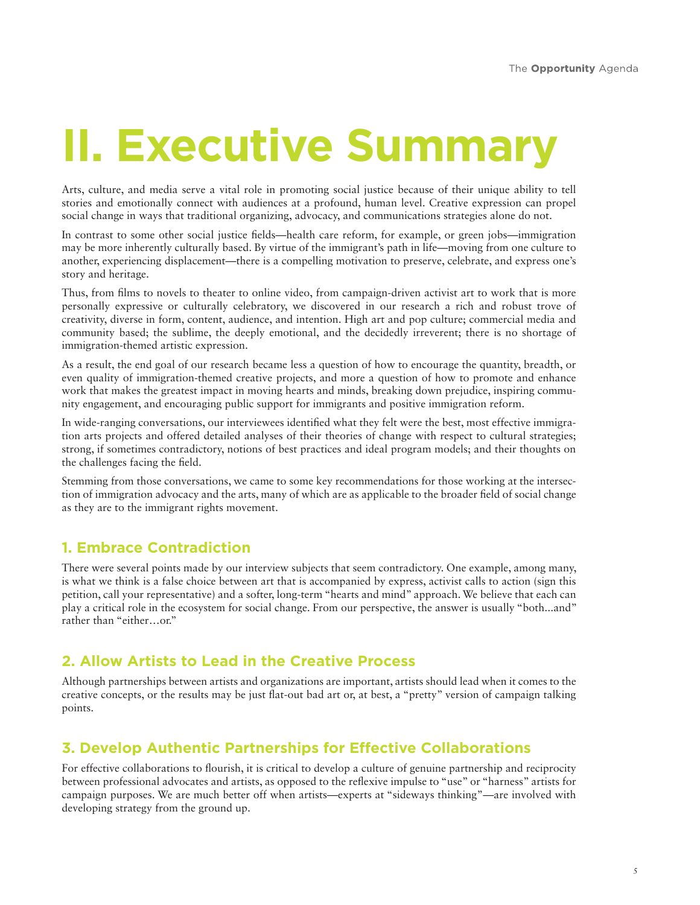# II. Executive Summary

Arts, culture, and media serve a vital role in promoting social justice because of their unique ability to tell stories and emotionally connect with audiences at a profound, human level. Creative expression can propel social change in ways that traditional organizing, advocacy, and communications strategies alone do not.

In contrast to some other social justice fields—health care reform, for example, or green jobs—immigration may be more inherently culturally based. By virtue of the immigrant's path in life—moving from one culture to another, experiencing displacement—there is a compelling motivation to preserve, celebrate, and express one's story and heritage.

Thus, from films to novels to theater to online video, from campaign-driven activist art to work that is more personally expressive or culturally celebratory, we discovered in our research a rich and robust trove of creativity, diverse in form, content, audience, and intention. High art and pop culture; commercial media and community based; the sublime, the deeply emotional, and the decidedly irreverent; there is no shortage of immigration-themed artistic expression.

As a result, the end goal of our research became less a question of how to encourage the quantity, breadth, or even quality of immigration-themed creative projects, and more a question of how to promote and enhance work that makes the greatest impact in moving hearts and minds, breaking down prejudice, inspiring community engagement, and encouraging public support for immigrants and positive immigration reform.

In wide-ranging conversations, our interviewees identified what they felt were the best, most effective immigration arts projects and offered detailed analyses of their theories of change with respect to cultural strategies; strong, if sometimes contradictory, notions of best practices and ideal program models; and their thoughts on the challenges facing the field.

Stemming from those conversations, we came to some key recommendations for those working at the intersection of immigration advocacy and the arts, many of which are as applicable to the broader field of social change as they are to the immigrant rights movement.

## 1. Embrace Contradiction

There were several points made by our interview subjects that seem contradictory. One example, among many, is what we think is a false choice between art that is accompanied by express, activist calls to action (sign this petition, call your representative) and a softer, long-term "hearts and mind" approach. We believe that each can play a critical role in the ecosystem for social change. From our perspective, the answer is usually "both...and" rather than "either…or."

## 2. Allow Artists to Lead in the Creative Process

Although partnerships between artists and organizations are important, artists should lead when it comes to the creative concepts, or the results may be just flat-out bad art or, at best, a "pretty" version of campaign talking points.

## 3. Develop Authentic Partnerships for Effective Collaborations

For effective collaborations to flourish, it is critical to develop a culture of genuine partnership and reciprocity between professional advocates and artists, as opposed to the reflexive impulse to "use" or "harness" artists for campaign purposes. We are much better off when artists—experts at "sideways thinking"—are involved with developing strategy from the ground up.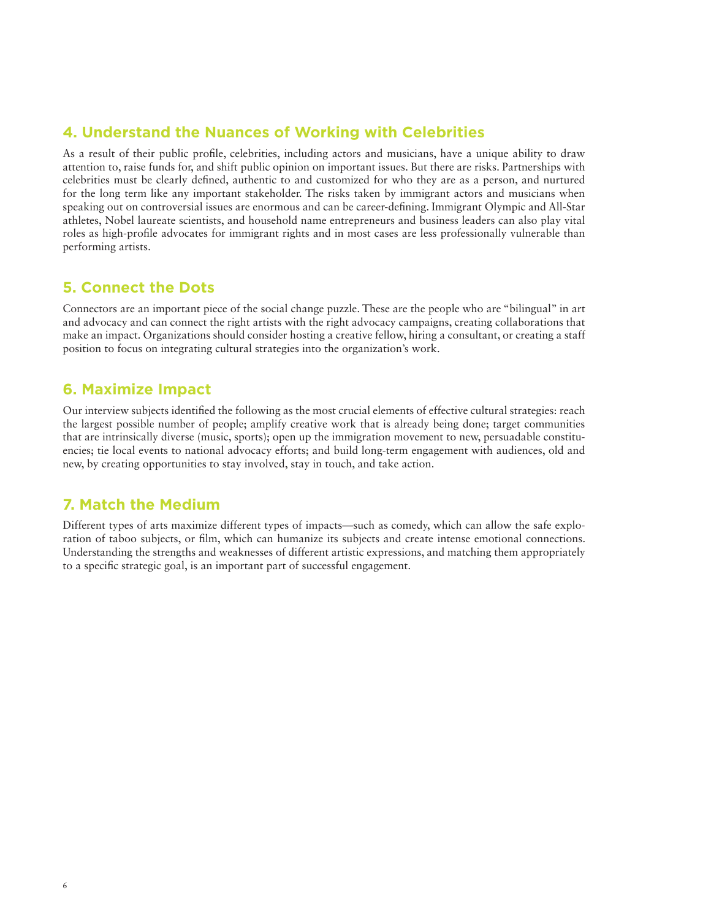## 4. Understand the Nuances of Working with Celebrities

As a result of their public profile, celebrities, including actors and musicians, have a unique ability to draw attention to, raise funds for, and shift public opinion on important issues. But there are risks. Partnerships with celebrities must be clearly defined, authentic to and customized for who they are as a person, and nurtured for the long term like any important stakeholder. The risks taken by immigrant actors and musicians when speaking out on controversial issues are enormous and can be career-defining. Immigrant Olympic and All-Star athletes, Nobel laureate scientists, and household name entrepreneurs and business leaders can also play vital roles as high-profile advocates for immigrant rights and in most cases are less professionally vulnerable than performing artists.

## 5. Connect the Dots

Connectors are an important piece of the social change puzzle. These are the people who are "bilingual" in art and advocacy and can connect the right artists with the right advocacy campaigns, creating collaborations that make an impact. Organizations should consider hosting a creative fellow, hiring a consultant, or creating a staff position to focus on integrating cultural strategies into the organization's work.

## 6. Maximize Impact

Our interview subjects identified the following as the most crucial elements of effective cultural strategies: reach the largest possible number of people; amplify creative work that is already being done; target communities that are intrinsically diverse (music, sports); open up the immigration movement to new, persuadable constituencies; tie local events to national advocacy efforts; and build long-term engagement with audiences, old and new, by creating opportunities to stay involved, stay in touch, and take action.

## 7. Match the Medium

Different types of arts maximize different types of impacts—such as comedy, which can allow the safe exploration of taboo subjects, or film, which can humanize its subjects and create intense emotional connections. Understanding the strengths and weaknesses of different artistic expressions, and matching them appropriately to a specific strategic goal, is an important part of successful engagement.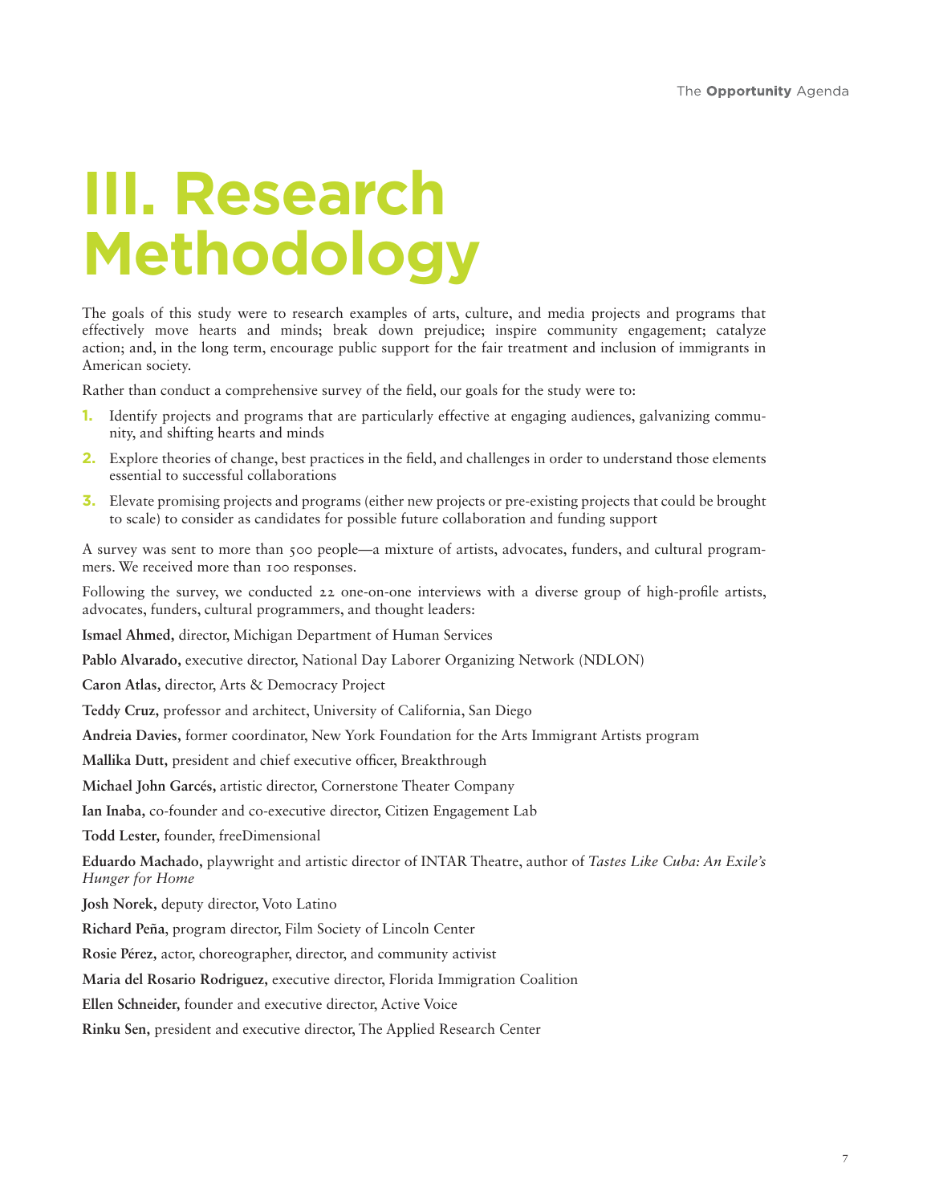# III. Research Methodology

The goals of this study were to research examples of arts, culture, and media projects and programs that effectively move hearts and minds; break down prejudice; inspire community engagement; catalyze action; and, in the long term, encourage public support for the fair treatment and inclusion of immigrants in American society.

Rather than conduct a comprehensive survey of the field, our goals for the study were to:

1. Identify projects and programs that are particularly effective at engaging audiences, galvanizing community, and shifting hearts and minds
2. Explore theories of change, best practices in the field, and challenges in order to understand those elements essential to successful collaborations
3. Elevate promising projects and programs (either new projects or pre-existing projects that could be brought to scale) to consider as candidates for possible future collaboration and funding support

A survey was sent to more than 500 people—a mixture of artists, advocates, funders, and cultural programmers. We received more than 100 responses.

Following the survey, we conducted 22 one-on-one interviews with a diverse group of high-profile artists, advocates, funders, cultural programmers, and thought leaders:

**Ismael Ahmed,** director, Michigan Department of Human Services

**Pablo Alvarado,** executive director, National Day Laborer Organizing Network (NDLON)

**Caron Atlas,** director, Arts & Democracy Project

**Teddy Cruz,** professor and architect, University of California, San Diego

**Andreia Davies,** former coordinator, New York Foundation for the Arts Immigrant Artists program

**Mallika Dutt,** president and chief executive officer, Breakthrough

**Michael John Garcés,** artistic director, Cornerstone Theater Company

**Ian Inaba,** co-founder and co-executive director, Citizen Engagement Lab

**Todd Lester,** founder, freeDimensional

**Eduardo Machado,** playwright and artistic director of INTAR Theatre, author of *Tastes Like Cuba: An Exile's Hunger for Home*

**Josh Norek,** deputy director, Voto Latino

**Richard Peña,** program director, Film Society of Lincoln Center

**Rosie Pérez,** actor, choreographer, director, and community activist

**Maria del Rosario Rodriguez,** executive director, Florida Immigration Coalition

**Ellen Schneider,** founder and executive director, Active Voice

**Rinku Sen,** president and executive director, The Applied Research Center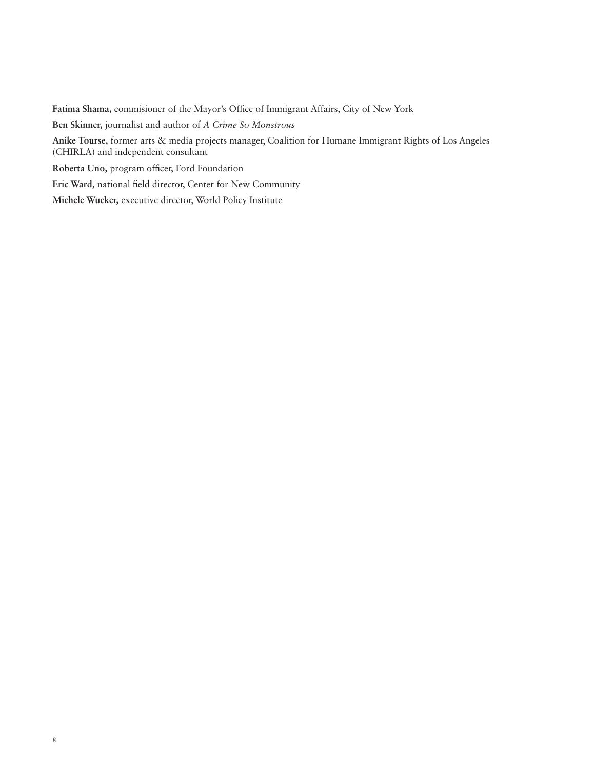**Fatima Shama,** commisioner of the Mayor's Office of Immigrant Affairs, City of New York

**Ben Skinner,** journalist and author of *A Crime So Monstrous*

**Anike Tourse,** former arts & media projects manager, Coalition for Humane Immigrant Rights of Los Angeles (CHIRLA) and independent consultant

**Roberta Uno,** program officer, Ford Foundation

**Eric Ward,** national field director, Center for New Community

**Michele Wucker,** executive director, World Policy Institute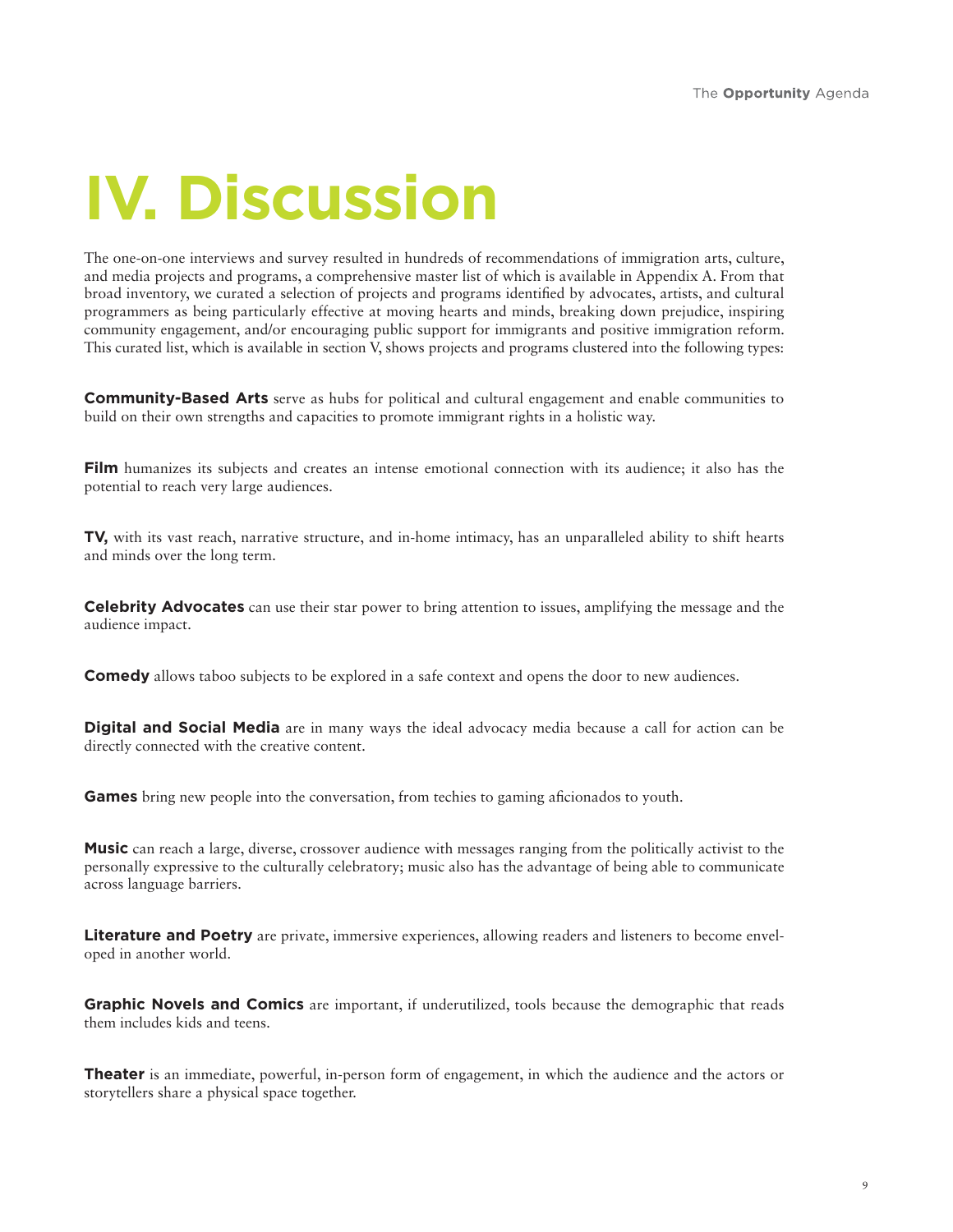# IV. Discussion

The one-on-one interviews and survey resulted in hundreds of recommendations of immigration arts, culture, and media projects and programs, a comprehensive master list of which is available in Appendix A. From that broad inventory, we curated a selection of projects and programs identified by advocates, artists, and cultural programmers as being particularly effective at moving hearts and minds, breaking down prejudice, inspiring community engagement, and/or encouraging public support for immigrants and positive immigration reform. This curated list, which is available in section V, shows projects and programs clustered into the following types:

**Community-Based Arts** serve as hubs for political and cultural engagement and enable communities to build on their own strengths and capacities to promote immigrant rights in a holistic way.

**Film** humanizes its subjects and creates an intense emotional connection with its audience; it also has the potential to reach very large audiences.

**TV,** with its vast reach, narrative structure, and in-home intimacy, has an unparalleled ability to shift hearts and minds over the long term.

**Celebrity Advocates** can use their star power to bring attention to issues, amplifying the message and the audience impact.

**Comedy** allows taboo subjects to be explored in a safe context and opens the door to new audiences.

**Digital and Social Media** are in many ways the ideal advocacy media because a call for action can be directly connected with the creative content.

**Games** bring new people into the conversation, from techies to gaming aficionados to youth.

**Music** can reach a large, diverse, crossover audience with messages ranging from the politically activist to the personally expressive to the culturally celebratory; music also has the advantage of being able to communicate across language barriers.

**Literature and Poetry** are private, immersive experiences, allowing readers and listeners to become enveloped in another world.

**Graphic Novels and Comics** are important, if underutilized, tools because the demographic that reads them includes kids and teens.

**Theater** is an immediate, powerful, in-person form of engagement, in which the audience and the actors or storytellers share a physical space together.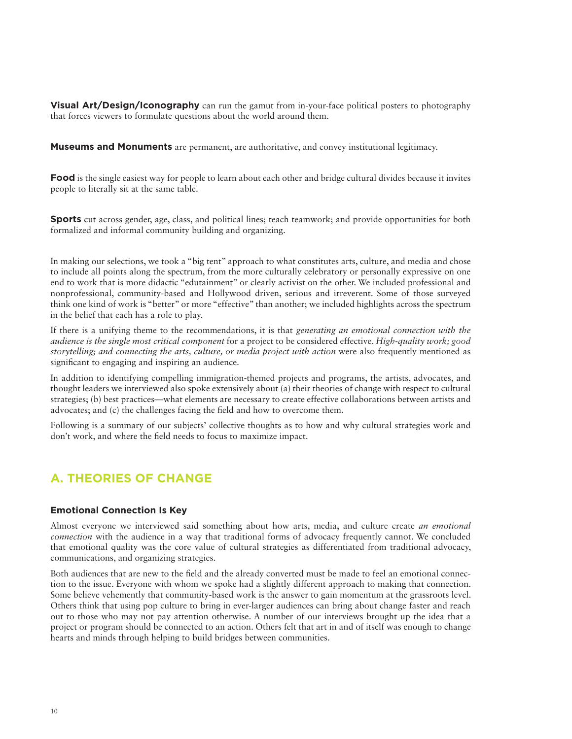**Visual Art/Design/Iconography** can run the gamut from in-your-face political posters to photography that forces viewers to formulate questions about the world around them.

**Museums and Monuments** are permanent, are authoritative, and convey institutional legitimacy.

**Food** is the single easiest way for people to learn about each other and bridge cultural divides because it invites people to literally sit at the same table.

**Sports** cut across gender, age, class, and political lines; teach teamwork; and provide opportunities for both formalized and informal community building and organizing.

In making our selections, we took a "big tent" approach to what constitutes arts, culture, and media and chose to include all points along the spectrum, from the more culturally celebratory or personally expressive on one end to work that is more didactic "edutainment" or clearly activist on the other. We included professional and nonprofessional, community-based and Hollywood driven, serious and irreverent. Some of those surveyed think one kind of work is "better" or more "effective" than another; we included highlights across the spectrum in the belief that each has a role to play.

If there is a unifying theme to the recommendations, it is that *generating an emotional connection with the audience is the single most critical component* for a project to be considered effective. *High-quality work; good storytelling; and connecting the arts, culture, or media project with action* were also frequently mentioned as significant to engaging and inspiring an audience.

In addition to identifying compelling immigration-themed projects and programs, the artists, advocates, and thought leaders we interviewed also spoke extensively about (a) their theories of change with respect to cultural strategies; (b) best practices—what elements are necessary to create effective collaborations between artists and advocates; and (c) the challenges facing the field and how to overcome them.

Following is a summary of our subjects' collective thoughts as to how and why cultural strategies work and don't work, and where the field needs to focus to maximize impact.

## A. THEORIES OF CHANGE

### Emotional Connection Is Key

Almost everyone we interviewed said something about how arts, media, and culture create *an emotional connection* with the audience in a way that traditional forms of advocacy frequently cannot. We concluded that emotional quality was the core value of cultural strategies as differentiated from traditional advocacy, communications, and organizing strategies.

Both audiences that are new to the field and the already converted must be made to feel an emotional connection to the issue. Everyone with whom we spoke had a slightly different approach to making that connection. Some believe vehemently that community-based work is the answer to gain momentum at the grassroots level. Others think that using pop culture to bring in ever-larger audiences can bring about change faster and reach out to those who may not pay attention otherwise. A number of our interviews brought up the idea that a project or program should be connected to an action. Others felt that art in and of itself was enough to change hearts and minds through helping to build bridges between communities.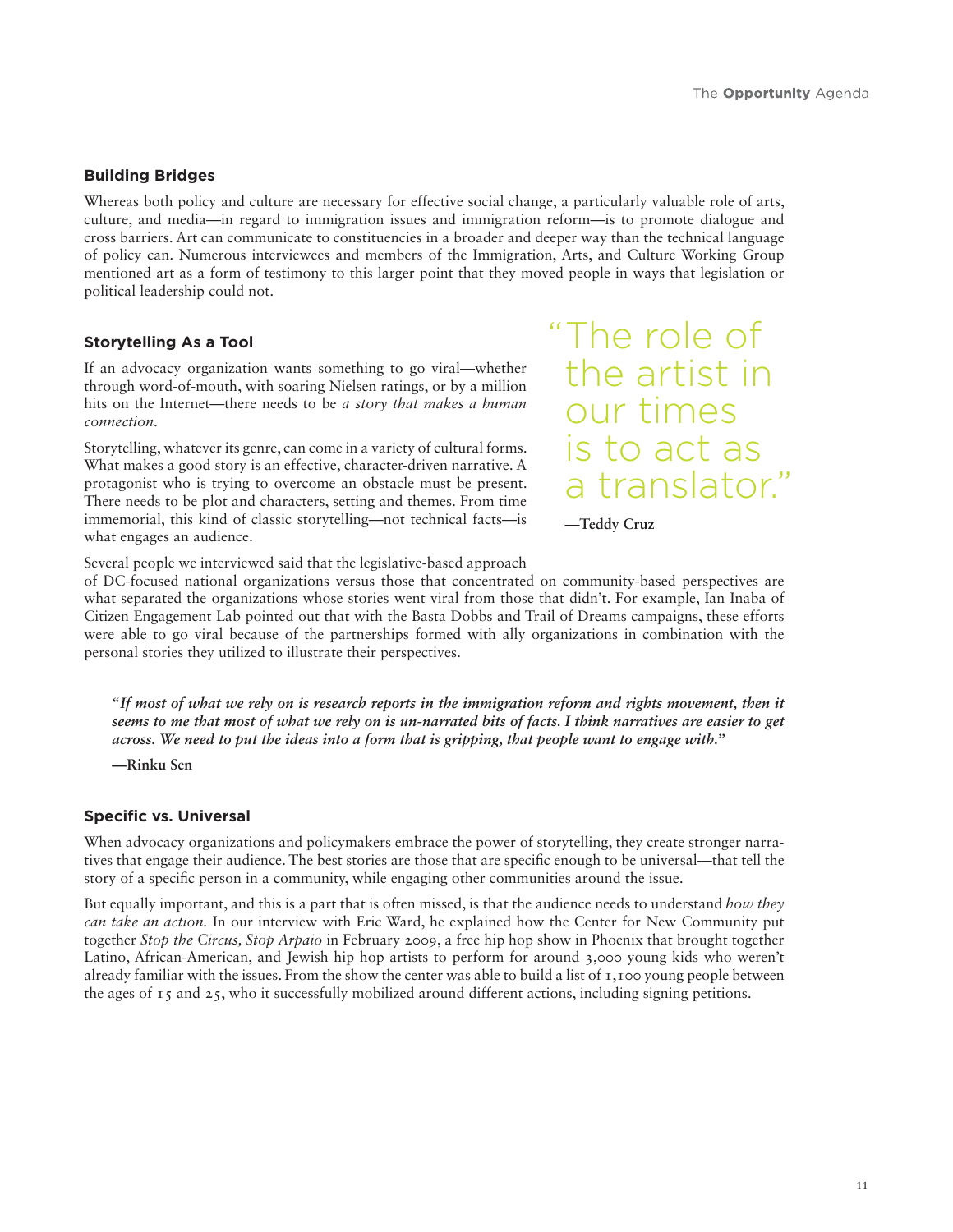### Building Bridges

Whereas both policy and culture are necessary for effective social change, a particularly valuable role of arts, culture, and media—in regard to immigration issues and immigration reform—is to promote dialogue and cross barriers. Art can communicate to constituencies in a broader and deeper way than the technical language of policy can. Numerous interviewees and members of the Immigration, Arts, and Culture Working Group mentioned art as a form of testimony to this larger point that they moved people in ways that legislation or political leadership could not.

### Storytelling As a Tool

If an advocacy organization wants something to go viral—whether through word-of-mouth, with soaring Nielsen ratings, or by a million hits on the Internet—there needs to be *a story that makes a human connection.*

Storytelling, whatever its genre, can come in a variety of cultural forms. What makes a good story is an effective, character-driven narrative. A protagonist who is trying to overcome an obstacle must be present. There needs to be plot and characters, setting and themes. From time immemorial, this kind of classic storytelling—not technical facts—is what engages an audience.

> "The role of the artist in our times is to act as a translator."
>
> **—Teddy Cruz**

Several people we interviewed said that the legislative-based approach of DC-focused national organizations versus those that concentrated on community-based perspectives are what separated the organizations whose stories went viral from those that didn't. For example, Ian Inaba of Citizen Engagement Lab pointed out that with the Basta Dobbs and Trail of Dreams campaigns, these efforts were able to go viral because of the partnerships formed with ally organizations in combination with the personal stories they utilized to illustrate their perspectives.

> ***"If most of what we rely on is research reports in the immigration reform and rights movement, then it seems to me that most of what we rely on is un-narrated bits of facts. I think narratives are easier to get across. We need to put the ideas into a form that is gripping, that people want to engage with."***
>
> **—Rinku Sen**

### Specific vs. Universal

When advocacy organizations and policymakers embrace the power of storytelling, they create stronger narratives that engage their audience. The best stories are those that are specific enough to be universal—that tell the story of a specific person in a community, while engaging other communities around the issue.

But equally important, and this is a part that is often missed, is that the audience needs to understand *how they can take an action.* In our interview with Eric Ward, he explained how the Center for New Community put together *Stop the Circus, Stop Arpaio* in February 2009, a free hip hop show in Phoenix that brought together Latino, African-American, and Jewish hip hop artists to perform for around 3,000 young kids who weren't already familiar with the issues. From the show the center was able to build a list of 1,100 young people between the ages of 15 and 25, who it successfully mobilized around different actions, including signing petitions.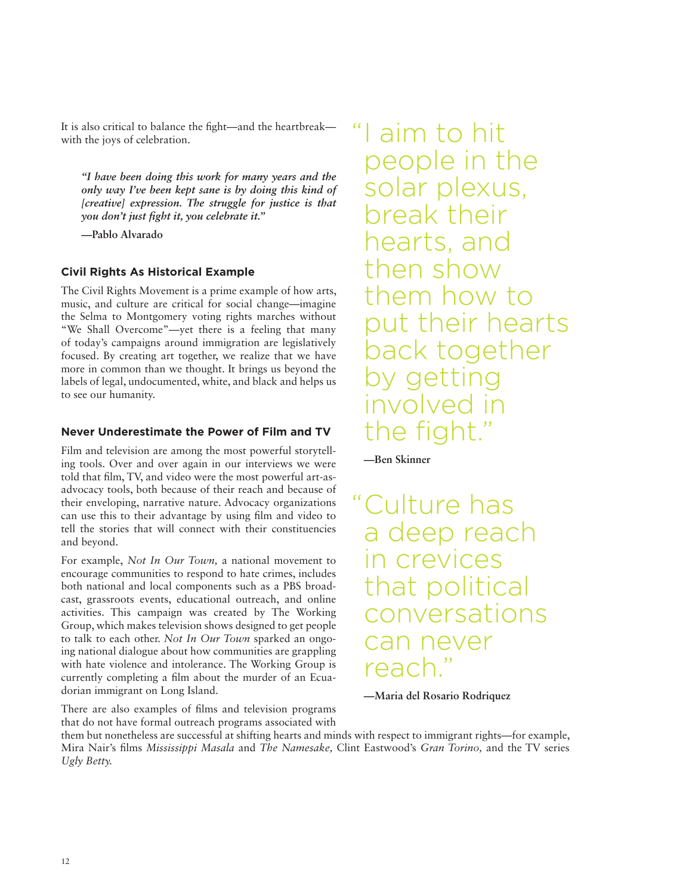It is also critical to balance the fight—and the heartbreak—with the joys of celebration.

> ***"I have been doing this work for many years and the only way I've been kept sane is by doing this kind of [creative] expression. The struggle for justice is that you don't just fight it, you celebrate it."***
>
> **—Pablo Alvarado**

### Civil Rights As Historical Example

The Civil Rights Movement is a prime example of how arts, music, and culture are critical for social change—imagine the Selma to Montgomery voting rights marches without "We Shall Overcome"—yet there is a feeling that many of today's campaigns around immigration are legislatively focused. By creating art together, we realize that we have more in common than we thought. It brings us beyond the labels of legal, undocumented, white, and black and helps us to see our humanity.

### Never Underestimate the Power of Film and TV

Film and television are among the most powerful storytelling tools. Over and over again in our interviews we were told that film, TV, and video were the most powerful art-as-advocacy tools, both because of their reach and because of their enveloping, narrative nature. Advocacy organizations can use this to their advantage by using film and video to tell the stories that will connect with their constituencies and beyond.

For example, *Not In Our Town,* a national movement to encourage communities to respond to hate crimes, includes both national and local components such as a PBS broadcast, grassroots events, educational outreach, and online activities. This campaign was created by The Working Group, which makes television shows designed to get people to talk to each other. *Not In Our Town* sparked an ongoing national dialogue about how communities are grappling with hate violence and intolerance. The Working Group is currently completing a film about the murder of an Ecuadorian immigrant on Long Island.

There are also examples of films and television programs that do not have formal outreach programs associated with them but nonetheless are successful at shifting hearts and minds with respect to immigrant rights—for example, Mira Nair's films *Mississippi Masala* and *The Namesake,* Clint Eastwood's *Gran Torino,* and the TV series *Ugly Betty.*

> "I aim to hit people in the solar plexus, break their hearts, and then show them how to put their hearts back together by getting involved in the fight."
>
> **—Ben Skinner**

> "Culture has a deep reach in crevices that political conversations can never reach."
>
> **—Maria del Rosario Rodriquez**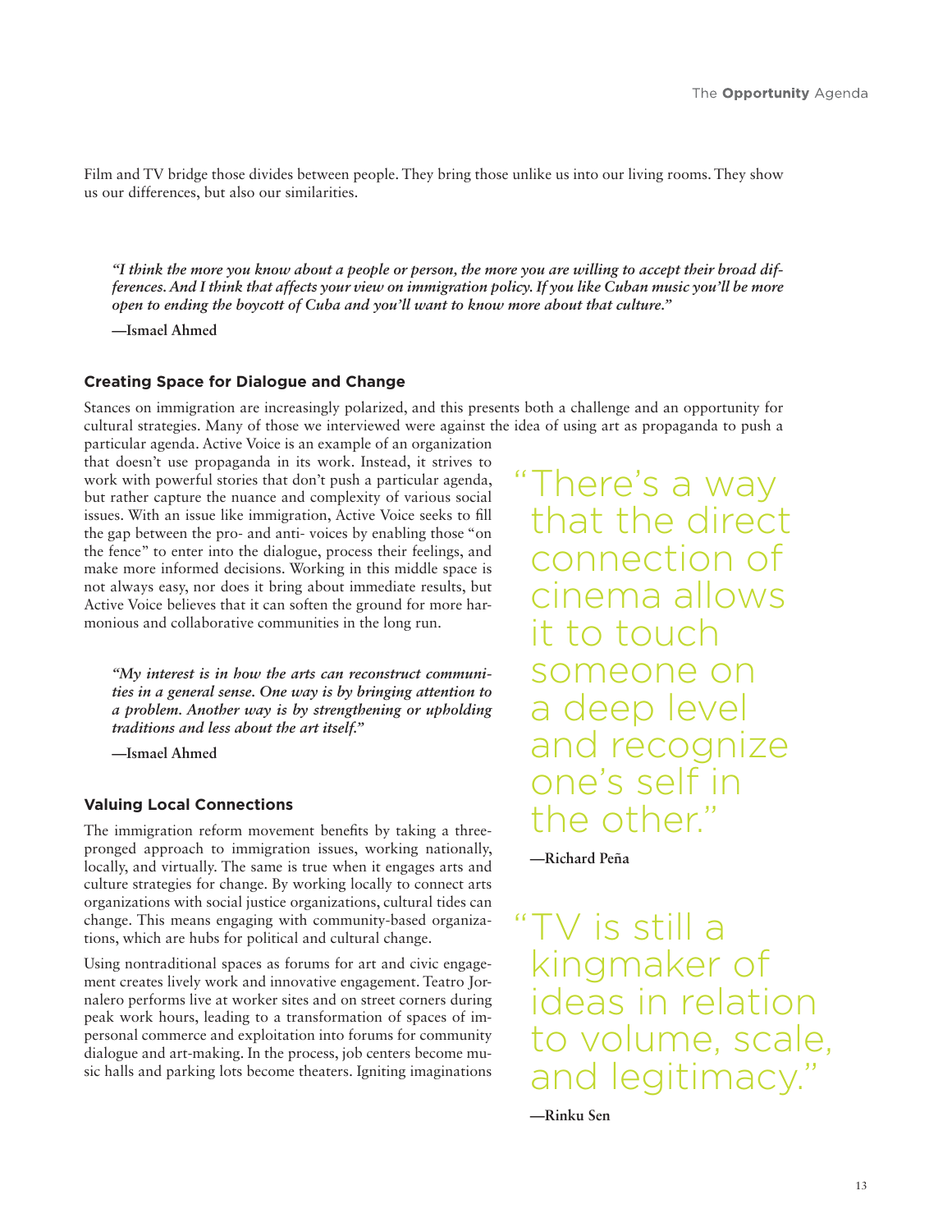Film and TV bridge those divides between people. They bring those unlike us into our living rooms. They show us our differences, but also our similarities.

> ***"I think the more you know about a people or person, the more you are willing to accept their broad differences. And I think that affects your view on immigration policy. If you like Cuban music you'll be more open to ending the boycott of Cuba and you'll want to know more about that culture."***
>
> **—Ismael Ahmed**

### Creating Space for Dialogue and Change

Stances on immigration are increasingly polarized, and this presents both a challenge and an opportunity for cultural strategies. Many of those we interviewed were against the idea of using art as propaganda to push a particular agenda. Active Voice is an example of an organization that doesn't use propaganda in its work. Instead, it strives to work with powerful stories that don't push a particular agenda, but rather capture the nuance and complexity of various social issues. With an issue like immigration, Active Voice seeks to fill the gap between the pro- and anti- voices by enabling those "on the fence" to enter into the dialogue, process their feelings, and make more informed decisions. Working in this middle space is not always easy, nor does it bring about immediate results, but Active Voice believes that it can soften the ground for more harmonious and collaborative communities in the long run.

> ***"My interest is in how the arts can reconstruct communities in a general sense. One way is by bringing attention to a problem. Another way is by strengthening or upholding traditions and less about the art itself."***
>
> **—Ismael Ahmed**

> "There's a way that the direct connection of cinema allows it to touch someone on a deep level and recognize one's self in the other."
>
> **—Richard Peña**

### Valuing Local Connections

The immigration reform movement benefits by taking a three-pronged approach to immigration issues, working nationally, locally, and virtually. The same is true when it engages arts and culture strategies for change. By working locally to connect arts organizations with social justice organizations, cultural tides can change. This means engaging with community-based organizations, which are hubs for political and cultural change.

> "TV is still a kingmaker of ideas in relation to volume, scale, and legitimacy."
>
> **—Rinku Sen**

Using nontraditional spaces as forums for art and civic engagement creates lively work and innovative engagement. Teatro Jornalero performs live at worker sites and on street corners during peak work hours, leading to a transformation of spaces of impersonal commerce and exploitation into forums for community dialogue and art-making. In the process, job centers become music halls and parking lots become theaters. Igniting imaginations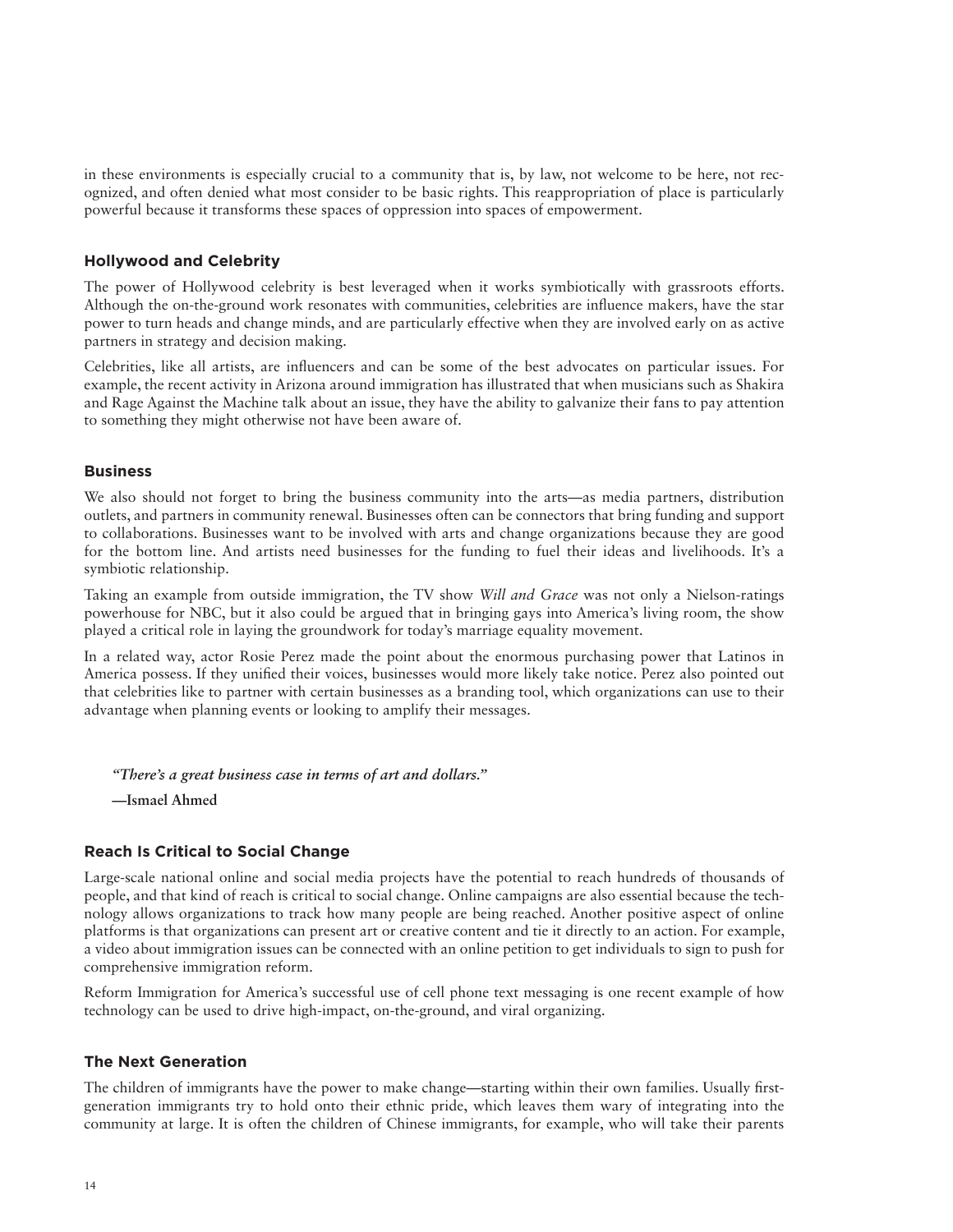in these environments is especially crucial to a community that is, by law, not welcome to be here, not recognized, and often denied what most consider to be basic rights. This reappropriation of place is particularly powerful because it transforms these spaces of oppression into spaces of empowerment.

### Hollywood and Celebrity

The power of Hollywood celebrity is best leveraged when it works symbiotically with grassroots efforts. Although the on-the-ground work resonates with communities, celebrities are influence makers, have the star power to turn heads and change minds, and are particularly effective when they are involved early on as active partners in strategy and decision making.

Celebrities, like all artists, are influencers and can be some of the best advocates on particular issues. For example, the recent activity in Arizona around immigration has illustrated that when musicians such as Shakira and Rage Against the Machine talk about an issue, they have the ability to galvanize their fans to pay attention to something they might otherwise not have been aware of.

### Business

We also should not forget to bring the business community into the arts—as media partners, distribution outlets, and partners in community renewal. Businesses often can be connectors that bring funding and support to collaborations. Businesses want to be involved with arts and change organizations because they are good for the bottom line. And artists need businesses for the funding to fuel their ideas and livelihoods. It's a symbiotic relationship.

Taking an example from outside immigration, the TV show *Will and Grace* was not only a Nielson-ratings powerhouse for NBC, but it also could be argued that in bringing gays into America's living room, the show played a critical role in laying the groundwork for today's marriage equality movement.

In a related way, actor Rosie Perez made the point about the enormous purchasing power that Latinos in America possess. If they unified their voices, businesses would more likely take notice. Perez also pointed out that celebrities like to partner with certain businesses as a branding tool, which organizations can use to their advantage when planning events or looking to amplify their messages.

> ***"There's a great business case in terms of art and dollars."***
>
> **—Ismael Ahmed**

### Reach Is Critical to Social Change

Large-scale national online and social media projects have the potential to reach hundreds of thousands of people, and that kind of reach is critical to social change. Online campaigns are also essential because the technology allows organizations to track how many people are being reached. Another positive aspect of online platforms is that organizations can present art or creative content and tie it directly to an action. For example, a video about immigration issues can be connected with an online petition to get individuals to sign to push for comprehensive immigration reform.

Reform Immigration for America's successful use of cell phone text messaging is one recent example of how technology can be used to drive high-impact, on-the-ground, and viral organizing.

### The Next Generation

The children of immigrants have the power to make change—starting within their own families. Usually first-generation immigrants try to hold onto their ethnic pride, which leaves them wary of integrating into the community at large. It is often the children of Chinese immigrants, for example, who will take their parents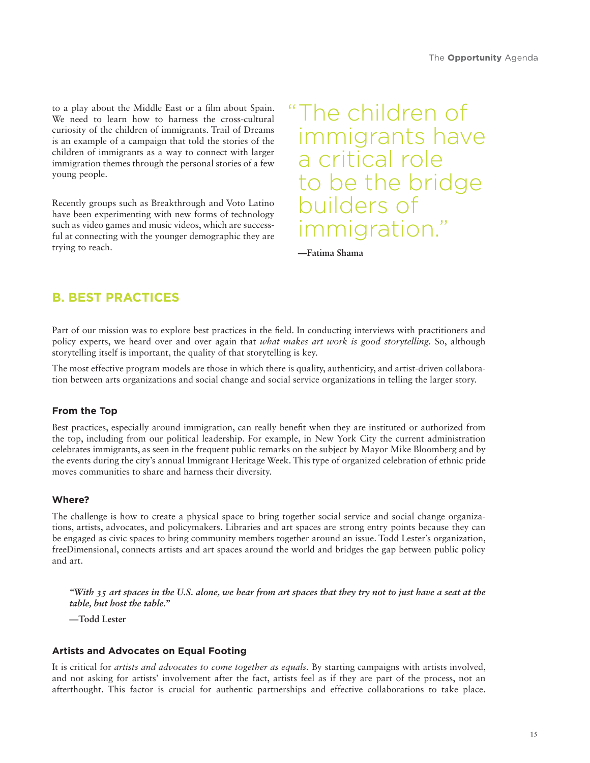to a play about the Middle East or a film about Spain. We need to learn how to harness the cross-cultural curiosity of the children of immigrants. Trail of Dreams is an example of a campaign that told the stories of the children of immigrants as a way to connect with larger immigration themes through the personal stories of a few young people.

Recently groups such as Breakthrough and Voto Latino have been experimenting with new forms of technology such as video games and music videos, which are successful at connecting with the younger demographic they are trying to reach.

> "The children of immigrants have a critical role to be the bridge builders of immigration."
>
> **—Fatima Shama**

## B. BEST PRACTICES

Part of our mission was to explore best practices in the field. In conducting interviews with practitioners and policy experts, we heard over and over again that *what makes art work is good storytelling.* So, although storytelling itself is important, the quality of that storytelling is key.

The most effective program models are those in which there is quality, authenticity, and artist-driven collaboration between arts organizations and social change and social service organizations in telling the larger story.

### From the Top

Best practices, especially around immigration, can really benefit when they are instituted or authorized from the top, including from our political leadership. For example, in New York City the current administration celebrates immigrants, as seen in the frequent public remarks on the subject by Mayor Mike Bloomberg and by the events during the city's annual Immigrant Heritage Week. This type of organized celebration of ethnic pride moves communities to share and harness their diversity.

### Where?

The challenge is how to create a physical space to bring together social service and social change organizations, artists, advocates, and policymakers. Libraries and art spaces are strong entry points because they can be engaged as civic spaces to bring community members together around an issue. Todd Lester's organization, freeDimensional, connects artists and art spaces around the world and bridges the gap between public policy and art.

> ***"With 35 art spaces in the U.S. alone, we hear from art spaces that they try not to just have a seat at the table, but host the table."***
>
> **—Todd Lester**

### Artists and Advocates on Equal Footing

It is critical for *artists and advocates to come together as equals.* By starting campaigns with artists involved, and not asking for artists' involvement after the fact, artists feel as if they are part of the process, not an afterthought. This factor is crucial for authentic partnerships and effective collaborations to take place.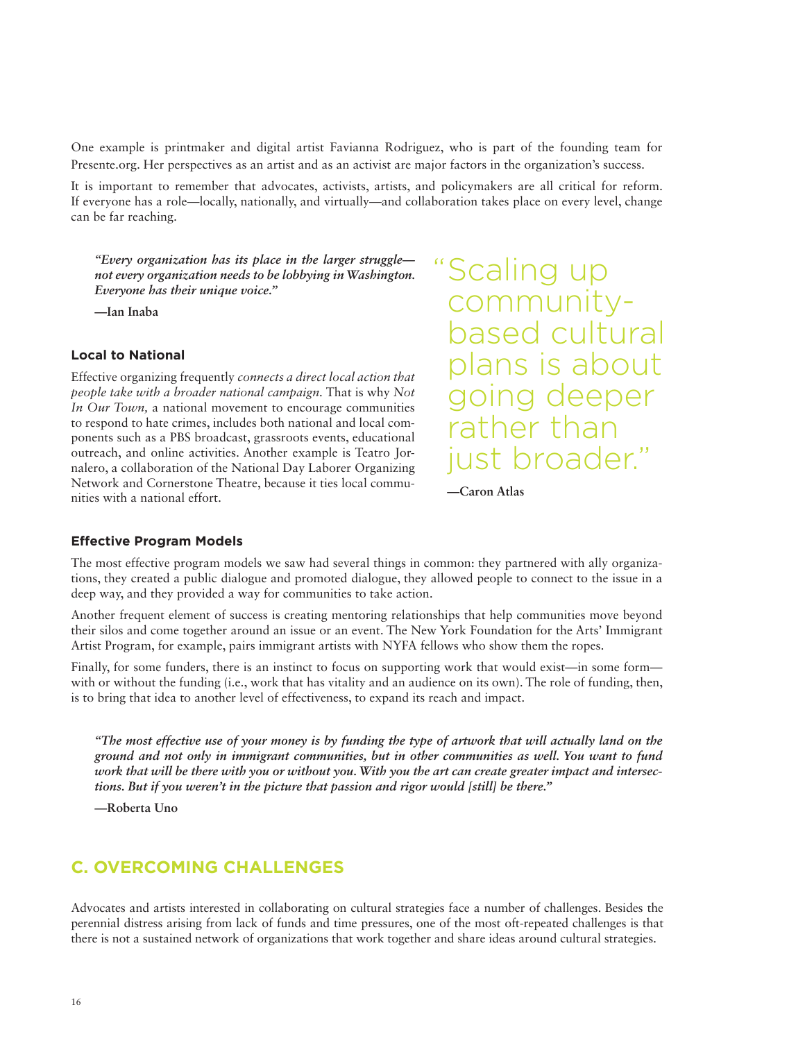One example is printmaker and digital artist Favianna Rodriguez, who is part of the founding team for Presente.org. Her perspectives as an artist and as an activist are major factors in the organization's success.

It is important to remember that advocates, activists, artists, and policymakers are all critical for reform. If everyone has a role—locally, nationally, and virtually—and collaboration takes place on every level, change can be far reaching.

> ***"Every organization has its place in the larger struggle—not every organization needs to be lobbying in Washington. Everyone has their unique voice."***
>
> **—Ian Inaba**

### Local to National

Effective organizing frequently *connects a direct local action that people take with a broader national campaign.* That is why *Not In Our Town,* a national movement to encourage communities to respond to hate crimes, includes both national and local components such as a PBS broadcast, grassroots events, educational outreach, and online activities. Another example is Teatro Jornalero, a collaboration of the National Day Laborer Organizing Network and Cornerstone Theatre, because it ties local communities with a national effort.

> "Scaling up community-based cultural plans is about going deeper rather than just broader."
>
> **—Caron Atlas**

### Effective Program Models

The most effective program models we saw had several things in common: they partnered with ally organizations, they created a public dialogue and promoted dialogue, they allowed people to connect to the issue in a deep way, and they provided a way for communities to take action.

Another frequent element of success is creating mentoring relationships that help communities move beyond their silos and come together around an issue or an event. The New York Foundation for the Arts' Immigrant Artist Program, for example, pairs immigrant artists with NYFA fellows who show them the ropes.

Finally, for some funders, there is an instinct to focus on supporting work that would exist—in some form—with or without the funding (i.e., work that has vitality and an audience on its own). The role of funding, then, is to bring that idea to another level of effectiveness, to expand its reach and impact.

> ***"The most effective use of your money is by funding the type of artwork that will actually land on the ground and not only in immigrant communities, but in other communities as well. You want to fund work that will be there with you or without you. With you the art can create greater impact and intersections. But if you weren't in the picture that passion and rigor would [still] be there."***
>
> **—Roberta Uno**

## C. OVERCOMING CHALLENGES

Advocates and artists interested in collaborating on cultural strategies face a number of challenges. Besides the perennial distress arising from lack of funds and time pressures, one of the most oft-repeated challenges is that there is not a sustained network of organizations that work together and share ideas around cultural strategies.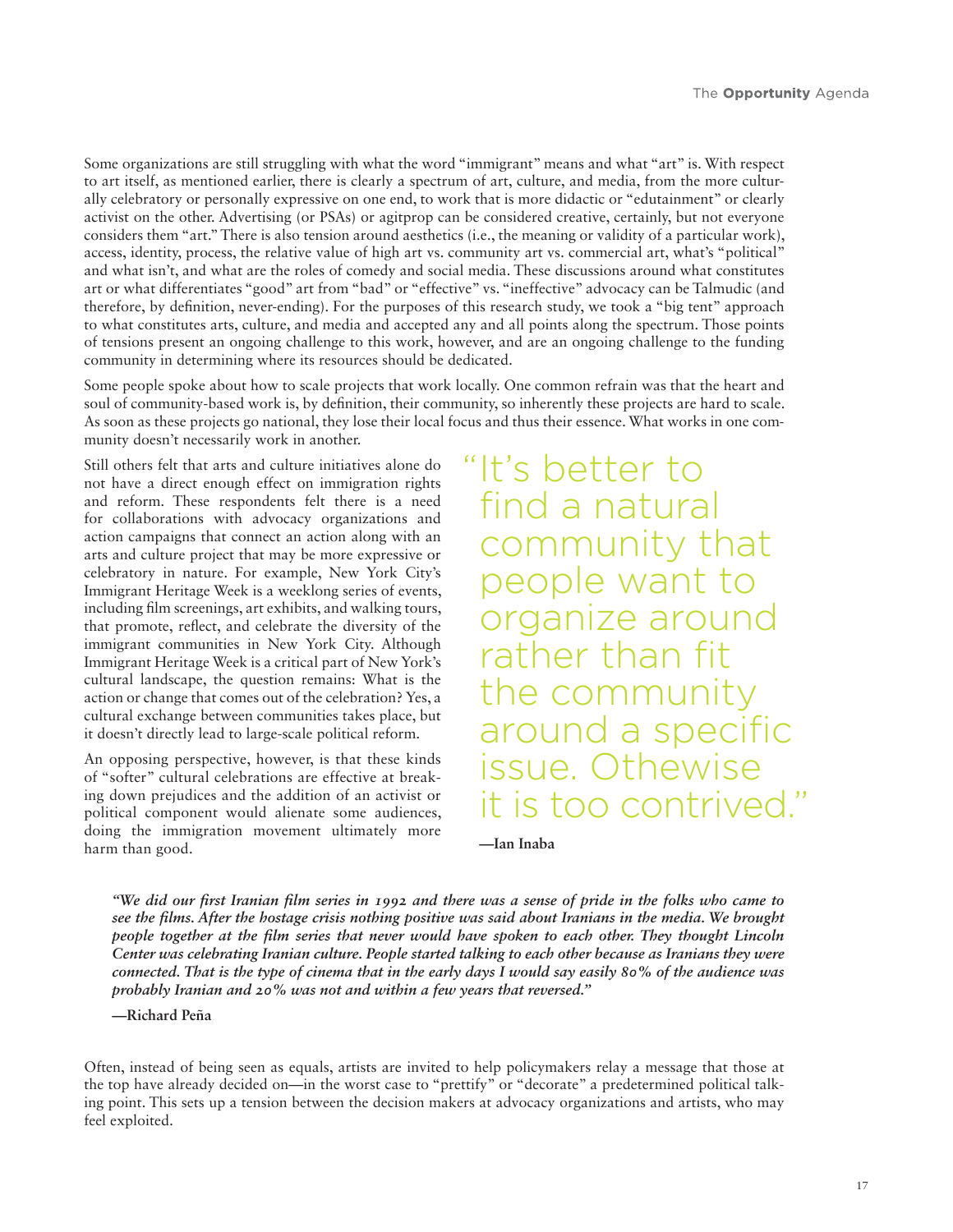Some organizations are still struggling with what the word "immigrant" means and what "art" is. With respect to art itself, as mentioned earlier, there is clearly a spectrum of art, culture, and media, from the more culturally celebratory or personally expressive on one end, to work that is more didactic or "edutainment" or clearly activist on the other. Advertising (or PSAs) or agitprop can be considered creative, certainly, but not everyone considers them "art." There is also tension around aesthetics (i.e., the meaning or validity of a particular work), access, identity, process, the relative value of high art vs. community art vs. commercial art, what's "political" and what isn't, and what are the roles of comedy and social media. These discussions around what constitutes art or what differentiates "good" art from "bad" or "effective" vs. "ineffective" advocacy can be Talmudic (and therefore, by definition, never-ending). For the purposes of this research study, we took a "big tent" approach to what constitutes arts, culture, and media and accepted any and all points along the spectrum. Those points of tensions present an ongoing challenge to this work, however, and are an ongoing challenge to the funding community in determining where its resources should be dedicated.

Some people spoke about how to scale projects that work locally. One common refrain was that the heart and soul of community-based work is, by definition, their community, so inherently these projects are hard to scale. As soon as these projects go national, they lose their local focus and thus their essence. What works in one community doesn't necessarily work in another.

Still others felt that arts and culture initiatives alone do not have a direct enough effect on immigration rights and reform. These respondents felt there is a need for collaborations with advocacy organizations and action campaigns that connect an action along with an arts and culture project that may be more expressive or celebratory in nature. For example, New York City's Immigrant Heritage Week is a weeklong series of events, including film screenings, art exhibits, and walking tours, that promote, reflect, and celebrate the diversity of the immigrant communities in New York City. Although Immigrant Heritage Week is a critical part of New York's cultural landscape, the question remains: What is the action or change that comes out of the celebration? Yes, a cultural exchange between communities takes place, but it doesn't directly lead to large-scale political reform.

An opposing perspective, however, is that these kinds of "softer" cultural celebrations are effective at breaking down prejudices and the addition of an activist or political component would alienate some audiences, doing the immigration movement ultimately more harm than good.

> "It's better to find a natural community that people want to organize around rather than fit the community around a specific issue. Othewise it is too contrived."
>
> **—Ian Inaba**

> ***"We did our first Iranian film series in 1992 and there was a sense of pride in the folks who came to see the films. After the hostage crisis nothing positive was said about Iranians in the media. We brought people together at the film series that never would have spoken to each other. They thought Lincoln Center was celebrating Iranian culture. People started talking to each other because as Iranians they were connected. That is the type of cinema that in the early days I would say easily 80% of the audience was probably Iranian and 20% was not and within a few years that reversed."***
>
> **—Richard Peña**

Often, instead of being seen as equals, artists are invited to help policymakers relay a message that those at the top have already decided on—in the worst case to "prettify" or "decorate" a predetermined political talking point. This sets up a tension between the decision makers at advocacy organizations and artists, who may feel exploited.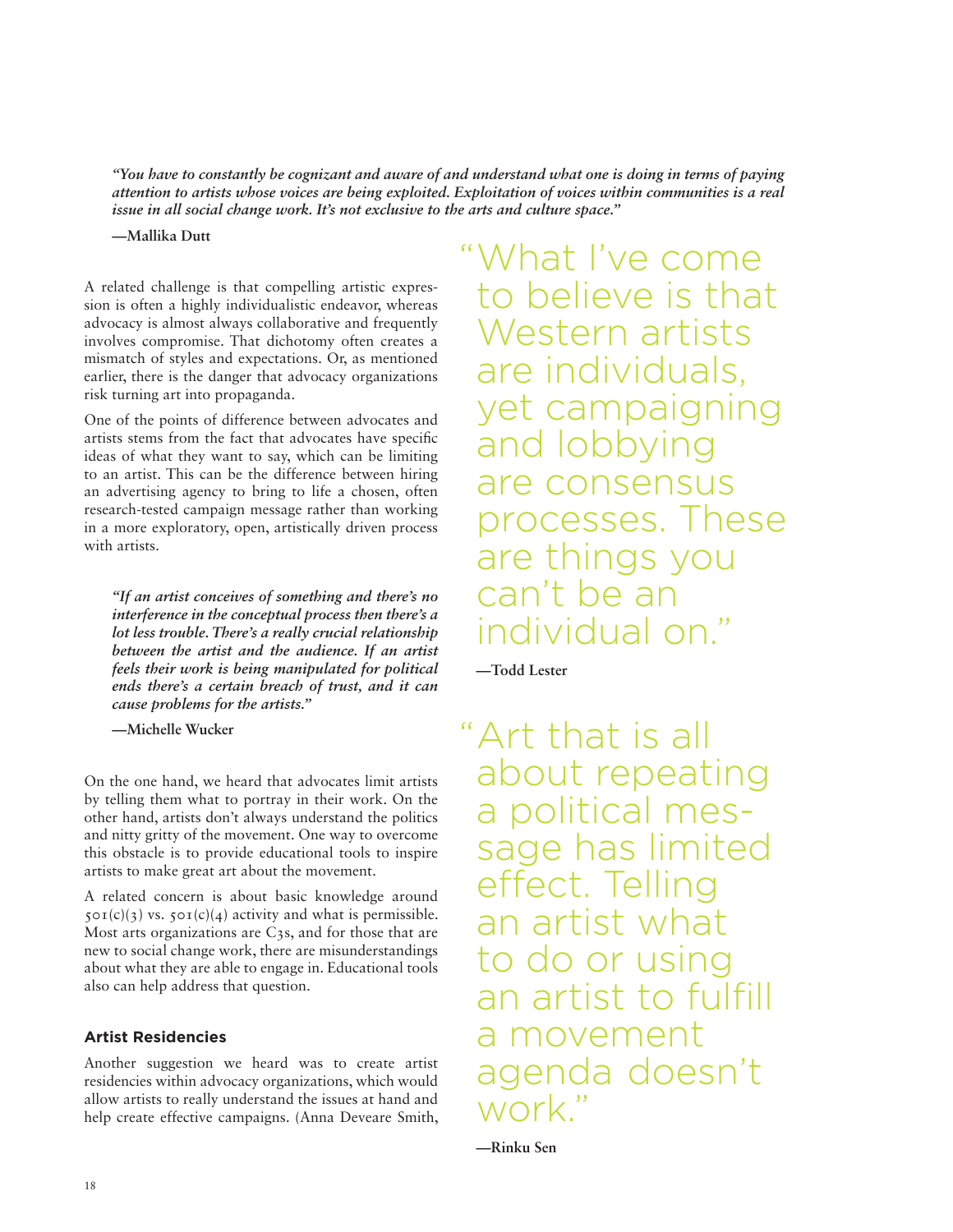*"You have to constantly be cognizant and aware of and understand what one is doing in terms of paying attention to artists whose voices are being exploited. Exploitation of voices within communities is a real issue in all social change work. It's not exclusive to the arts and culture space."*

**—Mallika Dutt**

A related challenge is that compelling artistic expression is often a highly individualistic endeavor, whereas advocacy is almost always collaborative and frequently involves compromise. That dichotomy often creates a mismatch of styles and expectations. Or, as mentioned earlier, there is the danger that advocacy organizations risk turning art into propaganda.

One of the points of difference between advocates and artists stems from the fact that advocates have specific ideas of what they want to say, which can be limiting to an artist. This can be the difference between hiring an advertising agency to bring to life a chosen, often research-tested campaign message rather than working in a more exploratory, open, artistically driven process with artists.

> *"If an artist conceives of something and there's no interference in the conceptual process then there's a lot less trouble. There's a really crucial relationship between the artist and the audience. If an artist feels their work is being manipulated for political ends there's a certain breach of trust, and it can cause problems for the artists."*
>
> **—Michelle Wucker**

On the one hand, we heard that advocates limit artists by telling them what to portray in their work. On the other hand, artists don't always understand the politics and nitty gritty of the movement. One way to overcome this obstacle is to provide educational tools to inspire artists to make great art about the movement.

A related concern is about basic knowledge around 501(c)(3) vs. 501(c)(4) activity and what is permissible. Most arts organizations are C3s, and for those that are new to social change work, there are misunderstandings about what they are able to engage in. Educational tools also can help address that question.

### Artist Residencies

Another suggestion we heard was to create artist residencies within advocacy organizations, which would allow artists to really understand the issues at hand and help create effective campaigns. (Anna Deveare Smith,

> "What I've come to believe is that Western artists are individuals, yet campaigning and lobbying are consensus processes. These are things you can't be an individual on."
>
> **—Todd Lester**

> "Art that is all about repeating a political message has limited effect. Telling an artist what to do or using an artist to fulfill a movement agenda doesn't work."
>
> **—Rinku Sen**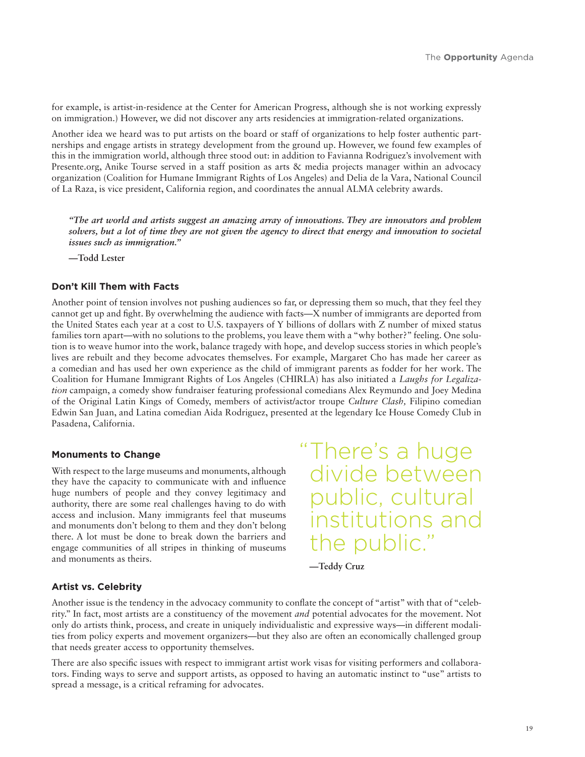for example, is artist-in-residence at the Center for American Progress, although she is not working expressly on immigration.) However, we did not discover any arts residencies at immigration-related organizations.

Another idea we heard was to put artists on the board or staff of organizations to help foster authentic partnerships and engage artists in strategy development from the ground up. However, we found few examples of this in the immigration world, although three stood out: in addition to Favianna Rodriguez's involvement with Presente.org, Anike Tourse served in a staff position as arts & media projects manager within an advocacy organization (Coalition for Humane Immigrant Rights of Los Angeles) and Delia de la Vara, National Council of La Raza, is vice president, California region, and coordinates the annual ALMA celebrity awards.

> ***"The art world and artists suggest an amazing array of innovations. They are innovators and problem solvers, but a lot of time they are not given the agency to direct that energy and innovation to societal issues such as immigration."***
>
> **—Todd Lester**

### Don't Kill Them with Facts

Another point of tension involves not pushing audiences so far, or depressing them so much, that they feel they cannot get up and fight. By overwhelming the audience with facts—X number of immigrants are deported from the United States each year at a cost to U.S. taxpayers of Y billions of dollars with Z number of mixed status families torn apart—with no solutions to the problems, you leave them with a "why bother?" feeling. One solution is to weave humor into the work, balance tragedy with hope, and develop success stories in which people's lives are rebuilt and they become advocates themselves. For example, Margaret Cho has made her career as a comedian and has used her own experience as the child of immigrant parents as fodder for her work. The Coalition for Humane Immigrant Rights of Los Angeles (CHIRLA) has also initiated a *Laughs for Legalization* campaign, a comedy show fundraiser featuring professional comedians Alex Reymundo and Joey Medina of the Original Latin Kings of Comedy, members of activist/actor troupe *Culture Clash,* Filipino comedian Edwin San Juan, and Latina comedian Aida Rodriguez, presented at the legendary Ice House Comedy Club in Pasadena, California.

### Monuments to Change

With respect to the large museums and monuments, although they have the capacity to communicate with and influence huge numbers of people and they convey legitimacy and authority, there are some real challenges having to do with access and inclusion. Many immigrants feel that museums and monuments don't belong to them and they don't belong there. A lot must be done to break down the barriers and engage communities of all stripes in thinking of museums and monuments as theirs.

> "There's a huge divide between public, cultural institutions and the public."
>
> **—Teddy Cruz**

### Artist vs. Celebrity

Another issue is the tendency in the advocacy community to conflate the concept of "artist" with that of "celebrity." In fact, most artists are a constituency of the movement *and* potential advocates for the movement. Not only do artists think, process, and create in uniquely individualistic and expressive ways—in different modalities from policy experts and movement organizers—but they also are often an economically challenged group that needs greater access to opportunity themselves.

There are also specific issues with respect to immigrant artist work visas for visiting performers and collaborators. Finding ways to serve and support artists, as opposed to having an automatic instinct to "use" artists to spread a message, is a critical reframing for advocates.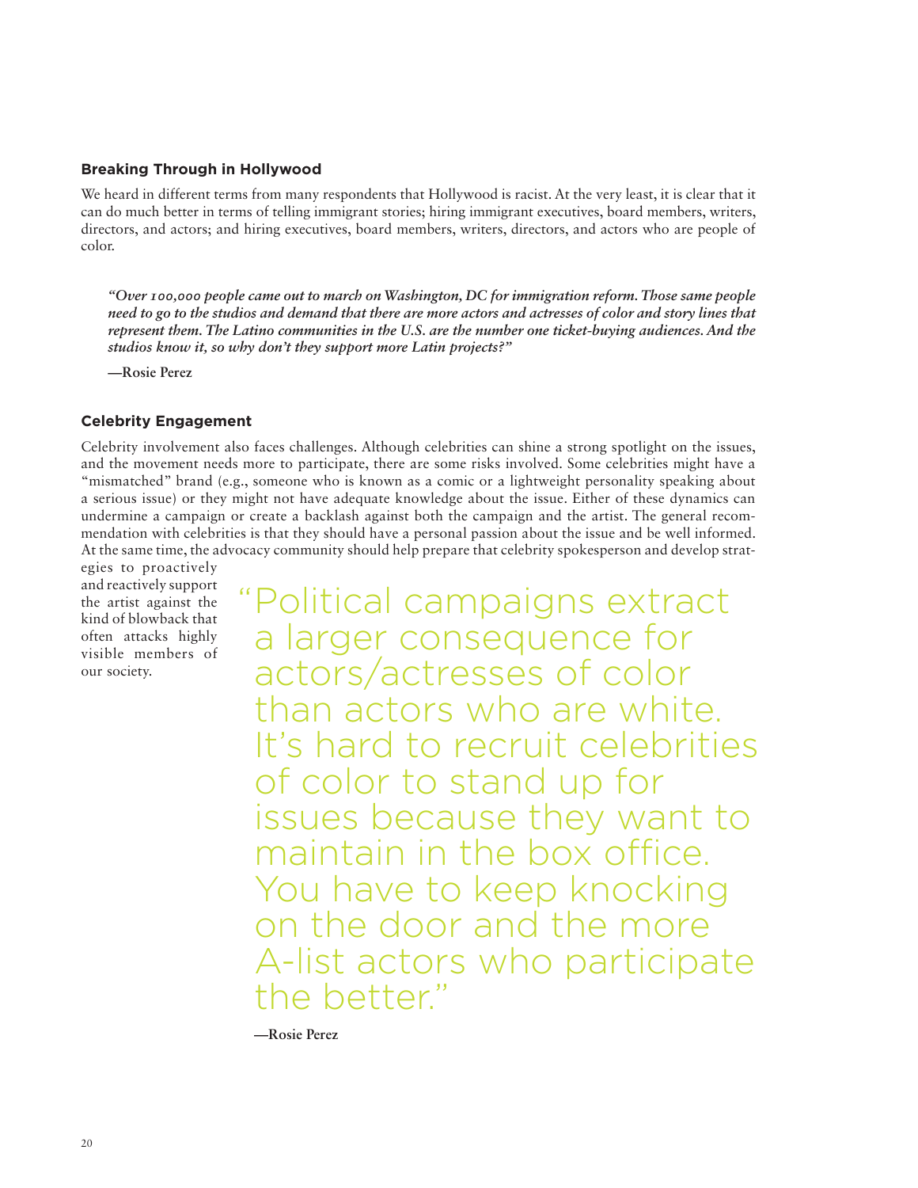### Breaking Through in Hollywood

We heard in different terms from many respondents that Hollywood is racist. At the very least, it is clear that it can do much better in terms of telling immigrant stories; hiring immigrant executives, board members, writers, directors, and actors; and hiring executives, board members, writers, directors, and actors who are people of color.

> ***"Over 100,000 people came out to march on Washington, DC for immigration reform. Those same people need to go to the studios and demand that there are more actors and actresses of color and story lines that represent them. The Latino communities in the U.S. are the number one ticket-buying audiences. And the studios know it, so why don't they support more Latin projects?"***
>
> **—Rosie Perez**

### Celebrity Engagement

Celebrity involvement also faces challenges. Although celebrities can shine a strong spotlight on the issues, and the movement needs more to participate, there are some risks involved. Some celebrities might have a "mismatched" brand (e.g., someone who is known as a comic or a lightweight personality speaking about a serious issue) or they might not have adequate knowledge about the issue. Either of these dynamics can undermine a campaign or create a backlash against both the campaign and the artist. The general recommendation with celebrities is that they should have a personal passion about the issue and be well informed. At the same time, the advocacy community should help prepare that celebrity spokesperson and develop strategies to proactively and reactively support the artist against the kind of blowback that often attacks highly visible members of our society.

> "Political campaigns extract a larger consequence for actors/actresses of color than actors who are white. It's hard to recruit celebrities of color to stand up for issues because they want to maintain in the box office. You have to keep knocking on the door and the more A-list actors who participate the better."
>
> **—Rosie Perez**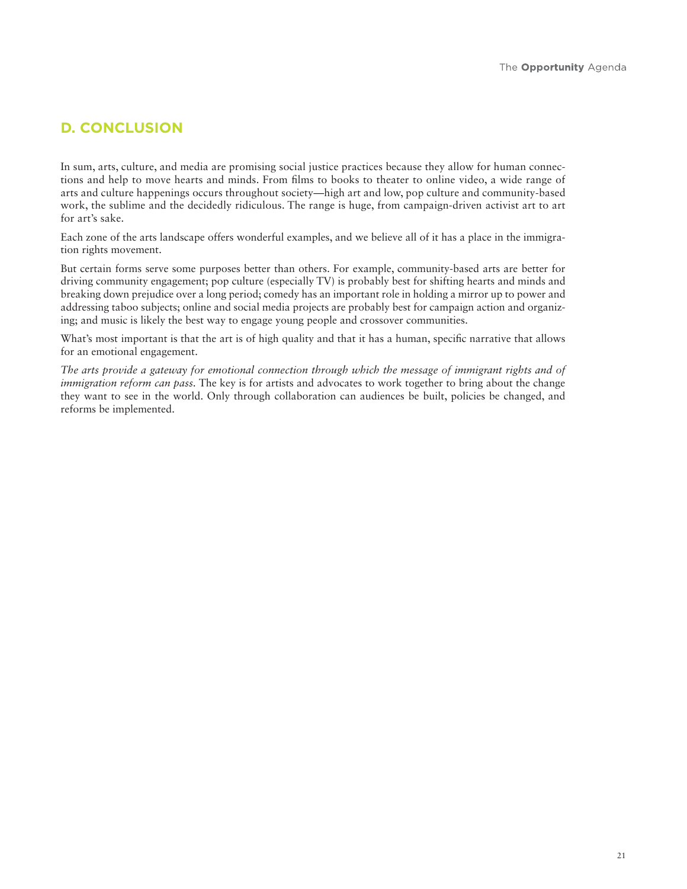## D. CONCLUSION

In sum, arts, culture, and media are promising social justice practices because they allow for human connections and help to move hearts and minds. From films to books to theater to online video, a wide range of arts and culture happenings occurs throughout society—high art and low, pop culture and community-based work, the sublime and the decidedly ridiculous. The range is huge, from campaign-driven activist art to art for art's sake.

Each zone of the arts landscape offers wonderful examples, and we believe all of it has a place in the immigration rights movement.

But certain forms serve some purposes better than others. For example, community-based arts are better for driving community engagement; pop culture (especially TV) is probably best for shifting hearts and minds and breaking down prejudice over a long period; comedy has an important role in holding a mirror up to power and addressing taboo subjects; online and social media projects are probably best for campaign action and organizing; and music is likely the best way to engage young people and crossover communities.

What's most important is that the art is of high quality and that it has a human, specific narrative that allows for an emotional engagement.

*The arts provide a gateway for emotional connection through which the message of immigrant rights and of immigration reform can pass.* The key is for artists and advocates to work together to bring about the change they want to see in the world. Only through collaboration can audiences be built, policies be changed, and reforms be implemented.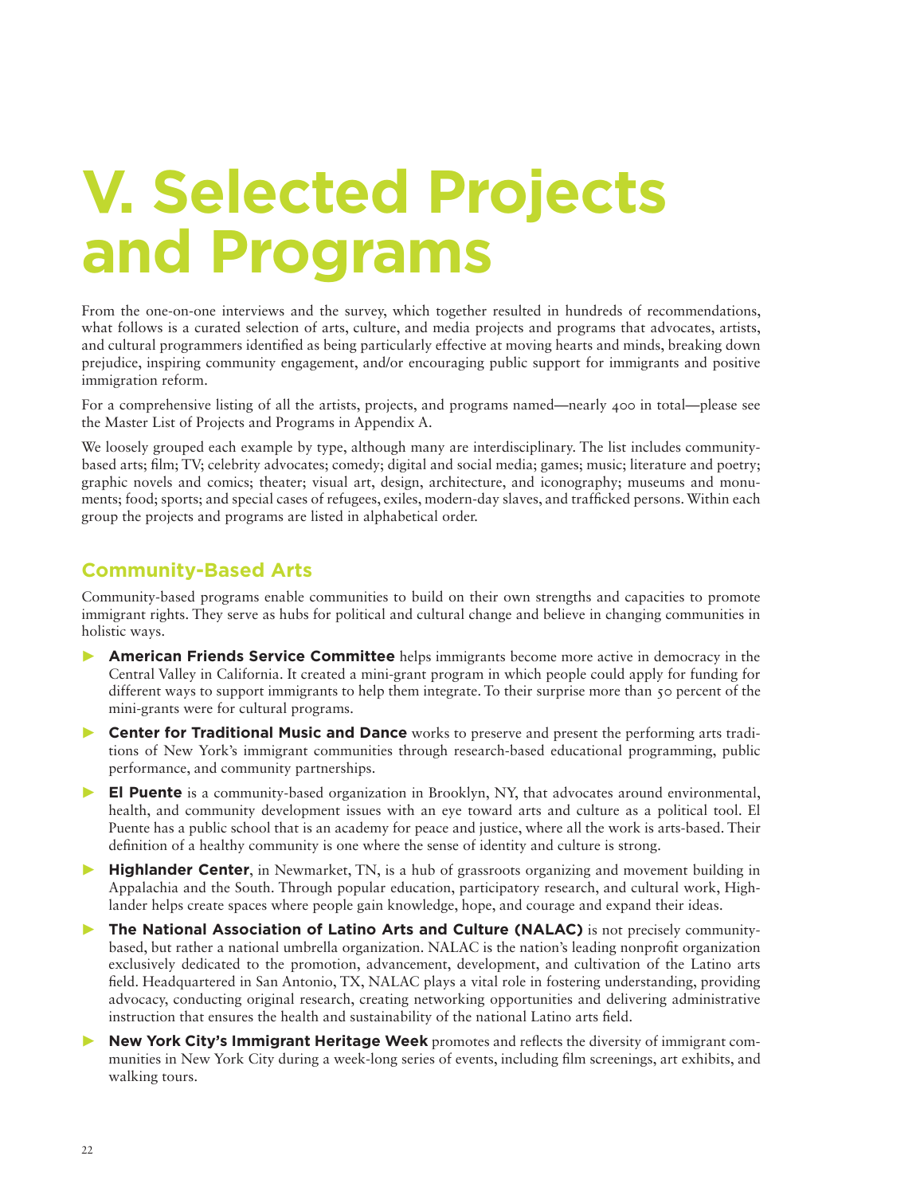# V. Selected Projects and Programs

From the one-on-one interviews and the survey, which together resulted in hundreds of recommendations, what follows is a curated selection of arts, culture, and media projects and programs that advocates, artists, and cultural programmers identified as being particularly effective at moving hearts and minds, breaking down prejudice, inspiring community engagement, and/or encouraging public support for immigrants and positive immigration reform.

For a comprehensive listing of all the artists, projects, and programs named—nearly 400 in total—please see the Master List of Projects and Programs in Appendix A.

We loosely grouped each example by type, although many are interdisciplinary. The list includes community-based arts; film; TV; celebrity advocates; comedy; digital and social media; games; music; literature and poetry; graphic novels and comics; theater; visual art, design, architecture, and iconography; museums and monuments; food; sports; and special cases of refugees, exiles, modern-day slaves, and trafficked persons. Within each group the projects and programs are listed in alphabetical order.

## Community-Based Arts

Community-based programs enable communities to build on their own strengths and capacities to promote immigrant rights. They serve as hubs for political and cultural change and believe in changing communities in holistic ways.

- **American Friends Service Committee** helps immigrants become more active in democracy in the Central Valley in California. It created a mini-grant program in which people could apply for funding for different ways to support immigrants to help them integrate. To their surprise more than 50 percent of the mini-grants were for cultural programs.
- **Center for Traditional Music and Dance** works to preserve and present the performing arts traditions of New York's immigrant communities through research-based educational programming, public performance, and community partnerships.
- **El Puente** is a community-based organization in Brooklyn, NY, that advocates around environmental, health, and community development issues with an eye toward arts and culture as a political tool. El Puente has a public school that is an academy for peace and justice, where all the work is arts-based. Their definition of a healthy community is one where the sense of identity and culture is strong.
- **Highlander Center**, in Newmarket, TN, is a hub of grassroots organizing and movement building in Appalachia and the South. Through popular education, participatory research, and cultural work, Highlander helps create spaces where people gain knowledge, hope, and courage and expand their ideas.
- **The National Association of Latino Arts and Culture (NALAC)** is not precisely community-based, but rather a national umbrella organization. NALAC is the nation's leading nonprofit organization exclusively dedicated to the promotion, advancement, development, and cultivation of the Latino arts field. Headquartered in San Antonio, TX, NALAC plays a vital role in fostering understanding, providing advocacy, conducting original research, creating networking opportunities and delivering administrative instruction that ensures the health and sustainability of the national Latino arts field.
- **New York City's Immigrant Heritage Week** promotes and reflects the diversity of immigrant communities in New York City during a week-long series of events, including film screenings, art exhibits, and walking tours.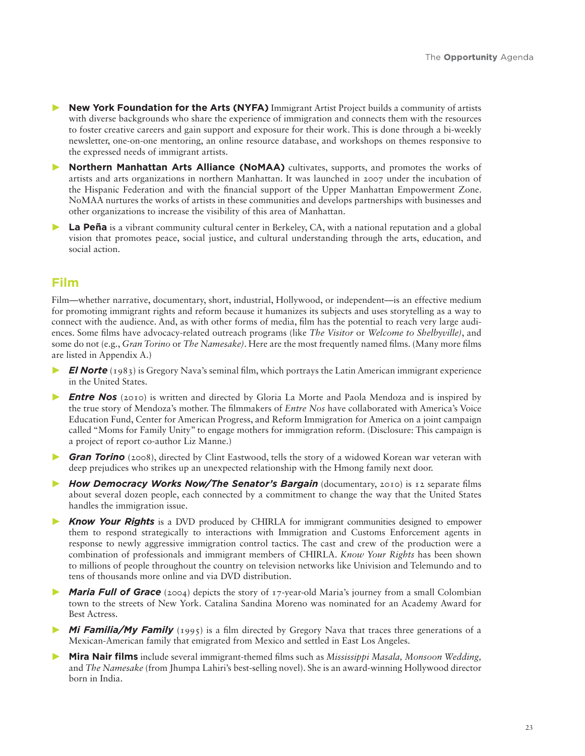- **New York Foundation for the Arts (NYFA)** Immigrant Artist Project builds a community of artists with diverse backgrounds who share the experience of immigration and connects them with the resources to foster creative careers and gain support and exposure for their work. This is done through a bi-weekly newsletter, one-on-one mentoring, an online resource database, and workshops on themes responsive to the expressed needs of immigrant artists.
- **Northern Manhattan Arts Alliance (NoMAA)** cultivates, supports, and promotes the works of artists and arts organizations in northern Manhattan. It was launched in 2007 under the incubation of the Hispanic Federation and with the financial support of the Upper Manhattan Empowerment Zone. NoMAA nurtures the works of artists in these communities and develops partnerships with businesses and other organizations to increase the visibility of this area of Manhattan.
- **La Peña** is a vibrant community cultural center in Berkeley, CA, with a national reputation and a global vision that promotes peace, social justice, and cultural understanding through the arts, education, and social action.

## Film

Film—whether narrative, documentary, short, industrial, Hollywood, or independent—is an effective medium for promoting immigrant rights and reform because it humanizes its subjects and uses storytelling as a way to connect with the audience. And, as with other forms of media, film has the potential to reach very large audiences. Some films have advocacy-related outreach programs (like *The Visitor* or *Welcome to Shelbyville)*, and some do not (e.g., *Gran Torino* or *The Namesake)*. Here are the most frequently named films. (Many more films are listed in Appendix A.)

- ***El Norte*** (1983) is Gregory Nava's seminal film, which portrays the Latin American immigrant experience in the United States.
- ***Entre Nos*** (2010) is written and directed by Gloria La Morte and Paola Mendoza and is inspired by the true story of Mendoza's mother. The filmmakers of *Entre Nos* have collaborated with America's Voice Education Fund, Center for American Progress, and Reform Immigration for America on a joint campaign called "Moms for Family Unity" to engage mothers for immigration reform. (Disclosure: This campaign is a project of report co-author Liz Manne.)
- ***Gran Torino*** (2008), directed by Clint Eastwood, tells the story of a widowed Korean war veteran with deep prejudices who strikes up an unexpected relationship with the Hmong family next door.
- ***How Democracy Works Now/The Senator's Bargain*** (documentary, 2010) is 12 separate films about several dozen people, each connected by a commitment to change the way that the United States handles the immigration issue.
- ***Know Your Rights*** is a DVD produced by CHIRLA for immigrant communities designed to empower them to respond strategically to interactions with Immigration and Customs Enforcement agents in response to newly aggressive immigration control tactics. The cast and crew of the production were a combination of professionals and immigrant members of CHIRLA. *Know Your Rights* has been shown to millions of people throughout the country on television networks like Univision and Telemundo and to tens of thousands more online and via DVD distribution.
- ***Maria Full of Grace*** (2004) depicts the story of 17-year-old Maria's journey from a small Colombian town to the streets of New York. Catalina Sandina Moreno was nominated for an Academy Award for Best Actress.
- ***Mi Familia/My Family*** (1995) is a film directed by Gregory Nava that traces three generations of a Mexican-American family that emigrated from Mexico and settled in East Los Angeles.
- **Mira Nair films** include several immigrant-themed films such as *Mississippi Masala, Monsoon Wedding,* and *The Namesake* (from Jhumpa Lahiri's best-selling novel). She is an award-winning Hollywood director born in India.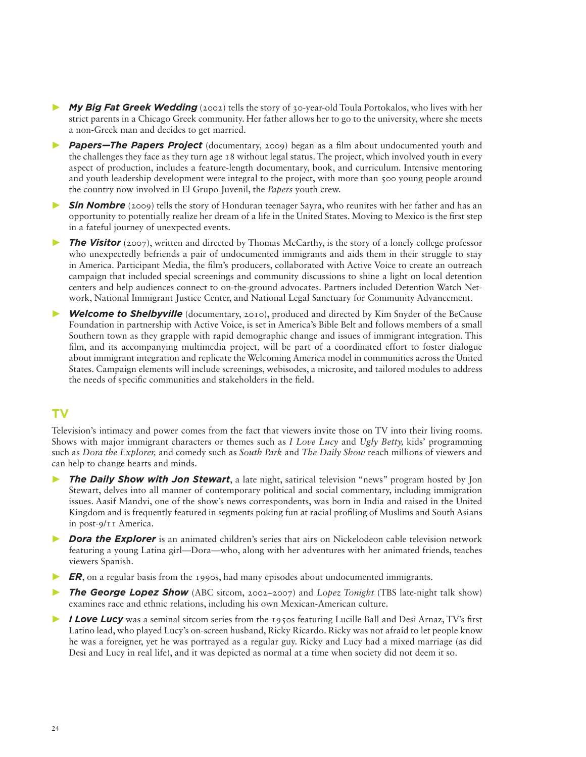- ***My Big Fat Greek Wedding*** (2002) tells the story of 30-year-old Toula Portokalos, who lives with her strict parents in a Chicago Greek community. Her father allows her to go to the university, where she meets a non-Greek man and decides to get married.
- ***Papers—The Papers Project*** (documentary, 2009) began as a film about undocumented youth and the challenges they face as they turn age 18 without legal status. The project, which involved youth in every aspect of production, includes a feature-length documentary, book, and curriculum. Intensive mentoring and youth leadership development were integral to the project, with more than 500 young people around the country now involved in El Grupo Juvenil, the *Papers* youth crew.
- ***Sin Nombre*** (2009) tells the story of Honduran teenager Sayra, who reunites with her father and has an opportunity to potentially realize her dream of a life in the United States. Moving to Mexico is the first step in a fateful journey of unexpected events.
- ***The Visitor*** (2007), written and directed by Thomas McCarthy, is the story of a lonely college professor who unexpectedly befriends a pair of undocumented immigrants and aids them in their struggle to stay in America. Participant Media, the film's producers, collaborated with Active Voice to create an outreach campaign that included special screenings and community discussions to shine a light on local detention centers and help audiences connect to on-the-ground advocates. Partners included Detention Watch Network, National Immigrant Justice Center, and National Legal Sanctuary for Community Advancement.
- ***Welcome to Shelbyville*** (documentary, 2010), produced and directed by Kim Snyder of the BeCause Foundation in partnership with Active Voice, is set in America's Bible Belt and follows members of a small Southern town as they grapple with rapid demographic change and issues of immigrant integration. This film, and its accompanying multimedia project, will be part of a coordinated effort to foster dialogue about immigrant integration and replicate the Welcoming America model in communities across the United States. Campaign elements will include screenings, webisodes, a microsite, and tailored modules to address the needs of specific communities and stakeholders in the field.

## TV

Television's intimacy and power comes from the fact that viewers invite those on TV into their living rooms. Shows with major immigrant characters or themes such as *I Love Lucy* and *Ugly Betty,* kids' programming such as *Dora the Explorer,* and comedy such as *South Park* and *The Daily Show* reach millions of viewers and can help to change hearts and minds.

- ***The Daily Show with Jon Stewart***, a late night, satirical television "news" program hosted by Jon Stewart, delves into all manner of contemporary political and social commentary, including immigration issues. Aasif Mandvi, one of the show's news correspondents, was born in India and raised in the United Kingdom and is frequently featured in segments poking fun at racial profiling of Muslims and South Asians in post-9/11 America.
- ***Dora the Explorer*** is an animated children's series that airs on Nickelodeon cable television network featuring a young Latina girl—Dora—who, along with her adventures with her animated friends, teaches viewers Spanish.
- ***ER***, on a regular basis from the 1990s, had many episodes about undocumented immigrants.
- ***The George Lopez Show*** (ABC sitcom, 2002–2007) and *Lopez Tonight* (TBS late-night talk show) examines race and ethnic relations, including his own Mexican-American culture.
- ***I Love Lucy*** was a seminal sitcom series from the 1950s featuring Lucille Ball and Desi Arnaz, TV's first Latino lead, who played Lucy's on-screen husband, Ricky Ricardo. Ricky was not afraid to let people know he was a foreigner, yet he was portrayed as a regular guy. Ricky and Lucy had a mixed marriage (as did Desi and Lucy in real life), and it was depicted as normal at a time when society did not deem it so.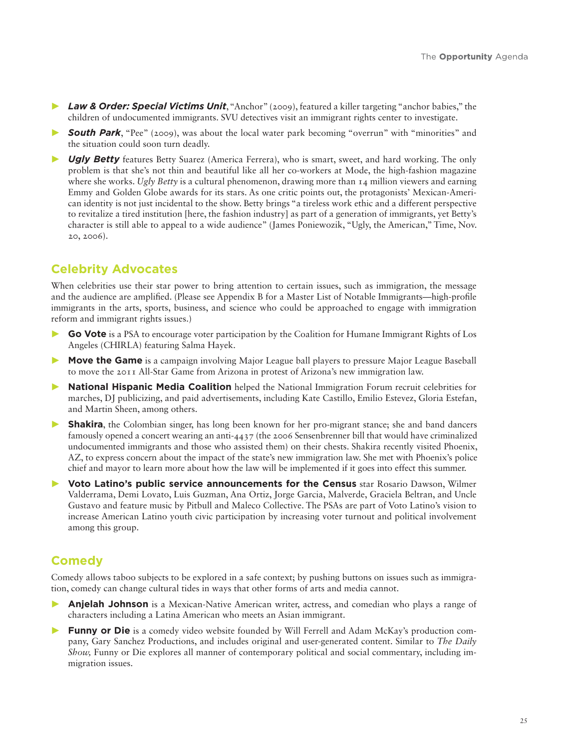- ***Law & Order: Special Victims Unit***, "Anchor" (2009), featured a killer targeting "anchor babies," the children of undocumented immigrants. SVU detectives visit an immigrant rights center to investigate.
- ***South Park***, "Pee" (2009), was about the local water park becoming "overrun" with "minorities" and the situation could soon turn deadly.
- ***Ugly Betty*** features Betty Suarez (America Ferrera), who is smart, sweet, and hard working. The only problem is that she's not thin and beautiful like all her co-workers at Mode, the high-fashion magazine where she works. *Ugly Betty* is a cultural phenomenon, drawing more than 14 million viewers and earning Emmy and Golden Globe awards for its stars. As one critic points out, the protagonists' Mexican-American identity is not just incidental to the show. Betty brings "a tireless work ethic and a different perspective to revitalize a tired institution [here, the fashion industry] as part of a generation of immigrants, yet Betty's character is still able to appeal to a wide audience" (James Poniewozik, "Ugly, the American," Time, Nov. 20, 2006).

## Celebrity Advocates

When celebrities use their star power to bring attention to certain issues, such as immigration, the message and the audience are amplified. (Please see Appendix B for a Master List of Notable Immigrants—high-profile immigrants in the arts, sports, business, and science who could be approached to engage with immigration reform and immigrant rights issues.)

- **Go Vote** is a PSA to encourage voter participation by the Coalition for Humane Immigrant Rights of Los Angeles (CHIRLA) featuring Salma Hayek.
- **Move the Game** is a campaign involving Major League ball players to pressure Major League Baseball to move the 2011 All-Star Game from Arizona in protest of Arizona's new immigration law.
- **National Hispanic Media Coalition** helped the National Immigration Forum recruit celebrities for marches, DJ publicizing, and paid advertisements, including Kate Castillo, Emilio Estevez, Gloria Estefan, and Martin Sheen, among others.
- **Shakira**, the Colombian singer, has long been known for her pro-migrant stance; she and band dancers famously opened a concert wearing an anti-4437 (the 2006 Sensenbrenner bill that would have criminalized undocumented immigrants and those who assisted them) on their chests. Shakira recently visited Phoenix, AZ, to express concern about the impact of the state's new immigration law. She met with Phoenix's police chief and mayor to learn more about how the law will be implemented if it goes into effect this summer.
- **Voto Latino's public service announcements for the Census** star Rosario Dawson, Wilmer Valderrama, Demi Lovato, Luis Guzman, Ana Ortiz, Jorge Garcia, Malverde, Graciela Beltran, and Uncle Gustavo and feature music by Pitbull and Maleco Collective. The PSAs are part of Voto Latino's vision to increase American Latino youth civic participation by increasing voter turnout and political involvement among this group.

## Comedy

Comedy allows taboo subjects to be explored in a safe context; by pushing buttons on issues such as immigration, comedy can change cultural tides in ways that other forms of arts and media cannot.

- **Anjelah Johnson** is a Mexican-Native American writer, actress, and comedian who plays a range of characters including a Latina American who meets an Asian immigrant.
- **Funny or Die** is a comedy video website founded by Will Ferrell and Adam McKay's production company, Gary Sanchez Productions, and includes original and user-generated content. Similar to *The Daily Show,* Funny or Die explores all manner of contemporary political and social commentary, including immigration issues.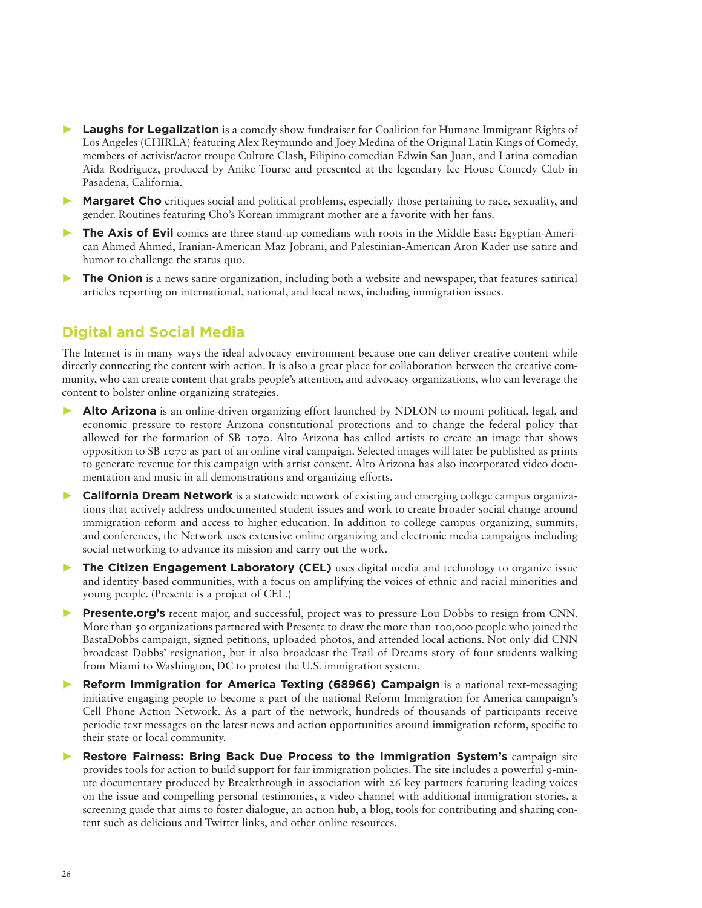- **Laughs for Legalization** is a comedy show fundraiser for Coalition for Humane Immigrant Rights of Los Angeles (CHIRLA) featuring Alex Reymundo and Joey Medina of the Original Latin Kings of Comedy, members of activist/actor troupe Culture Clash, Filipino comedian Edwin San Juan, and Latina comedian Aida Rodriguez, produced by Anike Tourse and presented at the legendary Ice House Comedy Club in Pasadena, California.
- **Margaret Cho** critiques social and political problems, especially those pertaining to race, sexuality, and gender. Routines featuring Cho's Korean immigrant mother are a favorite with her fans.
- **The Axis of Evil** comics are three stand-up comedians with roots in the Middle East: Egyptian-American Ahmed Ahmed, Iranian-American Maz Jobrani, and Palestinian-American Aron Kader use satire and humor to challenge the status quo.
- **The Onion** is a news satire organization, including both a website and newspaper, that features satirical articles reporting on international, national, and local news, including immigration issues.

## Digital and Social Media

The Internet is in many ways the ideal advocacy environment because one can deliver creative content while directly connecting the content with action. It is also a great place for collaboration between the creative community, who can create content that grabs people's attention, and advocacy organizations, who can leverage the content to bolster online organizing strategies.

- **Alto Arizona** is an online-driven organizing effort launched by NDLON to mount political, legal, and economic pressure to restore Arizona constitutional protections and to change the federal policy that allowed for the formation of SB 1070. Alto Arizona has called artists to create an image that shows opposition to SB 1070 as part of an online viral campaign. Selected images will later be published as prints to generate revenue for this campaign with artist consent. Alto Arizona has also incorporated video documentation and music in all demonstrations and organizing efforts.
- **California Dream Network** is a statewide network of existing and emerging college campus organizations that actively address undocumented student issues and work to create broader social change around immigration reform and access to higher education. In addition to college campus organizing, summits, and conferences, the Network uses extensive online organizing and electronic media campaigns including social networking to advance its mission and carry out the work.
- **The Citizen Engagement Laboratory (CEL)** uses digital media and technology to organize issue and identity-based communities, with a focus on amplifying the voices of ethnic and racial minorities and young people. (Presente is a project of CEL.)
- **Presente.org's** recent major, and successful, project was to pressure Lou Dobbs to resign from CNN. More than 50 organizations partnered with Presente to draw the more than 100,000 people who joined the BastaDobbs campaign, signed petitions, uploaded photos, and attended local actions. Not only did CNN broadcast Dobbs' resignation, but it also broadcast the Trail of Dreams story of four students walking from Miami to Washington, DC to protest the U.S. immigration system.
- **Reform Immigration for America Texting (68966) Campaign** is a national text-messaging initiative engaging people to become a part of the national Reform Immigration for America campaign's Cell Phone Action Network. As a part of the network, hundreds of thousands of participants receive periodic text messages on the latest news and action opportunities around immigration reform, specific to their state or local community.
- **Restore Fairness: Bring Back Due Process to the Immigration System's** campaign site provides tools for action to build support for fair immigration policies. The site includes a powerful 9-minute documentary produced by Breakthrough in association with 26 key partners featuring leading voices on the issue and compelling personal testimonies, a video channel with additional immigration stories, a screening guide that aims to foster dialogue, an action hub, a blog, tools for contributing and sharing content such as delicious and Twitter links, and other online resources.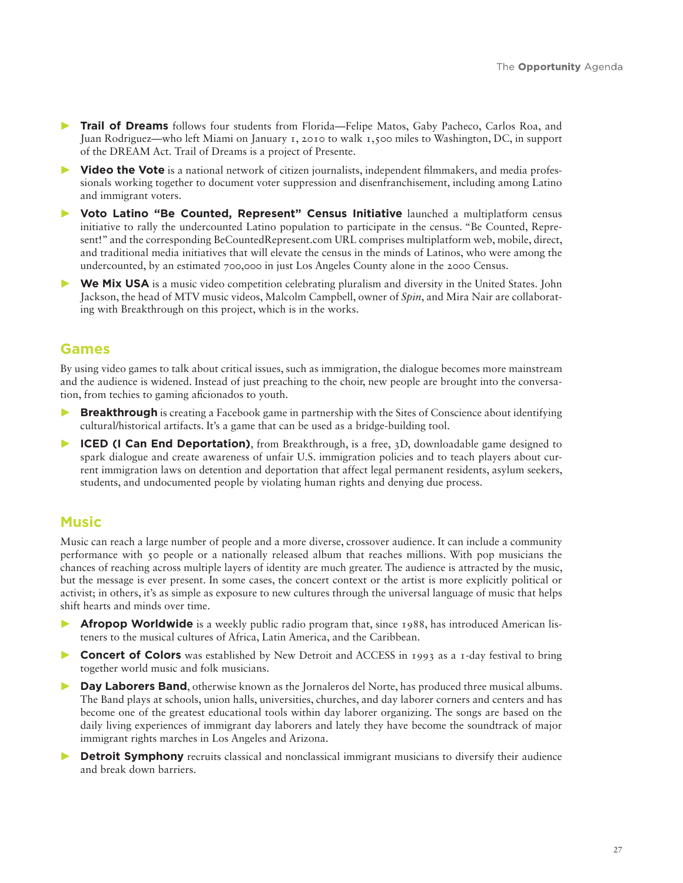- **Trail of Dreams** follows four students from Florida—Felipe Matos, Gaby Pacheco, Carlos Roa, and Juan Rodriguez—who left Miami on January 1, 2010 to walk 1,500 miles to Washington, DC, in support of the DREAM Act. Trail of Dreams is a project of Presente.
- **Video the Vote** is a national network of citizen journalists, independent filmmakers, and media professionals working together to document voter suppression and disenfranchisement, including among Latino and immigrant voters.
- **Voto Latino "Be Counted, Represent" Census Initiative** launched a multiplatform census initiative to rally the undercounted Latino population to participate in the census. "Be Counted, Represent!" and the corresponding BeCountedRepresent.com URL comprises multiplatform web, mobile, direct, and traditional media initiatives that will elevate the census in the minds of Latinos, who were among the undercounted, by an estimated 700,000 in just Los Angeles County alone in the 2000 Census.
- **We Mix USA** is a music video competition celebrating pluralism and diversity in the United States. John Jackson, the head of MTV music videos, Malcolm Campbell, owner of *Spin*, and Mira Nair are collaborating with Breakthrough on this project, which is in the works.

## Games

By using video games to talk about critical issues, such as immigration, the dialogue becomes more mainstream and the audience is widened. Instead of just preaching to the choir, new people are brought into the conversation, from techies to gaming aficionados to youth.

- **Breakthrough** is creating a Facebook game in partnership with the Sites of Conscience about identifying cultural/historical artifacts. It's a game that can be used as a bridge-building tool.
- **ICED (I Can End Deportation)**, from Breakthrough, is a free, 3D, downloadable game designed to spark dialogue and create awareness of unfair U.S. immigration policies and to teach players about current immigration laws on detention and deportation that affect legal permanent residents, asylum seekers, students, and undocumented people by violating human rights and denying due process.

## Music

Music can reach a large number of people and a more diverse, crossover audience. It can include a community performance with 50 people or a nationally released album that reaches millions. With pop musicians the chances of reaching across multiple layers of identity are much greater. The audience is attracted by the music, but the message is ever present. In some cases, the concert context or the artist is more explicitly political or activist; in others, it's as simple as exposure to new cultures through the universal language of music that helps shift hearts and minds over time.

- **Afropop Worldwide** is a weekly public radio program that, since 1988, has introduced American listeners to the musical cultures of Africa, Latin America, and the Caribbean.
- **Concert of Colors** was established by New Detroit and ACCESS in 1993 as a 1-day festival to bring together world music and folk musicians.
- **Day Laborers Band**, otherwise known as the Jornaleros del Norte, has produced three musical albums. The Band plays at schools, union halls, universities, churches, and day laborer corners and centers and has become one of the greatest educational tools within day laborer organizing. The songs are based on the daily living experiences of immigrant day laborers and lately they have become the soundtrack of major immigrant rights marches in Los Angeles and Arizona.
- **Detroit Symphony** recruits classical and nonclassical immigrant musicians to diversify their audience and break down barriers.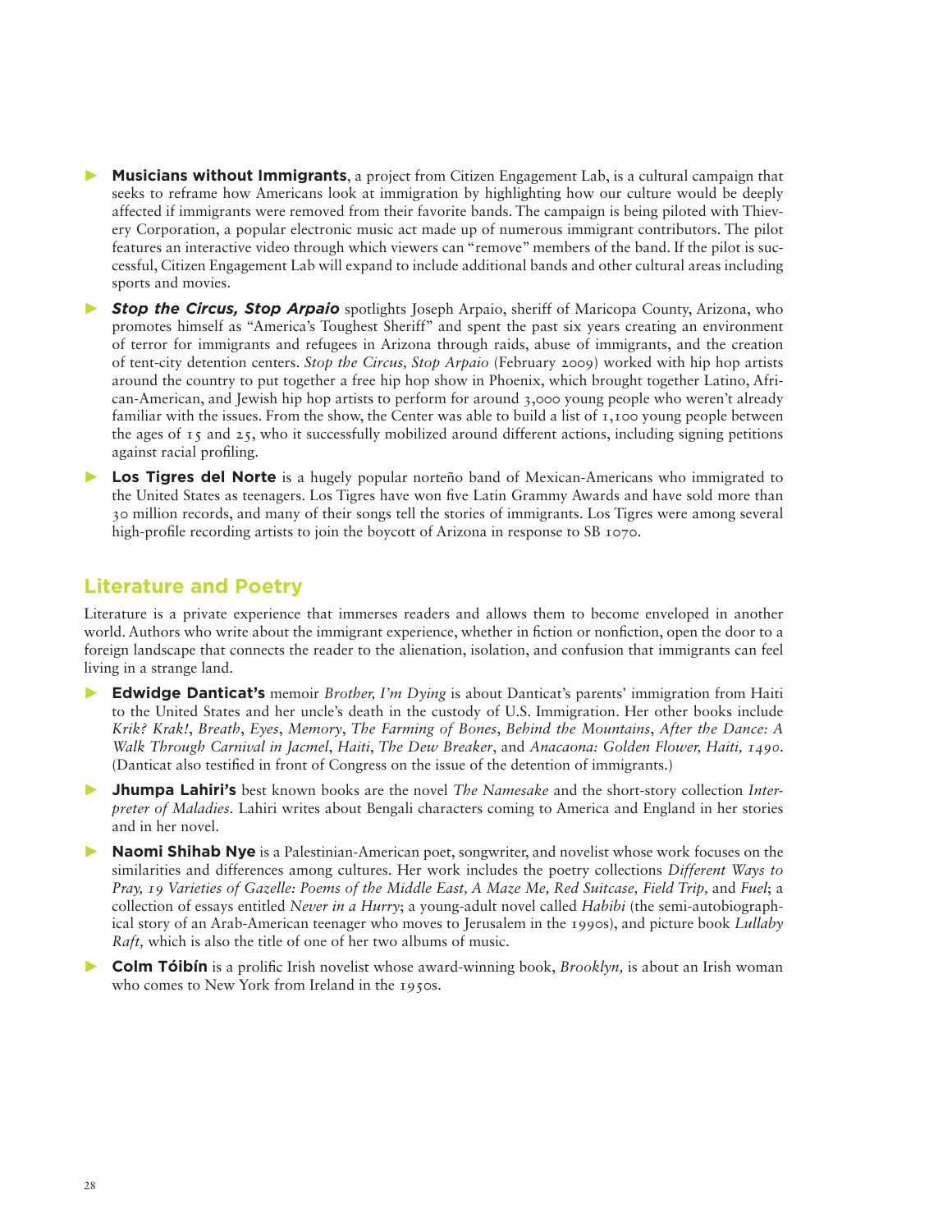- **Musicians without Immigrants**, a project from Citizen Engagement Lab, is a cultural campaign that seeks to reframe how Americans look at immigration by highlighting how our culture would be deeply affected if immigrants were removed from their favorite bands. The campaign is being piloted with Thievery Corporation, a popular electronic music act made up of numerous immigrant contributors. The pilot features an interactive video through which viewers can "remove" members of the band. If the pilot is successful, Citizen Engagement Lab will expand to include additional bands and other cultural areas including sports and movies.
- ***Stop the Circus, Stop Arpaio*** spotlights Joseph Arpaio, sheriff of Maricopa County, Arizona, who promotes himself as "America's Toughest Sheriff" and spent the past six years creating an environment of terror for immigrants and refugees in Arizona through raids, abuse of immigrants, and the creation of tent-city detention centers. *Stop the Circus, Stop Arpaio* (February 2009) worked with hip hop artists around the country to put together a free hip hop show in Phoenix, which brought together Latino, African-American, and Jewish hip hop artists to perform for around 3,000 young people who weren't already familiar with the issues. From the show, the Center was able to build a list of 1,100 young people between the ages of 15 and 25, who it successfully mobilized around different actions, including signing petitions against racial profiling.
- **Los Tigres del Norte** is a hugely popular norteño band of Mexican-Americans who immigrated to the United States as teenagers. Los Tigres have won five Latin Grammy Awards and have sold more than 30 million records, and many of their songs tell the stories of immigrants. Los Tigres were among several high-profile recording artists to join the boycott of Arizona in response to SB 1070.

## Literature and Poetry

Literature is a private experience that immerses readers and allows them to become enveloped in another world. Authors who write about the immigrant experience, whether in fiction or nonfiction, open the door to a foreign landscape that connects the reader to the alienation, isolation, and confusion that immigrants can feel living in a strange land.

- **Edwidge Danticat's** memoir *Brother, I'm Dying* is about Danticat's parents' immigration from Haiti to the United States and her uncle's death in the custody of U.S. Immigration. Her other books include *Krik? Krak!*, *Breath*, *Eyes*, *Memory*, *The Farming of Bones*, *Behind the Mountains*, *After the Dance: A Walk Through Carnival in Jacmel*, *Haiti*, *The Dew Breaker*, and *Anacaona: Golden Flower, Haiti, 1490*. (Danticat also testified in front of Congress on the issue of the detention of immigrants.)
- **Jhumpa Lahiri's** best known books are the novel *The Namesake* and the short-story collection *Interpreter of Maladies*. Lahiri writes about Bengali characters coming to America and England in her stories and in her novel.
- **Naomi Shihab Nye** is a Palestinian-American poet, songwriter, and novelist whose work focuses on the similarities and differences among cultures. Her work includes the poetry collections *Different Ways to Pray, 19 Varieties of Gazelle: Poems of the Middle East, A Maze Me, Red Suitcase, Field Trip,* and *Fuel*; a collection of essays entitled *Never in a Hurry*; a young-adult novel called *Habibi* (the semi-autobiographical story of an Arab-American teenager who moves to Jerusalem in the 1990s), and picture book *Lullaby Raft,* which is also the title of one of her two albums of music.
- **Colm Tóibín** is a prolific Irish novelist whose award-winning book, *Brooklyn,* is about an Irish woman who comes to New York from Ireland in the 1950s.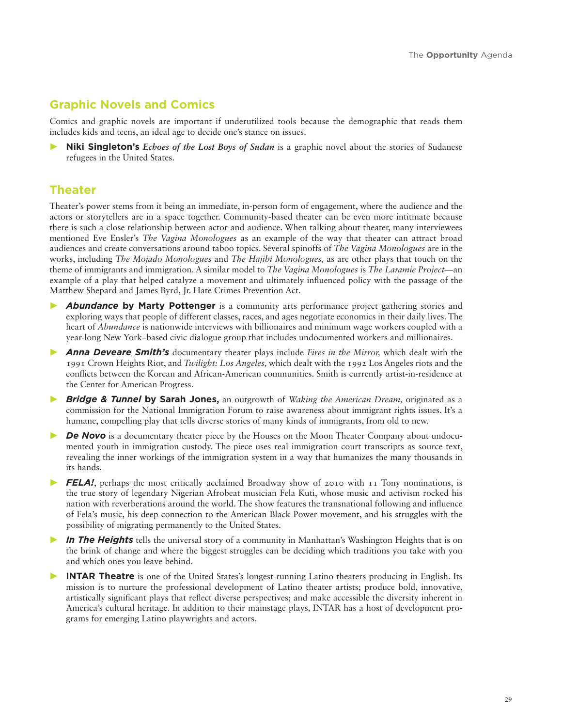## Graphic Novels and Comics

Comics and graphic novels are important if underutilized tools because the demographic that reads them includes kids and teens, an ideal age to decide one's stance on issues.

- **Niki Singleton's** *Echoes of the Lost Boys of Sudan* is a graphic novel about the stories of Sudanese refugees in the United States.

## Theater

Theater's power stems from it being an immediate, in-person form of engagement, where the audience and the actors or storytellers are in a space together. Community-based theater can be even more intitmate because there is such a close relationship between actor and audience. When talking about theater, many interviewees mentioned Eve Ensler's *The Vagina Monologues* as an example of the way that theater can attract broad audiences and create conversations around taboo topics. Several spinoffs of *The Vagina Monologues* are in the works, including *The Mojado Monologues* and *The Hajibi Monologues,* as are other plays that touch on the theme of immigrants and immigration. A similar model to *The Vagina Monologues* is *The Laramie Project*—an example of a play that helped catalyze a movement and ultimately influenced policy with the passage of the Matthew Shepard and James Byrd, Jr. Hate Crimes Prevention Act.

- ***Abundance* by Marty Pottenger** is a community arts performance project gathering stories and exploring ways that people of different classes, races, and ages negotiate economics in their daily lives. The heart of *Abundance* is nationwide interviews with billionaires and minimum wage workers coupled with a year-long New York–based civic dialogue group that includes undocumented workers and millionaires.
- ***Anna Deveare Smith's*** documentary theater plays include *Fires in the Mirror,* which dealt with the 1991 Crown Heights Riot, and *Twilight: Los Angeles,* which dealt with the 1992 Los Angeles riots and the conflicts between the Korean and African-American communities. Smith is currently artist-in-residence at the Center for American Progress.
- ***Bridge & Tunnel* by Sarah Jones,** an outgrowth of *Waking the American Dream,* originated as a commission for the National Immigration Forum to raise awareness about immigrant rights issues. It's a humane, compelling play that tells diverse stories of many kinds of immigrants, from old to new.
- ***De Novo*** is a documentary theater piece by the Houses on the Moon Theater Company about undocumented youth in immigration custody. The piece uses real immigration court transcripts as source text, revealing the inner workings of the immigration system in a way that humanizes the many thousands in its hands.
- ***FELA!***, perhaps the most critically acclaimed Broadway show of 2010 with 11 Tony nominations, is the true story of legendary Nigerian Afrobeat musician Fela Kuti, whose music and activism rocked his nation with reverberations around the world. The show features the transnational following and influence of Fela's music, his deep connection to the American Black Power movement, and his struggles with the possibility of migrating permanently to the United States.
- ***In The Heights*** tells the universal story of a community in Manhattan's Washington Heights that is on the brink of change and where the biggest struggles can be deciding which traditions you take with you and which ones you leave behind.
- **INTAR Theatre** is one of the United States's longest-running Latino theaters producing in English. Its mission is to nurture the professional development of Latino theater artists; produce bold, innovative, artistically significant plays that reflect diverse perspectives; and make accessible the diversity inherent in America's cultural heritage. In addition to their mainstage plays, INTAR has a host of development programs for emerging Latino playwrights and actors.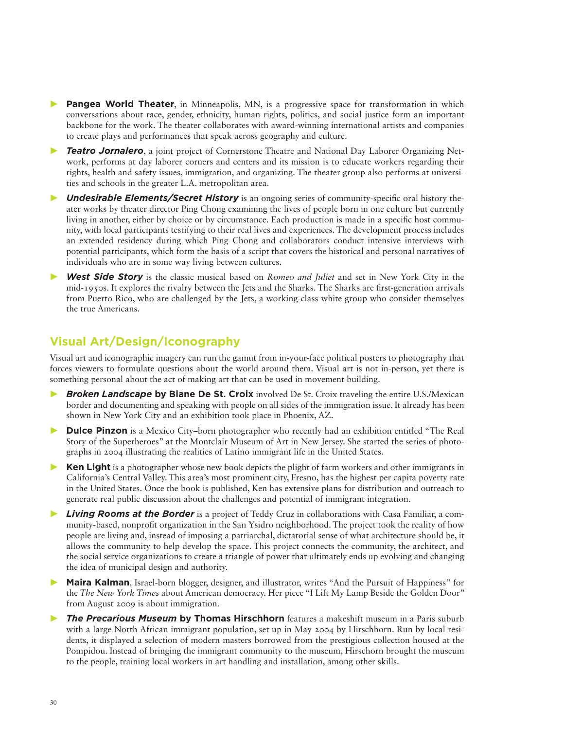- **Pangea World Theater**, in Minneapolis, MN, is a progressive space for transformation in which conversations about race, gender, ethnicity, human rights, politics, and social justice form an important backbone for the work. The theater collaborates with award-winning international artists and companies to create plays and performances that speak across geography and culture.
- ***Teatro Jornalero***, a joint project of Cornerstone Theatre and National Day Laborer Organizing Network, performs at day laborer corners and centers and its mission is to educate workers regarding their rights, health and safety issues, immigration, and organizing. The theater group also performs at universities and schools in the greater L.A. metropolitan area.
- ***Undesirable Elements/Secret History*** is an ongoing series of community-specific oral history theater works by theater director Ping Chong examining the lives of people born in one culture but currently living in another, either by choice or by circumstance. Each production is made in a specific host community, with local participants testifying to their real lives and experiences. The development process includes an extended residency during which Ping Chong and collaborators conduct intensive interviews with potential participants, which form the basis of a script that covers the historical and personal narratives of individuals who are in some way living between cultures.
- ***West Side Story*** is the classic musical based on *Romeo and Juliet* and set in New York City in the mid-1950s. It explores the rivalry between the Jets and the Sharks. The Sharks are first-generation arrivals from Puerto Rico, who are challenged by the Jets, a working-class white group who consider themselves the true Americans.

## Visual Art/Design/Iconography

Visual art and iconographic imagery can run the gamut from in-your-face political posters to photography that forces viewers to formulate questions about the world around them. Visual art is not in-person, yet there is something personal about the act of making art that can be used in movement building.

- ***Broken Landscape* by Blane De St. Croix** involved De St. Croix traveling the entire U.S./Mexican border and documenting and speaking with people on all sides of the immigration issue. It already has been shown in New York City and an exhibition took place in Phoenix, AZ.
- **Dulce Pinzon** is a Mexico City–born photographer who recently had an exhibition entitled "The Real Story of the Superheroes" at the Montclair Museum of Art in New Jersey. She started the series of photographs in 2004 illustrating the realities of Latino immigrant life in the United States.
- **Ken Light** is a photographer whose new book depicts the plight of farm workers and other immigrants in California's Central Valley. This area's most prominent city, Fresno, has the highest per capita poverty rate in the United States. Once the book is published, Ken has extensive plans for distribution and outreach to generate real public discussion about the challenges and potential of immigrant integration.
- ***Living Rooms at the Border*** is a project of Teddy Cruz in collaborations with Casa Familiar, a community-based, nonprofit organization in the San Ysidro neighborhood. The project took the reality of how people are living and, instead of imposing a patriarchal, dictatorial sense of what architecture should be, it allows the community to help develop the space. This project connects the community, the architect, and the social service organizations to create a triangle of power that ultimately ends up evolving and changing the idea of municipal design and authority.
- **Maira Kalman**, Israel-born blogger, designer, and illustrator, writes "And the Pursuit of Happiness" for the *The New York Times* about American democracy. Her piece "I Lift My Lamp Beside the Golden Door" from August 2009 is about immigration.
- ***The Precarious Museum* by Thomas Hirschhorn** features a makeshift museum in a Paris suburb with a large North African immigrant population, set up in May 2004 by Hirschhorn. Run by local residents, it displayed a selection of modern masters borrowed from the prestigious collection housed at the Pompidou. Instead of bringing the immigrant community to the museum, Hirschorn brought the museum to the people, training local workers in art handling and installation, among other skills.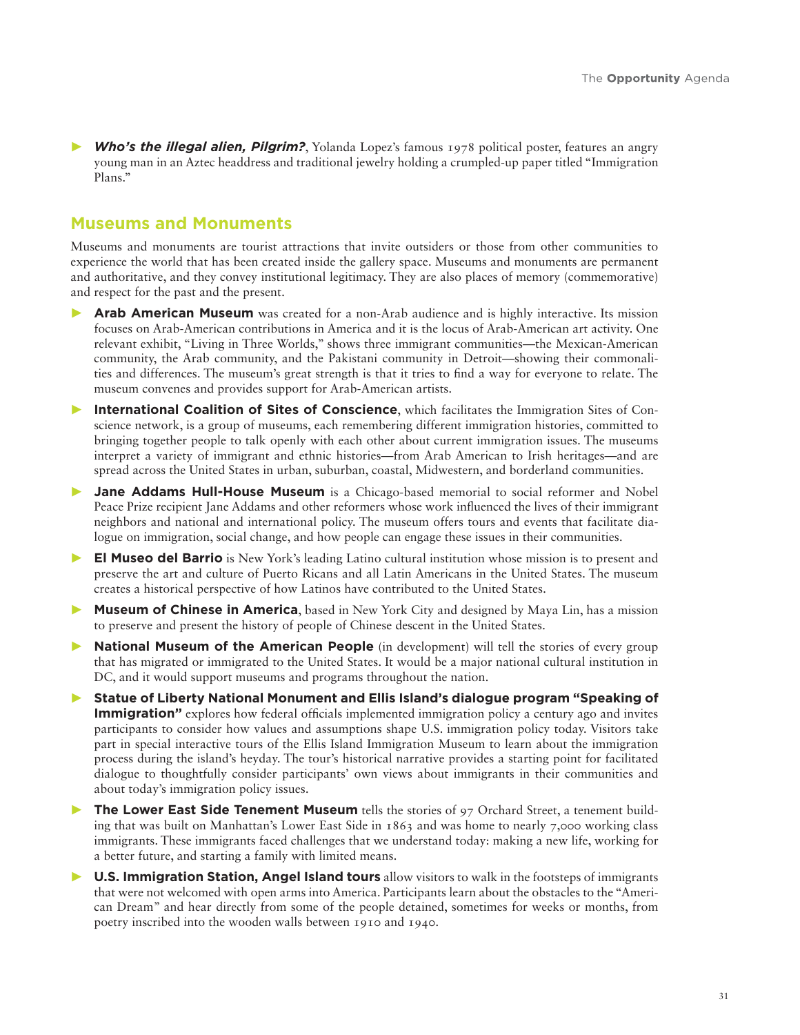- ***Who's the illegal alien, Pilgrim?***, Yolanda Lopez's famous 1978 political poster, features an angry young man in an Aztec headdress and traditional jewelry holding a crumpled-up paper titled "Immigration Plans."

## Museums and Monuments

Museums and monuments are tourist attractions that invite outsiders or those from other communities to experience the world that has been created inside the gallery space. Museums and monuments are permanent and authoritative, and they convey institutional legitimacy. They are also places of memory (commemorative) and respect for the past and the present.

- **Arab American Museum** was created for a non-Arab audience and is highly interactive. Its mission focuses on Arab-American contributions in America and it is the locus of Arab-American art activity. One relevant exhibit, "Living in Three Worlds," shows three immigrant communities—the Mexican-American community, the Arab community, and the Pakistani community in Detroit—showing their commonalities and differences. The museum's great strength is that it tries to find a way for everyone to relate. The museum convenes and provides support for Arab-American artists.
- **International Coalition of Sites of Conscience**, which facilitates the Immigration Sites of Conscience network, is a group of museums, each remembering different immigration histories, committed to bringing together people to talk openly with each other about current immigration issues. The museums interpret a variety of immigrant and ethnic histories—from Arab American to Irish heritages—and are spread across the United States in urban, suburban, coastal, Midwestern, and borderland communities.
- **Jane Addams Hull-House Museum** is a Chicago-based memorial to social reformer and Nobel Peace Prize recipient Jane Addams and other reformers whose work influenced the lives of their immigrant neighbors and national and international policy. The museum offers tours and events that facilitate dialogue on immigration, social change, and how people can engage these issues in their communities.
- **El Museo del Barrio** is New York's leading Latino cultural institution whose mission is to present and preserve the art and culture of Puerto Ricans and all Latin Americans in the United States. The museum creates a historical perspective of how Latinos have contributed to the United States.
- **Museum of Chinese in America**, based in New York City and designed by Maya Lin, has a mission to preserve and present the history of people of Chinese descent in the United States.
- **National Museum of the American People** (in development) will tell the stories of every group that has migrated or immigrated to the United States. It would be a major national cultural institution in DC, and it would support museums and programs throughout the nation.
- **Statue of Liberty National Monument and Ellis Island's dialogue program "Speaking of Immigration"** explores how federal officials implemented immigration policy a century ago and invites participants to consider how values and assumptions shape U.S. immigration policy today. Visitors take part in special interactive tours of the Ellis Island Immigration Museum to learn about the immigration process during the island's heyday. The tour's historical narrative provides a starting point for facilitated dialogue to thoughtfully consider participants' own views about immigrants in their communities and about today's immigration policy issues.
- **The Lower East Side Tenement Museum** tells the stories of 97 Orchard Street, a tenement building that was built on Manhattan's Lower East Side in 1863 and was home to nearly 7,000 working class immigrants. These immigrants faced challenges that we understand today: making a new life, working for a better future, and starting a family with limited means.
- **U.S. Immigration Station, Angel Island tours** allow visitors to walk in the footsteps of immigrants that were not welcomed with open arms into America. Participants learn about the obstacles to the "American Dream" and hear directly from some of the people detained, sometimes for weeks or months, from poetry inscribed into the wooden walls between 1910 and 1940.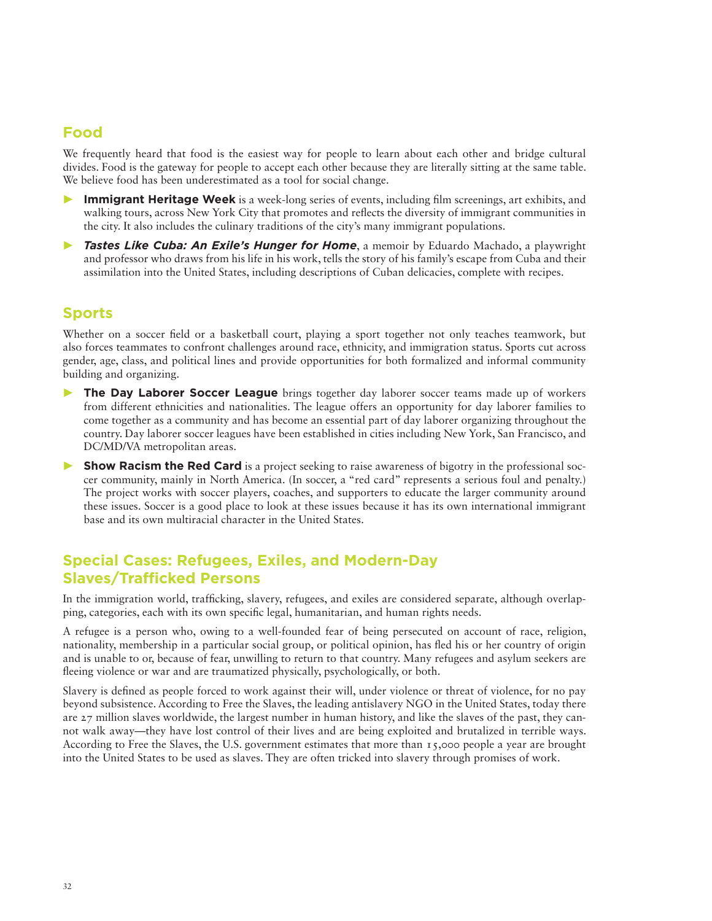## Food

We frequently heard that food is the easiest way for people to learn about each other and bridge cultural divides. Food is the gateway for people to accept each other because they are literally sitting at the same table. We believe food has been underestimated as a tool for social change.

- **Immigrant Heritage Week** is a week-long series of events, including film screenings, art exhibits, and walking tours, across New York City that promotes and reflects the diversity of immigrant communities in the city. It also includes the culinary traditions of the city's many immigrant populations.
- ***Tastes Like Cuba: An Exile's Hunger for Home***, a memoir by Eduardo Machado, a playwright and professor who draws from his life in his work, tells the story of his family's escape from Cuba and their assimilation into the United States, including descriptions of Cuban delicacies, complete with recipes.

## Sports

Whether on a soccer field or a basketball court, playing a sport together not only teaches teamwork, but also forces teammates to confront challenges around race, ethnicity, and immigration status. Sports cut across gender, age, class, and political lines and provide opportunities for both formalized and informal community building and organizing.

- **The Day Laborer Soccer League** brings together day laborer soccer teams made up of workers from different ethnicities and nationalities. The league offers an opportunity for day laborer families to come together as a community and has become an essential part of day laborer organizing throughout the country. Day laborer soccer leagues have been established in cities including New York, San Francisco, and DC/MD/VA metropolitan areas.
- **Show Racism the Red Card** is a project seeking to raise awareness of bigotry in the professional soccer community, mainly in North America. (In soccer, a "red card" represents a serious foul and penalty.) The project works with soccer players, coaches, and supporters to educate the larger community around these issues. Soccer is a good place to look at these issues because it has its own international immigrant base and its own multiracial character in the United States.

## Special Cases: Refugees, Exiles, and Modern-Day Slaves/Trafficked Persons

In the immigration world, trafficking, slavery, refugees, and exiles are considered separate, although overlapping, categories, each with its own specific legal, humanitarian, and human rights needs.

A refugee is a person who, owing to a well-founded fear of being persecuted on account of race, religion, nationality, membership in a particular social group, or political opinion, has fled his or her country of origin and is unable to or, because of fear, unwilling to return to that country. Many refugees and asylum seekers are fleeing violence or war and are traumatized physically, psychologically, or both.

Slavery is defined as people forced to work against their will, under violence or threat of violence, for no pay beyond subsistence. According to Free the Slaves, the leading antislavery NGO in the United States, today there are 27 million slaves worldwide, the largest number in human history, and like the slaves of the past, they cannot walk away—they have lost control of their lives and are being exploited and brutalized in terrible ways. According to Free the Slaves, the U.S. government estimates that more than 15,000 people a year are brought into the United States to be used as slaves. They are often tricked into slavery through promises of work.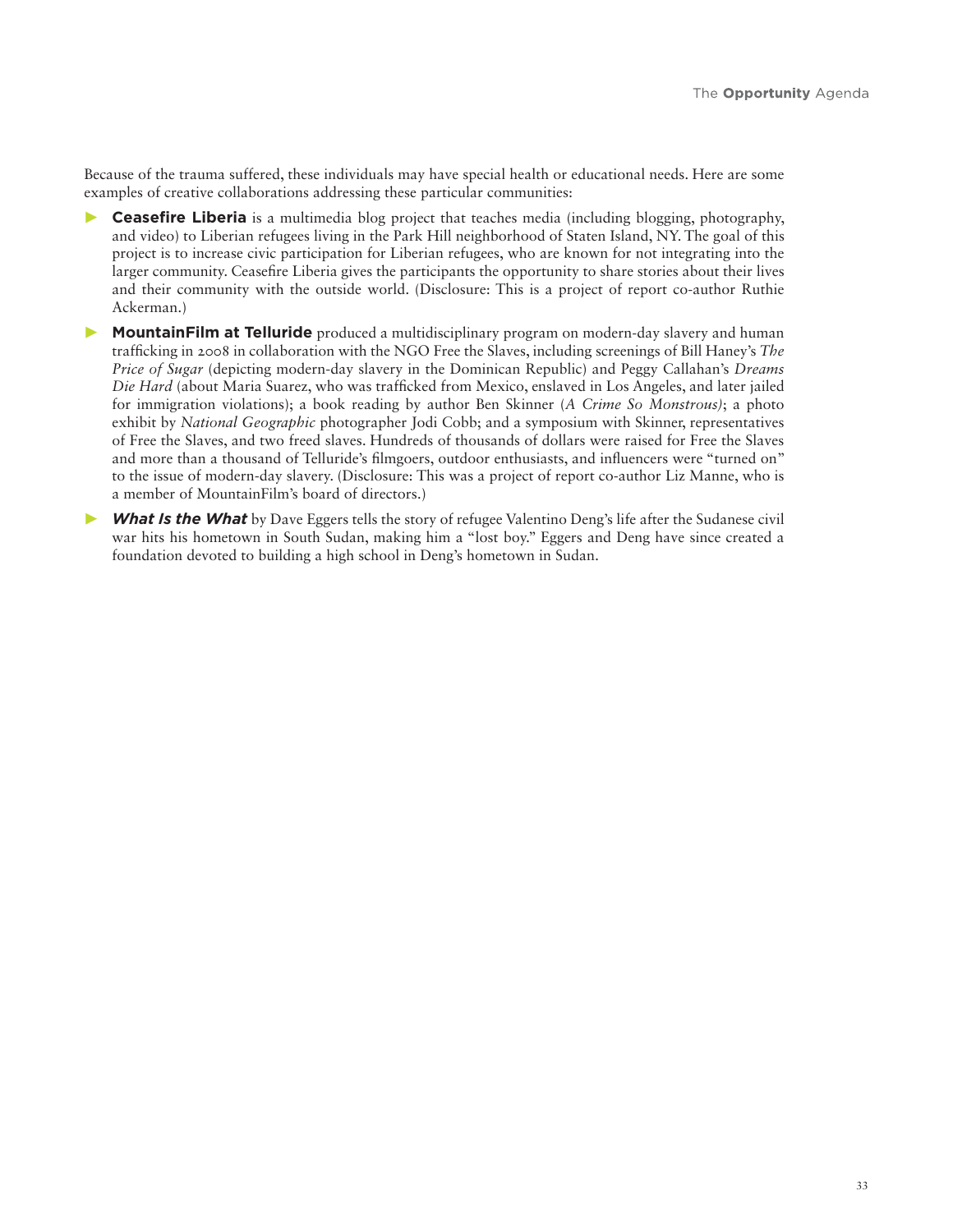Because of the trauma suffered, these individuals may have special health or educational needs. Here are some examples of creative collaborations addressing these particular communities:

- **Ceasefire Liberia** is a multimedia blog project that teaches media (including blogging, photography, and video) to Liberian refugees living in the Park Hill neighborhood of Staten Island, NY. The goal of this project is to increase civic participation for Liberian refugees, who are known for not integrating into the larger community. Ceasefire Liberia gives the participants the opportunity to share stories about their lives and their community with the outside world. (Disclosure: This is a project of report co-author Ruthie Ackerman.)
- **MountainFilm at Telluride** produced a multidisciplinary program on modern-day slavery and human trafficking in 2008 in collaboration with the NGO Free the Slaves, including screenings of Bill Haney's *The Price of Sugar* (depicting modern-day slavery in the Dominican Republic) and Peggy Callahan's *Dreams Die Hard* (about Maria Suarez, who was trafficked from Mexico, enslaved in Los Angeles, and later jailed for immigration violations); a book reading by author Ben Skinner (*A Crime So Monstrous)*; a photo exhibit by *National Geographic* photographer Jodi Cobb; and a symposium with Skinner, representatives of Free the Slaves, and two freed slaves. Hundreds of thousands of dollars were raised for Free the Slaves and more than a thousand of Telluride's filmgoers, outdoor enthusiasts, and influencers were "turned on" to the issue of modern-day slavery. (Disclosure: This was a project of report co-author Liz Manne, who is a member of MountainFilm's board of directors.)
- ***What Is the What*** by Dave Eggers tells the story of refugee Valentino Deng's life after the Sudanese civil war hits his hometown in South Sudan, making him a "lost boy." Eggers and Deng have since created a foundation devoted to building a high school in Deng's hometown in Sudan.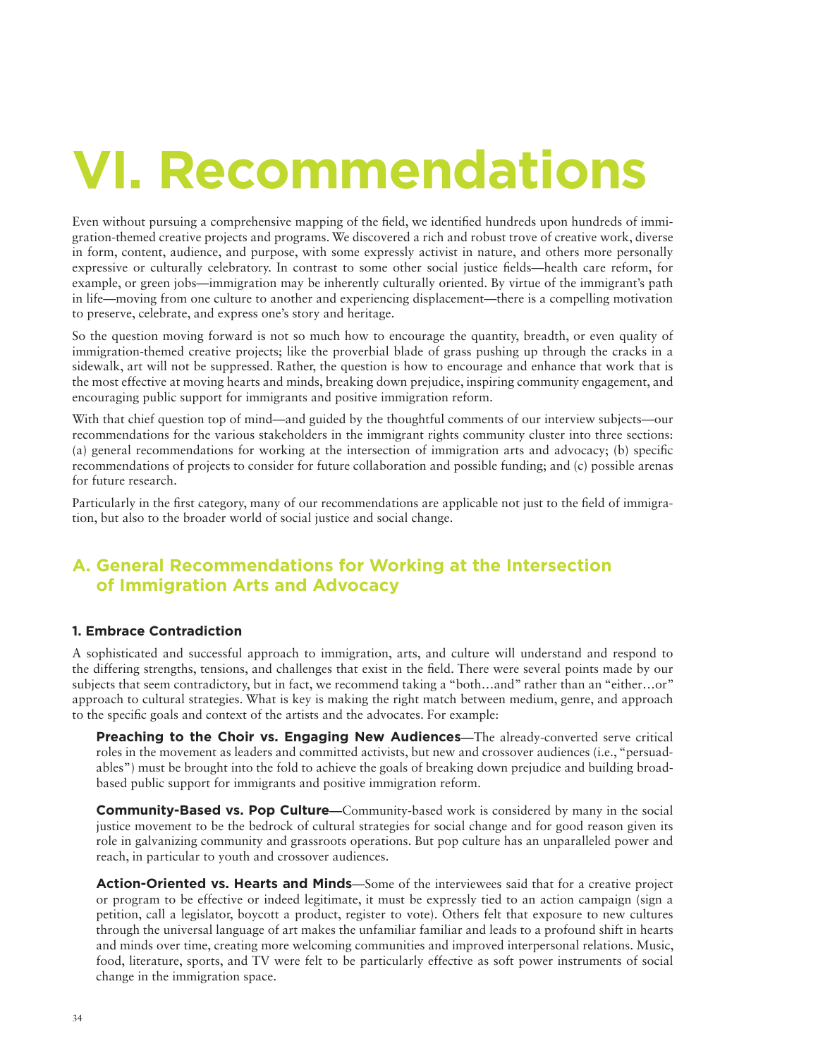# VI. Recommendations

Even without pursuing a comprehensive mapping of the field, we identified hundreds upon hundreds of immigration-themed creative projects and programs. We discovered a rich and robust trove of creative work, diverse in form, content, audience, and purpose, with some expressly activist in nature, and others more personally expressive or culturally celebratory. In contrast to some other social justice fields—health care reform, for example, or green jobs—immigration may be inherently culturally oriented. By virtue of the immigrant's path in life—moving from one culture to another and experiencing displacement—there is a compelling motivation to preserve, celebrate, and express one's story and heritage.

So the question moving forward is not so much how to encourage the quantity, breadth, or even quality of immigration-themed creative projects; like the proverbial blade of grass pushing up through the cracks in a sidewalk, art will not be suppressed. Rather, the question is how to encourage and enhance that work that is the most effective at moving hearts and minds, breaking down prejudice, inspiring community engagement, and encouraging public support for immigrants and positive immigration reform.

With that chief question top of mind—and guided by the thoughtful comments of our interview subjects—our recommendations for the various stakeholders in the immigrant rights community cluster into three sections: (a) general recommendations for working at the intersection of immigration arts and advocacy; (b) specific recommendations of projects to consider for future collaboration and possible funding; and (c) possible arenas for future research.

Particularly in the first category, many of our recommendations are applicable not just to the field of immigration, but also to the broader world of social justice and social change.

## A. General Recommendations for Working at the Intersection of Immigration Arts and Advocacy

### 1. Embrace Contradiction

A sophisticated and successful approach to immigration, arts, and culture will understand and respond to the differing strengths, tensions, and challenges that exist in the field. There were several points made by our subjects that seem contradictory, but in fact, we recommend taking a "both…and" rather than an "either…or" approach to cultural strategies. What is key is making the right match between medium, genre, and approach to the specific goals and context of the artists and the advocates. For example:

**Preaching to the Choir vs. Engaging New Audiences**—The already-converted serve critical roles in the movement as leaders and committed activists, but new and crossover audiences (i.e., "persuadables") must be brought into the fold to achieve the goals of breaking down prejudice and building broad-based public support for immigrants and positive immigration reform.

**Community-Based vs. Pop Culture**—Community-based work is considered by many in the social justice movement to be the bedrock of cultural strategies for social change and for good reason given its role in galvanizing community and grassroots operations. But pop culture has an unparalleled power and reach, in particular to youth and crossover audiences.

**Action-Oriented vs. Hearts and Minds**—Some of the interviewees said that for a creative project or program to be effective or indeed legitimate, it must be expressly tied to an action campaign (sign a petition, call a legislator, boycott a product, register to vote). Others felt that exposure to new cultures through the universal language of art makes the unfamiliar familiar and leads to a profound shift in hearts and minds over time, creating more welcoming communities and improved interpersonal relations. Music, food, literature, sports, and TV were felt to be particularly effective as soft power instruments of social change in the immigration space.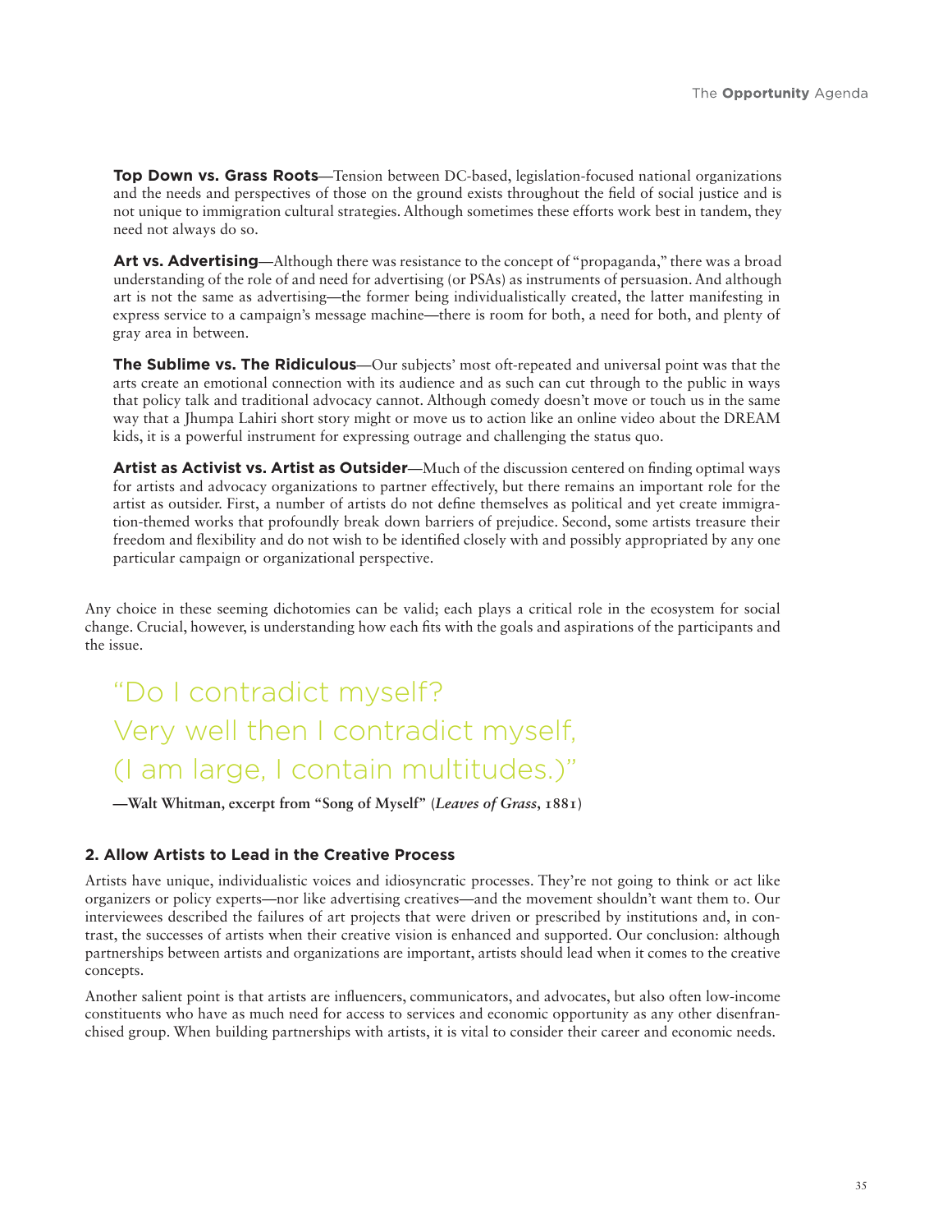**Top Down vs. Grass Roots**—Tension between DC-based, legislation-focused national organizations and the needs and perspectives of those on the ground exists throughout the field of social justice and is not unique to immigration cultural strategies. Although sometimes these efforts work best in tandem, they need not always do so.

**Art vs. Advertising**—Although there was resistance to the concept of "propaganda," there was a broad understanding of the role of and need for advertising (or PSAs) as instruments of persuasion. And although art is not the same as advertising—the former being individualistically created, the latter manifesting in express service to a campaign's message machine—there is room for both, a need for both, and plenty of gray area in between.

**The Sublime vs. The Ridiculous**—Our subjects' most oft-repeated and universal point was that the arts create an emotional connection with its audience and as such can cut through to the public in ways that policy talk and traditional advocacy cannot. Although comedy doesn't move or touch us in the same way that a Jhumpa Lahiri short story might or move us to action like an online video about the DREAM kids, it is a powerful instrument for expressing outrage and challenging the status quo.

**Artist as Activist vs. Artist as Outsider**—Much of the discussion centered on finding optimal ways for artists and advocacy organizations to partner effectively, but there remains an important role for the artist as outsider. First, a number of artists do not define themselves as political and yet create immigration-themed works that profoundly break down barriers of prejudice. Second, some artists treasure their freedom and flexibility and do not wish to be identified closely with and possibly appropriated by any one particular campaign or organizational perspective.

Any choice in these seeming dichotomies can be valid; each plays a critical role in the ecosystem for social change. Crucial, however, is understanding how each fits with the goals and aspirations of the participants and the issue.

> "Do I contradict myself?
> Very well then I contradict myself,
> (I am large, I contain multitudes.)"
>
> **—Walt Whitman, excerpt from "Song of Myself" (*Leaves of Grass*, 1881)**

### 2. Allow Artists to Lead in the Creative Process

Artists have unique, individualistic voices and idiosyncratic processes. They're not going to think or act like organizers or policy experts—nor like advertising creatives—and the movement shouldn't want them to. Our interviewees described the failures of art projects that were driven or prescribed by institutions and, in contrast, the successes of artists when their creative vision is enhanced and supported. Our conclusion: although partnerships between artists and organizations are important, artists should lead when it comes to the creative concepts.

Another salient point is that artists are influencers, communicators, and advocates, but also often low-income constituents who have as much need for access to services and economic opportunity as any other disenfranchised group. When building partnerships with artists, it is vital to consider their career and economic needs.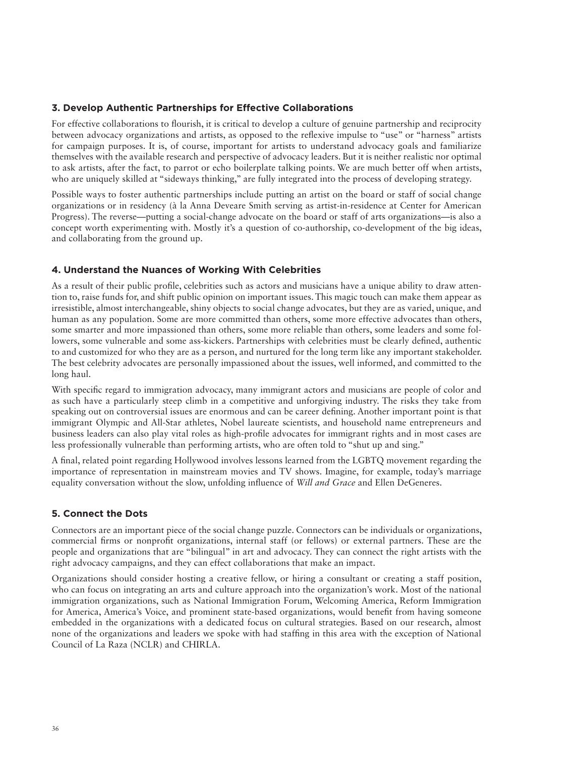### 3. Develop Authentic Partnerships for Effective Collaborations

For effective collaborations to flourish, it is critical to develop a culture of genuine partnership and reciprocity between advocacy organizations and artists, as opposed to the reflexive impulse to "use" or "harness" artists for campaign purposes. It is, of course, important for artists to understand advocacy goals and familiarize themselves with the available research and perspective of advocacy leaders. But it is neither realistic nor optimal to ask artists, after the fact, to parrot or echo boilerplate talking points. We are much better off when artists, who are uniquely skilled at "sideways thinking," are fully integrated into the process of developing strategy.

Possible ways to foster authentic partnerships include putting an artist on the board or staff of social change organizations or in residency (à la Anna Deveare Smith serving as artist-in-residence at Center for American Progress). The reverse—putting a social-change advocate on the board or staff of arts organizations—is also a concept worth experimenting with. Mostly it's a question of co-authorship, co-development of the big ideas, and collaborating from the ground up.

### 4. Understand the Nuances of Working With Celebrities

As a result of their public profile, celebrities such as actors and musicians have a unique ability to draw attention to, raise funds for, and shift public opinion on important issues. This magic touch can make them appear as irresistible, almost interchangeable, shiny objects to social change advocates, but they are as varied, unique, and human as any population. Some are more committed than others, some more effective advocates than others, some smarter and more impassioned than others, some more reliable than others, some leaders and some followers, some vulnerable and some ass-kickers. Partnerships with celebrities must be clearly defined, authentic to and customized for who they are as a person, and nurtured for the long term like any important stakeholder. The best celebrity advocates are personally impassioned about the issues, well informed, and committed to the long haul.

With specific regard to immigration advocacy, many immigrant actors and musicians are people of color and as such have a particularly steep climb in a competitive and unforgiving industry. The risks they take from speaking out on controversial issues are enormous and can be career defining. Another important point is that immigrant Olympic and All-Star athletes, Nobel laureate scientists, and household name entrepreneurs and business leaders can also play vital roles as high-profile advocates for immigrant rights and in most cases are less professionally vulnerable than performing artists, who are often told to "shut up and sing."

A final, related point regarding Hollywood involves lessons learned from the LGBTQ movement regarding the importance of representation in mainstream movies and TV shows. Imagine, for example, today's marriage equality conversation without the slow, unfolding influence of *Will and Grace* and Ellen DeGeneres.

### 5. Connect the Dots

Connectors are an important piece of the social change puzzle. Connectors can be individuals or organizations, commercial firms or nonprofit organizations, internal staff (or fellows) or external partners. These are the people and organizations that are "bilingual" in art and advocacy. They can connect the right artists with the right advocacy campaigns, and they can effect collaborations that make an impact.

Organizations should consider hosting a creative fellow, or hiring a consultant or creating a staff position, who can focus on integrating an arts and culture approach into the organization's work. Most of the national immigration organizations, such as National Immigration Forum, Welcoming America, Reform Immigration for America, America's Voice, and prominent state-based organizations, would benefit from having someone embedded in the organizations with a dedicated focus on cultural strategies. Based on our research, almost none of the organizations and leaders we spoke with had staffing in this area with the exception of National Council of La Raza (NCLR) and CHIRLA.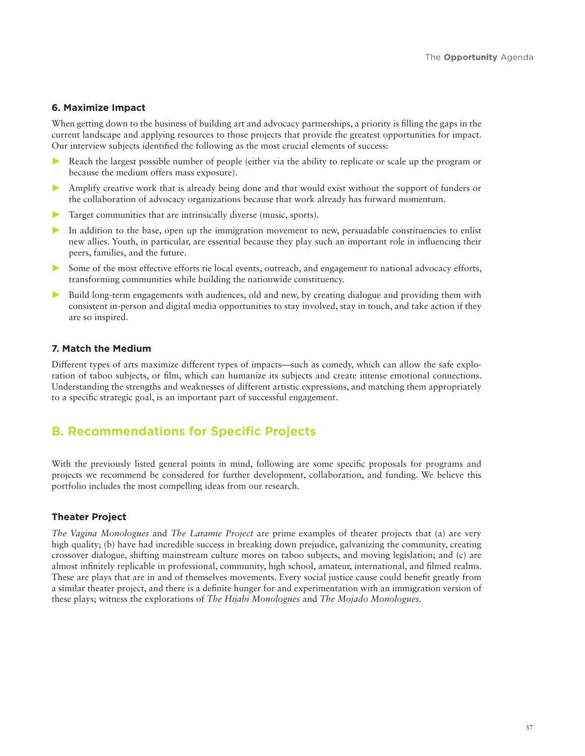### 6. Maximize Impact

When getting down to the business of building art and advocacy partnerships, a priority is filling the gaps in the current landscape and applying resources to those projects that provide the greatest opportunities for impact. Our interview subjects identified the following as the most crucial elements of success:

- Reach the largest possible number of people (either via the ability to replicate or scale up the program or because the medium offers mass exposure).
- Amplify creative work that is already being done and that would exist without the support of funders or the collaboration of advocacy organizations because that work already has forward momentum.
- Target communities that are intrinsically diverse (music, sports).
- In addition to the base, open up the immigration movement to new, persuadable constituencies to enlist new allies. Youth, in particular, are essential because they play such an important role in influencing their peers, families, and the future.
- Some of the most effective efforts tie local events, outreach, and engagement to national advocacy efforts, transforming communities while building the nationwide constituency.
- Build long-term engagements with audiences, old and new, by creating dialogue and providing them with consistent in-person and digital media opportunities to stay involved, stay in touch, and take action if they are so inspired.

### 7. Match the Medium

Different types of arts maximize different types of impacts—such as comedy, which can allow the safe exploration of taboo subjects, or film, which can humanize its subjects and create intense emotional connections. Understanding the strengths and weaknesses of different artistic expressions, and matching them appropriately to a specific strategic goal, is an important part of successful engagement.

## B. Recommendations for Specific Projects

With the previously listed general points in mind, following are some specific proposals for programs and projects we recommend be considered for further development, collaboration, and funding. We believe this portfolio includes the most compelling ideas from our research.

### Theater Project

*The Vagina Monologues* and *The Laramie Project* are prime examples of theater projects that (a) are very high quality; (b) have had incredible success in breaking down prejudice, galvanizing the community, creating crossover dialogue, shifting mainstream culture mores on taboo subjects, and moving legislation; and (c) are almost infinitely replicable in professional, community, high school, amateur, international, and filmed realms. These are plays that are in and of themselves movements. Every social justice cause could benefit greatly from a similar theater project, and there is a definite hunger for and experimentation with an immigration version of these plays; witness the explorations of *The Hijabi Monologues* and *The Mojado Monologues*.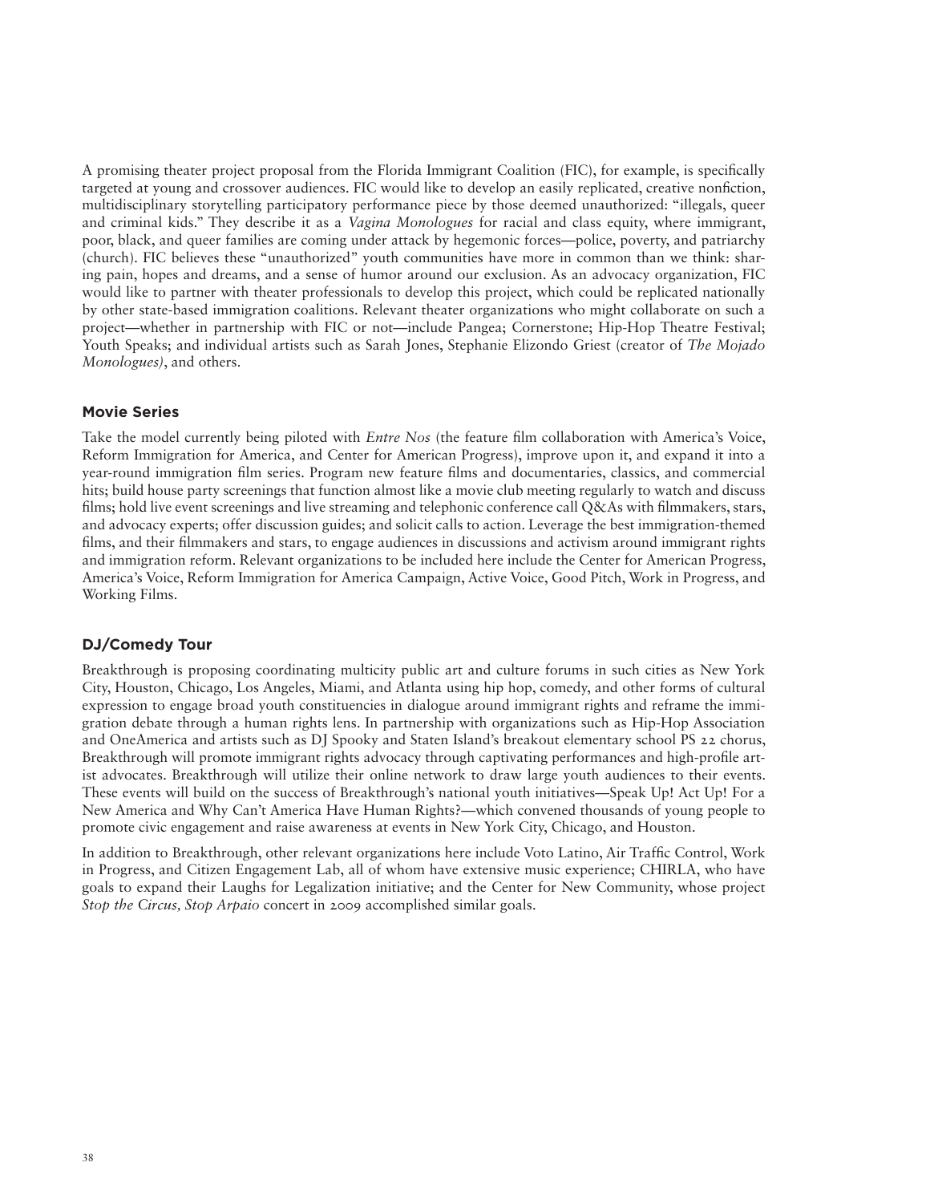A promising theater project proposal from the Florida Immigrant Coalition (FIC), for example, is specifically targeted at young and crossover audiences. FIC would like to develop an easily replicated, creative nonfiction, multidisciplinary storytelling participatory performance piece by those deemed unauthorized: "illegals, queer and criminal kids." They describe it as a *Vagina Monologues* for racial and class equity, where immigrant, poor, black, and queer families are coming under attack by hegemonic forces—police, poverty, and patriarchy (church). FIC believes these "unauthorized" youth communities have more in common than we think: sharing pain, hopes and dreams, and a sense of humor around our exclusion. As an advocacy organization, FIC would like to partner with theater professionals to develop this project, which could be replicated nationally by other state-based immigration coalitions. Relevant theater organizations who might collaborate on such a project—whether in partnership with FIC or not—include Pangea; Cornerstone; Hip-Hop Theatre Festival; Youth Speaks; and individual artists such as Sarah Jones, Stephanie Elizondo Griest (creator of *The Mojado Monologues)*, and others.

### Movie Series

Take the model currently being piloted with *Entre Nos* (the feature film collaboration with America's Voice, Reform Immigration for America, and Center for American Progress), improve upon it, and expand it into a year-round immigration film series. Program new feature films and documentaries, classics, and commercial hits; build house party screenings that function almost like a movie club meeting regularly to watch and discuss films; hold live event screenings and live streaming and telephonic conference call Q&As with filmmakers, stars, and advocacy experts; offer discussion guides; and solicit calls to action. Leverage the best immigration-themed films, and their filmmakers and stars, to engage audiences in discussions and activism around immigrant rights and immigration reform. Relevant organizations to be included here include the Center for American Progress, America's Voice, Reform Immigration for America Campaign, Active Voice, Good Pitch, Work in Progress, and Working Films.

### DJ/Comedy Tour

Breakthrough is proposing coordinating multicity public art and culture forums in such cities as New York City, Houston, Chicago, Los Angeles, Miami, and Atlanta using hip hop, comedy, and other forms of cultural expression to engage broad youth constituencies in dialogue around immigrant rights and reframe the immigration debate through a human rights lens. In partnership with organizations such as Hip-Hop Association and OneAmerica and artists such as DJ Spooky and Staten Island's breakout elementary school PS 22 chorus, Breakthrough will promote immigrant rights advocacy through captivating performances and high-profile artist advocates. Breakthrough will utilize their online network to draw large youth audiences to their events. These events will build on the success of Breakthrough's national youth initiatives—Speak Up! Act Up! For a New America and Why Can't America Have Human Rights?—which convened thousands of young people to promote civic engagement and raise awareness at events in New York City, Chicago, and Houston.

In addition to Breakthrough, other relevant organizations here include Voto Latino, Air Traffic Control, Work in Progress, and Citizen Engagement Lab, all of whom have extensive music experience; CHIRLA, who have goals to expand their Laughs for Legalization initiative; and the Center for New Community, whose project *Stop the Circus, Stop Arpaio* concert in 2009 accomplished similar goals.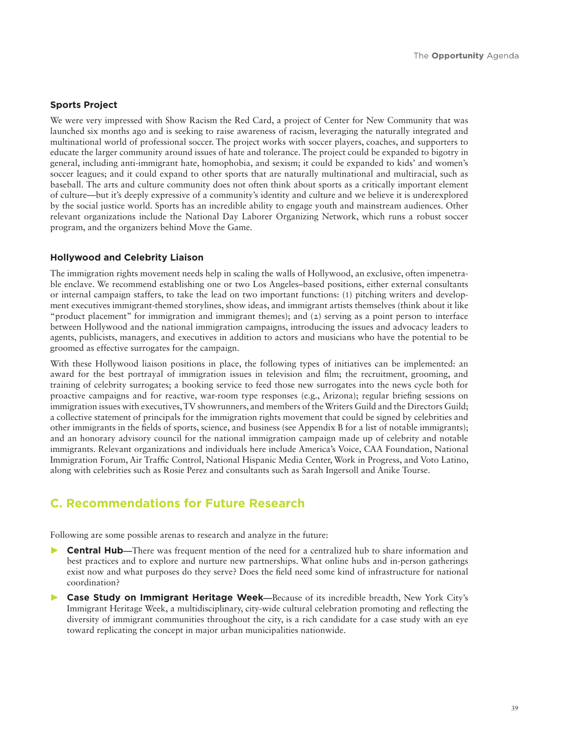### Sports Project

We were very impressed with Show Racism the Red Card, a project of Center for New Community that was launched six months ago and is seeking to raise awareness of racism, leveraging the naturally integrated and multinational world of professional soccer. The project works with soccer players, coaches, and supporters to educate the larger community around issues of hate and tolerance. The project could be expanded to bigotry in general, including anti-immigrant hate, homophobia, and sexism; it could be expanded to kids' and women's soccer leagues; and it could expand to other sports that are naturally multinational and multiracial, such as baseball. The arts and culture community does not often think about sports as a critically important element of culture—but it's deeply expressive of a community's identity and culture and we believe it is underexplored by the social justice world. Sports has an incredible ability to engage youth and mainstream audiences. Other relevant organizations include the National Day Laborer Organizing Network, which runs a robust soccer program, and the organizers behind Move the Game.

### Hollywood and Celebrity Liaison

The immigration rights movement needs help in scaling the walls of Hollywood, an exclusive, often impenetrable enclave. We recommend establishing one or two Los Angeles–based positions, either external consultants or internal campaign staffers, to take the lead on two important functions: (1) pitching writers and development executives immigrant-themed storylines, show ideas, and immigrant artists themselves (think about it like "product placement" for immigration and immigrant themes); and (2) serving as a point person to interface between Hollywood and the national immigration campaigns, introducing the issues and advocacy leaders to agents, publicists, managers, and executives in addition to actors and musicians who have the potential to be groomed as effective surrogates for the campaign.

With these Hollywood liaison positions in place, the following types of initiatives can be implemented: an award for the best portrayal of immigration issues in television and film; the recruitment, grooming, and training of celebrity surrogates; a booking service to feed those new surrogates into the news cycle both for proactive campaigns and for reactive, war-room type responses (e.g., Arizona); regular briefing sessions on immigration issues with executives, TV showrunners, and members of the Writers Guild and the Directors Guild; a collective statement of principals for the immigration rights movement that could be signed by celebrities and other immigrants in the fields of sports, science, and business (see Appendix B for a list of notable immigrants); and an honorary advisory council for the national immigration campaign made up of celebrity and notable immigrants. Relevant organizations and individuals here include America's Voice, CAA Foundation, National Immigration Forum, Air Traffic Control, National Hispanic Media Center, Work in Progress, and Voto Latino, along with celebrities such as Rosie Perez and consultants such as Sarah Ingersoll and Anike Tourse.

## C. Recommendations for Future Research

Following are some possible arenas to research and analyze in the future:

- **Central Hub**—There was frequent mention of the need for a centralized hub to share information and best practices and to explore and nurture new partnerships. What online hubs and in-person gatherings exist now and what purposes do they serve? Does the field need some kind of infrastructure for national coordination?
- **Case Study on Immigrant Heritage Week**—Because of its incredible breadth, New York City's Immigrant Heritage Week, a multidisciplinary, city-wide cultural celebration promoting and reflecting the diversity of immigrant communities throughout the city, is a rich candidate for a case study with an eye toward replicating the concept in major urban municipalities nationwide.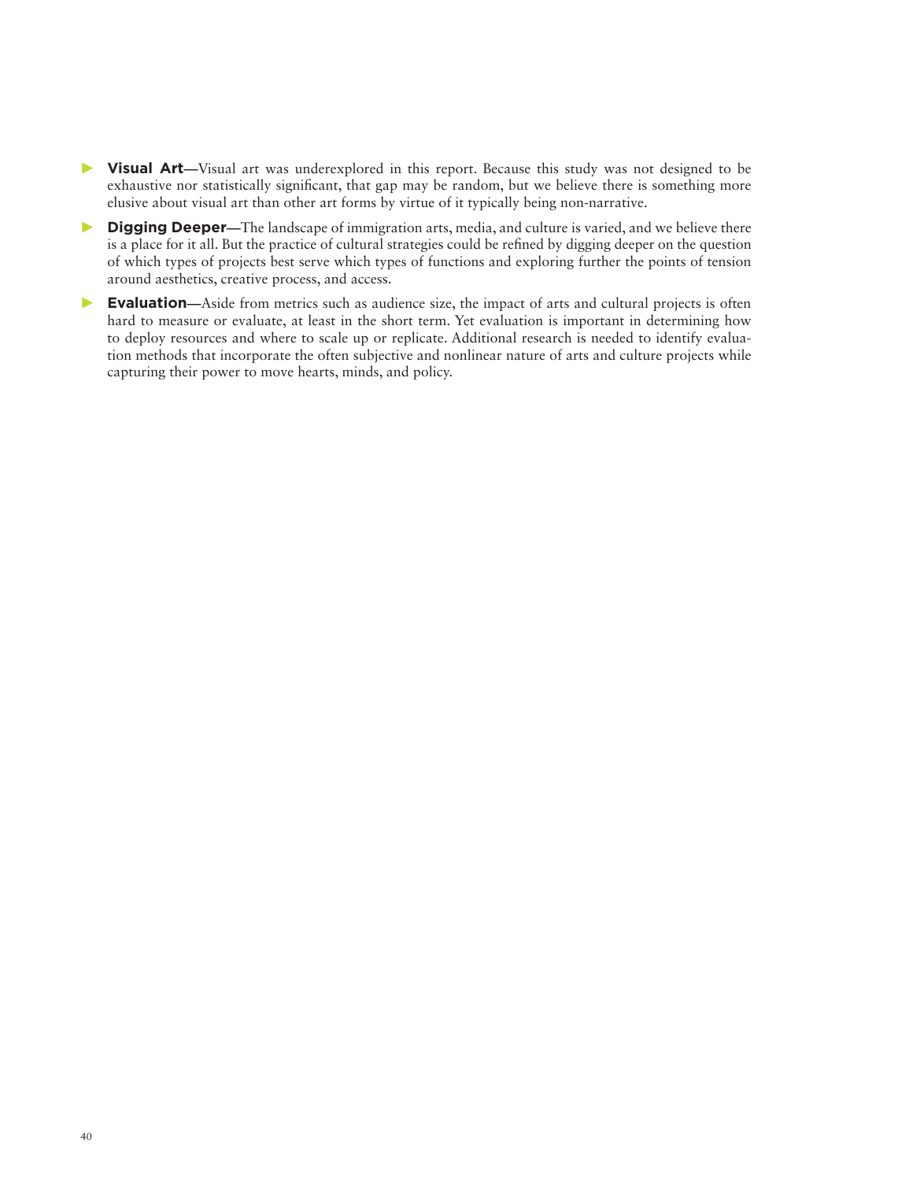- **Visual Art**—Visual art was underexplored in this report. Because this study was not designed to be exhaustive nor statistically significant, that gap may be random, but we believe there is something more elusive about visual art than other art forms by virtue of it typically being non-narrative.
- **Digging Deeper**—The landscape of immigration arts, media, and culture is varied, and we believe there is a place for it all. But the practice of cultural strategies could be refined by digging deeper on the question of which types of projects best serve which types of functions and exploring further the points of tension around aesthetics, creative process, and access.
- **Evaluation**—Aside from metrics such as audience size, the impact of arts and cultural projects is often hard to measure or evaluate, at least in the short term. Yet evaluation is important in determining how to deploy resources and where to scale up or replicate. Additional research is needed to identify evaluation methods that incorporate the often subjective and nonlinear nature of arts and culture projects while capturing their power to move hearts, minds, and policy.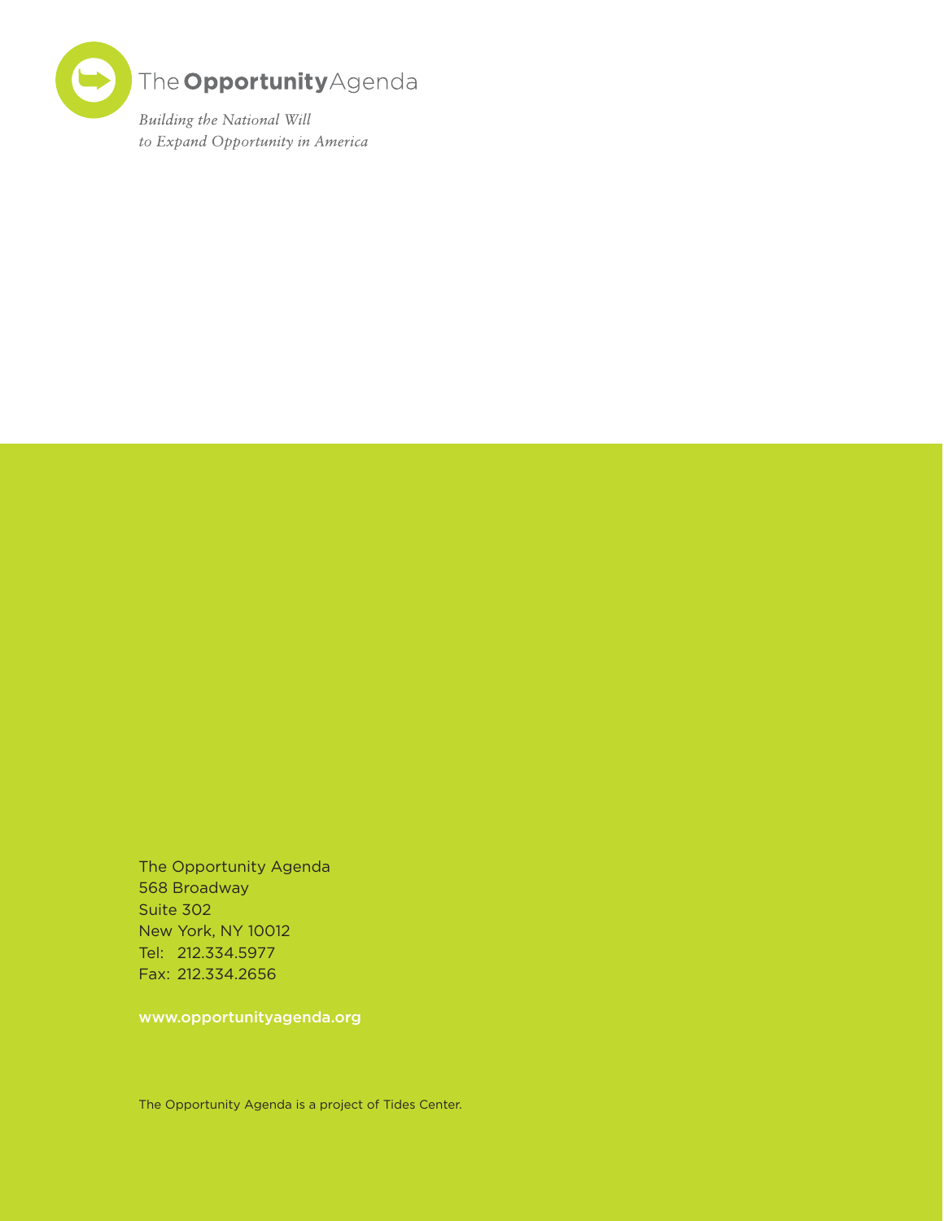The Opportunity Agenda

*Building the National Will*
*to Expand Opportunity in America*

The Opportunity Agenda
568 Broadway
Suite 302
New York, NY 10012
Tel: 212.334.5977
Fax: 212.334.2656

www.opportunityagenda.org

The Opportunity Agenda is a project of Tides Center.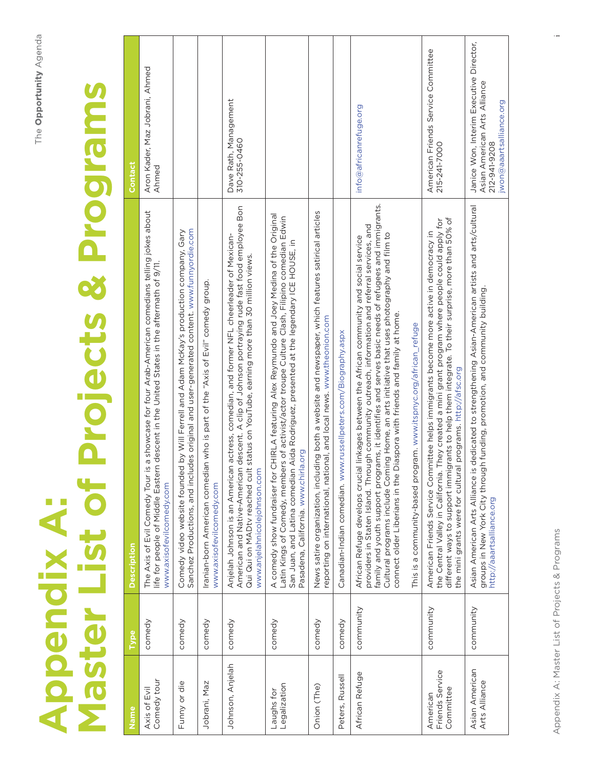# Appendix A: Master List of Projects & Programs

| Name | Type | Description | Contact |
|---|---|---|---|
| Axis of Evil Comedy tour | comedy | The Axis of Evil Comedy Tour is a showcase for four Arab-American comedians telling jokes about life for people of Middle Eastern descent in the United States in the aftermath of 9/11. www.axisofevilcomedy.com | Aron Kader, Maz Jobrani, Ahmed Ahmed |
| Funny or die | comedy | Comedy video website founded by Will Ferrell and Adam McKay's production company, Gary Sanchez Productions, and includes original and user-generated content. www.funnyordie.com | |
| Jobrani, Maz | comedy | Iranian-born American comedian who is part of the "Axis of Evil" comedy group. www.axisofevilcomedy.com | |
| Johnson, Anjelah | comedy | Anjelah Johnson is an American actress, comedian, and former NFL cheerleader of Mexican-American and Native-American descent. A clip of Johnson portraying rude fast food employee Bon Qui Qui on MADtv reached cult status on YouTube, earning more than 30 million views. www.anjelahnicolejohnson.com | Dave Rath, Management 310-255-0460 |
| Laughs for Legalization | comedy | A comedy show fundraiser for CHIRLA featuring Alex Reymundo and Joey Medina of the Original Latin Kings of Comedy, members of activist/actor troupe Culture Clash, Filipino comedian Edwin San Juan, and Latina comedian Aida Rodriguez, presented at the legendary ICE HOUSE, in Pasadena, California. www.chirla.org | |
| Onion (The) | comedy | News satire organization, including both a website and newspaper, which features satirical articles reporting on international, national, and local news. www.theonion.com | |
| Peters, Russell | comedy | Canadian-Indian comedian. www.russellpeters.com/Biography.aspx | |
| African Refuge | community | African Refuge develops crucial linkages between the African community and social service providers in Staten Island. Through community outreach, information and referral services, and family and youth support programs, it identifies and serves basic needs of refugees and immigrants. Cultural programs include Coming Home, an arts initiative that uses photography and film to connect older Liberians in the Diaspora with friends and family at home.<br><br>This is a community-based program. www.itspnyc.org/african_refuge | info@africanrefuge.org |
| American Friends Service Committee | community | American Friends Service Committee helps immigrants become more active in democracy in the Central Valley in California. They created a mini grant program where people could apply for different ways to support immigrants to help them integrate. To their surprise, more than 50% of the mini grants were for cultural programs. http://afsc.org | American Friends Service Committee 215-241-7000 |
| Asian American Arts Alliance | community | Asian American Arts Alliance is dedicated to strengthening Asian-American artists and arts/cultural groups in New York City through funding, promotion, and community building. http://aaartsalliance.org | Janice Won, Interim Executive Director, Asian American Arts Alliance 212-941-9208 jwon@aaartsalliance.org |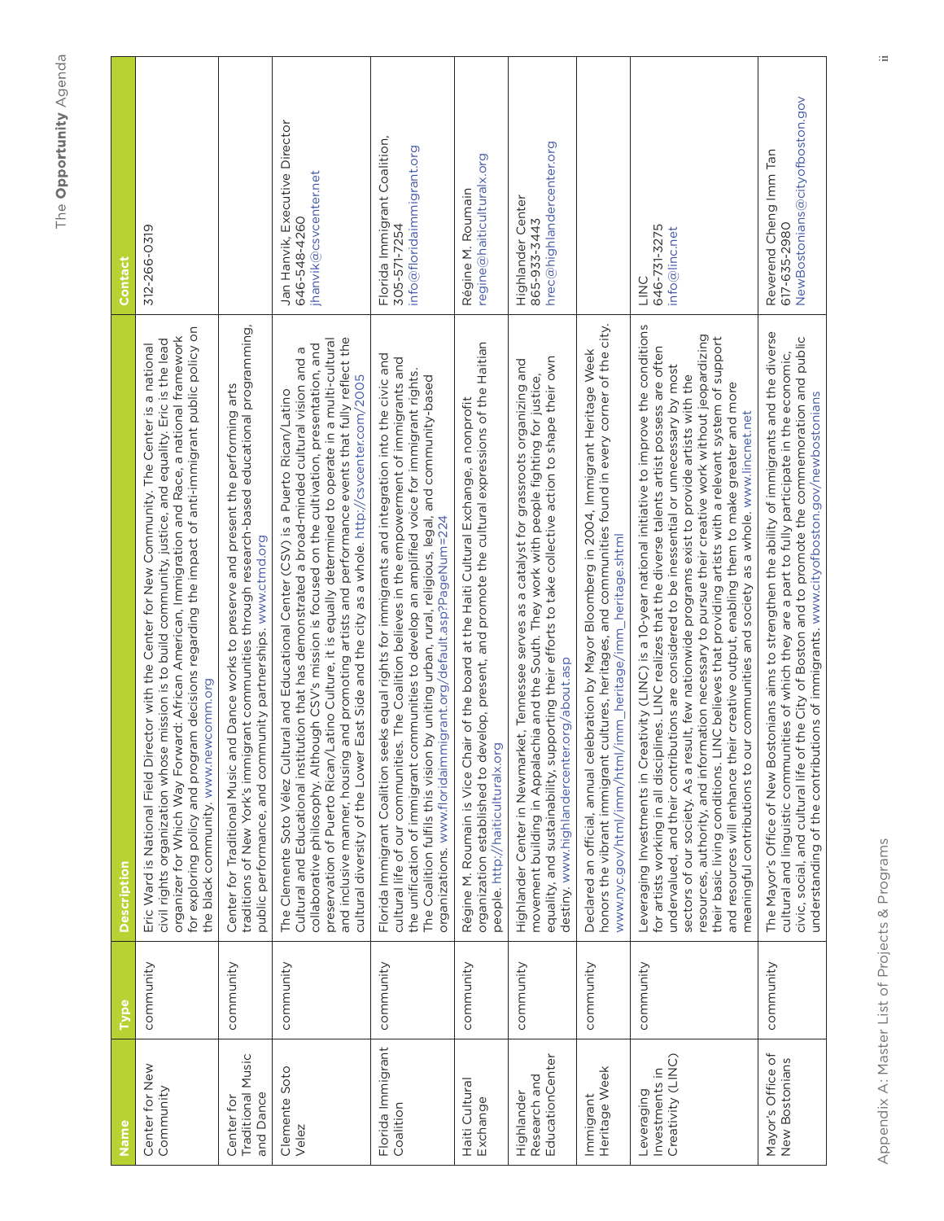| Name | Type | Description | Contact |
|---|---|---|---|
| Center for New Community | community | Eric Ward is National Field Director with the Center for New Community. The Center is a national civil rights organization whose mission is to build community, justice, and equality. Eric is the lead organizer for Which Way Forward: African American, Immigration and Race, a national framework for exploring policy and program decisions regarding the impact of anti-immigrant public policy on the black community. www.newcomm.org | 312-266-0319 |
| Center for Traditional Music and Dance | community | Center for Traditional Music and Dance works to preserve and present the performing arts traditions of New York's immigrant communities through research-based educational programming, public performance, and community partnerships. www.ctmd.org | |
| Clemente Soto Velez | community | The Clemente Soto Vélez Cultural and Educational Center (CSV) is a Puerto Rican/Latino Cultural and Educational institution that has demonstrated a broad-minded cultural vision and a collaborative philosophy. Although CSV's mission is focused on the cultivation, presentation, and preservation of Puerto Rican/Latino Culture, it is equally determined to operate in a multi-cultural and inclusive manner, housing and promoting artists and performance events that fully reflect the cultural diversity of the Lower East Side and the city as a whole. http://csvcenter.com/2005 | Jan Hanvik, Executive Director<br>646-548-4260<br>jhanvik@csvcenter.net |
| Florida Immigrant Coalition | community | Florida Immigrant Coalition seeks equal rights for immigrants and integration into the civic and cultural life of our communities. The Coalition believes in the empowerment of immigrants and the unification of immigrant communities to develop an amplified voice for immigrant rights. The Coalition fulfils this vision by uniting urban, rural, religious, legal, and community-based organizations. www.floridaimmigrant.org/default.asp?PageNum=224 | Florida Immigrant Coalition,<br>305-571-7254<br>info@floridaimmigrant.org |
| Haiti Cultural Exchange | community | Régine M. Roumain is Vice Chair of the board at the Haiti Cultural Exchange, a nonprofit organization established to develop, present, and promote the cultural expressions of the Haitian people. http://haiticulturalx.org | Régine M. Roumain<br>regine@haiticulturalx.org |
| Highlander Research and EducationCenter | community | Highlander Center in Newmarket, Tennessee serves as a catalyst for grassroots organizing and movement building in Appalachia and the South. They work with people fighting for justice, equality, and sustainability, supporting their efforts to take collective action to shape their own destiny. www.highlandercenter.org/about.asp | Highlander Center<br>865-933-3443<br>hrec@highlandercenter.org |
| Immigrant Heritage Week | community | Declared an official, annual celebration by Mayor Bloomberg in 2004, Immigrant Heritage Week honors the vibrant immigrant cultures, heritages, and communities found in every corner of the city. www.nyc.gov/html/imm/html/imm_heritage/imm_heritage.shtml | |
| Leveraging Investments in Creativity (LINC) | community | Leveraging Investments in Creativity (LINC) is a 10-year national initiative to improve the conditions for artists working in all disciplines. LINC realizes that the diverse talents artist possess are often undervalued, and their contributions are considered to be inessential or unnecessary by most sectors of our society. As a result, few nationwide programs exist to provide artists with the resources, authority, and information necessary to pursue their creative work without jeopardizing their basic living conditions. LINC believes that providing artists with a relevant system of support and resources will enhance their creative output, enabling them to make greater and more meaningful contributions to our communities and society as a whole. www.lincnet.net | LINC<br>646-731-3275<br>info@linc.net |
| Mayor's Office of New Bostonians | community | The Mayor's Office of New Bostonians aims to strengthen the ability of immigrants and the diverse cultural and linguistic communities of which they are a part to fully participate in the economic, civic, social, and cultural life of the City of Boston and to promote the commemoration and public understanding of the contributions of immigrants. www.cityofboston.gov/newbostonians | Reverend Cheng Imm Tan<br>617-635-2980<br>NewBostonians@cityofboston.gov |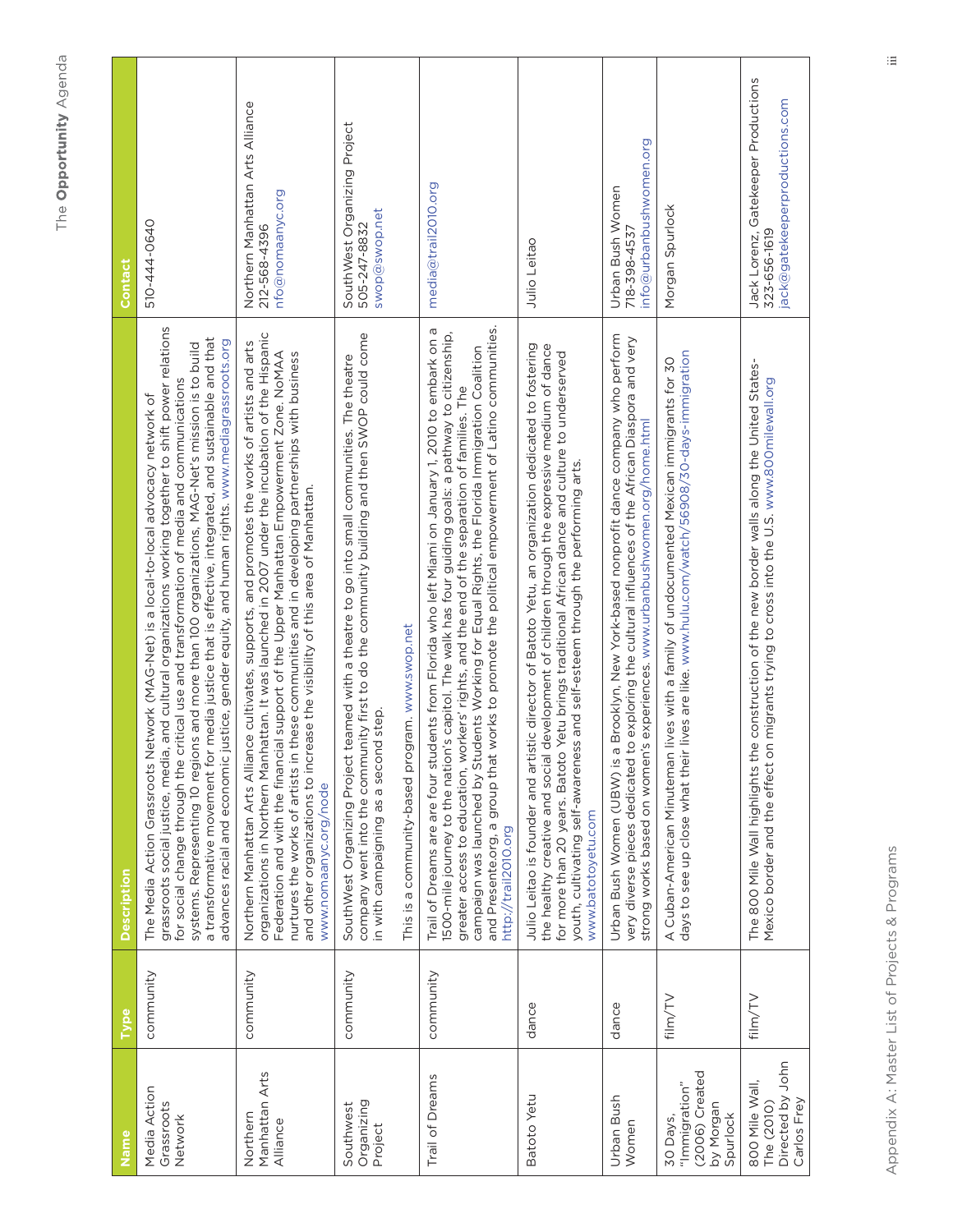| Name | Type | Description | Contact |
| --- | --- | --- | --- |
| Media Action Grassroots Network | community | The Media Action Grassroots Network (MAG-Net) is a local-to-local advocacy network of grassroots social justice, media, and cultural organizations working together to shift power relations for social change through the critical use and transformation of media and communications systems. Representing 10 regions and more than 100 organizations, MAG-Net's mission is to build a transformative movement for media justice that is effective, integrated, and sustainable and that advances racial and economic justice, gender equity, and human rights. www.mediagrassroots.org | 510-444-0640 |
| Northern Manhattan Arts Alliance | community | Northern Manhattan Arts Alliance cultivates, supports, and promotes the works of artists and arts organizations in Northern Manhattan. It was launched in 2007 under the incubation of the Hispanic Federation and with the financial support of the Upper Manhattan Empowerment Zone. NoMAA nurtures the works of artists in these communities and in developing partnerships with business and other organizations to increase the visibility of this area of Manhattan. www.nomaanyc.org/node | Northern Manhattan Arts Alliance<br>212-568-4396<br>nfo@nomaanyc.org |
| Southwest Organizing Project | community | SouthWest Organizing Project teamed with a theatre to go into small communities. The theatre company went into the community first to do the community building and then SWOP could come in with campaigning as a second step.<br><br>This is a community-based program. www.swop.net | SouthWest Organizing Project<br>505-247-8832<br>swop@swop.net |
| Trail of Dreams | community | Trail of Dreams are are four students from Florida who left Miami on January 1, 2010 to embark on a 1500-mile journey to the nation's capitol. The walk has four guiding goals: a pathway to citizenship, greater access to education, workers' rights, and the end of the separation of families. The campaign was launched by Students Working for Equal Rights, the Florida Immigration Coalition and Presente.org, a group that works to promote the political empowerment of Latino communities. http://trail2010.org | media@trail2010.org |
| Batoto Yetu | dance | Julio Leitao is founder and artistic director of Batoto Yetu, an organization dedicated to fostering the healthy creative and social development of children through the expressive medium of dance for more than 20 years. Batoto Yetu brings traditional African dance and culture to underserved youth, cultivating self-awareness and self-esteem through the performing arts. www.batotoyetu.com | Julio Leitao |
| Urban Bush Women | dance | Urban Bush Women (UBW) is a Brooklyn, New York-based nonprofit dance company who perform very diverse pieces dedicated to exploring the cultural influences of the African Diaspora and very strong works based on women's experiences. www.urbanbushwomen.org/home.html | Urban Bush Women<br>718-398-4537<br>info@urbanbushwomen.org |
| 30 Days, "Immigration" (2006) Created by Morgan Spurlock | film/TV | A Cuban-American Minuteman lives with a family of undocumented Mexican immigrants for 30 days to see up close what their lives are like. www.hulu.com/watch/56908/30-days-immigration | Morgan Spurlock |
| 800 Mile Wall, The (2010) Directed by John Carlos Frey | film/TV | The 800 Mile Wall highlights the construction of the new border walls along the United States-Mexico border and the effect on migrants trying to cross into the U.S. www.800milewall.org | Jack Lorenz, Gatekeeper Productions<br>323-656-1619<br>jack@gatekeeperproductions.com |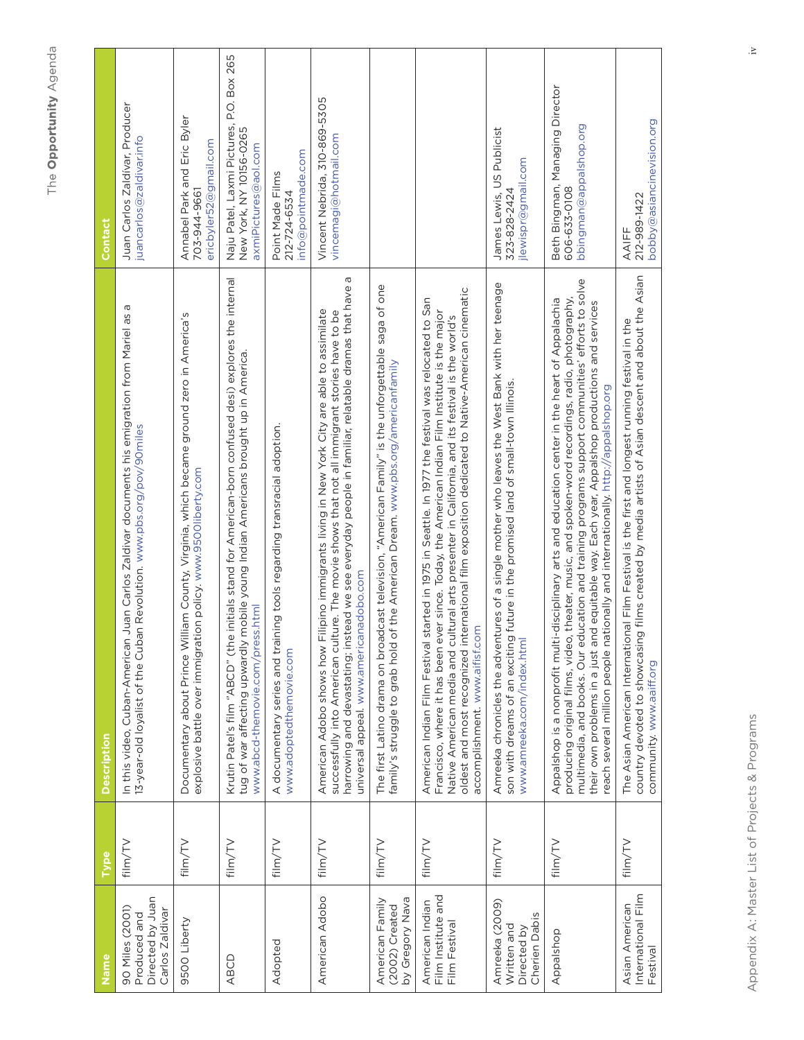| Name | Type | Description | Contact |
|---|---|---|---|
| 90 Miles (2001) Produced and Directed by Juan Carlos Zaldivar | film/TV | In this video, Cuban-American Juan Carlos Zaldivar documents his emigration from Mariel as a 13-year-old loyalist of the Cuban Revolution. www.pbs.org/pov/90miles | Juan Carlos Zaldívar, Producer juancarlos@zaldivar.info |
| 9500 Liberty | film/TV | Documentary about Prince William County, Virginia, which became ground zero in America's explosive battle over immigration policy. www.9500liberty.com | Annabel Park and Eric Byler 703-944-9661 ericbyler52@gmail.com |
| ABCD | film/TV | Krutin Patel's film "ABCD" (the initials stand for American-born confused desi) explores the internal tug of war affecting upwardly mobile young Indian Americans brought up in America. www.abcd-themovie.com/press.html | Naju Patel, Laxmi Pictures, P.O. Box 265 New York, NY 10156-0265 axmiPictures@aol.com |
| Adopted | film/TV | A documentary series and training tools regarding transracial adoption. www.adoptedthemovie.com | Point Made Films 212-724-6534 info@pointmade.com |
| American Adobo | film/TV | American Adobo shows how Filipino immigrants living in New York City are able to assimilate successfully into American culture. The movie shows that not all immigrant stories have to be harrowing and devastating; instead we see everyday people in familiar, relatable dramas that have a universal appeal. www.americanadobo.com | Vincent Nebrida, 310-869-5305 vincemagi@hotmail.com |
| American Family (2002) Created by Gregory Nava | film/TV | The first Latino drama on broadcast television, "American Family" is the unforgettable saga of one family's struggle to grab hold of the American Dream. www.pbs.org/americanfamily | |
| American Indian Film Institute and Film Festival | film/TV | American Indian Film Festival started in 1975 in Seattle. In 1977 the festival was relocated to San Francisco, where it has been ever since. Today, the American Indian Film Institute is the major Native American media and cultural arts presenter in California, and its festival is the world's oldest and most recognized international film exposition dedicated to Native-American cinematic accomplishment. www.aifisf.com | |
| Amreeka (2009) Written and Directed by Cherien Dabis | film/TV | Amreeka chronicles the adventures of a single mother who leaves the West Bank with her teenage son with dreams of an exciting future in the promised land of small-town Illinois. www.amreeka.com/index.html | James Lewis, US Publicist 323-828-2424 jlewispr@gmail.com |
| Appalshop | film/TV | Appalshop is a nonprofit multi-disciplinary arts and education center in the heart of Appalachia producing original films, video, theater, music, and spoken-word recordings, radio, photography, multimedia, and books. Our education and training programs support communities' efforts to solve their own problems in a just and equitable way. Each year, Appalshop productions and services reach several million people nationally and internationally. http://appalshop.org | Beth Bingman, Managing Director 606-633-0108 bbingman@appalshop.org |
| Asian American International Film Festival | film/TV | The Asian American International Film Festival is the first and longest running festival in the country devoted to showcasing films created by media artists of Asian descent and about the Asian community. www.aaiff.org | AAIFF 212-989-1422 bobby@asiancinevision.org |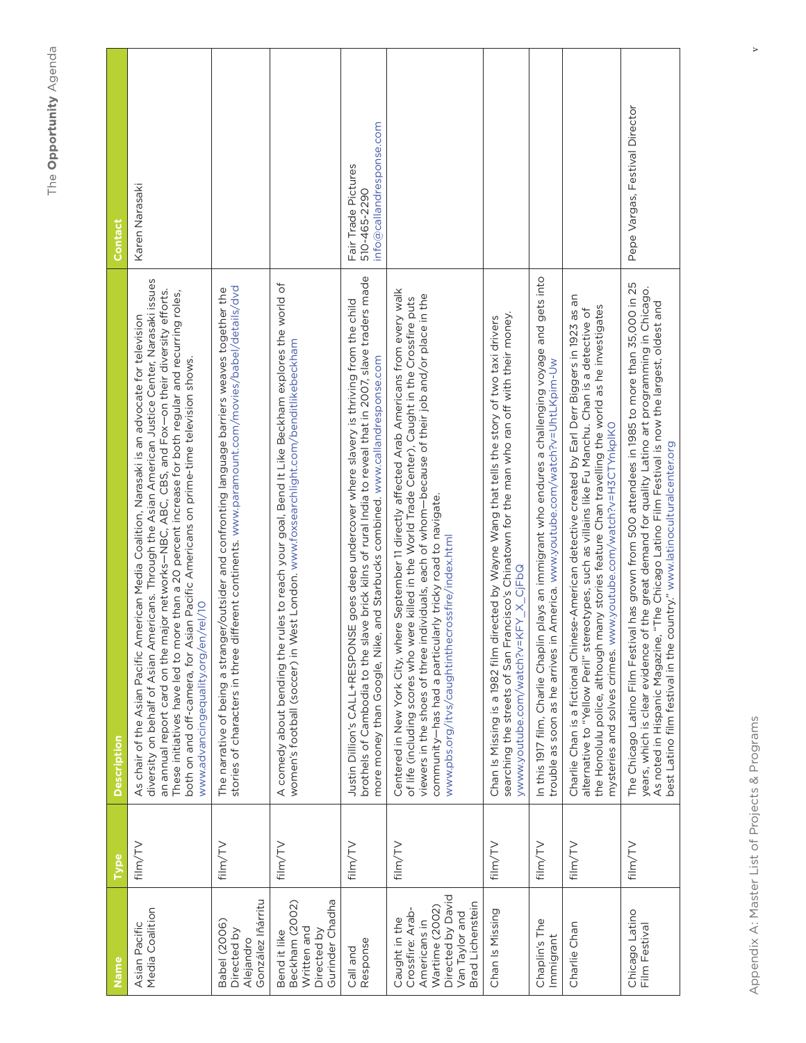| Name | Type | Description | Contact |
| --- | --- | --- | --- |
| Asian Pacific Media Coalition | film/TV | As chair of the Asian Pacific American Media Coalition, Narasaki is an advocate for television diversity on behalf of Asian Americans. Through the Asian American Justice Center, Narasaki issues an annual report card on the major networks—NBC, ABC, CBS, and Fox—on their diversity efforts. These initiatives have led to more than a 20 percent increase for both regular and recurring roles, both on and off-camera, for Asian Pacific Americans on prime-time television shows. www.advancingequality.org/en/rel/10 | Karen Narasaki |
| Babel (2006) Directed by Alejandro González Iñárritu | film/TV | The narrative of being a stranger/outsider and confronting language barriers weaves together the stories of characters in three different continents. www.paramount.com/movies/babel/details/dvd | |
| Bend it like Beckham (2002) Written and Directed by Gurinder Chadha | film/TV | A comedy about bending the rules to reach your goal, Bend It Like Beckham explores the world of women's football (soccer) in West London. www.foxsearchlight.com/benditlikebeckham | |
| Call and Response | film/TV | Justin Dillion's CALL+RESPONSE goes deep undercover where slavery is thriving from the child brothels of Cambodia to the slave brick kilns of rural India to reveal that in 2007, slave traders made more money than Google, Nike, and Starbucks combined. www.callandresponse.com | Fair Trade Pictures 510-465-2290 info@callandresponse.com |
| Caught in the Crossfire: Arab-Americans in Wartime (2002) Directed by David Van Taylor and Brad Lichenstein | film/TV | Centered in New York City, where September 11 directly affected Arab Americans from every walk of life (including scores who were killed in the World Trade Center), Caught in the Crossfire puts viewers in the shoes of three individuals, each of whom—because of their job and/or place in the community—has had a particularly tricky road to navigate. www.pbs.org/itvs/caughtinthecrossfire/index.html | |
| Chan Is Missing | film/TV | Chan Is Missing is a 1982 film directed by Wayne Wang that tells the story of two taxi drivers searching the streets of San Francisco's Chinatown for the man who ran off with their money. www.youtube.com/watch?v=KFY_X_CjFbQ | |
| Chaplin's The Immigrant | film/TV | In this 1917 film, Charlie Chaplin plays an immigrant who endures a challenging voyage and gets into trouble as soon as he arrives in America. www.youtube.com/watch?v=UhtLKpim-Uw | |
| Charlie Chan | film/TV | Charlie Chan is a fictional Chinese-American detective created by Earl Derr Biggers in 1923 as an alternative to "Yellow Peril" stereotypes, such as villains like Fu Manchu. Chan is a detective of the Honolulu police, although many stories feature Chan travelling the world as he investigates mysteries and solves crimes. www.youtube.com/watch?v=H3CTYnkplKO | |
| Chicago Latino Film Festival | film/TV | The Chicago Latino Film Festival has grown from 500 attendees in 1985 to more than 35,000 in 25 years, which is clear evidence of the great demand for quality Latino art programming in Chicago. As noted in Hispanic Magazine, "The Chicago Latino Film Festival is now the largest, oldest and best Latino film festival in the country." www.latinoculturalcenter.org | Pepe Vargas, Festival Director |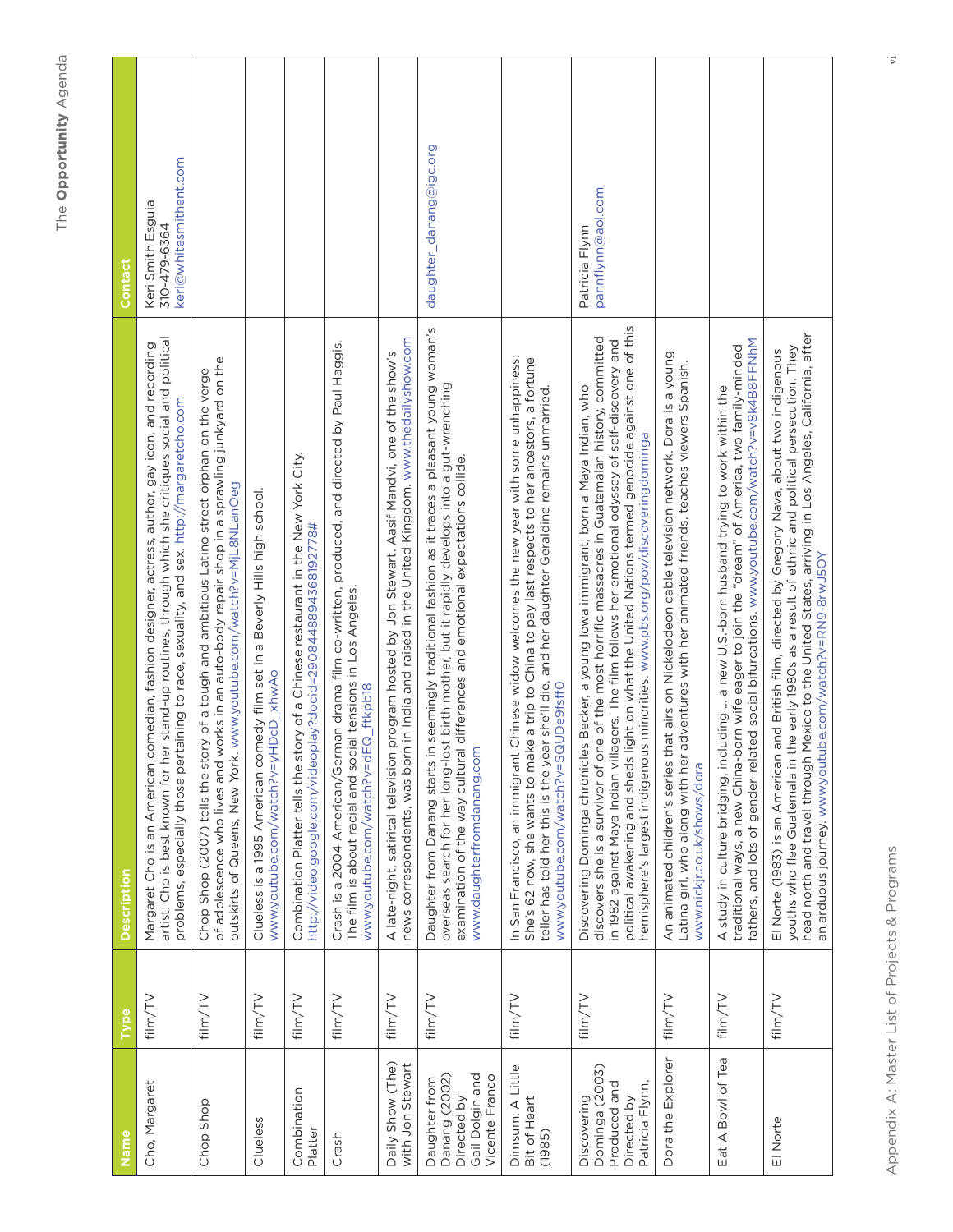| Name | Type | Description | Contact |
|---|---|---|---|
| Cho, Margaret | film/TV | Margaret Cho is an American comedian, fashion designer, actress, author, gay icon, and recording artist. Cho is best known for her stand-up routines, through which she critiques social and political problems, especially those pertaining to race, sexuality, and sex. http://margaretcho.com | Keri Smith Esguia 310-479-6364 keri@whitesmithent.com |
| Chop Shop | film/TV | Chop Shop (2007) tells the story of a tough and ambitious Latino street orphan on the verge of adolescence who lives and works in an auto-body repair shop in a sprawling junkyard on the outskirts of Queens, New York. www.youtube.com/watch?v=MjL8NLanOeg | |
| Clueless | film/TV | Clueless is a 1995 American comedy film set in a Beverly Hills high school. www.youtube.com/watch?v=yHDcD_xhwAo | |
| Combination Platter | film/TV | Combination Platter tells the story of a Chinese restaurant in the New York City. http://video.google.com/videoplay?docid=2908448894368192778# | |
| Crash | film/TV | Crash is a 2004 American/German drama film co-written, produced, and directed by Paul Haggis. The film is about racial and social tensions in Los Angeles. www.youtube.com/watch?v=dEQ_ftkpb18 | |
| Daily Show (The) with Jon Stewart | film/TV | A late-night, satirical television program hosted by Jon Stewart. Aasif Mandvi, one of the show's news correspondents, was born in India and raised in the United Kingdom. www.thedailyshow.com | |
| Daughter from Danang (2002) Directed by Gail Dolgin and Vicente Franco | film/TV | Daughter from Danang starts in seemingly traditional fashion as it traces a pleasant young woman's overseas search for her long-lost birth mother, but it rapidly develops into a gut-wrenching examination of the way cultural differences and emotional expectations collide. www.daughterfromdanang.com | daughter_danang@igc.org |
| Dimsum: A Little Bit of Heart (1985) | film/TV | In San Francisco, an immigrant Chinese widow welcomes the new year with some unhappiness: She's 62 now, she wants to make a trip to China to pay last respects to her ancestors, a fortune teller has told her this is the year she'll die, and her daughter Geraldine remains unmarried. www.youtube.com/watch?v=SQUDe9fsff0 | |
| Discovering Dominga (2003) Produced and Directed by Patricia Flynn, | film/TV | Discovering Dominga chronicles Becker, a young Iowa immigrant, born a Maya Indian, who discovers she is a survivor of one of the most horrific massacres in Guatemalan history, committed in 1982 against Maya Indian villagers. The film follows her emotional odyssey of self-discovery and political awakening and sheds light on what the United Nations termed genocide against one of this hemisphere's largest indigenous minorities. www.pbs.org/pov/discoveringdominga | Patricia Flynn pannflynn@aol.com |
| Dora the Explorer | film/TV | An animated children's series that airs on Nickelodeon cable television network. Dora is a young Latina girl, who along with her adventures with her animated friends, teaches viewers Spanish. www.nickjr.co.uk/shows/dora | |
| Eat A Bowl of Tea | film/TV | A study in culture bridging, including ... a new U.S.-born husband trying to work within the traditional ways, a new China-born wife eager to join the "dream" of America, two family-minded fathers, and lots of gender-related social bifurcations. www.youtube.com/watch?v=v8k4B8FFNhM | |
| El Norte | film/TV | El Norte (1983) is an American and British film, directed by Gregory Nava, about two indigenous youths who flee Guatemala in the early 1980s as a result of ethnic and political persecution. They head north and travel through Mexico to the United States, arriving in Los Angeles, California, after an arduous journey. www.youtube.com/watch?v=RN9-8rwJ5OY | |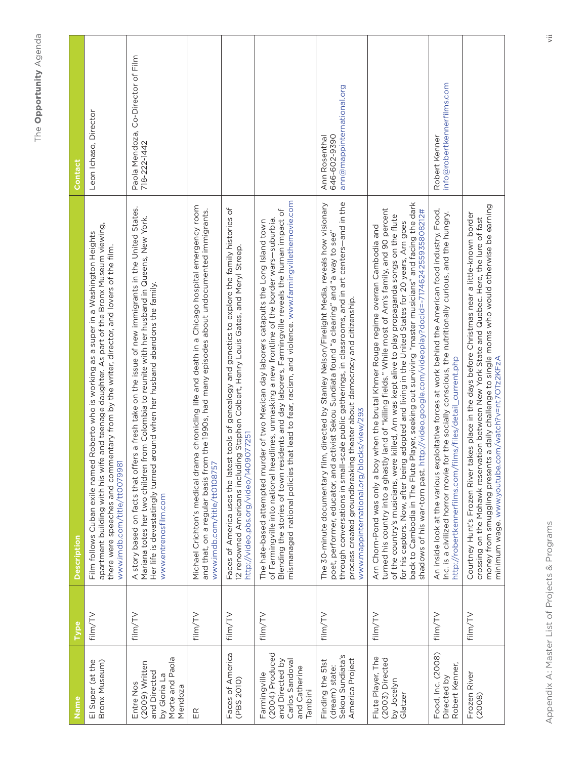| Name | Type | Description | Contact |
| --- | --- | --- | --- |
| El Super (at the Bronx Museum) | film/TV | Film follows Cuban exile named Roberto who is working as a super in a Washington Heights apartment building with his wife and teenage daughter. As part of the Bronx Museum viewing, there were speeches and commentary from by the writer, director, and lovers of the film. www.imdb.com/title/tt0079981 | Leon Ichaso, Director |
| Entre Nos (2009) Written and Directed by Gloria La Morte and Paola Mendoza | film/TV | A story based on facts that offers a fresh take on the issue of new immigrants in the United States. Mariana totes her two children from Colombia to reunite with her husband in Queens, New York. Her life is devastatingly turned around when her husband abandons the family. www.entrenosfilm.com | Paola Mendoza, Co-Director of Film 718-222-1442 |
| ER | film/TV | Michael Crichton's medical drama chronicling life and death in a Chicago hospital emergency room and that, on a regular basis from the 1990s, had many episodes about undocumented immigrants. www.imdb.com/title/tt0108757 | |
| Faces of America (PBS 2010) | film/TV | Faces of America uses the latest tools of genealogy and genetics to explore the family histories of 12 renowned Americans including Stephen Colbert, Henry Louis Gates, and Meryl Streep. http://video.pbs.org/video/1409077251 | |
| Farmingville (2004) Produced and Directed by Carlos Sandoval and Catherine Tambini | film/TV | The hate-based attempted murder of two Mexican day laborers catapults the Long Island town of Farmingville into national headlines, unmasking a new frontline of the border wars—suburbia. Blending the stories of town residents and day laborers, Farmingville reveals the human impact of mismanaged national policies that lead to fear, racism, and violence. www.farmingvillethemovie.com | |
| Finding the 51st (dream) state: Sekou Sundiata's America Project | film/TV | The 30-minute documentary film, directed by Stanley Nelson/Firelight Media, reveals how visionary poet, performer, educator, and activist Sekou Sundiata found "a clearing" and "a way to see" through conversations in small-scale public gatherings, in classrooms, and in art centers—and in the process created groundbreaking theater about democracy and citizenship. www.mappinternational.org/blocks/view/293 | Ann Rosenthal 646-602-9390 ann@mappinternational.org |
| Flute Player, The (2003) Directed by Jocelyn Glatzer | film/TV | Arn Chorn-Pond was only a boy when the brutal Khmer Rouge regime overran Cambodia and turned his country into a ghastly land of "killing fields." While most of Arn's family, and 90 percent of the country's musicians, were killed, Arn was kept alive to play propaganda songs on the flute for his captors. Now, after being adopted and living in the United States for 20 years, Arn goes back to Cambodia in The Flute Player, seeking out surviving "master musicians" and facing the dark shadows of his war-torn past. http://video.google.com/videoplay?docid=-7174624255935808212# | |
| Food, Inc. (2008) Directed by Robert Kenner, | film/TV | An inside look at the various exploitative forces at work behind the American food industry, Food, Inc. is a civilized horror movie for the socially conscious, the nutritionally curious, and the hungry. http://robertkennerfilms.com/films/files/detail_current.php | Robert Kenner info@robertkennerfilms.com |
| Frozen River (2008) | film/TV | Courtney Hunt's Frozen River takes place in the days before Christmas near a little-known border crossing on the Mohawk reservation between New York State and Quebec. Here, the lure of fast money from smuggling presents a daily challenge to single moms who would otherwise be earning minimum wage. www.youtube.com/watch?v=nt7OTz2KFzA | |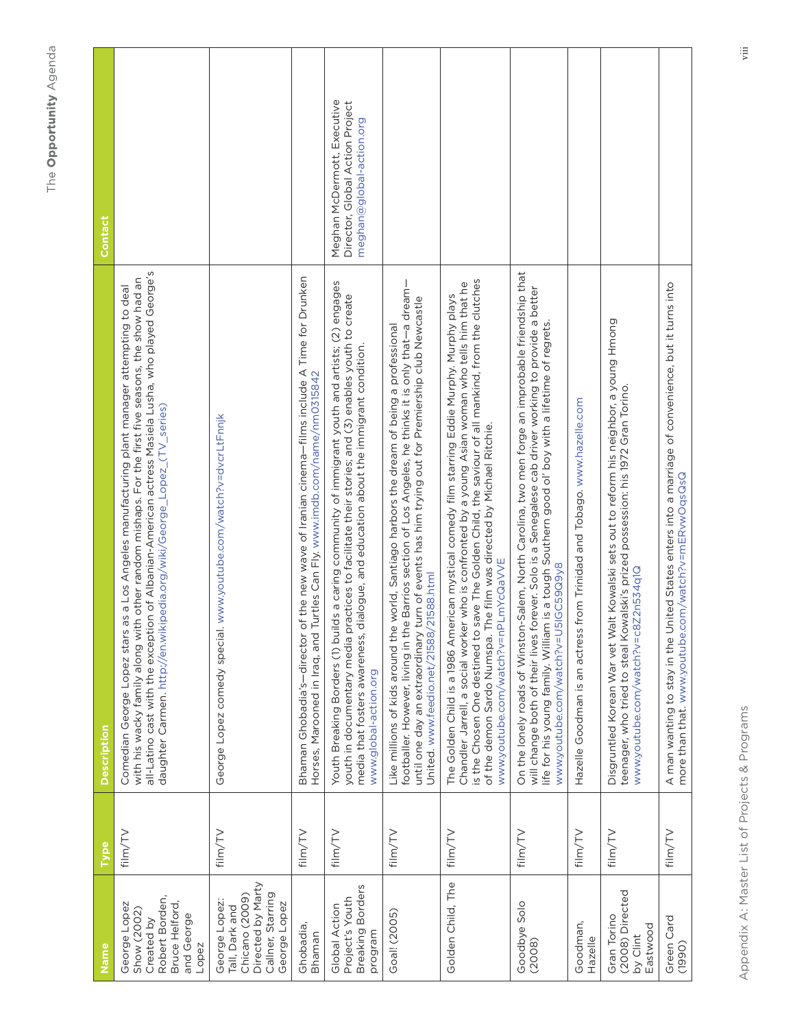| Name | Type | Description | Contact |
|---|---|---|---|
| George Lopez Show (2002) Created by Robert Borden, Bruce Helford, and George Lopez | film/TV | Comedian George Lopez stars as a Los Angeles manufacturing plant manager attempting to deal with his wacky family along with other random mishaps. For the first five seasons, the show had an all-Latino cast with the exception of Albanian-American actress Masiela Lusha, who played George's daughter Carmen. http://en.wikipedia.org/wiki/George_Lopez_(TV_series) | |
| George Lopez: Tall, Dark and Chicano (2009) Directed by Marty Callner, Starring George Lopez | film/TV | George Lopez comedy special. www.youtube.com/watch?v=dvcrLtFnnjk | |
| Ghobadia, Bhaman | film/TV | Bhaman Ghobadia's—director of the new wave of Iranian cinema—films include A Time for Drunken Horses, Marooned in Iraq, and Turtles Can Fly. www.imdb.com/name/nm0315842 | |
| Global Action Project's Youth Breaking Borders program | film/TV | Youth Breaking Borders (1) builds a caring community of immigrant youth and artists; (2) engages youth in documentary media practices to facilitate their stories; and (3) enables youth to create media that fosters awareness, dialogue, and education about the immigrant condition. www.global-action.org | Meghan McDermott, Executive Director, Global Action Project meghan@global-action.org |
| Goal! (2005) | film/TV | Like millions of kids around the world, Santiago harbors the dream of being a professional footballer. However, living in the Barrios section of Los Angeles, he thinks it is only that—a dream—until one day an extraordinary turn of events has him trying out for Premiership club Newcastle United. www.feedio.net/21588/21588.html | |
| Golden Child, The | film/TV | The Golden Child is a 1986 American mystical comedy film starring Eddie Murphy. Murphy plays Chandler Jarrell, a social worker who is confronted by a young Asian woman who tells him that he is the Chosen One destined to save The Golden Child, the saviour of all mankind, from the clutches of the demon Sardo Numspa. The film was directed by Michael Ritchie. www.youtube.com/watch?v=nPLmYcQaVVE | |
| Goodbye Solo (2008) | film/TV | On the lonely roads of Winston-Salem, North Carolina, two men forge an improbable friendship that will change both of their lives forever. Solo is a Senegalese cab driver working to provide a better life for his young family. William is a tough Southern good ol' boy with a lifetime of regrets. www.youtube.com/watch?v=U5lGC59Q9y8 | |
| Goodman, Hazelle | film/TV | Hazelle Goodman is an actress from Trinidad and Tobago. www.hazelle.com | |
| Gran Torino (2008) Directed by Clint Eastwood | film/TV | Disgruntled Korean War vet Walt Kowalski sets out to reform his neighbor, a young Hmong teenager, who tried to steal Kowalski's prized possession: his 1972 Gran Torino. www.youtube.com/watch?v=c8Z2n534q1Q | |
| Green Card (1990) | film/TV | A man wanting to stay in the United States enters into a marriage of convenience, but it turns into more than that. www.youtube.com/watch?v=mERvwOqsQsQ | |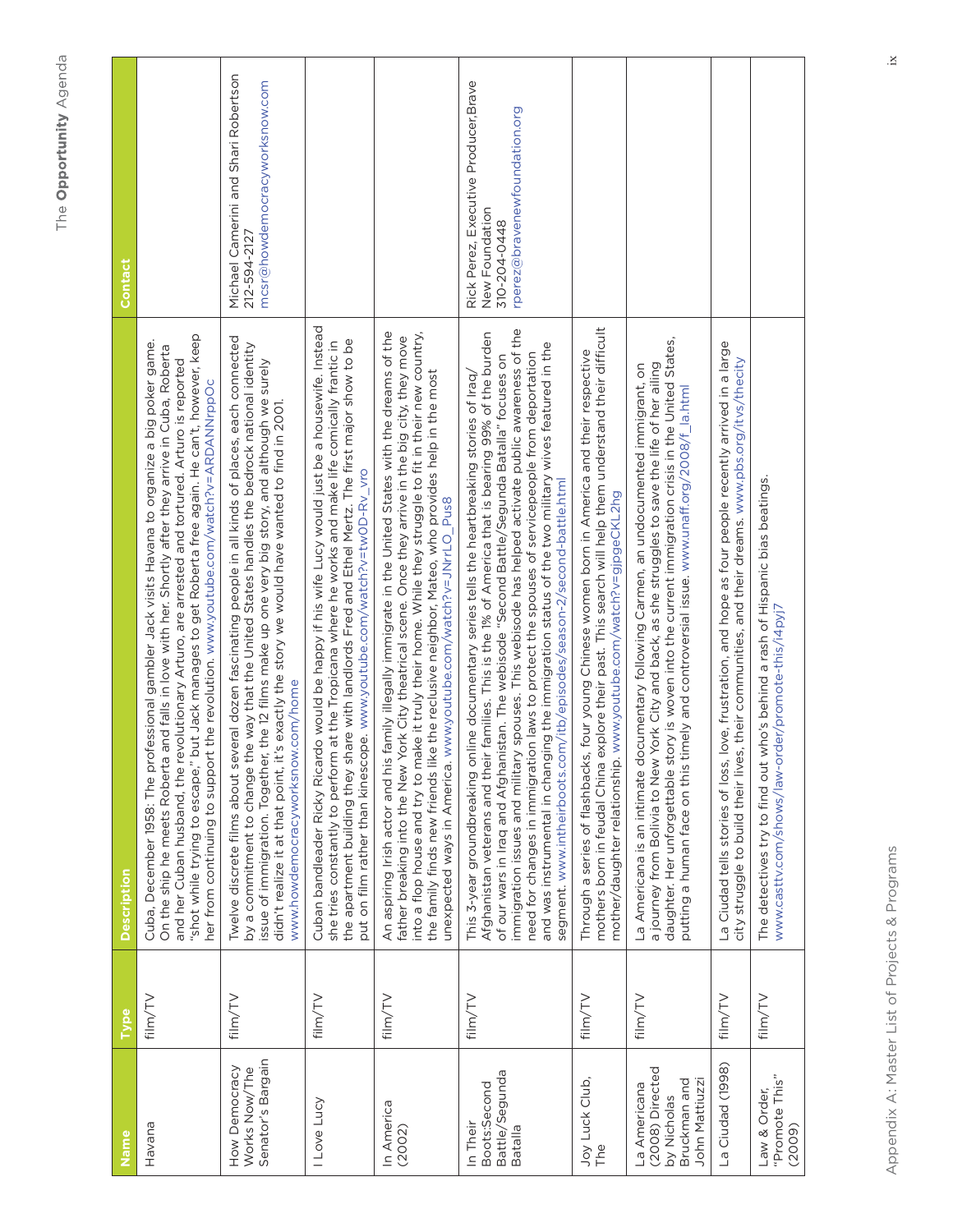| Name | Type | Description | Contact |
| --- | --- | --- | --- |
| Havana | film/TV | Cuba, December 1958: The professional gambler Jack visits Havana to organize a big poker game. On the ship he meets Roberta and falls in love with her. Shortly after they arrive in Cuba, Roberta and her Cuban husband, the revolutionary Arturo, are arrested and tortured. Arturo is reported "shot while trying to escape," but Jack manages to get Roberta free again. He can't, however, keep her from continuing to support the revolution. www.youtube.com/watch?v=ARDANNrppOc | |
| How Democracy Works Now/The Senator's Bargain | film/TV | Twelve discrete films about several dozen fascinating people in all kinds of places, each connected by a commitment to change the way that the United States handles the bedrock national identity issue of immigration. Together, the 12 films make up one very big story, and although we surely didn't realize it at that point, it's exactly the story we would have wanted to find in 2001. www.howdemocracyworksnow.com/home | Michael Camerini and Shari Robertson 212-594-2127 mcsr@howdemocracyworksnow.com |
| I Love Lucy | film/TV | Cuban bandleader Ricky Ricardo would be happy if his wife Lucy would just be a housewife. Instead she tries constantly to perform at the Tropicana where he works and make life comically frantic in the apartment building they share with landlords Fred and Ethel Mertz. The first major show to be put on film rather than kinescope. www.youtube.com/watch?v=twOD-Rv_vro | |
| In America (2002) | film/TV | An aspiring Irish actor and his family illegally immigrate in the United States with the dreams of the father breaking into the New York City theatrical scene. Once they arrive in the big city, they move into a flop house and try to make it truly their home. While they struggle to fit in their new country, the family finds new friends like the reclusive neighbor, Mateo, who provides help in the most unexpected ways in America. www.youtube.com/watch?v=JNrLO_Pus8 | |
| In Their Boots:Second Battle/Segunda Batalla | film/TV | This 3-year groundbreaking online documentary series tells the heartbreaking stories of Iraq/ Afghanistan veterans and their families. This is the 1% of America that is bearing 99% of the burden of our wars in Iraq and Afghanistan. The webisode "Second Battle/Segunda Batalla" focuses on immigration issues and military spouses. This webisode has helped activate public awareness of the need for changes in immigration laws to protect the spouses of servicepeople from deportation and was instrumental in changing the immigration status of the two military wives featured in the segment. www.intheirboots.com/itb/episodes/season-2/second-battle.html | Rick Perez, Executive Producer,Brave New Foundation 310-204-0448 rperez@bravenewfoundation.org |
| Joy Luck Club, The | film/TV | Through a series of flashbacks, four young Chinese women born in America and their respective mothers born in feudal China explore their past. This search will help them understand their difficult mother/daughter relationship. www.youtube.com/watch?v=gjpgeCKL2hg | |
| La Americana (2008) Directed by Nicholas Bruckman and John Mattiuzzi | film/TV | La Americana is an intimate documentary following Carmen, an undocumented immigrant, on a journey from Bolivia to New York City and back, as she struggles to save the life of her ailing daughter. Her unforgettable story is woven into the current immigration crisis in the United States, putting a human face on this timely and controversial issue. www.unaff.org/2008/f_la.html | |
| La Ciudad (1998) | film/TV | La Ciudad tells stories of loss, love, frustration, and hope as four people recently arrived in a large city struggle to build their lives, their communities, and their dreams. www.pbs.org/itvs/thecity | |
| Law & Order, "Promote This" (2009) | film/TV | The detectives try to find out who's behind a rash of Hispanic bias beatings. www.casttv.com/shows/law-order/promote-this/i4pyj7 | |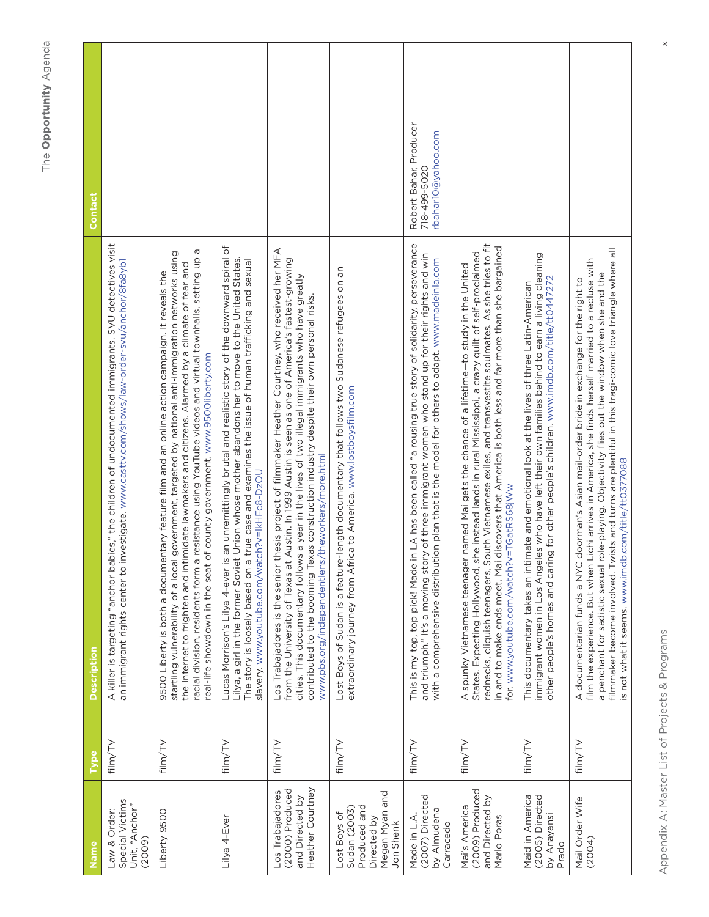| Name | Type | Description | Contact |
|---|---|---|---|
| Law & Order: Special Victims Unit, "Anchor" (2009) | film/TV | A killer is targeting "anchor babies," the children of undocumented immigrants. SVU detectives visit an immigrant rights center to investigate. www.casttv.com/shows/law-order-svu/anchor/8fa8yb1 | |
| Liberty 9500 | film/TV | 9500 Liberty is both a documentary feature film and an online action campaign. It reveals the startling vulnerability of a local government, targeted by national anti-immigration networks using the Internet to frighten and intimidate lawmakers and citizens. Alarmed by a climate of fear and racial division, residents form a resistance using YouTube videos and virtual townhalls, setting up a real-life showdown in the seat of county government. www.9500liberty.com | |
| Lilya 4-Ever | film/TV | Lucas Morrison's Lilya 4-ever is an unremittingly brutal and realistic story of the downward spiral of Lilya, a girl in the former Soviet Union whose mother abandons her to move to the United States. The story is loosely based on a true case and examines the issue of human trafficking and sexual slavery. www.youtube.com/watch?v=lkHFc8-DzOU | |
| Los Trabajadores (2000) Produced and Directed by Heather Courtney | film/TV | Los Trabajadores is the senior thesis project of filmmaker Heather Courtney, who received her MFA from the University of Texas at Austin. In 1999 Austin is seen as one of America's fastest-growing cities. This documentary follows a year in the lives of two illegal immigrants who have greatly contributed to the booming Texas construction industry despite their own personal risks. www.pbs.org/independentlens/theworkers/more.html | |
| Lost Boys of Sudan (2003) Produced and Directed by Megan Myan and Jon Shenk | film/TV | Lost Boys of Sudan is a feature-length documentary that follows two Sudanese refugees on an extraordinary journey from Africa to America. www.lostboysfilm.com | |
| Made in L.A. (2007) Directed by Almudena Carracedo | film/TV | This is my top, top pick! Made in LA has been called "a rousing true story of solidarity, perseverance and triumph." It's a moving story of three immigrant women who stand up for their rights and win with a comprehensive distribution plan that is the model for others to adapt. www.madeinla.com | Robert Bahar, Producer 718-499-5020 rbahar10@yahoo.com |
| Mai's America (2009) Produced and Directed by Marlo Poras | film/TV | A spunky Vietnamese teenager named Mai gets the chance of a lifetime—to study in the United States. Expecting Hollywood, she instead lands in rural Mississippi, a crazy quilt of self-proclaimed rednecks, cliquish teenagers, South Vietnamese exiles, and transvestite soulmates. As she tries to fit in and to make ends meet, Mai discovers that America is both less and far more than she bargained for. www.youtube.com/watch?v=TGatRS68jWw | |
| Maid in America (2005) Directed by Anayansi Prado | film/TV | This documentary takes an intimate and emotional look at the lives of three Latin-American immigrant women in Los Angeles who have left their own families behind to earn a living cleaning other people's homes and caring for other people's children. www.imdb.com/title/tt0447272 | |
| Mail Order Wife (2004) | film/TV | A documentarian funds a NYC doorman's Asian mail-order bride in exchange for the right to film the experience. But when Lichi arrives in America, she finds herself married to a recluse with a penchant for sadistic sexual role-playing. Objectivity flies out the window when she and the filmmaker become involved. Twists and turns are plentiful in this tragi-comic love triangle where all is not what it seems. www.imdb.com/title/tt0377088 | |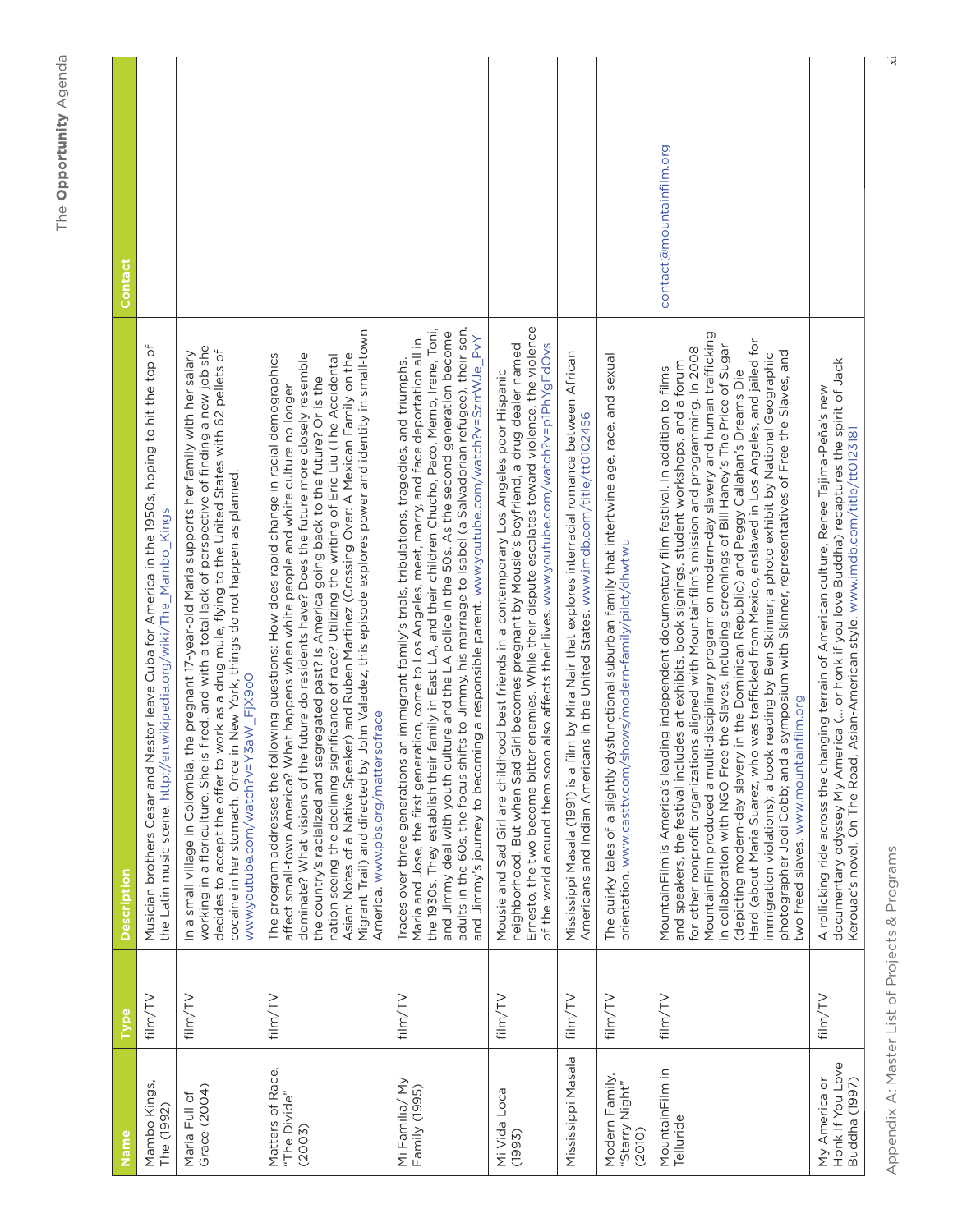| Name | Type | Description | Contact |
|---|---|---|---|
| Mambo Kings, The (1992) | film/TV | Musician brothers Cesar and Nestor leave Cuba for America in the 1950s, hoping to hit the top of the Latin music scene. http://en.wikipedia.org/wiki/The_Mambo_Kings | |
| Maria Full of Grace (2004) | film/TV | In a small village in Colombia, the pregnant 17-year-old Maria supports her family with her salary working in a floriculture. She is fired, and with a total lack of perspective of finding a new job she decides to accept the offer to work as a drug mule, flying to the United States with 62 pellets of cocaine in her stomach. Once in New York, things do not happen as planned. www.youtube.com/watch?v=Y3aW_FjX9oO | |
| Matters of Race, "The Divide" (2003) | film/TV | The program addresses the following questions: How does rapid change in racial demographics affect small-town America? What happens when white people and white culture no longer dominate? What visions of the future do residents have? Does the future more closely resemble the country's racialized and segregated past? Is America going back to the future? Or is the nation seeing the declining significance of race? Utilizing the writing of Eric Liu (The Accidental Asian: Notes of a Native Speaker) and Ruben Martinez (Crossing Over: A Mexican Family on the Migrant Trail) and directed by John Valadez, this episode explores power and identity in small-town America. www.pbs.org/mattersofrace | |
| Mi Familia/ My Family (1995) | film/TV | Traces over three generations an immigrant family's trials, tribulations, tragedies, and triumphs. Maria and Jose, the first generation, come to Los Angeles, meet, marry, and face deportation all in the 1930s. They establish their family in East LA, and their children Chucho, Paco, Memo, Irene, Toni, and Jimmy deal with youth culture and the LA police in the 50s. As the second generation become adults in the 60s, the focus shifts to Jimmy, his marriage to Isabel (a Salvadorian refugee), their son, and Jimmy's journey to becoming a responsible parent. www.youtube.com/watch?v=SzrrWJe_PvY | |
| Mi Vida Loca (1993) | film/TV | Mousie and Sad Girl are childhood best friends in a contemporary Los Angeles poor Hispanic neighborhood. But when Sad Girl becomes pregnant by Mousie's boyfriend, a drug dealer named Ernesto, the two become bitter enemies. While their dispute escalates toward violence, the violence of the world around them soon also affects their lives. www.youtube.com/watch?v=p1PhYgEdOvs | |
| Mississippi Masala | film/TV | Mississippi Masala (1991) is a film by Mira Nair that explores interracial romance between African Americans and Indian Americans in the United States. www.imdb.com/title/tt0102456 | |
| Modern Family, "Starry Night" (2010) | film/TV | The quirky tales of a slightly dysfunctional suburban family that intertwine age, race, and sexual orientation. www.casttv.com/shows/modern-family/pilot/dhwtwu | |
| MountainFilm in Telluride | film/TV | MountainFilm is America's leading independent documentary film festival. In addition to films and speakers, the festival includes art exhibits, book signings, student workshops, and a forum for other nonprofit organizations aligned with Mountainfilm's mission and programming. In 2008 MountainFilm produced a multi-disciplinary program on modern-day slavery and human trafficking in collaboration with NGO Free the Slaves, including screenings of Bill Haney's The Price of Sugar (depicting modern-day slavery in the Dominican Republic) and Peggy Callahan's Dreams Die Hard (about Maria Suarez, who was trafficked from Mexico, enslaved in Los Angeles, and jailed for immigration violations); a book reading by Ben Skinner; a photo exhibit by National Geographic photographer Jodi Cobb; and a symposium with Skinner, representatives of Free the Slaves, and two freed slaves. www.mountainfilm.org | contact@mountainfilm.org |
| My America or Honk If You Love Buddha (1997) | film/TV | A rollicking ride across the changing terrain of American culture, Renee Tajima-Peña's new documentary odyssey My America (... or honk if you love Buddha) recaptures the spirit of Jack Kerouac's novel, On The Road, Asian-American style. www.imdb.com/title/tt0123181 | |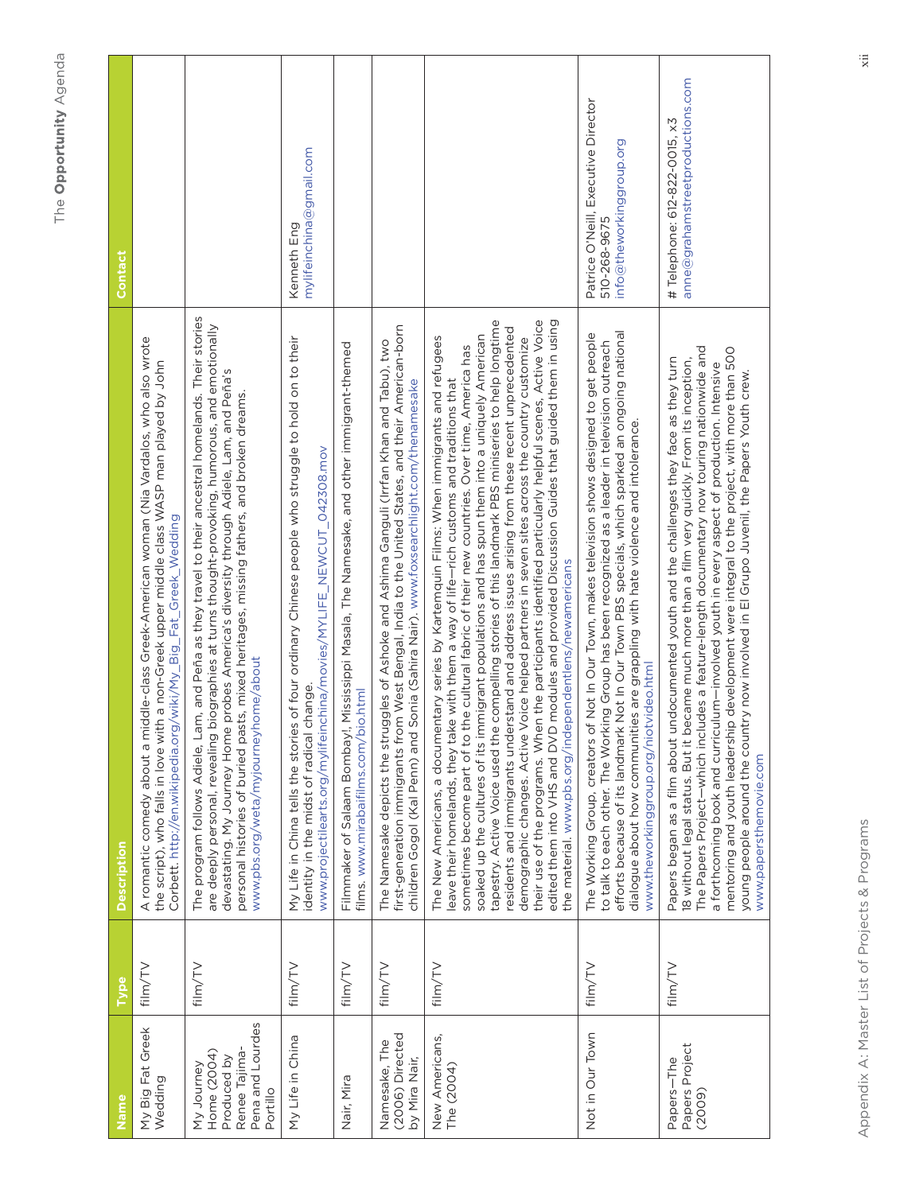| Name | Type | Description | Contact |
|---|---|---|---|
| My Big Fat Greek Wedding | film/TV | A romantic comedy about a middle-class Greek-American woman (Nia Vardalos, who also wrote the script), who falls in love with a non-Greek upper middle class WASP man played by John Corbett. http://en.wikipedia.org/wiki/My_Big_Fat_Greek_Wedding | |
| My Journey Home (2004) Produced by Renee Tajima-Pena and Lourdes Portillo | film/TV | The program follows Adiele, Lam, and Peña as they travel to their ancestral homelands. Their stories are deeply personal, revealing biographies at turns thought-provoking, humorous, and emotionally devastating. My Journey Home probes America's diversity through Adiele, Lam, and Peña's personal histories of buried pasts, mixed heritages, missing fathers, and broken dreams. www.pbs.org/weta/myjourneyhome/about | |
| My Life in China | film/TV | My Life in China tells the stories of four ordinary Chinese people who struggle to hold on to their identity in the midst of radical change. www.projectilearts.org/mylifeinchina/movies/MYLIFE_NEWCUT_042308.mov | Kenneth Eng mylifeinchina@gmail.com |
| Nair, Mira | film/TV | Filmmaker of Salaam Bombay!, Mississippi Masala, The Namesake, and other immigrant-themed films. www.mirabaifilms.com/bio.html | |
| Namesake, The (2006) Directed by Mira Nair, | film/TV | The Namesake depicts the struggles of Ashoke and Ashima Ganguli (Irrfan Khan and Tabu), two first-generation immigrants from West Bengal, India to the United States, and their American-born children Gogol (Kal Penn) and Sonia (Sahira Nair). www.foxsearchlight.com/thenamesake | |
| New Americans, The (2004) | film/TV | The New Americans, a documentary series by Kartemquin Films: When immigrants and refugees leave their homelands, they take with them a way of life—rich customs and traditions that sometimes become part of to the cultural fabric of their new countries. Over time, America has soaked up the cultures of its immigrant populations and has spun them into a uniquely American tapestry. Active Voice used the compelling stories of this landmark PBS miniseries to help longtime residents and immigrants understand and address issues arising from these recent unprecedented demographic changes. Active Voice helped partners in seven sites across the country customize their use of the programs. When the participants identified particularly helpful scenes, Active Voice edited them into VHS and DVD modules and provided Discussion Guides that guided them in using the material. www.pbs.org/independentlens/newamericans | |
| Not in Our Town | film/TV | The Working Group, creators of Not In Our Town, makes television shows designed to get people to talk to each other. The Working Group has been recognized as a leader in television outreach efforts because of its landmark Not In Our Town PBS specials, which sparked an ongoing national dialogue about how communities are grappling with hate violence and intolerance. www.theworkinggroup.org/niotvideo.html | Patrice O'Neill, Executive Director 510-268-9675 info@theworkinggroup.org |
| Papers—The Papers Project (2009) | film/TV | Papers began as a film about undocumented youth and the challenges they face as they turn 18 without legal status. But it became much more than a film very quickly. From its inception, The Papers Project—which includes a feature-length documentary now touring nationwide and a forthcoming book and curriculum—involved youth in every aspect of production. Intensive mentoring and youth leadership development were integral to the project, with more than 500 young people around the country now involved in El Grupo Juvenil, the Papers Youth crew. www.papersthemovie.com | # Telephone: 612-822-0015, x3 anne@grahamstreetproductions.com |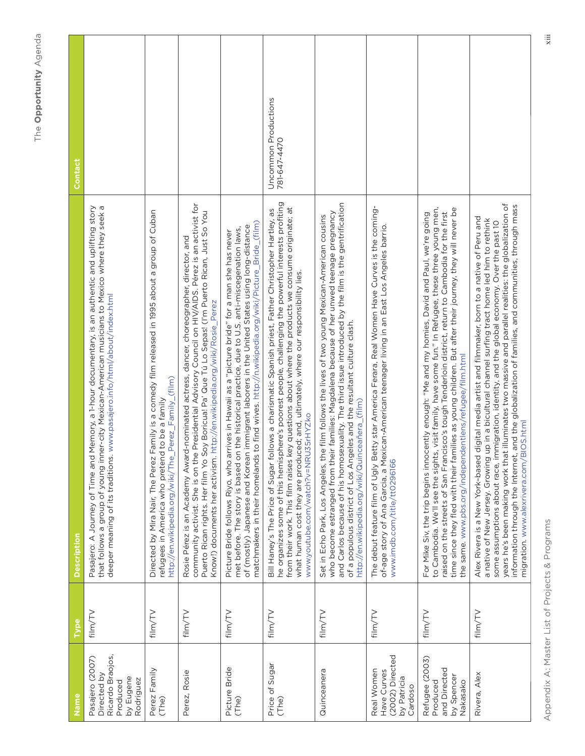| Name | Type | Description | Contact |
|---|---|---|---|
| Pasajero (2007) Directed by Ricardo Braojos, Produced by Eugene Rodriguez | film/TV | Pasajero: A Journey of Time and Memory, a 1-hour documentary, is an authentic and uplifting story that follows a group of young inner-city Mexican-American musicians to Mexico where they seek a deeper meaning of its traditions. www.pasajero.info/html/about/index.html | |
| Perez Family (The) | film/TV | Directed by Mira Nair, The Perez Family is a comedy film released in 1995 about a group of Cuban refugees in America who pretend to be a family. http://en.wikipedia.org/wiki/The_Perez_Family_(film) | |
| Perez, Rosie | film/TV | Rosie Pérez is an Academy Award-nominated actress, dancer, choreographer, director, and community activist. She is on the Presidential Advisory Council on HIV/AIDS. Pérez is an activist for Puerto Rican rights. Her film Yo Soy Boricua! Pa' Que Tu Lo Sepas! (I'm Puerto Rican, Just So You Know!) documents her activism. http://en.wikipedia.org/wiki/Rosie_Perez | |
| Picture Bride (The) | film/TV | Picture Bride follows Riyo, who arrives in Hawaii as a "picture bride" for a man she has never met before. The story is based on the historical practice, due to U.S. anti-miscegenation laws, of (mostly) Japanese and Korean immigrant laborers in the United States using long-distance matchmakers in their homelands to find wives. http://n.wikipedia.org/wiki/Picture_Bride_(film) | |
| Price of Sugar (The) | film/TV | Bill Haney's The Price of Sugar follows a charismatic Spanish priest, Father Christopher Hartley, as he organizes some of this hemisphere's poorest people, challenging the powerful interests profiting from their work. This film raises key questions about where the products we consume originate; at what human cost they are produced; and, ultimately, where our responsibility lies. www.youtube.com/watch?v=NRU35rHYZko | Uncommon Productions 781-647-4470 |
| Quinceanera | film/TV | Set in Echo Park, Los Angeles, the film follows the lives of two young Mexican-American cousins who become estranged from their families: Magdalena because of her unwed teenage pregnancy and Carlos because of his homosexuality. The third issue introduced by the film is the gentrification of a populous district of Los Angeles and the resultant culture clash. http://en.wikipedia.org/wiki/Quinceañera_(film) | |
| Real Women Have Curves (2002) Directed by Patricia Cardoso | film/TV | The debut feature film of Ugly Betty star America Ferara, Real Women Have Curves is the coming-of-age story of Ana Garcia, a Mexican-American teenager living in an East Los Angeles barrio. www.imdb.com/title/tt0296166 | |
| Refugee (2003) Produced and Directed by Spencer Nakasako | film/TV | For Mike Siv, the trip begins innocently enough: "Me and my homies, David and Paul, we're going to Cambodia. We'll see the sights, visit family, have some fun." In Refugee, these three young men, raised on the streets of San Francisco's tough Tenderloin district, return to Cambodia for the first time since they fled with their families as young children. But after their journey, they will never be the same. www.pbs.org/independentlens/refugee/film.html | |
| Rivera, Alex | film/TV | Alex Rivera is a New York-based digital media artist and filmmaker, born to a native of Peru and a native of New Jersey. Growing up in a bicultural channel surfing tract home led him to rethink some assumptions about race, immigration, identity, and the global economy. Over the past 10 years he's been making work that illuminates two massive and parallel realities: the globalization of information through the Internet, and the globalization of families, and communities, through mass migration. www.alexrivera.com/BIOS.html | |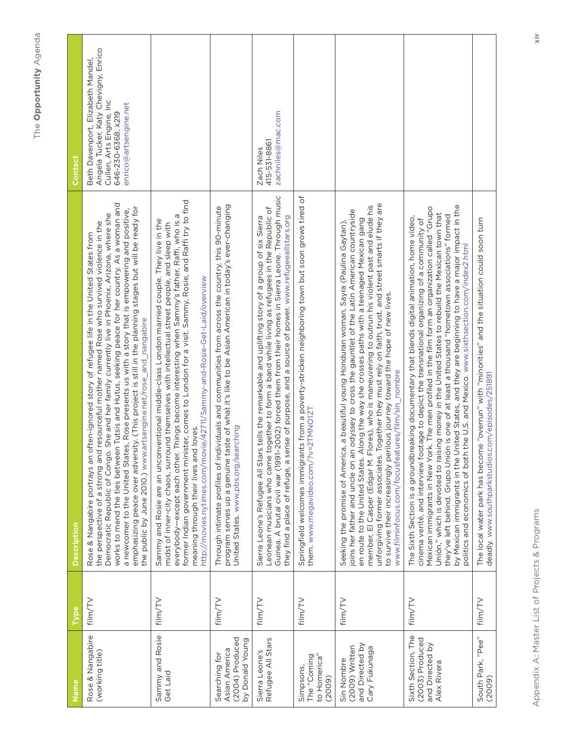| Name | Type | Description | Contact |
|---|---|---|---|
| Rose & Nangabire (working title) | film/TV | Rose & Nangabire portrays an often-ignored story of refugee life in the United States from the perspective of a strong and resourceful mother named Rose who survived violence in the Democratic Republic of Congo. She and her family currently live in Phoenix, Arizona, where she works to mend the ties between Tutsis and Hutus, seeking peace for her country. As a woman and a newcomer to the United States, Rose presents us with a story that is empowering and positive, emphasizing peace over adversity. (This project is still in the planning stages but will be ready for the public by June 2010.) www.artsengine.net/rose_and_nangabire | Beth Davenport, Elizabeth Mandel, Angela Tucker, Katy Chevigny, Enrico Cullen, Arts Engine, Inc 646-230-6368, x219 enrico@artsengine.net |
| Sammy and Rosie Get Laid | film/TV | Sammy and Rosie are an unconventional middle-class London married couple. They live in the midst of inner-city chaos, surround themselves with intellectual street people, and sleep with everybody—except each other. Things become interesting when Sammy's father, Raffi, who is a former Indian government minister, comes to London for a visit. Sammy, Rosie, and Raffi try to find meaning through their lives and loves. http://movies.nytimes.com/movie/42711/Sammy-and-Rosie-Get-Laid/overview | |
| Searching for Asian America (2004) Produced by Donald Young | film/TV | Through intimate profiles of individuals and communities from across the country, this 90-minute program serves up a genuine taste of what it's like to be Asian American in today's ever-changing United States. www.pbs.org/searching | |
| Sierra Leone's Refugee All Stars | film/TV | Sierra Leone's Refugee All Stars tells the remarkable and uplifting story of a group of six Sierra Leonean musicians who came together to form a band while living as refugees in the Republic of Guinea. A brutal civil war (1991-2002) forced them from their homes in Sierra Leone. Through music they find a place of refuge, a sense of purpose, and a source of power. www.refugeeallstars.org | Zach Niles 415-531-8861 zachniles@mac.com |
| Simpsons, The "Coming to Homerica" (2009) | film/TV | Springfield welcomes immigrants from a poverty-stricken neighboring town but soon grows tired of them. www.megavideo.com/?v=2TMNO1ZT | |
| Sin Nombre (2009) Written and Directed by Cary Fukunaga | film/TV | Seeking the promise of America, a beautiful young Honduran woman, Sayra (Paulina Gaytan), joins her father and uncle on an odyssey to cross the gauntlet of the Latin American countryside en route to the United States. Along the way she crosses paths with a teenaged Mexican gang member, El Casper (Edgar M. Flores), who is maneuvering to outrun his violent past and elude his unforgiving former associates. Together they must rely on faith, trust, and street smarts if they are to survive their increasingly perilous journey toward the hope of new lives. www.filminfocus.com/focusfeatures/film/sin_nombre | |
| Sixth Section, The (2003) Produced and Directed by Alex Rivera | film/TV | The Sixth Section is a groundbreaking documentary that blends digital animation, home video, cinema verité, and interview footage to depict the transnational organizing of a community of Mexican immigrants in New York. The men profiled in the film form an organization called "Grupo Unión," which is devoted to raising money in the United States to rebuild the Mexican town that they've left behind. Grupo Unión is one of at least a thousand "hometown associations" formed by Mexican immigrants in the United States, and they are beginning to have a major impact in the politics and economics of both the U.S. and Mexico. www.sixthsection.com/index2.html | |
| South Park, "Pee" (2009) | film/TV | The local water park has become "overrun" with "minorities" and the situation could soon turn deadly. www.southparkstudios.com/episodes/251891 | |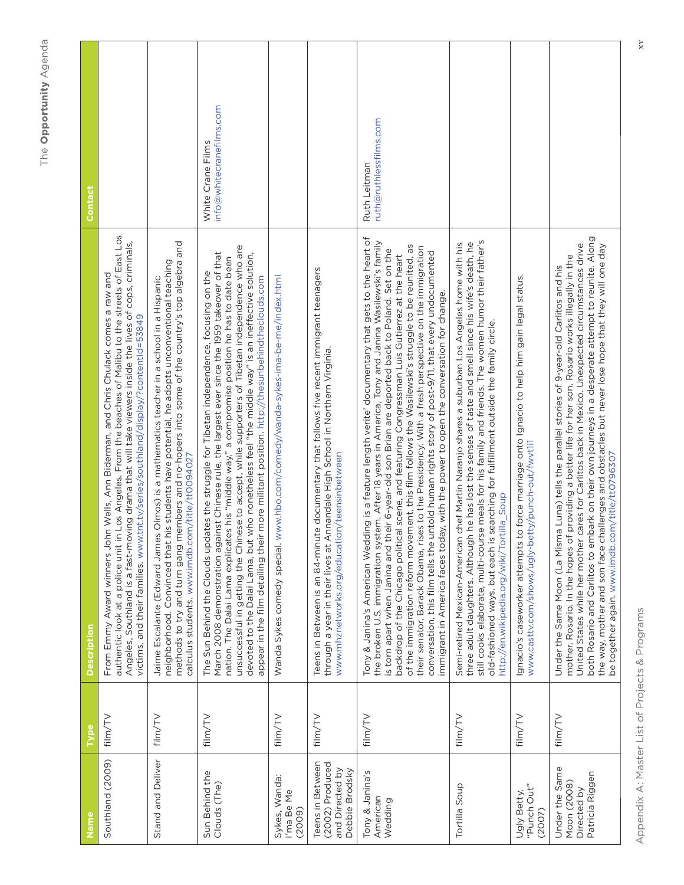| Name | Type | Description | Contact |
|---|---|---|---|
| Southland (2009) | film/TV | From Emmy Award winners John Wells, Ann Biderman, and Chris Chulack comes a raw and authentic look at a police unit in Los Angeles. From the beaches of Malibu to the streets of East Los Angeles, Southland is a fast-moving drama that will take viewers inside the lives of cops, criminals, victims, and their families. www.tnt.tv/series/southland/display/?contentId=53849 | |
| Stand and Deliver | film/TV | Jaime Escalante (Edward James Olmos) is a mathematics teacher in a school in a Hispanic neighborhood. Convinced that his students have potential, he adopts unconventional teaching methods to try and turn gang members and no-hopers into some of the country's top algebra and calculus students. www.imdb.com/title/tt0094027 | |
| Sun Behind the Clouds (The) | film/TV | The Sun Behind the Clouds updates the struggle for Tibetan independence, focusing on the March 2008 demonstration against Chinese rule, the largest ever since the 1959 takeover of that nation. The Dalai Lama explicates his "middle way," a compromise position he has to date been unsuccessful in getting the Chinese to accept, while supporters of Tibetan independence who are devoted to the Dalai Lama, but who nonetheless feel "the middle way" is an ineffective solution, appear in the film detailing their more militant position. http://thesunbehindtheclouds.com | White Crane Films info@whitecranefilms.com |
| Sykes, Wanda: I'ma Be Me (2009) | film/TV | Wanda Sykes comedy special. www.hbo.com/comedy/wanda-sykes-ima-be-me/index.html | |
| Teens in Between (2002) Produced and Directed by Debbie Brodsky | film/TV | Teens in Between is an 84-minute documentary that follows five recent immigrant teenagers through a year in their lives at Annandale High School in Northern Virginia. www.mhznetworks.org/education/teensinbetween | |
| Tony & Janina's American Wedding | film/TV | Tony & Janina's American Wedding is a feature length verite' documentary that gets to the heart of the broken U.S. immigration system. After 18 years in America, Tony and Janina Wasilewski's family is torn apart when Janina and their 6-year-old son Brian are deported back to Poland. Set on the backdrop of the Chicago political scene, and featuring Congressman Luis Gutierrez at the heart of the immigration reform movement, this film follows the Wasilewski's struggle to be reunited, as their senator, Barack Obama, rises to the Presidency. With a fresh perspective on the immigration conversation, this film tells the untold human rights story of post-9/11, that every undocumented immigrant in America faces today, with the power to open the conversation for change. | Ruth Leitman ruth@ruthlessfilms.com |
| Tortilla Soup | film/TV | Semi-retired Mexican-American chef Martin Naranjo shares a suburban Los Angeles home with his three adult daughters. Although he has lost the senses of taste and smell since his wife's death, he still cooks elaborate, multi-course meals for his family and friends. The women humor their father's old-fashioned ways, but each is searching for fulfillment outside the family circle. http://en.wikipedia.org/wiki/Tortilla_Soup | |
| Ugly Betty, "Punch Out" (2007) | film/TV | Ignacio's caseworker attempts to force marriage onto Ignacio to help him gain legal status. www.casttv.com/shows/ugly-betty/punch-out/fwvtl1 | |
| Under the Same Moon (2008) Directed by Patricia Riggen | film/TV | Under the Same Moon (La Misma Luna) tells the parallel stories of 9-year-old Carlitos and his mother, Rosario. In the hopes of providing a better life for her son, Rosario works illegally in the United States while her mother cares for Carlitos back in Mexico. Unexpected circumstances drive both Rosario and Carlitos to embark on their own journeys in a desperate attempt to reunite. Along the way, mother and son face challenges and obstacles but never lose hope that they will one day be together again. www.imdb.com/title/tt0796307 | |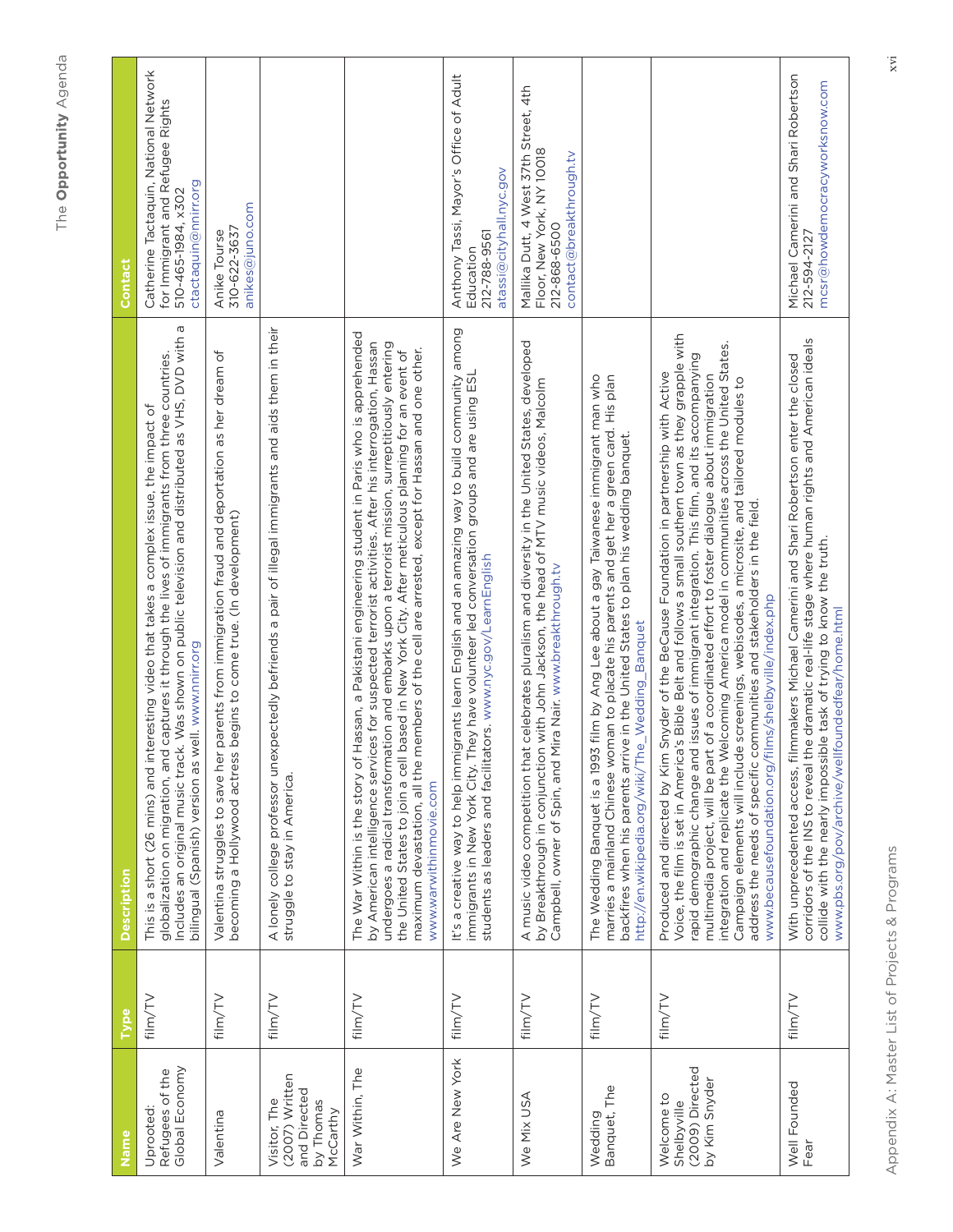| Name | Type | Description | Contact |
|---|---|---|---|
| Uprooted: Refugees of the Global Economy | film/TV | This is a short (26 mins) and interesting video that takes a complex issue, the impact of globalization on migration, and captures it through the lives of immigrants from three countries. Includes an original music track. Was shown on public television and distributed as VHS, DVD with a bilingual (Spanish) version as well. www.nnirr.org | Catherine Tactaquin, National Network for Immigrant and Refugee Rights 510-465-1984, x302 ctactaquin@nnirr.org |
| Valentina | film/TV | Valentina struggles to save her parents from immigration fraud and deportation as her dream of becoming a Hollywood actress begins to come true. (In development) | Anike Tourse 310-622-3637 anikes@juno.com |
| Visitor, The (2007) Written and Directed by Thomas McCarthy | film/TV | A lonely college professor unexpectedly befriends a pair of illegal immigrants and aids them in their struggle to stay in America. | |
| War Within, The | film/TV | The War Within is the story of Hassan, a Pakistani engineering student in Paris who is apprehended by American intelligence services for suspected terrorist activities. After his interrogation, Hassan undergoes a radical transformation and embarks upon a terrorist mission, surreptitiously entering the United States to join a cell based in New York City. After meticulous planning for an event of maximum devastation, all the members of the cell are arrested, except for Hassan and one other. www.warwithinmovie.com | |
| We Are New York | film/TV | It's a creative way to help immigrants learn English and an amazing way to build community among immigrants in New York City. They have volunteer led conversation groups and are using ESL students as leaders and facilitators. www.nyc.gov/LearnEnglish | Anthony Tassi, Mayor's Office of Adult Education 212-788-9561 atassi@cityhall.nyc.gov |
| We Mix USA | film/TV | A music video competition that celebrates pluralism and diversity in the United States, developed by Breakthrough in conjunction with John Jackson, the head of MTV music videos, Malcolm Campbell, owner of Spin, and Mira Nair. www.breakthrough.tv | Mallika Dutt, 4 West 37th Street, 4th Floor, New York, NY 10018 212-868-6500 contact@breakthrough.tv |
| Wedding Banquet, The | film/TV | The Wedding Banquet is a 1993 film by Ang Lee about a gay Taiwanese immigrant man who marries a mainland Chinese woman to placate his parents and get her a green card. His plan backfires when his parents arrive in the United States to plan his wedding banquet. http://en.wikipedia.org/wiki/The_Wedding_Banquet | |
| Welcome to Shelbyville (2009) Directed by Kim Snyder | film/TV | Produced and directed by Kim Snyder of the BeCause Foundation in partnership with Active Voice, the film is set in America's Bible Belt and follows a small southern town as they grapple with rapid demographic change and issues of immigrant integration. This film, and its accompanying multimedia project, will be part of a coordinated effort to foster dialogue about immigration integration and replicate the Welcoming America model in communities across the United States. Campaign elements will include screenings, webisodes, a microsite, and tailored modules to address the needs of specific communities and stakeholders in the field. www.becausefoundation.org/films/shelbyville/index.php | |
| Well Founded Fear | film/TV | With unprecedented access, filmmakers Michael Camerini and Shari Robertson enter the closed corridors of the INS to reveal the dramatic real-life stage where human rights and American ideals collide with the nearly impossible task of trying to know the truth. www.pbs.org/pov/archive/wellfoundedfear/home.html | Michael Camerini and Shari Robertson 212-594-2127 mcsr@howdemocracyworksnow.com |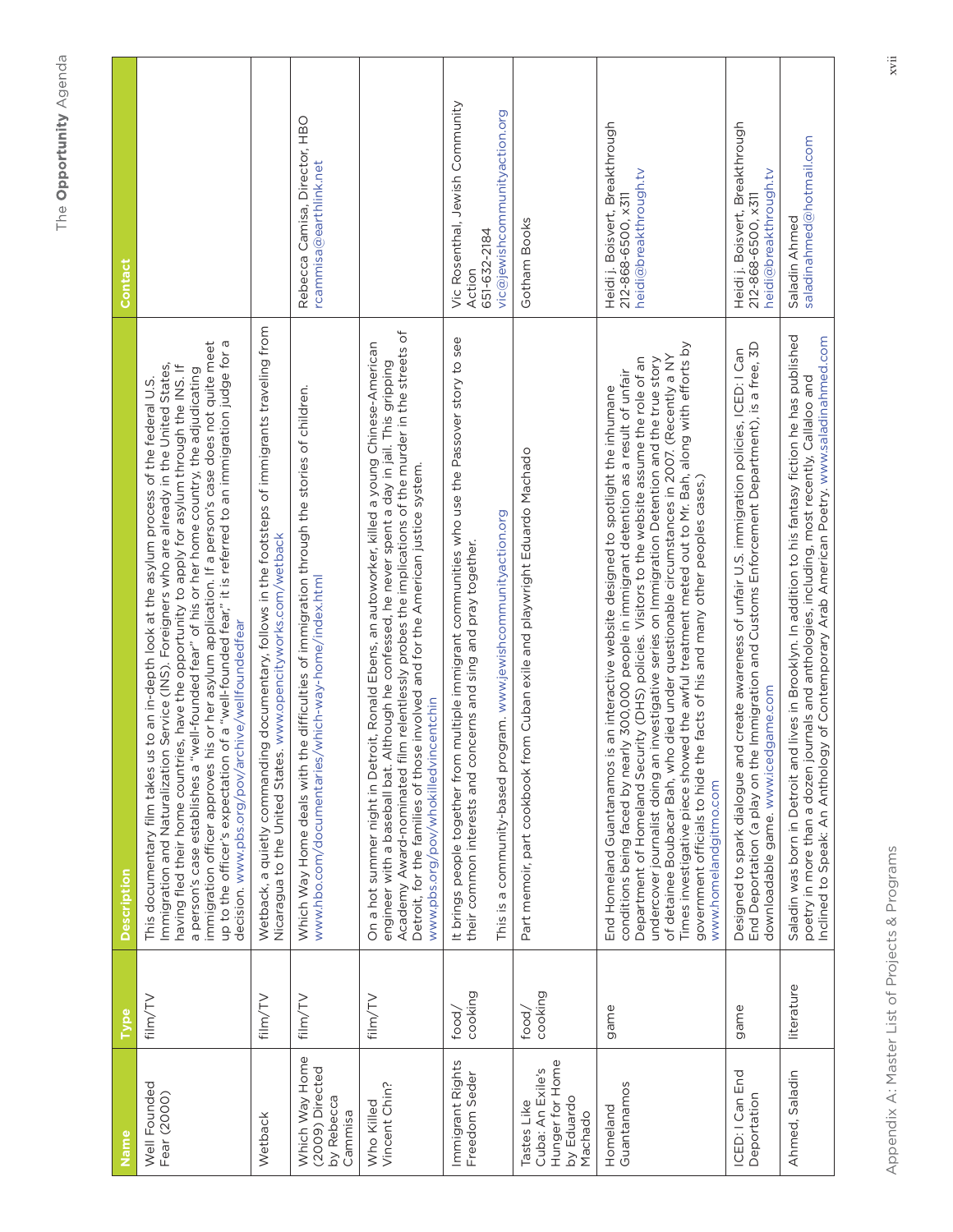| Name | Type | Description | Contact |
|---|---|---|---|
| Well Founded Fear (2000) | film/TV | This documentary film takes us to an in-depth look at the asylum process of the federal U.S. Immigration and Naturalization Service (INS). Foreigners who are already in the United States, having fled their home countries, have the opportunity to apply for asylum through the INS. If a person's case establishes a "well-founded fear" of his or her home country, the adjudicating immigration officer approves his or her asylum application. If a person's case does not quite meet up to the officer's expectation of a "well-founded fear," it is referred to an immigration judge for a decision. www.pbs.org/pov/archive/wellfoundedfear | |
| Wetback | film/TV | Wetback, a quietly commanding documentary, follows in the footsteps of immigrants traveling from Nicaragua to the United States. www.opencityworks.com/wetback | |
| Which Way Home (2009) Directed by Rebecca Cammisa | film/TV | Which Way Home deals with the difficulties of immigration through the stories of children. www.hbo.com/documentaries/which-way-home/index.html | Rebecca Camisa, Director, HBO rcammisa@earthlink.net |
| Who Killed Vincent Chin? | film/TV | On a hot summer night in Detroit, Ronald Ebens, an autoworker, killed a young Chinese-American engineer with a baseball bat. Although he confessed, he never spent a day in jail. This gripping Academy Award-nominated film relentlessly probes the implications of the murder in the streets of Detroit, for the families of those involved and for the American justice system. www.pbs.org/pov/whokilledvincentchin | |
| Immigrant Rights Freedom Seder | food/cooking | It brings people together from multiple immigrant communities who use the Passover story to see their common interests and concerns and sing and pray together.<br><br>This is a community-based program. www.jewishcommunityaction.org | Vic Rosenthal, Jewish Community Action 651-632-2184 vic@jewishcommunityaction.org |
| Tastes Like Cuba: An Exile's Hunger for Home by Eduardo Machado | food/cooking | Part memoir, part cookbook from Cuban exile and playwright Eduardo Machado | Gotham Books |
| Homeland Guantanamos | game | End Homeland Guantanamos is an interactive website designed to spotlight the inhumane conditions being faced by nearly 300,000 people in immigrant detention as a result of unfair Department of Homeland Security (DHS) policies. Visitors to the website assume the role of an undercover journalist doing an investigative series on Immigration Detention and the true story of detainee Boubacar Bah, who died under questionable circumstances in 2007. (Recently a NY Times investigative piece showed the awful treatment meted out to Mr. Bah, along with efforts by government officials to hide the facts of his and many other peoples cases.) www.homelandgitmo.com | Heidi j. Boisvert, Breakthrough 212-868-6500, x311 heidi@breakthrough.tv |
| ICED: I Can End Deportation | game | Designed to spark dialogue and create awareness of unfair U.S. immigration policies, ICED: I Can End Deportation (a play on the Immigration and Customs Enforcement Department), is a free, 3D downloadable game. www.icedgame.com | Heidi j. Boisvert, Breakthrough 212-868-6500, x311 heidi@breakthrough.tv |
| Ahmed, Saladin | literature | Saladin was born in Detroit and lives in Brooklyn. In addition to his fantasy fiction he has published poetry in more than a dozen journals and anthologies, including, most recently, Callaloo and Inclined to Speak: An Anthology of Contemporary Arab American Poetry. www.saladinahmed.com | Saladin Ahmed saladinahmed@hotmail.com |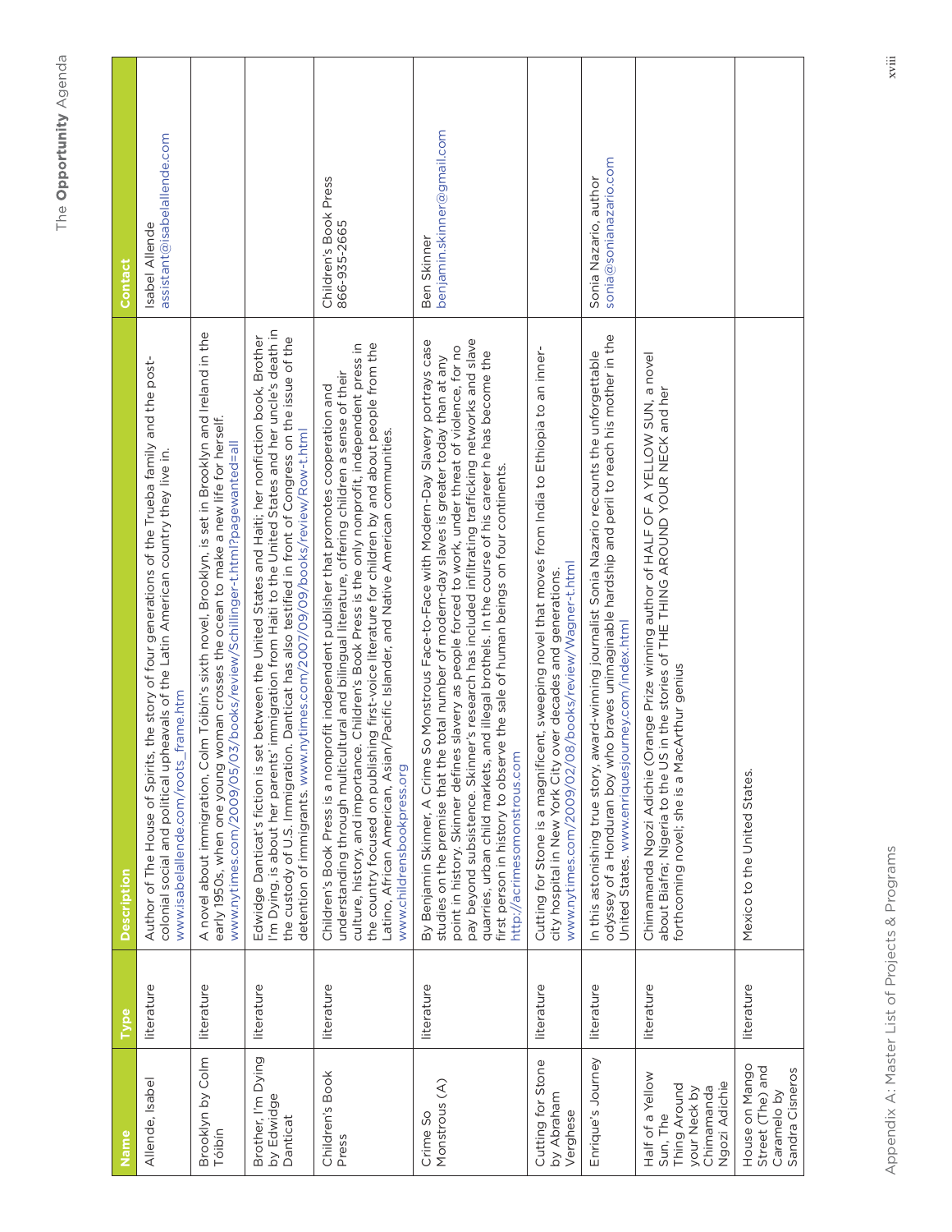| Name | Type | Description | Contact |
|---|---|---|---|
| Allende, Isabel | literature | Author of The House of Spirits, the story of four generations of the Trueba family and the post-colonial social and political upheavals of the Latin American country they live in. www.isabelallende.com/roots_frame.htm | Isabel Allende assistant@isabelallende.com |
| Brooklyn by Colm Tóibín | literature | A novel about immigration, Colm Tóibín's sixth novel, Brooklyn, is set in Brooklyn and Ireland in the early 1950s, when one young woman crosses the ocean to make a new life for herself. www.nytimes.com/2009/05/03/books/review/Schillinger-t.html?pagewanted=all | |
| Brother, I'm Dying by Edwidge Danticat | literature | Edwidge Danticat's fiction is set between the United States and Haiti; her nonfiction book, Brother I'm Dying, is about her parents' immigration from Haiti to the United States and her uncle's death in the custody of U.S. Immigration. Danticat has also testified in front of Congress on the issue of the detention of immigrants. www.nytimes.com/2007/09/09/books/review/Row-t.html | |
| Children's Book Press | literature | Children's Book Press is a nonprofit independent publisher that promotes cooperation and understanding through multicultural and bilingual literature, offering children a sense of their culture, history, and importance. Children's Book Press is the only nonprofit, independent press in the country focused on publishing first-voice literature for children by and about people from the Latino, African American, Asian/Pacific Islander, and Native American communities. www.childrensbookpress.org | Children's Book Press 866-935-2665 |
| Crime So Monstrous (A) | literature | By Benjamin Skinner, A Crime So Monstrous Face-to-Face with Modern-Day Slavery portrays case studies on the premise that the total number of modern-day slaves is greater today than at any point in history. Skinner defines slavery as people forced to work, under threat of violence, for no pay beyond subsistence. Skinner's research has included infiltrating trafficking networks and slave quarries, urban child markets, and illegal brothels. In the course of his career he has become the first person in history to observe the sale of human beings on four continents. http://acrimesomonstrous.com | Ben Skinner benjamin.skinner@gmail.com |
| Cutting for Stone by Abraham Verghese | literature | Cutting for Stone is a magnificent, sweeping novel that moves from India to Ethiopia to an inner-city hospital in New York City over decades and generations. www.nytimes.com/2009/02/08/books/review/Wagner-t.html | |
| Enrique's Journey | literature | In this astonishing true story, award-winning journalist Sonia Nazario recounts the unforgettable odyssey of a Honduran boy who braves unimaginable hardship and peril to reach his mother in the United States. www.enriquesjourney.com/index.html | Sonia Nazario, author sonia@sonianazario.com |
| Half of a Yellow Sun, The Thing Around your Neck by Chimamanda Ngozi Adichie | literature | Chimamanda Ngozi Adichie (Orange Prize winning author of HALF OF A YELLOW SUN, a novel about Biafra; Nigeria to the US in the stories of THE THING AROUND YOUR NECK and her forthcoming novel; she is a MacArthur genius | |
| House on Mango Street (The) and Caramelo by Sandra Cisneros | literature | Mexico to the United States. | |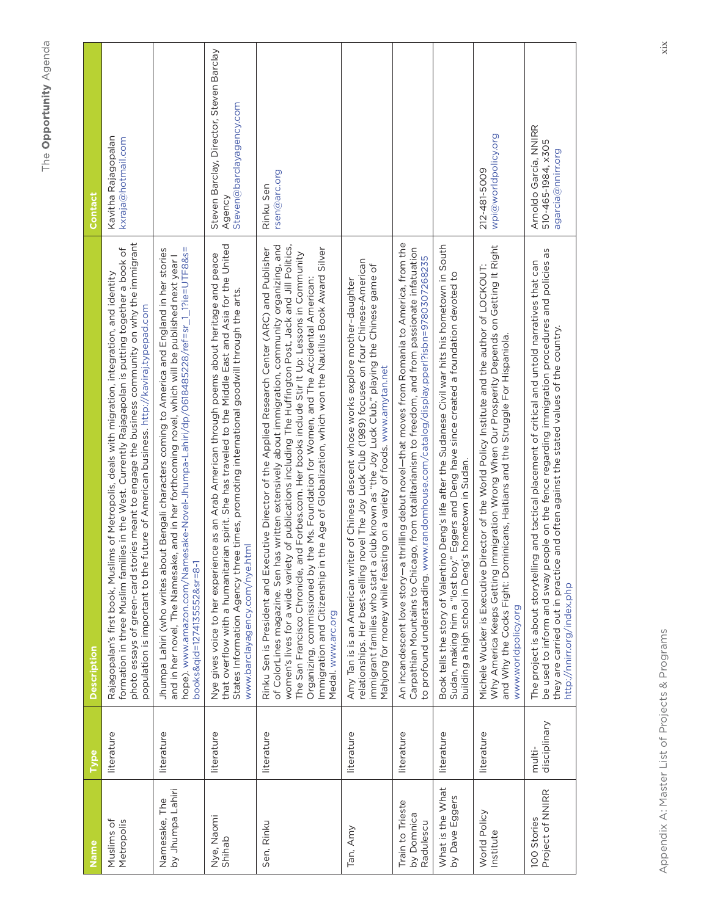| Name | Type | Description | Contact |
|---|---|---|---|
| Muslims of Metropolis | literature | Rajagopalan's first book, Muslims of Metropolis, deals with migration, integration, and identity formation in three Muslim families in the West. Currently Rajagopalan is putting together a book of photo essays of green-card stories meant to engage the business community on why the immigrant population is important to the future of American business. http://kaviraj.typepad.com | Kavitha Rajagopalan kxraja@hotmail.com |
| Namesake, The by Jhumpa Lahiri | literature | Jhumpa Lahiri (who writes about Bengali characters coming to America and England in her stories and in her novel, The Namesake, and in her forthcoming novel, which will be published next year I hope). www.amazon.com/Namesake-Novel-Jhumpa-Lahiri/dp/0618485228/ref=sr_1_1?ie=UTF8&s=books&qid=1274135552&sr=8-1 | |
| Nye, Naomi Shihab | literature | Nye gives voice to her experience as an Arab American through poems about heritage and peace that overflow with a humanitarian spirit. She has traveled to the Middle East and Asia for the United States Information Agency three times, promoting international goodwill through the arts. www.barclayagency.com/nye.html | Steven Barclay, Director, Steven Barclay Agency Steven@barclayagency.com |
| Sen, Rinku | literature | Rinku Sen is President and Executive Director of the Applied Research Center (ARC) and Publisher of ColorLines magazine. Sen has written extensively about immigration, community organizing, and women's lives for a wide variety of publications including The Huffington Post, Jack and Jill Politics, The San Francisco Chronicle, and Forbes.com. Her books include Stir It Up: Lessons in Community Organizing, commissioned by the Ms. Foundation for Women, and The Accidental American: Immigration and Citizenship in the Age of Globalization, which won the Nautilus Book Award Silver Medal. www.arc.org | Rinku Sen rsen@arc.org |
| Tan, Amy | literature | Amy Tan is is an American writer of Chinese descent whose works explore mother-daughter relationships. Her best-selling novel The Joy Luck Club (1989) focuses on four Chinese-American immigrant families who start a club known as "the Joy Luck Club," playing the Chinese game of Mahjong for money while feasting on a variety of foods. www.amytan.net | |
| Train to Trieste by Domnica Radulescu | literature | An incandescent love story—a thrilling debut novel—that moves from Romania to America, from the Carpathian Mountains to Chicago, from totalitarianism to freedom, and from passionate infatuation to profound understanding. www.randomhouse.com/catalog/display.pperl?isbn=9780307268235 | |
| What is the What by Dave Eggers | literature | Book tells the story of Valentino Deng's life after the Sudanese Civil war hits his hometown in South Sudan, making him a "lost boy." Eggers and Deng have since created a foundation devoted to building a high school in Deng's hometown in Sudan. | |
| World Policy Institute | literature | Michele Wucker is Executive Director of the World Policy Institute and the author of LOCKOUT: Why America Keeps Getting Immigration Wrong When Our Prosperity Depends on Getting It Right and Why the Cocks Fight: Dominicans, Haitians and the Struggle For Hispaniola. www.worldpolicy.org | 212-481-5009 wpi@worldpolicy.org |
| 100 Stories Project of NNIRR | multi-disciplinary | The project is about storytelling and tactical placement of critical and untold narratives that can be used to inform and sway people on the fence regarding immigration procedures and policies as they are carried out in practice and often against the stated values of the country. http://nnirr.org/index.php | Arnoldo García, NNIRR 510-465-1984, x305 agarcia@nnirr.org |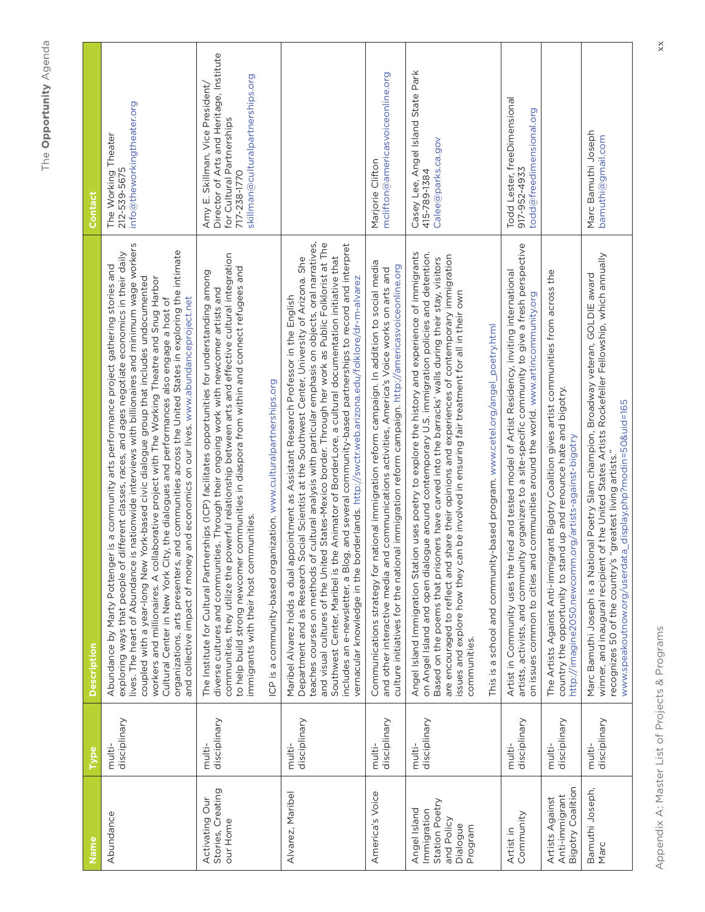| Name | Type | Description | Contact |
|---|---|---|---|
| Abundance | multi-disciplinary | Abundance by Marty Pottenger is a community arts performance project gathering stories and exploring ways that people of different classes, races, and ages negotiate economics in their daily lives. The heart of Abundance is nationwide interviews with billionaires and minimum wage workers coupled with a year-long New York-based civic dialogue group that includes undocumented workers and millionaires. A collaborative project with The Working Theatre and Snug Harbor Cultural Center in New York City, the dialogues and performances also engage a host of organizations, arts presenters, and communities across the United States in exploring the intimate and collective impact of money and economics on our lives. www.abundanceproject.net | The Working Theater<br>212-539-5675<br>info@theworkingtheater.org |
| Activating Our Stories, Creating our Home | multi-disciplinary | The Institute for Cultural Partnerships (ICP) facilitates opportunities for understanding among diverse cultures and communities. Through their ongoing work with newcomer artists and communities, they utilize the powerful relationship between arts and effective cultural integration to help build strong newcomer communities in diaspora from within and connect refugees and immigrants with their host communities.<br><br>ICP is a community-based organization. www.culturalpartnerships.org | Amy E. Skillman, Vice President/ Director of Arts and Heritage, Institute for Cultural Partnerships<br>717-238-1770<br>skillman@culturalpartnerships.org |
| Alvarez, Maribel | multi-disciplinary | Maribel Alvarez holds a dual appointment as Assistant Research Professor in the English Department and as Research Social Scientist at the Southwest Center, University of Arizona. She teaches courses on methods of cultural analysis with particular emphasis on objects, oral narratives, and visual cultures of the United States-Mexico border. Through her work as Public Folklorist at The Southwest Center, Maribel is the Animator of BorderLore, a cultural documentation initiative that includes an e-newsletter, a Blog, and several community-based partnerships to record and interpret vernacular knowledge in the borderlands. http://swctr.web.arizona.edu/folklore/dr-m-alvarez | |
| America's Voice | multi-disciplinary | Communications strategy for national immigration reform campaign. In addition to social media and other interactive media and communications activities, America's Voice works on arts and culture initiatives for the national immigration reform campaign. http://americasvoiceonline.org | Marjorie Clifton<br>mclifton@americasvoiceonline.org |
| Angel Island Immigration Station Poetry and Policy Dialogue Program | multi-disciplinary | Angel Island Immigration Station uses poetry to explore the history and experience of immigrants on Angel Island and open dialogue around contemporary U.S. immigration policies and detention. Based on the poems that prisoners have carved into the barracks' walls during their stay, visitors are encouraged to reflect and share their opinions and experiences of contemporary immigration issues and explore how they can be involved in ensuring fair treatment for all in their own communities.<br><br>This is a school and community-based program. www.cetel.org/angel_poetry.html | Casey Lee, Angel Island State Park<br>415-789-1384<br>Calee@parks.ca.gov |
| Artist in Community | multi-disciplinary | Artist in Community uses the tried and tested model of Artist Residency, inviting international artists, activists, and community organizers to a site-specific community to give a fresh perspective on issues common to cities and communities around the world. www.artincommunity.org | Todd Lester, freeDimensional<br>917-952-4933<br>todd@freedimensional.org |
| Artists Against Anti-immigrant Bigotry Coalition | multi-disciplinary | The Artists Against Anti-immigrant Bigotry Coalition gives artist communities from across the country the opportunity to stand up and renounce hate and bigotry. http://imagine2050.newcomm.org/artists-against-bigotry | |
| Bamuthi Joseph, Marc | multi-disciplinary | Marc Bamuthi Joseph is a National Poetry Slam champion, Broadway veteran, GOLDIE award winner, and inaugural recipient of the United States Artists Rockefeller Fellowship, which annually recognizes 50 of the country's "greatest living artists." www.speakoutnow.org/userdata_display.php?modin=50&uid=165 | Marc Bamuthi Joseph<br>bamuthi@gmail.com |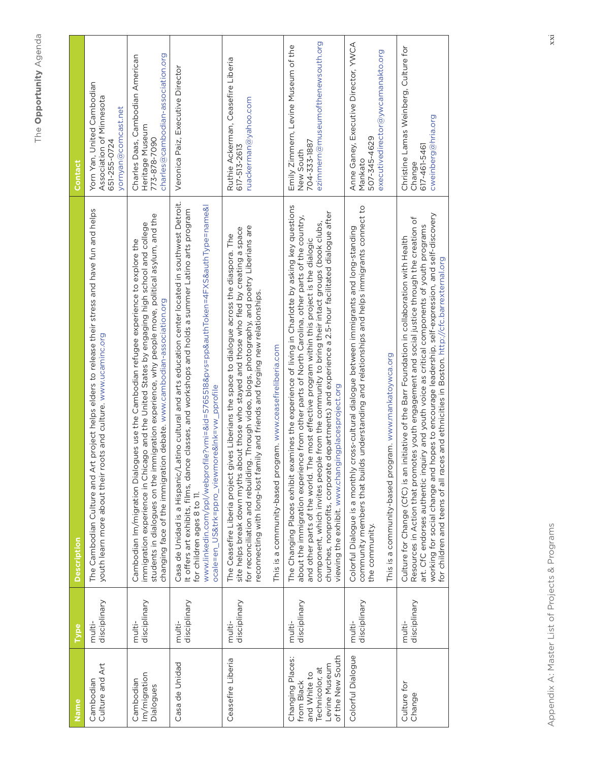| Name | Type | Description | Contact |
|---|---|---|---|
| Cambodian Culture and Art | multi-disciplinary | The Cambodian Culture and Art project helps elders to release their stress and have fun and helps youth learn more about their roots and culture. www.ucaminc.org | Yorn Yan, United Cambodian Association of Minnesota 651-255-0724 yornyan@comcast.net |
| Cambodian Im/migration Dialogues | multi-disciplinary | Cambodian Im/migration Dialogues use the Cambodian refugee experience to explore the immigration experience in Chicago and the United States by engaging high school and college students in dialogues on the immigration experience, why people move, political asylum, and the changing face of the immigration debate. www.cambodian-association.org | Charles Daas, Cambodian American Heritage Museum 773-878-7090 charles@cambodian-association.org |
| Casa de Unidad | multi-disciplinary | Casa de Unidad is a Hispanic/Latino cultural and arts education center located in southwest Detroit. It offers art exhibits, films, dance classes, and workshops and holds a summer Latino arts program for children ages 8 to 11. www.linkedin.com/ppl/webprofile?vmi=&id=5765518&pvs=pp&authToken=4FXS&authType=name&locale=en_US&trk=ppro_viewmore&lnk=vw_pprofile | Veronica Paiz, Executive Director |
| Ceasefire Liberia | multi-disciplinary | The Ceasefire Liberia project gives Liberians the space to dialogue across the diaspora. The site helps break down myths about those who stayed and those who fled by creating a space for reconciliation and rebuilding. Through video, blogs, photography, and poetry Liberians are reconnecting with long-lost family and friends and forging new relationships.<br><br>This is a community-based program. www.ceasefireliberia.com | Ruthie Ackerman, Ceasefire Liberia 617-513-2613 ruackerman@yahoo.com |
| Changing Places: from Black and White to Technicolor, at Levine Museum of the New South | multi-disciplinary | The Changing Places exhibit examines the experience of living in Charlotte by asking key questions about the immigration experience from other parts of North Carolina, other parts of the country, and other parts of the world. The most effective program within this project is the dialogic component, which invites people from the community to bring their intact groups (book clubs, churches, nonprofits, corporate departments) and experience a 2.5-hour facilitated dialogue after viewing the exhibit. www.changingplacesproject.org | Emily Zimmern, Levine Museum of the New South 704-333-1887 ezimmern@museumofthenewsouth.org |
| Colorful Dialogue | multi-disciplinary | Colorful Dialogue is a monthly cross-cultural dialogue between immigrants and long-standing community members that builds understanding and relationships and helps immigrants connect to the community.<br><br>This is a community-based program. www.mankatoywca.org | Anne Ganey, Executive Director, YWCA Mankato 507-345-4629 executivedirector@ywcamankato.org |
| Culture for Change | multi-disciplinary | Culture for Change (CfC) is an initiative of the Barr Foundation in collaboration with Health Resources in Action that promotes youth engagement and social justice through the creation of art. CfC endorses authentic inquiry and youth voice as critical components of youth programs working for social change and hopes to encourage leadership, self-expression, and self-discovery for children and teens of all races and ethnicities in Boston. http://cfc.barrexternal.org | Christine Lamas Weinberg, Culture for Change 617-461-5461 cweinberg@hria.org |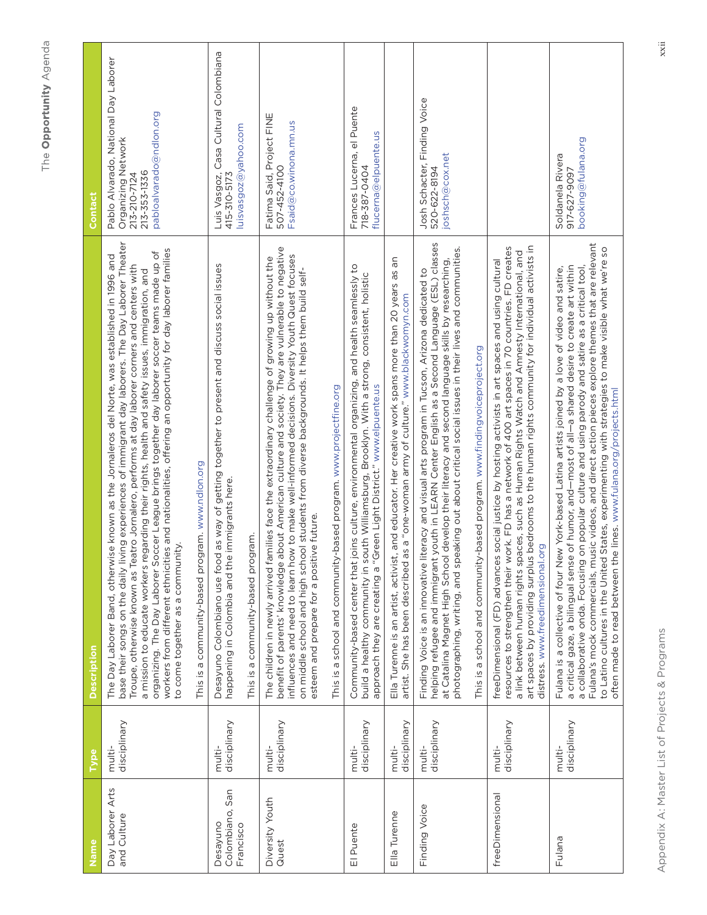| Name | Type | Description | Contact |
| --- | --- | --- | --- |
| Day Laborer Arts and Culture | multi-disciplinary | The Day Laborer Band, otherwise known as the Jornaleros del Norte, was established in 1996 and base their songs on the daily living experiences of immigrant day laborers. The Day Laborer Theater Troupe, otherwise known as Teatro Jornalero, performs at day laborer corners and centers with a mission to educate workers regarding their rights, health and safety issues, immigration, and organizing. The Day Laborer Soccer League brings together day laborer soccer teams made up of workers from different ethnicities and nationalities, offering an opportunity for day laborer families to come together as a community.<br><br>This is a community-based program. www.ndlon.org | Pablo Alvarado, National Day Laborer Organizing Network<br>213-210-7124<br>213-353-1336<br>pabloalvarado@ndlon.org |
| Desayuno Colombiano, San Francisco | multi-disciplinary | Desayuno Colombiano use food as way of getting together to present and discuss social issues happening in Colombia and the immigrants here.<br><br>This is a community-based program. | Luis Vasgoz, Casa Cultural Colombiana<br>415-310-5173<br>luisvasgoz@yahoo.com |
| Diversity Youth Quest | multi-disciplinary | The children in newly arrived families face the extraordinary challenge of growing up without the benefit of parents' knowledge about American culture and society. They are vulnerable to negative influences and need to learn how to make well-informed decisions. Diversity Youth Quest focuses on middle school and high school students from diverse backgrounds. It helps them build self-esteem and prepare for a positive future.<br><br>This is a school and community-based program. www.projectfine.org | Fatima Said, Project FINE<br>507-452-4100<br>Fsaid@co.winona.mn.us |
| El Puente | multi-disciplinary | Community-based center that joins culture, environmental organizing, and health seamlessly to build a healthy community in south Williamsburg, Brooklyn. With a strong, consistent, holistic approach they are creating a "Green Light District." www.elpuente.us | Frances Lucerna, el Puente<br>718-387-0404<br>flucerna@elpuente.us |
| Ella Turenne | multi-disciplinary | Ella Turenne is an artist, activist, and educator. Her creative work spans more than 20 years as an artist. She has been described as a "one-woman army of culture." www.blackwomyn.com | |
| Finding Voice | multi-disciplinary | Finding Voice is an innovative literacy and visual arts program in Tucson, Arizona dedicated to helping refugee and immigrant youth in LEARN Center English as a Second Language (ESL) classes at Catalina Magnet High School develop their literacy and second language skills by researching, photographing, writing, and speaking out about critical social issues in their lives and communities.<br><br>This is a school and community-based program. www.findingvoiceproject.org | Josh Schacter, Finding Voice<br>520-622-8194<br>joshsch@cox.net |
| freeDimensional | multi-disciplinary | freeDimensional (FD) advances social justice by hosting activists in art spaces and using cultural resources to strengthen their work. FD has a network of 400 art spaces in 70 countries. FD creates a link between human rights spaces, such as Human Rights Watch and Amnesty International, and art spaces by providing surplus bedrooms to the human rights community for individual activists in distress. www.freedimensional.org | |
| Fulana | multi-disciplinary | Fulana is a collective of four New York-based Latina artists joined by a love of video and satire, a critical gaze, a bilingual sense of humor, and—most of all—a shared desire to create art within a collaborative onda. Focusing on popular culture and using parody and satire as a critical tool, Fulana's mock commercials, music videos, and direct action pieces explore themes that are relevant to Latino cultures in the United States, experimenting with strategies to make visible what we're so often made to read between the lines. www.fulana.org/projects.html | Soldanela Rivera<br>917-627-9097<br>booking@fulana.org |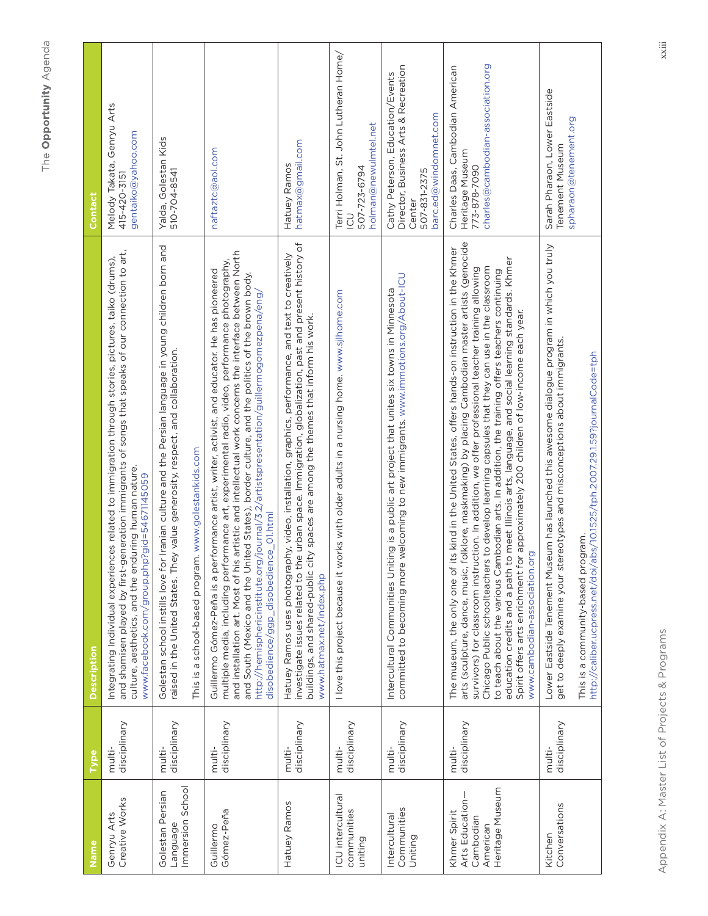| Name | Type | Description | Contact |
|---|---|---|---|
| Genryu Arts Creative Works | multi-disciplinary | Integrating Individual experiences related to immigration through stories, pictures, taiko (drums), and shamisen played by first-generation immigrants of songs that speaks of our connection to art, culture, aesthetics, and the enduring human nature. www.facebook.com/group.php?gid=54671145059 | Melody Takata, Genryu Arts 415-420-3151 gentaiko@yahoo.com |
| Golestan Persian Language Immersion School | multi-disciplinary | Golestan school instills love for Iranian culture and the Persian language in young children born and raised in the United States. They value generosity, respect, and collaboration. www.golestankids.com<br><br>This is a school-based program. | Yalda, Golestan Kids 510-704-8541 |
| Guillermo Gómez-Peña | multi-disciplinary | Guillermo Gómez-Peña is a performance artist, writer, activist, and educator. He has pioneered multiple media, including performance art, experimental radio, video, performance photography, and installation art. Most of his artistic and intellectual work concerns the interface between North and South (Mexico and the United States), border culture, and the politics of the brown body. http://hemisphericinstitute.org/journal/3.2/artistspresentation/guillermogomezpena/eng/disobedience/ggp_disobedience_01.html | naftaztc@aol.com |
| Hatuey Ramos | multi-disciplinary | Hatuey Ramos uses photography, video, installation, graphics, performance, and text to creatively investigate issues related to the urban space. Immigration, globalization, past and present history of buildings, and shared-public city spaces are among the themes that inform his work. www.hatmax.net/index.php | Hatuey Ramos hatmax@gmail.com |
| ICU intercultural communities uniting | multi-disciplinary | I love this project because it works with older adults in a nursing home. www.sjlhome.com | Terri Holman, St. John Lutheran Home/ICU 507-723-6794 holman@newulmtel.net |
| Intercultural Communities Uniting | multi-disciplinary | Intercultural Communities Uniting is a public art project that unites six towns in Minnesota committed to becoming more welcoming to new immigrants. www.immotions.org/About-ICU | Cathy Peterson, Education/Events Director, Business Arts & Recreation Center 507-831-2375 barc.ed@windomnet.com |
| Khmer Spirit Arts Education—Cambodian American Heritage Museum | multi-disciplinary | The museum, the only one of its kind in the United States, offers hands-on instruction in the Khmer arts (sculpture, dance, music, folklore, maskmaking) by placing Cambodian master artists (genocide survivors) for classroom instruction. In addition, we offer professional teacher training allowing Chicago Public schoolteachers to develop learning capsules that they can use in the classroom to teach about the various Cambodian arts. In addition, the training offers teachers continuing education credits and a path to meet Illinois arts, language, and social learning standards. Khmer Spirit offers arts enrichment for approximately 200 children of low-income each year. www.cambodian-association.org | Charles Daas, Cambodian American Heritage Museum 773-878-7090 charles@cambodian-association.org |
| Kitchen Conversations | multi-disciplinary | Lower Eastside Tenement Museum has launched this awesome dialogue program in which you truly get to deeply examine your stereotypes and misconceptions about immigrants.<br><br>This is a community-based program. http://caliber.ucpress.net/doi/abs/10.1525/tph.2007.29.1.59?journalCode=tph | Sarah Pharaon, Lower Eastside Tenement Museum spharaon@tenement.org |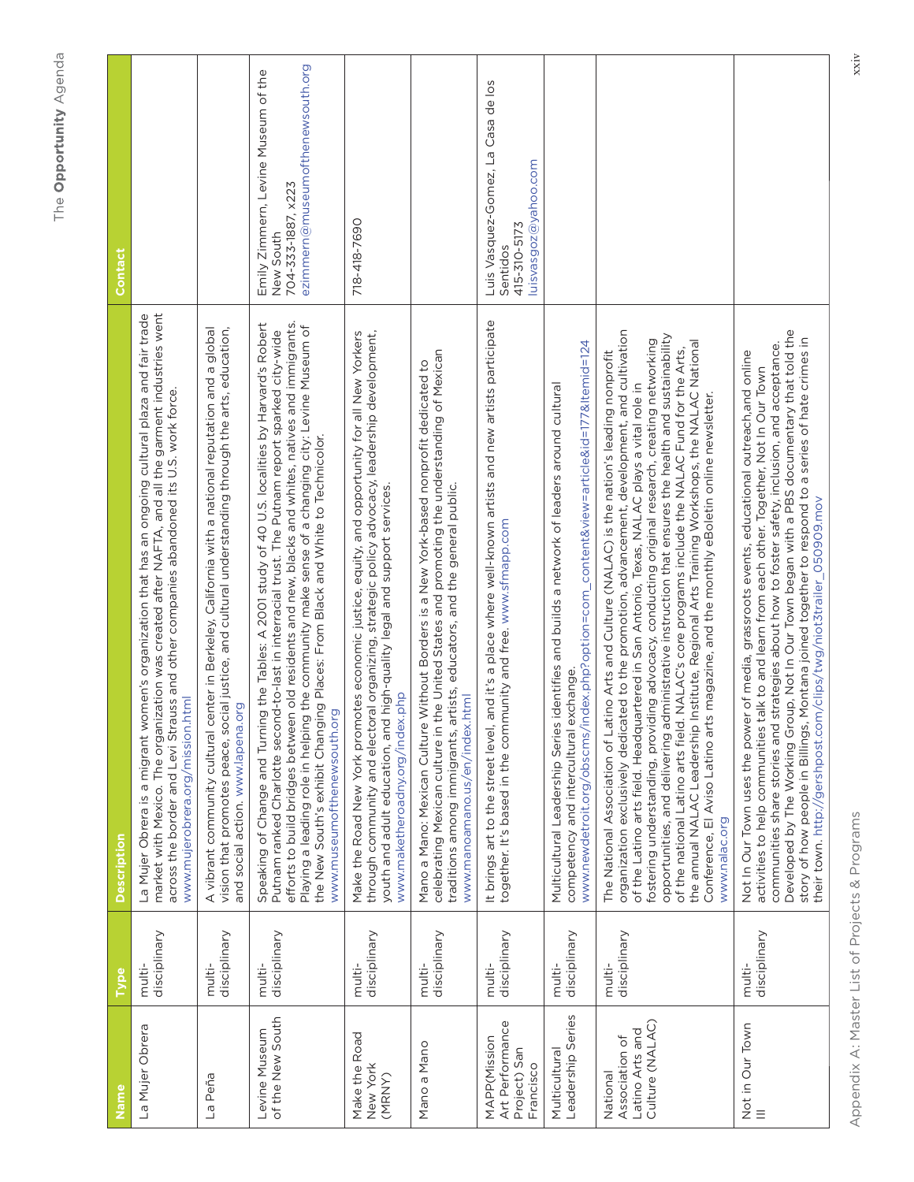| Name | Type | Description | Contact |
|---|---|---|---|
| La Mujer Obrera | multi-disciplinary | La Mujer Obrera is a migrant women's organization that has an ongoing cultural plaza and fair trade market with Mexico. The organization was created after NAFTA, and all the garment industries went across the border and Levi Strauss and other companies abandoned its U.S. work force. www.mujerobrera.org/mission.html | |
| La Peña | multi-disciplinary | A vibrant community cultural center in Berkeley, California with a national reputation and a global vision that promotes peace, social justice, and cultural understanding through the arts, education, and social action. www.lapena.org | |
| Levine Museum of the New South | multi-disciplinary | Speaking of Change and Turning the Tables: A 2001 study of 40 U.S. localities by Harvard's Robert Putnam ranked Charlotte second-to-last in interracial trust. The Putnam report sparked city-wide efforts to build bridges between old residents and new, blacks and whites, natives and immigrants. Playing a leading role in helping the community make sense of a changing city: Levine Museum of the New South's exhibit Changing Places: From Black and White to Technicolor. www.museumofthenewsouth.org | Emily Zimmern, Levine Museum of the New South<br>704-333-1887, x223<br>ezimmern@museumofthenewsouth.org |
| Make the Road New York (MRNY) | multi-disciplinary | Make the Road New York promotes economic justice, equity, and opportunity for all New Yorkers through community and electoral organizing, strategic policy advocacy, leadership development, youth and adult education, and high-quality legal and support services. www.maketheroadny.org/index.php | 718-418-7690 |
| Mano a Mano | multi-disciplinary | Mano a Mano: Mexican Culture Without Borders is a New York-based nonprofit dedicated to celebrating Mexican culture in the United States and promoting the understanding of Mexican traditions among immigrants, artists, educators, and the general public. www.manoamano.us/en/index.html | |
| MAPP(Mission Art Performance Project) San Francisco | multi-disciplinary | It brings art to the street level, and it's a place where well-known artists and new artists participate together. It's based in the community and free. www.sfmapp.com | Luis Vasquez-Gomez, La Casa de los Sentidos<br>415-310-5173<br>luisvasgoz@yahoo.com |
| Multicultural Leadership Series | multi-disciplinary | Multicultural Leadership Series identifies and builds a network of leaders around cultural competency and intercultural exchange. www.newdetroit.org/obscms/index.php?option=com_content&view=article&id=177&Itemid=124 | |
| National Association of Latino Arts and Culture (NALAC) | multi-disciplinary | The National Association of Latino Arts and Culture (NALAC) is the nation's leading nonprofit organization exclusively dedicated to the promotion, advancement, development, and cultivation of the Latino arts field. Headquartered in San Antonio, Texas, NALAC plays a vital role in fostering understanding, providing advocacy, conducting original research, creating networking opportunities, and delivering administrative instruction that ensures the health and sustainability of the national Latino arts field. NALAC's core programs include the NALAC Fund for the Arts, the annual NALAC Leadership Institute, Regional Arts Training Workshops, the NALAC National Conference, El Aviso Latino arts magazine, and the monthly eBoletin online newsletter. www.nalac.org | |
| Not in Our Town II | multi-disciplinary | Not In Our Town uses the power of media, grassroots events, educational outreach,and online activities to help communities talk to and learn from each other. Together, Not In Our Town communities share stories and strategies about how to foster safety, inclusion, and acceptance. Developed by The Working Group, Not In Our Town began with a PBS documentary that told the story of how people in Billings, Montana joined together to respond to a series of hate crimes in their town. http://gershpost.com/clips/twg/niot3trailer_050909.mov | |

Appendix A: Master List of Projects & Programs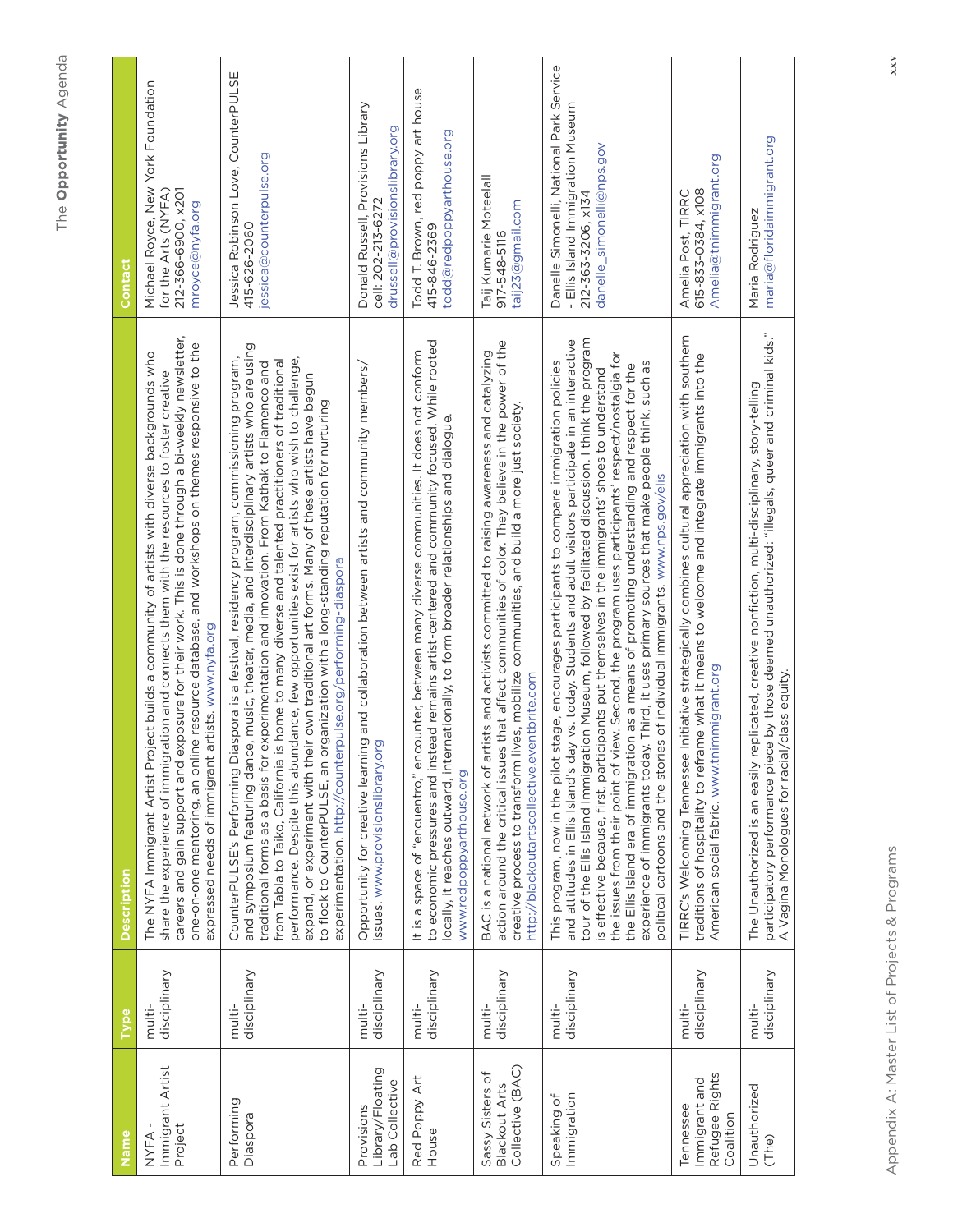| Name | Type | Description | Contact |
|---|---|---|---|
| NYFA - Immigrant Artist Project | multi-disciplinary | The NYFA Immigrant Artist Project builds a community of artists with diverse backgrounds who share the experience of immigration and connects them with the resources to foster creative careers and gain support and exposure for their work. This is done through a bi-weekly newsletter, one-on-one mentoring, an online resource database, and workshops on themes responsive to the expressed needs of immigrant artists. www.nyfa.org | Michael Royce, New York Foundation for the Arts (NYFA) 212-366-6900, x201 mroyce@nyfa.org |
| Performing Diaspora | multi-disciplinary | CounterPULSE's Performing Diaspora is a festival, residency program, commissioning program, and symposium featuring dance, music, theater, media, and interdisciplinary artists who are using traditional forms as a basis for experimentation and innovation. From Kathak to Flamenco and from Tabla to Taiko, California is home to many diverse and talented practitioners of traditional performance. Despite this abundance, few opportunities exist for artists who wish to challenge, expand, or experiment with their own traditional art forms. Many of these artists have begun to flock to CounterPULSE, an organization with a long-standing reputation for nurturing experimentation. http://counterpulse.org/performing-diaspora | Jessica Robinson Love, CounterPULSE 415-626-2060 jessica@counterpulse.org |
| Provisions Library/Floating Lab Collective | multi-disciplinary | Opportunity for creative learning and collaboration between artists and community members/issues. www.provisionslibrary.org | Donald Russell, Provisions Library cell: 202-213-6272 drussell@provisionslibrary.org |
| Red Poppy Art House | multi-disciplinary | It is a space of "encuentro," encounter, between many diverse communities. It does not conform to economic pressures and instead remains artist-centered and community focused. While rooted locally, it reaches outward, internationally, to form broader relationships and dialogue. www.redpoppyarthouse.org | Todd T. Brown, red poppy art house 415-846-2369 todd@redpoppyarthouse.org |
| Sassy Sisters of Blackout Arts Collective (BAC) | multi-disciplinary | BAC is a national network of artists and activists committed to raising awareness and catalyzing action around the critical issues that affect communities of color. They believe in the power of the creative process to transform lives, mobilize communities, and build a more just society. http://blackoutartscollective.eventbrite.com | Taij Kumarie Moteelall 917-548-5116 taij23@gmail.com |
| Speaking of Immigration | multi-disciplinary | This program, now in the pilot stage, encourages participants to compare immigration policies and attitudes in Ellis Island's day vs. today. Students and adult visitors participate in an interactive tour of the Ellis Island Immigration Museum, followed by facilitated discussion. I think the program is effective because, first, participants put themselves in the immigrants' shoes to understand the issues from their point of view. Second, the program uses participants' respect/nostalgia for the Ellis Island era of immigration as a means of promoting understanding and respect for the experience of immigrants today. Third, it uses primary sources that make people think, such as political cartoons and the stories of individual immigrants. www.nps.gov/elis | Danelle Simonelli, National Park Service - Ellis Island Immigration Museum 212-363-3206, x134 danelle_simonelli@nps.gov |
| Tennessee Immigrant and Refugee Rights Coalition | multi-disciplinary | TIRRC's Welcoming Tennessee Initiative strategically combines cultural appreciation with southern traditions of hospitality to reframe what it means to welcome and integrate immigrants into the American social fabric. www.tnimmigrant.org | Amelia Post, TIRRC 615-833-0384, x108 Amelia@tnimmigrant.org |
| Unauthorized (The) | multi-disciplinary | The Unauthorized is an easily replicated, creative nonfiction, multi-disciplinary, story-telling participatory performance piece by those deemed unauthorized: "illegals, queer and criminal kids." A Vagina Monologues for racial/class equity. | Maria Rodriguez maria@floridaimmigrant.org |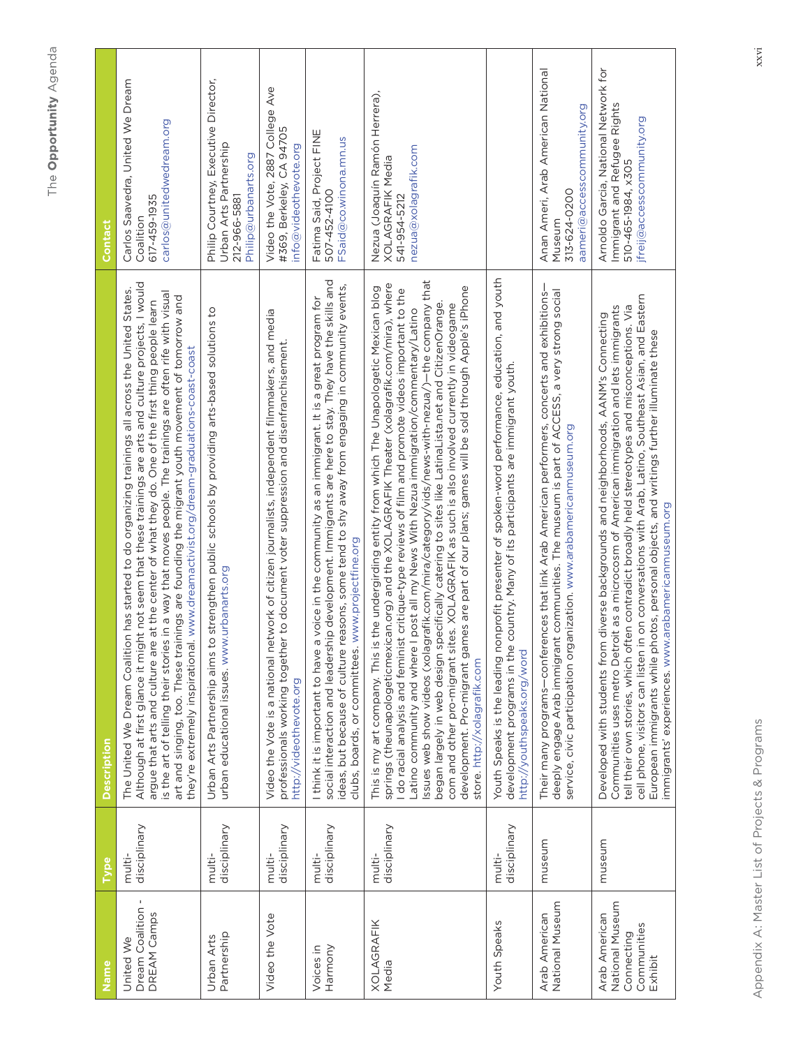| Name | Type | Description | Contact |
|---|---|---|---|
| United We Dream Coalition - DREAM Camps | multi-disciplinary | The United We Dream Coalition has started to do organizing trainings all across the United States. Although at first glance it might not seem that these trainings are arts and culture projects, I would argue that arts and culture are at the center of what they do. One of the first thing people learn is the art of telling their stories in a way that moves people. The trainings are often rife with visual art and singing, too. These trainings are founding the migrant youth movement of tomorrow and they're extremely inspirational. www.dreamactivist.org/dream-graduations-coast-coast | Carlos Saavedra, United We Dream Coalition 617-459-1935 carlos@unitedwedream.org |
| Urban Arts Partnership | multi-disciplinary | Urban Arts Partnership aims to strengthen public schools by providing arts-based solutions to urban educational issues. www.urbanarts.org | Philip Courtney, Executive Director, Urban Arts Partnership 212-966-5881 Philip@urbanarts.org |
| Video the Vote | multi-disciplinary | Video the Vote is a national network of citizen journalists, independent filmmakers, and media professionals working together to document voter suppression and disenfranchisement. http://videothevote.org | Video the Vote, 2887 College Ave #369, Berkeley, CA 94705 info@videothevote.org |
| Voices in Harmony | multi-disciplinary | I think it is important to have a voice in the community as an immigrant. It is a great program for social interaction and leadership development. Immigrants are here to stay. They have the skills and ideas, but because of culture reasons, some tend to shy away from engaging in community events, clubs, boards, or committees. www.projectfine.org | Fatima Said, Project FINE 507-452-4100 FSaid@co.winona.mn.us |
| XOLAGRAFIK Media | multi-disciplinary | This is my art company. This is the undergirding entity from which The Unapologetic Mexican blog springs (theunapologeticmexican.org) and the XOLAGRAFIK Theater (xolagrafik.com/mira), where I do racial analysis and feminist critique-type reviews of film and promote videos important to the Latino community and where I post all my News With Nezua immigration/commentary/Latino Issues web show videos (xolagrafik.com/mira/category/vids/news-with-nezua/)—the company that began largely in web design specifically catering to sites like LatinaLista.net and CitizenOrange.com and other pro-migrant sites. XOLAGRAFIK as such is also involved currently in videogame development. Pro-migrant games are part of our plans; games will be sold through Apple's iPhone store. http://xolagrafik.com | Nezua (Joaquín Ramón Herrera), XOLAGRAFIK Media 541-954-5212 nezua@xolagrafik.com |
| Youth Speaks | multi-disciplinary | Youth Speaks is the leading nonprofit presenter of spoken-word performance, education, and youth development programs in the country. Many of its participants are immigrant youth. http://youthspeaks.org/word | |
| Arab American National Museum | museum | Their many programs—conferences that link Arab American performers, concerts and exhibitions—deeply engage Arab immigrant communities. The museum is part of ACCESS, a very strong social service, civic participation organization. www.arabamericanmuseum.org | Anan Ameri, Arab American National Museum 313-624-0200 aameri@accesscommunity.org |
| Arab American National Museum Connecting Communities Exhibit | museum | Developed with students from diverse backgrounds and neighborhoods, AANM's Connecting Communities uses metro Detroit as a microcosm of American immigration and lets immigrants tell their own stories, which often contradict broadly held stereotypes and misconceptions. Via cell phone, visitors can listen in on conversations with Arab, Latino, Southeast Asian, and Eastern European immigrants while photos, personal objects, and writings further illuminate these immigrants' experiences. www.arabamericanmuseum.org | Arnoldo Garcia, National Network for Immigrant and Refugee Rights 510-465-1984, x305 jfreij@accesscommunity.org |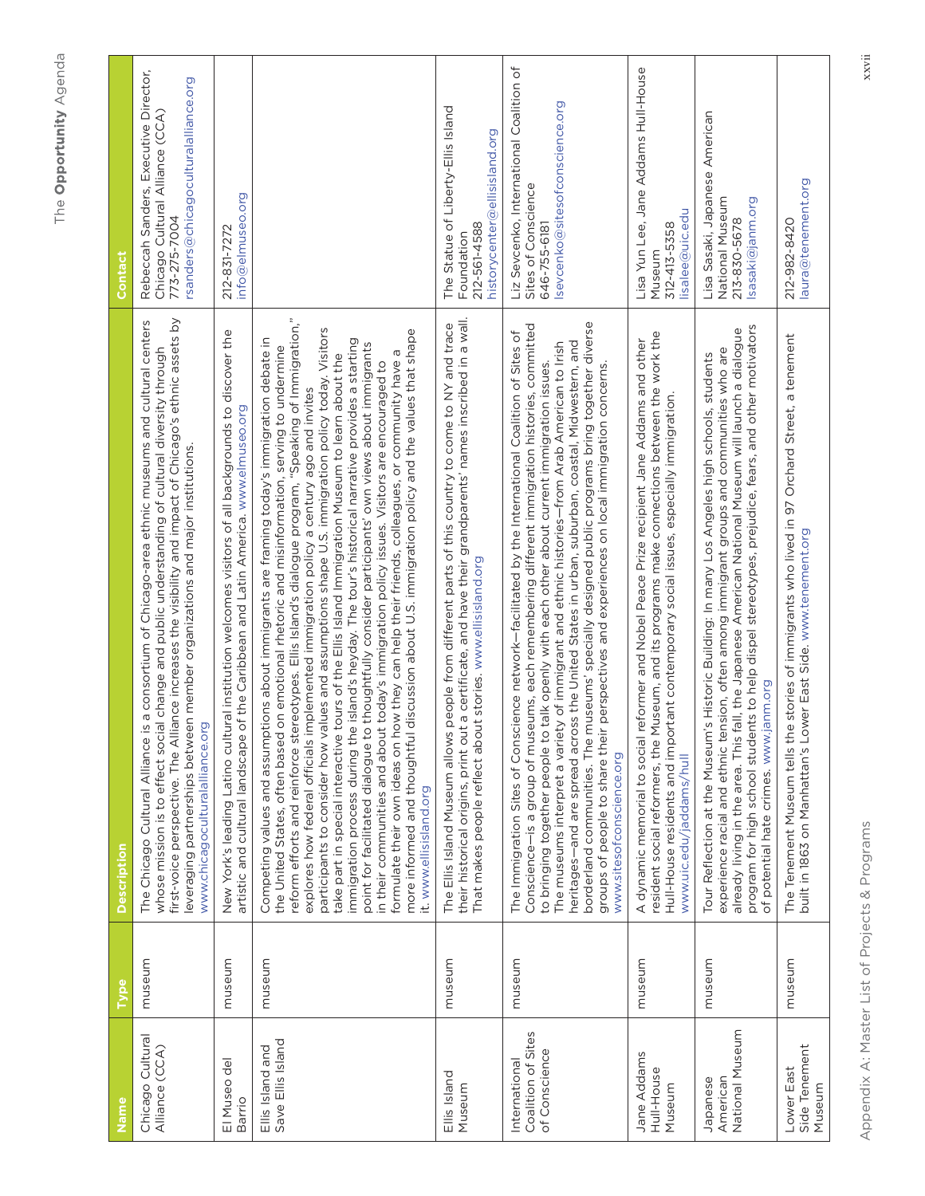| Name | Type | Description | Contact |
|---|---|---|---|
| Chicago Cultural Alliance (CCA) | museum | The Chicago Cultural Alliance is a consortium of Chicago-area ethnic museums and cultural centers whose mission is to effect social change and public understanding of cultural diversity through first-voice perspective. The Alliance increases the visibility and impact of Chicago's ethnic assets by leveraging partnerships between member organizations and major institutions. www.chicagoculturalalliance.org | Rebeccah Sanders, Executive Director, Chicago Cultural Alliance (CCA) 773-275-7004 rsanders@chicagoculturalalliance.org |
| El Museo del Barrio | museum | New York's leading Latino cultural institution welcomes visitors of all backgrounds to discover the artistic and cultural landscape of the Caribbean and Latin America. www.elmuseo.org | 212-831-7272 info@elmuseo.org |
| Ellis Island and Save Ellis Island | museum | Competing values and assumptions about immigrants are framing today's immigration debate in the United States, often based on emotional rhetoric and misinformation, serving to undermine reform efforts and reinforce stereotypes. Ellis Island's dialogue program, "Speaking of Immigration," explores how federal officials implemented immigration policy a century ago and invites participants to consider how values and assumptions shape U.S. immigration policy today. Visitors take part in special interactive tours of the Ellis Island Immigration Museum to learn about the immigration process during the island's heyday. The tour's historical narrative provides a starting point for facilitated dialogue to thoughtfully consider participants' own views about immigrants in their communities and about today's immigration policy issues. Visitors are encouraged to formulate their own ideas on how they can help their friends, colleagues, or community have a more informed and thoughtful discussion about U.S. immigration policy and the values that shape it. www.ellisisland.org | |
| Ellis Island Museum | museum | The Ellis Island Museum allows people from different parts of this country to come to NY and trace their historical origins, print out a certificate, and have their grandparents' names inscribed in a wall. That makes people reflect about stories. www.ellisisland.org | The Statue of Liberty-Ellis Island Foundation 212-561-4588 historycenter@ellisisland.org |
| International Coalition of Sites of Conscience | museum | The Immigration Sites of Conscience network—facilitated by the International Coalition of Sites of Conscience—is a group of museums, each remembering different immigration histories, committed to bringing together people to talk openly with each other about current immigration issues. The museums interpret a variety of immigrant and ethnic histories—from Arab American to Irish heritages—and are spread across the United States in urban, suburban, coastal, Midwestern, and borderland communities. The museums' specially designed public programs bring together diverse groups of people to share their perspectives and experiences on local immigration concerns. www.sitesofconscience.org | Liz Sevcenko, International Coalition of Sites of Conscience 646-755-6181 lsevcenko@sitesofconscience.org |
| Jane Addams Hull-House Museum | museum | A dynamic memorial to social reformer and Nobel Peace Prize recipient Jane Addams and other resident social reformers, the Museum, and its programs make connections between the work the Hull-House residents and important contemporary social issues, especially immigration. www.uic.edu/jaddams/hull | Lisa Yun Lee, Jane Addams Hull-House Museum 312-413-5358 lisalee@uic.edu |
| Japanese American National Museum | museum | Tour Reflection at the Museum's Historic Building: In many Los Angeles high schools, students experience racial and ethnic tension, often among immigrant groups and communities who are already living in the area. This fall, the Japanese American National Museum will launch a dialogue program for high school students to help dispel stereotypes, prejudice, fears, and other motivators of potential hate crimes. www.janm.org | Lisa Sasaki, Japanese American National Museum 213-830-5678 lsasaki@janm.org |
| Lower East Side Tenement Museum | museum | The Tenement Museum tells the stories of immigrants who lived in 97 Orchard Street, a tenement built in 1863 on Manhattan's Lower East Side. www.tenement.org | 212-982-8420 laura@tenement.org |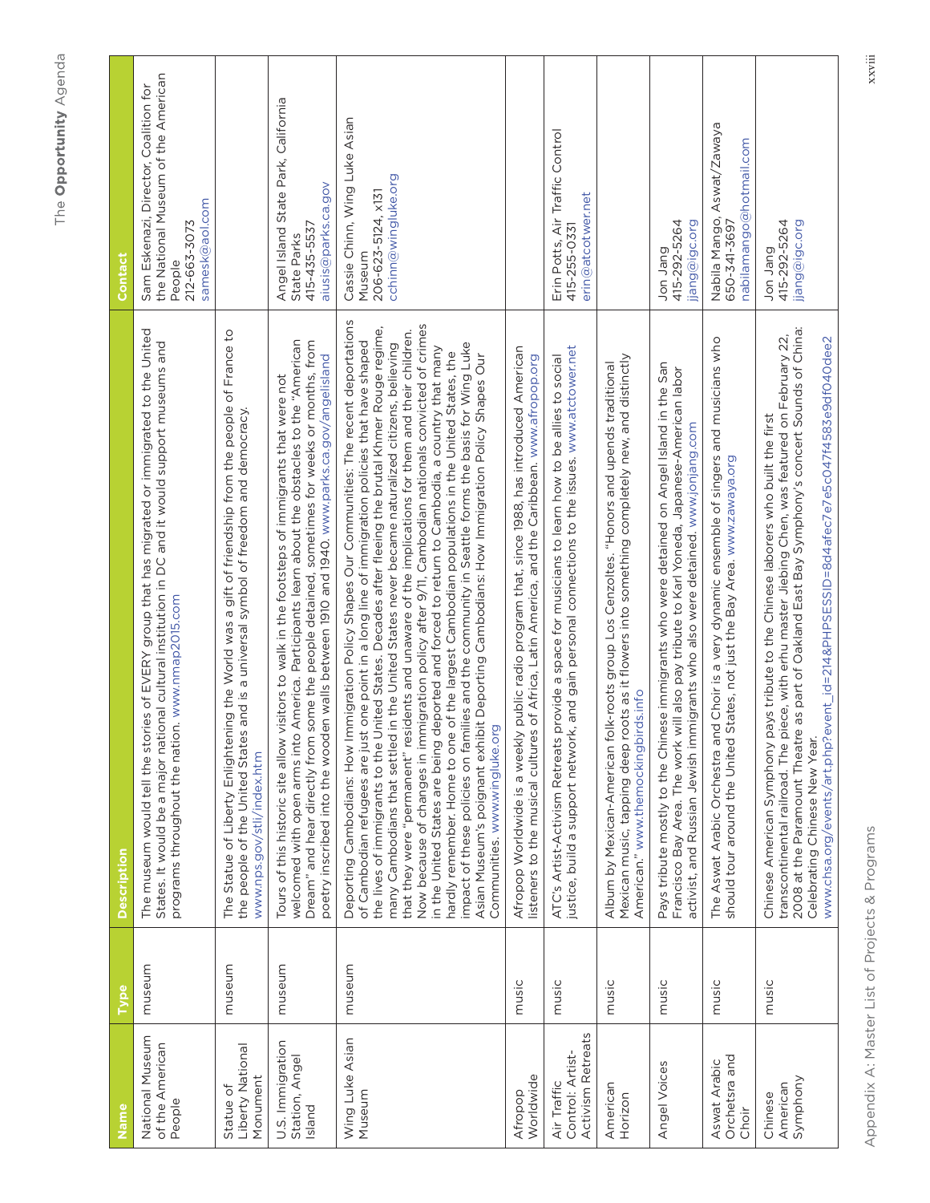| Name | Type | Description | Contact |
| --- | --- | --- | --- |
| National Museum of the American People | museum | The museum would tell the stories of EVERY group that has migrated or immigrated to the United States. It would be a major national cultural institution in DC and it would support museums and programs throughout the nation. www.nmap2015.com | Sam Eskenazi, Director, Coalition for the National Museum of the American People 212-663-3073 samesk@aol.com |
| Statue of Liberty National Monument | museum | The Statue of Liberty Enlightening the World was a gift of friendship from the people of France to the people of the United States and is a universal symbol of freedom and democracy. www.nps.gov/stli/index.htm | |
| U.S. Immigration Station, Angel Island | museum | Tours of this historic site allow visitors to walk in the footsteps of immigrants that were not welcomed with open arms into America. Participants learn about the obstacles to the "American Dream" and hear directly from some the people detained, sometimes for weeks or months, from poetry inscribed into the wooden walls between 1910 and 1940. www.parks.ca.gov/angelisland | Angel Island State Park, California State Parks 415-435-5537 aiusis@parks.ca.gov |
| Wing Luke Asian Museum | museum | Deporting Cambodians: How Immigration Policy Shapes Our Communities: The recent deportations of Cambodian refugees are just one point in a long line of immigration policies that have shaped the lives of immigrants to the United States. Decades after fleeing the brutal Khmer Rouge regime, many Cambodians that settled in the United States never became naturalized citizens, believing that they were "permanent" residents and unaware of the implications for them and their children. Now because of changes in immigration policy after 9/11, Cambodian nationals convicted of crimes in the United States are being deported and forced to return to Cambodia, a country that many hardly remember. Home to one of the largest Cambodian populations in the United States, the impact of these policies on families and the community in Seattle forms the basis for Wing Luke Asian Museum's poignant exhibit Deporting Cambodians: How Immigration Policy Shapes Our Communities. www.wingluke.org | Cassie Chinn, Wing Luke Asian Museum 206-623-5124, x131 cchinn@wingluke.org |
| Afropop Worldwide | music | Afropop Worldwide is a weekly public radio program that, since 1988, has introduced American listeners to the musical cultures of Africa, Latin America, and the Caribbean. www.afropop.org | |
| Air Traffic Control: Artist-Activism Retreats | music | ATC's Artist-Activism Retreats provide a space for musicians to learn how to be allies to social justice, build a support network, and gain personal connections to the issues. www.atctower.net | Erin Potts, Air Traffic Control 415-255-0331 erin@atcotwer.net |
| American Horizon | music | Album by Mexican-American folk-roots group Los Cenzoltes. "Honors and upends traditional Mexican music, tapping deep roots as it flowers into something completely new, and distinctly American." www.themockingbirds.info | |
| Angel Voices | music | Pays tribute mostly to the Chinese immigrants who were detained on Angel Island in the San Francisco Bay Area. The work will also pay tribute to Karl Yoneda, Japanese-American labor activist, and Russian Jewish immigrants who also were detained. www.jonjang.com | Jon Jang 415-292-5264 jjang@igc.org |
| Aswat Arabic Orchetsra and Choir | music | The Aswat Arabic Orchestra and Choir is a very dynamic ensemble of singers and musicians who should tour around the United States, not just the Bay Area. www.zawaya.org | Nabila Mango, Aswat/Zawaya 650-341-3697 nabilamango@hotmail.com |
| Chinese American Symphony | music | Chinese American Symphony pays tribute to the Chinese laborers who built the first transcontinental railroad. The piece, with erhu master Jiebing Chen, was featured on February 22, 2008 at the Paramount Theatre as part of Oakland East Bay Symphony's concert Sounds of China: Celebrating Chinese New Year. www.chsa.org/events/art.php?event_id=214&PHPSESSID=8d4afec7e7e5c047f4583e9df040dee2 | Jon Jang 415-292-5264 jjang@igc.org |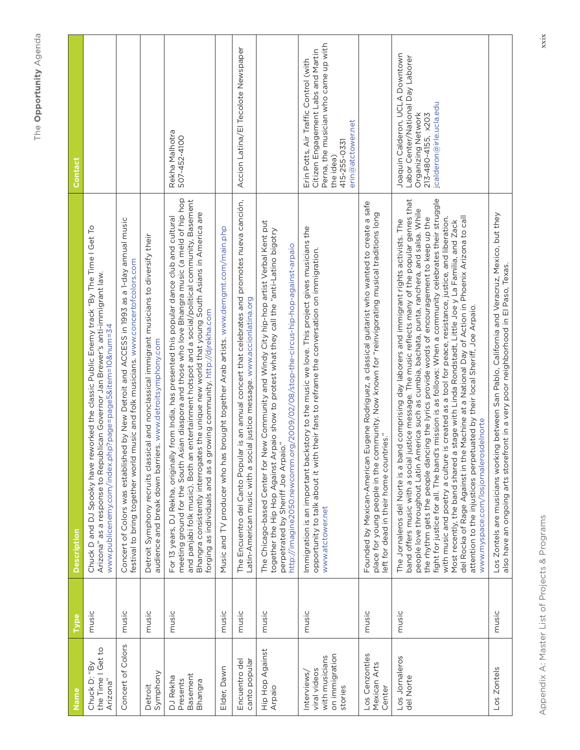| Name | Type | Description | Contact |
|---|---|---|---|
| Chuck D: "By the Time I Get to Arizona" | music | Chuck D and DJ Spooky have reworked the classic Public Enemy track "By The Time I Get To Arizona" as a response to Republican Governor Jan Brewer's anti-immigrant law. www.publicenemy.com/index.php?page=page5&item=10&num=34 | |
| Concert of Colors | music | Concert of Colors was established by New Detroit and ACCESS in 1993 as a 1-day annual music festival to bring together world music and folk musicians. www.concertofcolors.com | |
| Detroit Symphony | music | Detroit Symphony recruits classical and nonclassical immigrant musicians to diversify their audience and break down barriers. www.detroitsymphony.com | |
| DJ Rekha Presents Basement Bhangra | music | For 13 years, DJ Rekha, originally from India, has presented this popular dance club and cultural meeting ground for the South Asian diaspora and those who love Bhangra music (a meld of hip hop and panjabi folk music). Both an entertainment hotspot and a social/political community, Basement Bhangra consistently interrogates the unique new world that young South Asians in America are forging as individuals and as a growing community. http://djrekha.com | Rekha Malhotra<br>507-452-4100 |
| Elder, Dawn | music | Music and TV producer who has brought together Arab artists. www.demgmt.com/main.php | |
| Encuentro del canto popular | music | The Encuentro del Canto Popular is an annual concert that celebrates and promotes nueva canción, Latin-American music with a social justice message. www.accionlatina.org | Accion Latina/El Tecolote Newspaper |
| Hip Hop Against Arpaio | music | The Chicago-based Center for New Community and Windy City hip-hop artist Verbal Kent put together the Hip Hop Against Arpaio show to protest what they call the "anti-Latino bigotry perpetrated by Sheriff Joe Arpaio." http://imagine2050.newcomm.org/2009/02/08/stop-the-circus-hip-hop-against-arpaio | |
| Interviews/ viral videos with musicians on immigration stories | music | Immigration is an important backstory to the music we love. This project gives musicians the opportunity to talk about it with their fans to reframe the conversation on immigration. www.atctower.net | Erin Potts, Air Traffic Control (with Citizen Engagement Labs and Martin Perna, the musician who came up with the idea)<br>415-255-0331<br>erin@atctower.net |
| Los Cenzontles Mexican Arts Center | music | Founded by Mexican-American Eugene Rodriguez, a classical guitarist who wanted to create a safe place for young people in the community. Now known for "reinvigorating musical traditions long left for dead in their home countries." | |
| Los Jornaleros del Norte | music | The Jornaleros del Norte is a band comprising day laborers and immigrant rights activists. The band offers music with a social justice message. The music reflects many of the popular genres that people love throughout Latin America such as cumbia, bachata, punta, ranchera, and salsa. While the rhythm gets the people dancing the lyrics provide words of encouragement to keep up the fight for justice for all. The band's mission is as follows: When a community celebrates their struggle with music and poetry a culture is created as a tool for peace, resistance, justice, and liberation. Most recently, the band shared a stage with Linda Rondstadt, Little Joe y La Familia, and Zack del Rocka of Rage Against in the Machine at a National Day of Action in Phoenix Arizona to call attention to the injustices perpetuated by their local Sheriff, Joe Arpaio. www.myspace.com/losjornalerosdelnorte | Joaquin Calderon, UCLA Downtown Labor Center/National Day Laborer Organizing Network<br>213-480-4155, x203<br>jcalderon@irle.ucla.edu |
| Los Zontels | music | Los Zontels are musicians working between San Pablo, California and Veracruz, Mexico, but they also have an ongoing arts storefront in a very poor neighborhood in El Paso, Texas. | |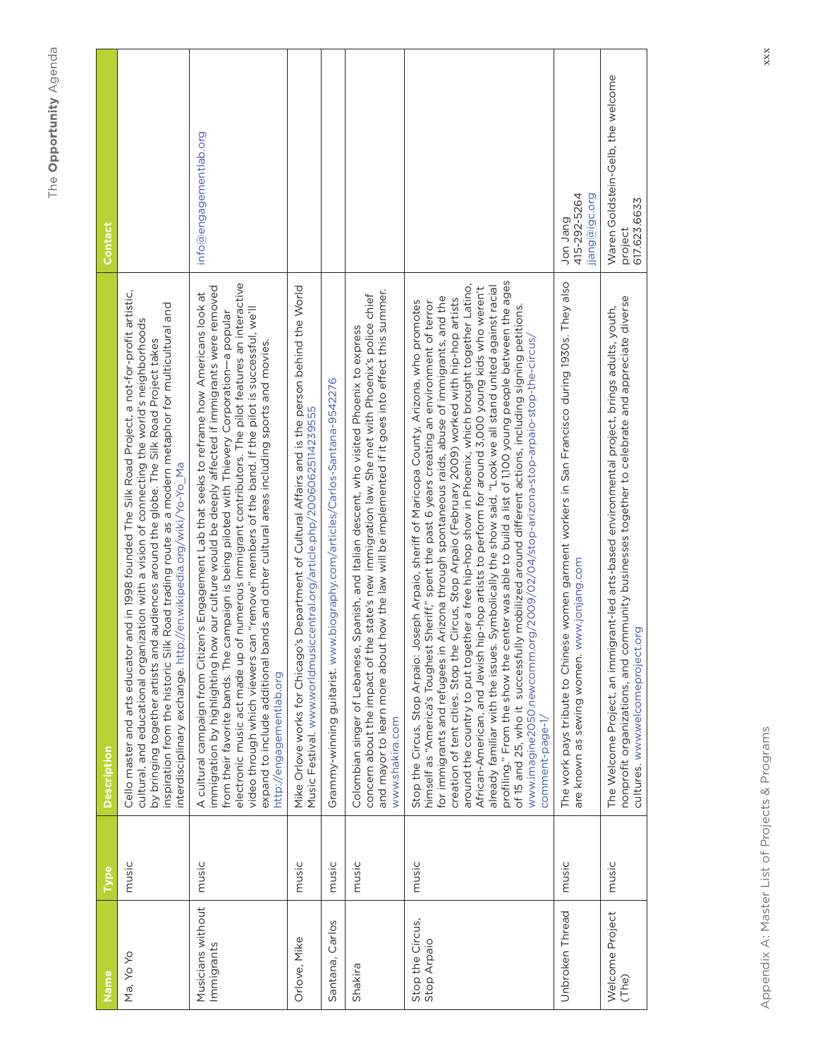| Name | Type | Description | Contact |
|---|---|---|---|
| Ma, Yo Yo | music | Cello master and arts educator and in 1998 founded The Silk Road Project, a not-for-profit artistic, cultural, and educational organization with a vision of connecting the world's neighborhoods by bringing together artists and audiences around the globe. The Silk Road Project takes inspiration from the historic Silk Road trading route as a modern metaphor for multicultural and interdisciplinary exchange. http://en.wikipedia.org/wiki/Yo-Yo_Ma | |
| Musicians without Immigrants | music | A cultural campaign from Citizen's Engagement Lab that seeks to reframe how Americans look at immigration by highlighting how our culture would be deeply affected if immigrants were removed from their favorite bands. The campaign is being piloted with Thievery Corporation—a popular electronic music act made up of numerous immigrant contributors. The pilot features an interactive video through which viewers can "remove" members of the band. If the pilot is successful, we'll expand to include additional bands and other cultural areas including sports and movies. http://engagementlab.org | info@engagementlab.org |
| Orlove, Mike | music | Mike Orlove works for Chicago's Department of Cultural Affairs and is the person behind the World Music Festival. www.worldmusiccentral.org/article.php/20060625114239555 | |
| Santana, Carlos | music | Grammy-winning guitarist. www.biography.com/articles/Carlos-Santana-9542276 | |
| Shakira | music | Colombian singer of Lebanese, Spanish, and Italian descent, who visited Phoenix to express concern about the impact of the state's new immigration law. She met with Phoenix's police chief and mayor to learn more about how the law will be implemented if it goes into effect this summer. www.shakira.com | |
| Stop the Circus, Stop Arpaio | music | Stop the Circus, Stop Arpaio: Joseph Arpaio, sheriff of Maricopa County, Arizona, who promotes himself as "America's Toughest Sheriff," spent the past 6 years creating an environment of terror for immigrants and refugees in Arizona through spontaneous raids, abuse of immigrants, and the creation of tent cities. Stop the Circus, Stop Arpaio (February 2009) worked with hip-hop artists around the country to put together a free hip-hop show in Phoenix, which brought together Latino, African-American, and Jewish hip-hop artists to perform for around 3,000 young kids who weren't already familiar with the issues. Symbolically the show said, "Look we all stand united against racial profiling." From the show the center was able to build a list of 1,100 young people between the ages of 15 and 25, who it successfully mobilized around different actions, including signing petitions. www.imagine2050.newcomm.org/2009/02/04/stop-arizona-stop-arpaio-stop-the-circus/comment-page-1/ | |
| Unbroken Thread | music | The work pays tribute to Chinese women garment workers in San Francisco during 1930s. They also are known as sewing women. www.jonjang.com | Jon Jang<br>415-292-5264<br>jjang@igc.org |
| Welcome Project (The) | music | The Welcome Project, an immigrant-led arts-based environmental project, brings adults, youth, nonprofit organizations, and community businesses together to celebrate and appreciate diverse cultures. www.welcomeproject.org | Waren Goldstein-Gelb, the welcome project<br>617.623.6633 |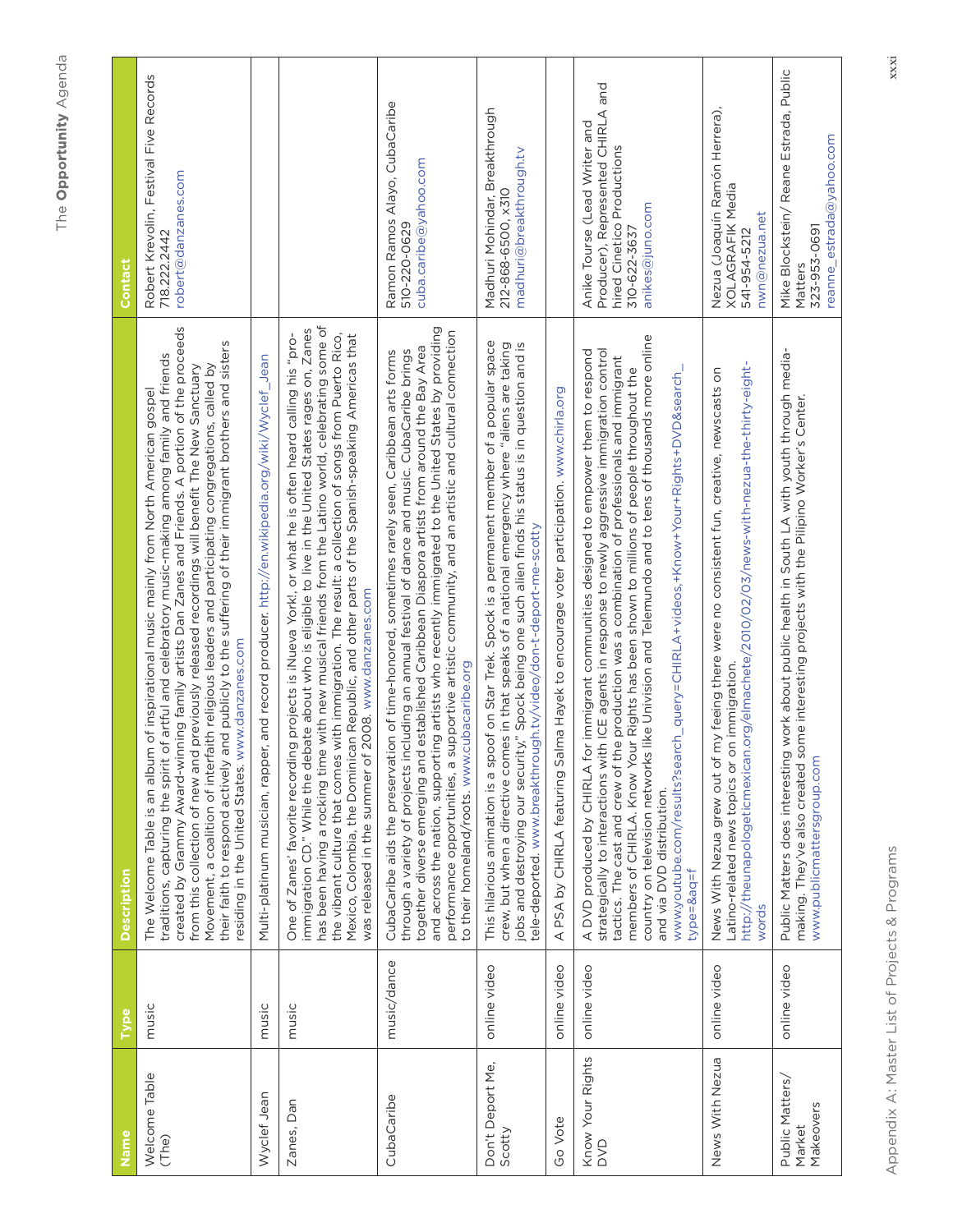| Name | Type | Description | Contact |
| --- | --- | --- | --- |
| Welcome Table (The) | music | The Welcome Table is an album of inspirational music mainly from North American gospel traditions, capturing the spirit of artful and celebratory music-making among family and friends created by Grammy Award-winning family artists Dan Zanes and Friends. A portion of the proceeds from this collection of new and previously released recordings will benefit The New Sanctuary Movement, a coalition of interfaith religious leaders and participating congregations, called by their faith to respond actively and publicly to the suffering of their immigrant brothers and sisters residing in the United States. www.danzanes.com | Robert Krevolin, Festival Five Records 718.222.2442 robert@danzanes.com |
| Wyclef Jean | music | Multi-platinum musician, rapper, and record producer. http://en.wikipedia.org/wiki/Wyclef_Jean | |
| Zanes, Dan | music | One of Zanes' favorite recording projects is iNueva York!, or what he is often heard calling his "pro-immigration CD." While the debate about who is eligible to live in the United States rages on, Zanes has been having a rocking time with new musical friends from the Latino world, celebrating some of the vibrant culture that comes with immigration. The result: a collection of songs from Puerto Rico, Mexico, Colombia, the Dominican Republic, and other parts of the Spanish-speaking Americas that was released in the summer of 2008. www.danzanes.com | |
| CubaCaribe | music/dance | CubaCaribe aids the preservation of time-honored, sometimes rarely seen, Caribbean arts forms through a variety of projects including an annual festival of dance and music. CubaCaribe brings together diverse emerging and established Caribbean Diaspora artists from around the Bay Area and across the nation, supporting artists who recently immigrated to the United States by providing performance opportunities, a supportive artistic community, and an artistic and cultural connection to their homeland/roots. www.cubacaribe.org | Ramon Ramos Alayo, CubaCaribe 510-220-0629 cuba.caribe@yahoo.com |
| Don't Deport Me, Scotty | online video | This hilarious animation is a spoof on Star Trek. Spock is a permanent member of a popular space crew, but when a directive comes in that speaks of a national emergency where "aliens are taking jobs and destroying our security," Spock being one such alien finds his status is in question and is tele-deported. www.breakthrough.tv/video/don-t-deport-me-scotty | Madhuri Mohindar, Breakthrough 212-868-6500, x310 madhuri@breakthrough.tv |
| Go Vote | online video | A PSA by CHIRLA featuring Salma Hayek to encourage voter participation. www.chirla.org | |
| Know Your Rights DVD | online video | A DVD produced by CHIRLA for immigrant communities designed to empower them to respond strategically to interactions with ICE agents in response to newly aggressive immigration control tactics. The cast and crew of the production was a combination of professionals and immigrant members of CHIRLA. Know Your Rights has been shown to millions of people throughout the country on television networks like Univision and Telemundo and to tens of thousands more online and via DVD distribution. www.youtube.com/results?search_query=CHIRLA+videos,+Know+Your+Rights+DVD&search_type=&aq=f | Anike Tourse (Lead Writer and Producer), Represented CHIRLA and hired Cinetico Productions 310-622-3637 anikes@juno.com |
| News With Nezua | online video | News With Nezua grew out of my feeing there were no consistent fun, creative, newscasts on Latino-related news topics or on immigration. http://theunapologeticmexican.org/elmachete/2010/02/03/news-with-nezua-the-thirty-eight-words | Nezua (Joaquín Ramón Herrera), XOLAGRAFIK Media 541-954-5212 nwn@nezua.net |
| Public Matters/ Market Makeovers | online video | Public Matters does interesting work about public health in South LA with youth through media-making. They've also created some interesting projects with the Pilipino Worker's Center. www.publicmattersgroup.com | Mike Blockstein/ Reane Estrada, Public Matters 323-953-0691 reanne_estrada@yahoo.com |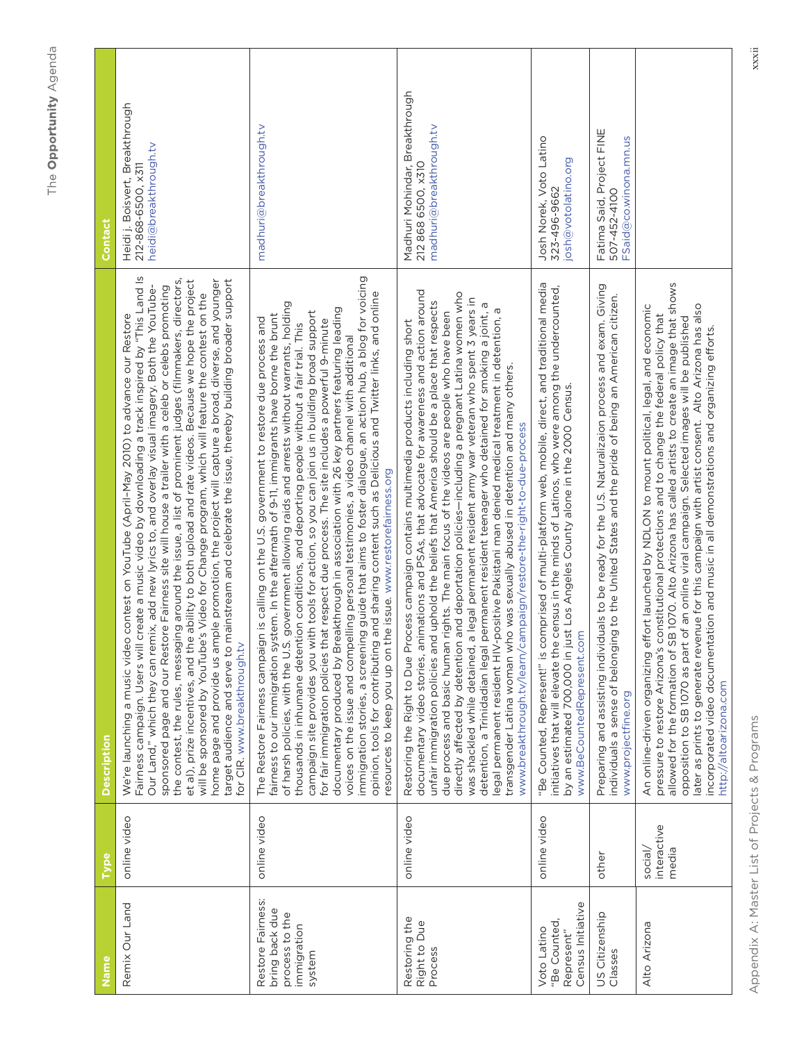| Name | Type | Description | Contact |
|---|---|---|---|
| Remix Our Land | online video | We're launching a music video contest on YouTube (April–May 2010) to advance our Restore Fairness campaign. Users will create a music video by downloading a track inspired by "This Land Is Our Land," which they can remix, add new lyrics to, and overlay visual imagery. Both the YouTube-sponsored page and our Restore Fairness site will house a trailer with a celeb or celebs promoting the contest, the rules, messaging around the issue, a list of prominent judges (filmmakers, directors, et al), prize incentives, and the ability to both upload and rate videos. Because we hope the project will be sponsored by YouTube's Video for Change program, which will feature the contest on the home page and provide us ample promotion, the project will capture a broad, diverse, and younger target audience and serve to mainstream and celebrate the issue, thereby building broader support for CIR. www.breakthrough.tv | Heidi j. Boisvert, Breakthrough 212-868-6500, x311 heidi@breakthrough.tv |
| Restore Fairness: bring back due process to the immigration system | online video | The Restore Fairness campaign is calling on the U.S. government to restore due process and fairness to our immigration system. In the aftermath of 9-11, immigrants have borne the brunt of harsh policies, with the U.S. government allowing raids and arrests without warrants, holding thousands in inhumane detention conditions, and deporting people without a fair trial. This campaign site provides you with tools for action, so you can join us in building broad support for fair immigration policies that respect due process. The site includes a powerful 9-minute documentary produced by Breakthrough in association with 26 key partners featuring leading voices on the issue and compelling personal testimonies, a video channel with additional immigration stories, a screening guide that aims to foster dialogue, an action hub, a blog for voicing opinion, tools for contributing and sharing content such as Delicious and Twitter links, and online resources to keep you up on the issue. www.restorefairness.org | madhuri@breakthrough.tv |
| Restoring the Right to Due Process | online video | Restoring the Right to Due Process campaign contains multimedia products including short documentary video stories, animations and PSAs, that advocate for awareness and action around unfair immigration policies and uphold the beliefs that America should be a place that respects due process and basic human rights. The main focus of the videos are people who have been directly affected by detention and deportation policies—including a pregnant Latina women who was shackled while detained, a legal permanent resident army war veteran who spent 3 years in detention, a Trinidadian legal permanent resident teenager who detained for smoking a joint, a legal permanent resident HIV-positive Pakistani man denied medical treatment in detention, a transgender Latina woman who was sexually abused in detention and many others. www.breakthrough.tv/learn/campaign/restore-the-right-to-due-process | Madhuri Mohindar, Breakthrough 212 868 6500, x310 madhuri@breakthrough.tv |
| Voto Latino "Be Counted, Represent" Census Initiative | online video | "Be Counted, Represent!" is comprised of multi-platform web, mobile, direct, and traditional media initiatives that will elevate the census in the minds of Latinos, who were among the undercounted, by an estimated 700,000 in just Los Angeles County alone in the 2000 Census. www.BeCountedRepresent.com | Josh Norek, Voto Latino 323-496-9662 josh@votolatino.org |
| US Citizenship Classes | other | Preparing and assisting individuals to be ready for the U.S. Naturalizaion process and exam. Giving individuals a sense of belonging to the United States and the pride of being an American citizen. www.projectfine.org | Fatima Said, Project FINE 507-452-4100 FSaid@co.winona.mn.us |
| Alto Arizona | social/ interactive media | An online-driven organizing effort launched by NDLON to mount political, legal, and economic pressure to restore Arizona's constitutional protections and to change the federal policy that allowed for the formation of SB1070. Alto Arizona has called artists to create an image that shows opposition to SB1070 as part of an online viral campaign. Selected images will be published later as prints to generate revenue for this campaign with artist consent. Alto Arizona has also incorporated video documentation and music in all demonstrations and organizing efforts. http://altoarizona.com | |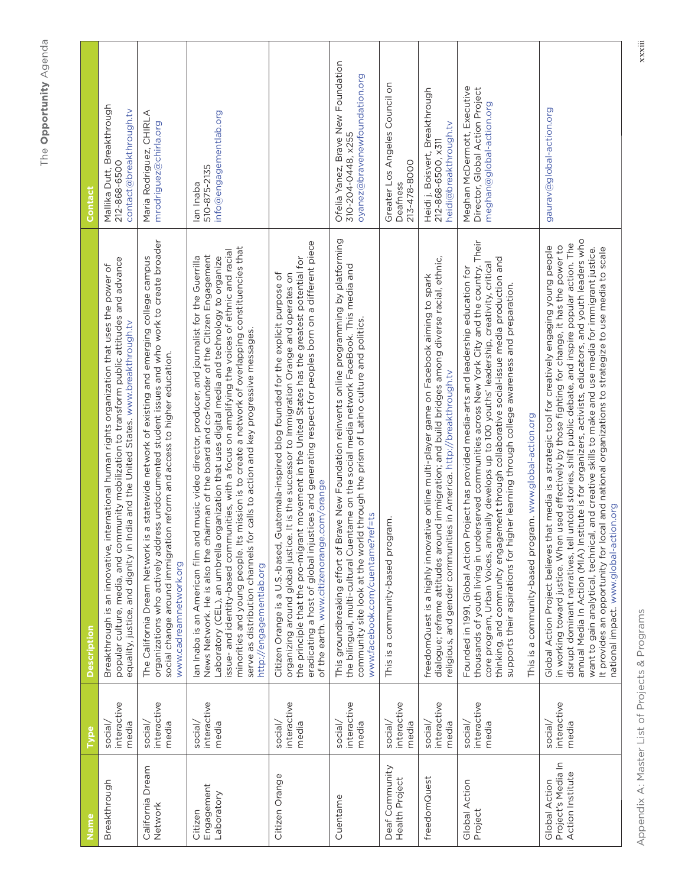| Name | Type | Description | Contact |
|---|---|---|---|
| Breakthrough | social/ interactive media | Breakthrough is an innovative, international human rights organization that uses the power of popular culture, media, and community mobilization to transform public attitudes and advance equality, justice, and dignity in India and the United States. www.breakthrough.tv | Mallika Dutt, Breakthrough 212-868-6500 contact@breakthrough.tv |
| California Dream Network | social/ interactive media | The California Dream Network is a statewide network of existing and emerging college campus organizations who actively address undocumented student issues and who work to create broader social change around immigration reform and access to higher education. www.cadreamnetwork.org | Maria Rodriguez, CHIRLA mrodriguez@chirla.org |
| Citizen Engagement Laboratory | social/ interactive media | Ian Inaba is an American film and music video director, producer, and journalist for the Guerrilla News Network. He is also the chairman of the board and co-founder of the Citizen Engagement Laboratory (CEL), an umbrella organization that uses digital media and technology to organize issue- and identity-based communities, with a focus on amplifying the voices of ethnic and racial minorities and young people. Its mission is to create a network of overlapping constituencies that serve as distribution channels for calls to action and key progressive messages. http://engagementlab.org | Ian Inaba 510-875-2135 info@engagementlab.org |
| Citizen Orange | social/ interactive media | Citizen Orange is a U.S.-based, Guatemala-inspired blog founded for the explicit purpose of organizing around global justice. It is the successor to Immigration Orange and operates on the principle that the pro-migrant movement in the United States has the greatest potential for eradicating a host of global injustices and generating respect for peoples born on a different piece of the earth. www.citizenorange.com/orange | |
| Cuentame | social/ interactive media | This groundbreaking effort of Brave New Foundation reinvents online programming by platforming the bilingual, multi-cultural Cuentame on the social media network FaceBook. This media and community site look at the world through the prism of Latino culture and politics. www.facebook.com/cuentame?ref=ts | Ofelia Yanez, Brave New Foundation 310-204-0448, x255 oyanez@bravenewfoundation.org |
| Deaf Community Health Project | social/ interactive media | This is a community-based program. | Greater Los Angeles Council on Deafness 213-478-8000 |
| freedomQuest | social/ interactive media | freedomQuest is a highly innovative online multi-player game on Facebook aiming to spark dialogue; reframe attitudes around immigration; and build bridges among diverse racial, ethnic, religious, and gender communities in America. http://breakthrough.tv | Heidi j. Boisvert, Breakthrough 212-868-6500, x311 heidi@breakthrough.tv |
| Global Action Project | social/ interactive media | Founded in 1991, Global Action Project has provided media-arts and leadership education for thousands of youth living in underserved communities across New York City and the country. Their core program, Urban Voices, annually develops up to 100 youths' leadership, creativity, critical thinking, and community engagement through collaborative social-issue media production and supports their aspirations for higher learning through college awareness and preparation. This is a community-based program. www.global-action.org | Meghan McDermott, Executive Director, Global Action Project meghan@global-action.org |
| Global Action Project's Media In Action Institute | social/ interactive media | Global Action Project believes that media is a strategic tool for creatively engaging young people in working toward justice. When used effectively by those fighting for change, it has the power to disrupt dominant narratives, tell untold stories, shift public debate, and inspire popular action. The annual Media In Action (MIA) Institute is for organizers, activists, educators, and youth leaders who want to gain analytical, technical, and creative skills to make and use media for immigrant justice. It provides an opportunity for local and national organizations to strategize to use media to scale national impact. www.global-action.org | gaurav@global-action.org |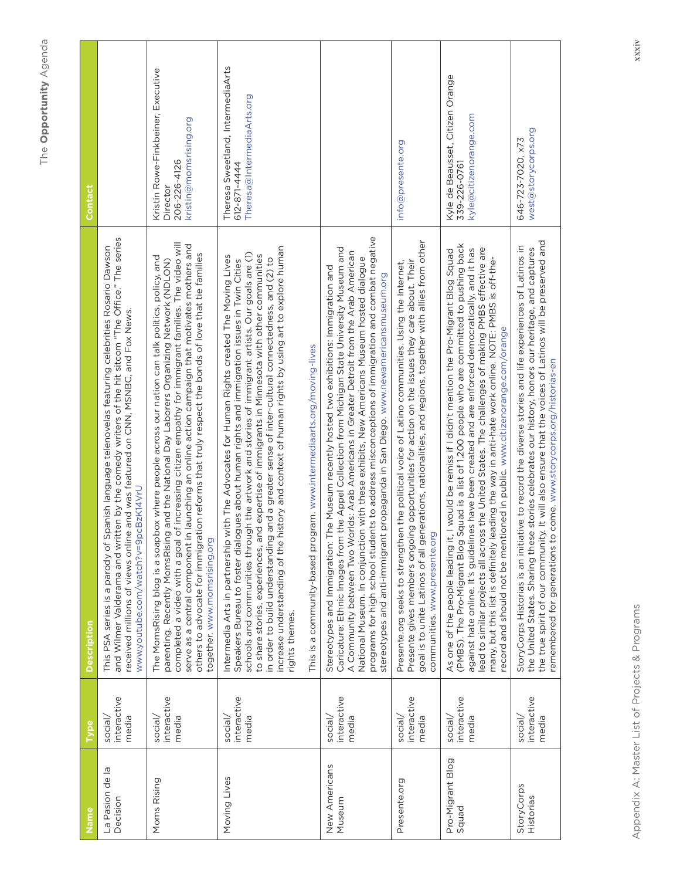| Name | Type | Description | Contact |
|---|---|---|---|
| La Pasion de la Decision | social/ interactive media | This PSA series is a parody of Spanish language telenovelas featuring celebrities Rosario Dawson and Wilmer Valderama and written by the comedy writers of the hit sitcom "The Office." The series received millions of views online and was featured on CNN, MSNBC, and Fox News. www.youtube.com/watch?v=9pcBzKl4VrU | |
| Moms Rising | social/ interactive media | The MomsRising blog is a soapbox where people across our nation can talk politics, policy, and parenting. Recently MomsRising and the National Day Laborers Organizing Network (NDLON) completed a video with a goal of increasing citizen empathy for immigrant families. The video will serve as a central component in launching an online action campaign that motivates mothers and others to advocate for immigration reforms that truly respect the bonds of love that tie families together. www.momsrising.org | Kristin Rowe-Finkbeiner, Executive Director<br>206-226-4126<br>kristin@momsrising.org |
| Moving Lives | social/ interactive media | Intermedia Arts in partnership with The Advocates for Human Rights created The Moving Lives Speakers Bureau to foster dialogues about human rights and immigration issues in Twin Cities schools and communities through the artwork and stories of immigrant artists. Our goals are (1) to share stories, experiences, and expertise of immigrants in Minnesota with other communities in order to build understanding and a greater sense of inter-cultural connectedness, and (2) to increase understanding of the history and context of human rights by using art to explore human rights themes.<br><br>This is a community-based program. www.intermediaarts.org/moving-lives | Theresa Sweetland, IntermediaArts<br>612-871-4444<br>Theresa@IntermediaArts.org |
| New Americans Museum | social/ interactive media | Stereotypes and Immigration: The Museum recently hosted two exhibitions: Immigration and Caricature: Ethnic Images from the Appel Collection from Michigan State University Museum and A Community between Two Worlds: Arab Americans in Greater Detroit from the Arab American National Museum. In conjunction with these exhibits, New Americans Museum hosted dialogue programs for high school students to address misconceptions of immigration and combat negative stereotypes and anti-immigrant propaganda in San Diego. www.newamericansmuseum.org | |
| Presente.org | social/ interactive media | Presente.org seeks to strengthen the political voice of Latino communities. Using the Internet, Presente gives members ongoing opportunities for action on the issues they care about. Their goal is to unite Latinos of all generations, nationalities, and regions, together with allies from other communities. www.presente.org | info@presente.org |
| Pro-Migrant Blog Squad | social/ interactive media | As one of the people leading it, I would be remiss if I didn't mention the Pro-Migrant Blog Squad (PMBS). The Pro-Migrant Blog Squad is a list of 1,200 people who are committed to pushing back against hate online. It's guidelines have been created and are enforced democratically, and it has lead to similar projects all across the United States. The challenges of making PMBS effective are many, but this list is definitely leading the way in anti-hate work online. NOTE: PMBS is off-the-record and should not be mentioned in public. www.citizenorange.com/orange | Kyle de Beausset, Citizen Orange<br>339-226-0761<br>kyle@citizenorange.com |
| StoryCorps Historias | social/ interactive media | StoryCorps Historias is an initiative to record the diverse stories and life experiences of Latinos in the United States. Sharing these stories celebrates our history, honors our heritage, and captures the true spirit of our community. It will also ensure that the voices of Latinos will be preserved and remembered for generations to come. www.storycorps.org/historias-en | 646-723-7020, x73<br>west@storycorps.org |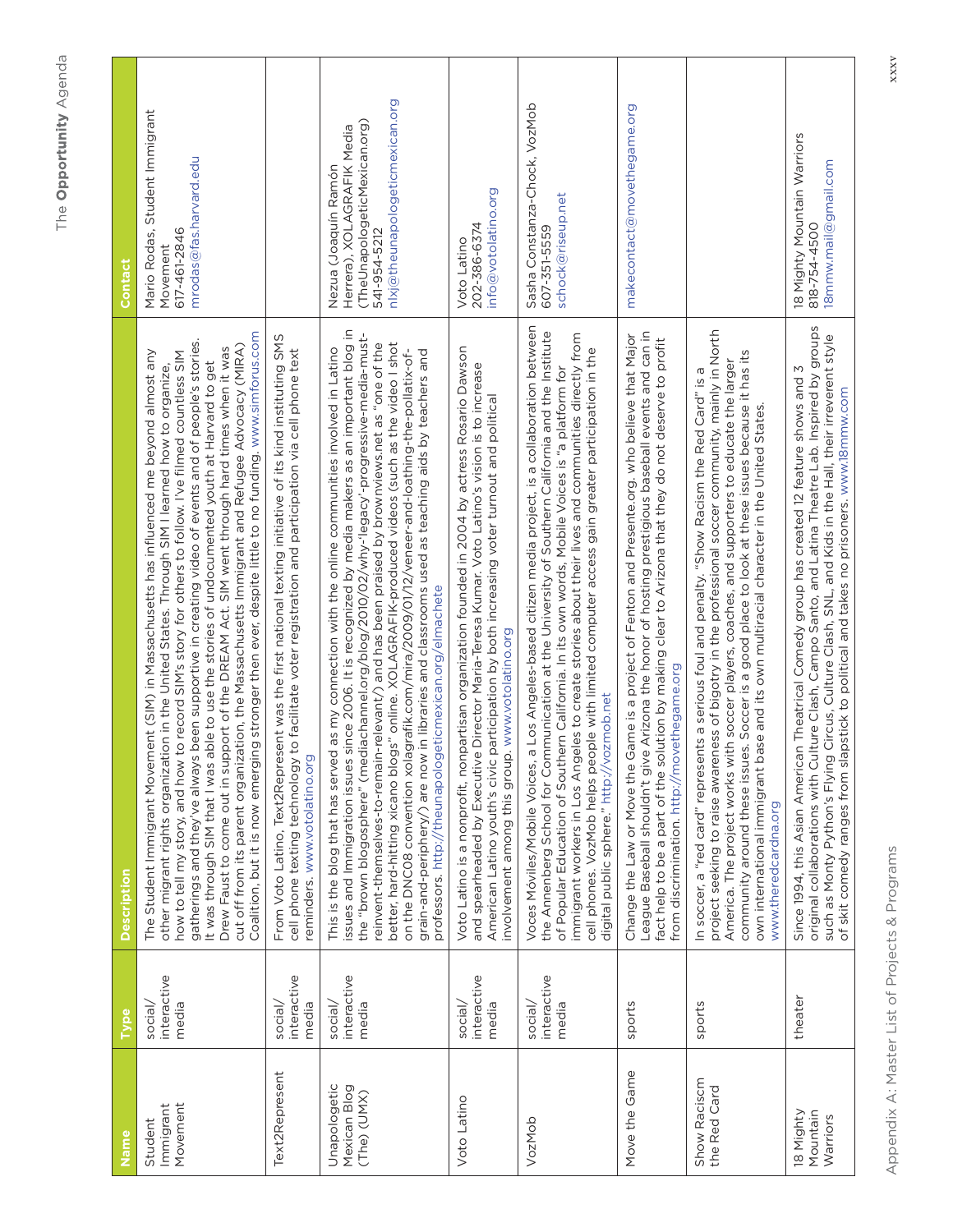| Name | Type | Description | Contact |
|---|---|---|---|
| Student Immigrant Movement | social/ interactive media | The Student Immigrant Movement (SIM) in Massachusetts has influenced me beyond almost any other migrant rights organization in the United States. Through SIM I learned how to organize, how to tell my story, and how to record SIM's story for others to follow. I've filmed countless SIM gatherings and they've always been supportive in creating video of events and of people's stories. It was through SIM that I was able to use the stories of undocumented youth at Harvard to get Drew Faust to come out in support of the DREAM Act. SIM went through hard times when it was cut off from its parent organization, the Massachusetts Immigrant and Refugee Advocacy (MIRA) Coalition, but it is now emerging stronger then ever, despite little to no funding. www.simforus.com | Mario Rodas, Student Immigrant Movement 617-461-2846 mrodas@fas.harvard.edu |
| Text2Represent | social/ interactive media | From Voto Latino, Text2Represent was the first national texting initiative of its kind instituting SMS cell phone texting technology to facilitate voter registration and participation via cell phone text reminders. www.votolatino.org | |
| Unapologetic Mexican Blog (The) (UMX) | social/ interactive media | This is the blog that has served as my connection with the online communities involved in Latino issues and Immigration issues since 2006. It is recognized by media makers as an important blog in the "brown blogosphere" (mediachannel.org/blog/2010/02/why-'legacy'-progressive-media-must-reinvent-themselves-to-remain-relevant/) and has been praised by brownviews.net as "one of the better, hard-hitting xicano blogs" online. XOLAGRAFIK-produced videos (such as the video I shot on the DNC08 convention xolagrafik.com/mira/2009/01/12/veneer-and-loathing-the-pollatix-of-grain-and-periphery/) are now in libraries and classrooms used as teaching aids by teachers and professors. http://theunapologeticmexican.org/elmachete | Nezua (Joaquín Ramón Herrera), XOLAGRAFIK Media (TheUnapologeticMexican.org) 541-954-5212 nlxj@theunapologeticmexican.org |
| Voto Latino | social/ interactive media | Voto Latino is a nonprofit, nonpartisan organization founded in 2004 by actress Rosario Dawson and spearheaded by Executive Director Maria-Teresa Kumar. Voto Latino's vision is to increase American Latino youth's civic participation by both increasing voter turnout and political involvement among this group. www.votolatino.org | Voto Latino 202-386-6374 info@votolatino.org |
| VozMob | social/ interactive media | Voces Móviles/Mobile Voices, a Los Angeles-based citizen media project, is a collaboration between the Annenberg School for Communication at the University of Southern California and the Institute of Popular Education of Southern California. In its own words, Mobile Voices is "a platform for immigrant workers in Los Angeles to create stories about their lives and communities directly from cell phones. VozMob helps people with limited computer access gain greater participation in the digital public sphere." http://vozmob.net | Sasha Constanza-Chock, VozMob 607-351-5559 schock@riseup.net |
| Move the Game | sports | Change the Law or Move the Game is a project of Fenton and Presente.org, who believe that Major League Baseball shouldn't give Arizona the honor of hosting prestigious baseball events and can in fact help to be a part of the solution by making clear to Arizona that they do not deserve to profit from discrimination. http://movethegame.org | makecontact@movethegame.org |
| Show Raciscm the Red Card | sports | In soccer, a "red card" represents a serious foul and penalty. "Show Racism the Red Card" is a project seeking to raise awareness of bigotry in the professional soccer community, mainly in North America. The project works with soccer players, coaches, and supporters to educate the larger community around these issues. Soccer is a good place to look at these issues because it has its own international immigrant base and its own multiracial character in the United States. www.theredcardna.org | |
| 18 Mighty Mountain Warriors | theater | Since 1994, this Asian American Theatrical Comedy group has created 12 feature shows and 3 original collaborations with Culture Clash, Campo Santo, and Latina Theatre Lab. Inspired by groups such as Monty Python's Flying Circus, Culture Clash, SNL, and Kids in the Hall, their irreverent style of skit comedy ranges from slapstick to political and takes no prisoners. www.18mmw.com | 18 Mighty Mountain Warriors 818-754-4500 18mmw.mail@gmail.com |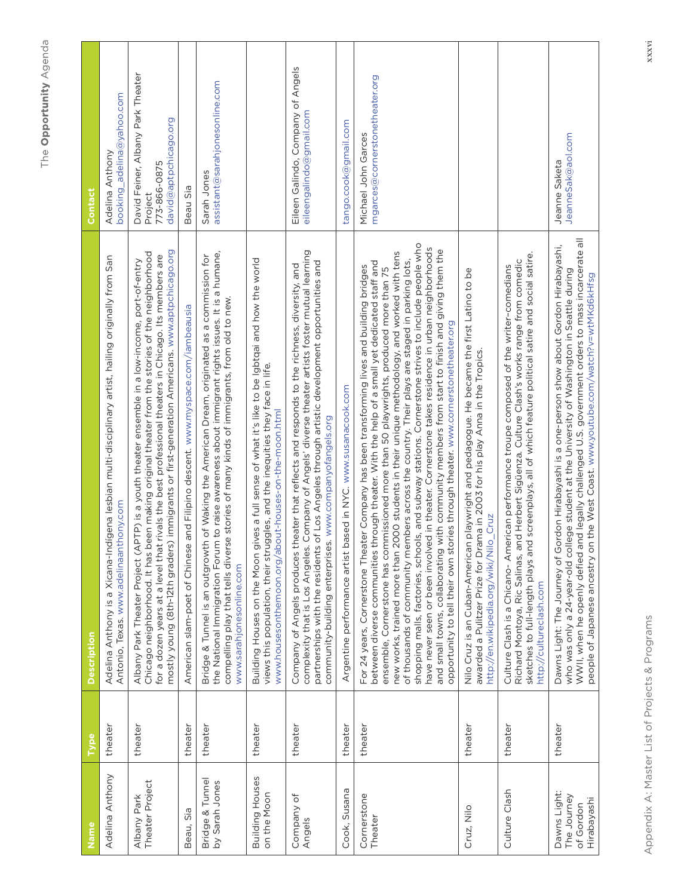| Name | Type | Description | Contact |
|---|---|---|---|
| Adelina Anthony | theater | Adelina Anthony is a Xicana-Indígena lesbian multi-disciplinary artist, hailing originally from San Antonio, Texas. www.adelinaanthony.com | Adelina Anthony booking_adelina@yahoo.com |
| Albany Park Theater Project | theater | Albany Park Theater Project (APTP) is a youth theater ensemble in a low-income, port-of-entry Chicago neighborhood. It has been making original theater from the stories of the neighborhood for a dozen years at a level that rivals the best professional theaters in Chicago. Its members are mostly young (8th-12th graders) immigrants or first-generation Americans. www.aptpchicago.org | David Feiner, Albany Park Theater Project 773-866-0875 david@aptpchicago.org |
| Beau, Sia | theater | American slam-poet of Chinese and Filipino descent. www.myspace.com/iambeausia | Beau Sia |
| Bridge & Tunnel by Sarah Jones | theater | Bridge & Tunnel is an outgrowth of Waking the American Dream, originated as a commission for the National Immigration Forum to raise awareness about immigrant rights issues. It is a humane, compelling play that tells diverse stories of many kinds of immigrants, from old to new. www.sarahjonesonline.com | Sarah Jones assistant@sarahjonesonline.com |
| Building Houses on the Moon | theater | Building Houses on the Moon gives a full sense of what it's like to be lgbtqai and how the world views this population, their struggles, and the inequities they face in life. www.housesonthemoon.org/about-houses-on-the-moon.html | |
| Company of Angels | theater | Company of Angels produces theater that reflects and responds to the richness, diversity, and complexity that is Los Angeles. Company of Angels' diverse theater artists foster mutual learning partnerships with the residents of Los Angeles through artistic development opportunities and community-building enterprises. www.companyofangels.org | Eileen Galindo, Company of Angels eileengalindo@gmail.com |
| Cook, Susana | theater | Argentine performance artist based in NYC. www.susanacook.com | tango.cook@gmail.com |
| Cornerstone Theater | theater | For 24 years, Cornerstone Theater Company has been transforming lives and building bridges between diverse communities through theater. With the help of a small yet dedicated staff and ensemble, Cornerstone has commissioned more than 50 playwrights, produced more than 75 new works, trained more than 2000 students in their unique methodology, and worked with tens of thousands of community members across the country. Their plays are staged in parking lots, shopping malls, factories, schools, and subway stations. Cornerstone strives to include people who have never seen or been involved in theater. Cornerstone takes residence in urban neighborhoods and small towns, collaborating with community members from start to finish and giving them the opportunity to tell their own stories through theater. www.cornerstonetheater.org | Michael John Garces mgarces@cornerstonetheater.org |
| Cruz, Nilo | theater | Nilo Cruz is an Cuban-American playwright and pedagogue. He became the first Latino to be awarded a Pulitzer Prize for Drama in 2003 for his play Anna in the Tropics. http://en.wikipedia.org/wiki/Nilo_Cruz | |
| Culture Clash | theater | Culture Clash is a Chicano- American performance troupe composed of the writer-comedians Richard Montoya, Ric Salinas, and Herbert Sigüenza. Culture Clash's works range from comedic sketches to full-length plays and screenplays, all of which feature political satire and social satire. http://cultureclash.com | |
| Dawns Light: The Journey of Gordon Hirabayashi | theater | Dawns Light: The Journey of Gordon Hirabayashi is a one-person show about Gordon Hirabayashi, who was only a 24-year-old college student at the University of Washington in Seattle during WWII, when he openly defied and legally challenged U.S. government orders to mass incarcerate all people of Japanese ancestry on the West Coast. www.youtube.com/watch?v=wtMKd6kHfsg | Jeanne Saketa JeanneSak@aol.com |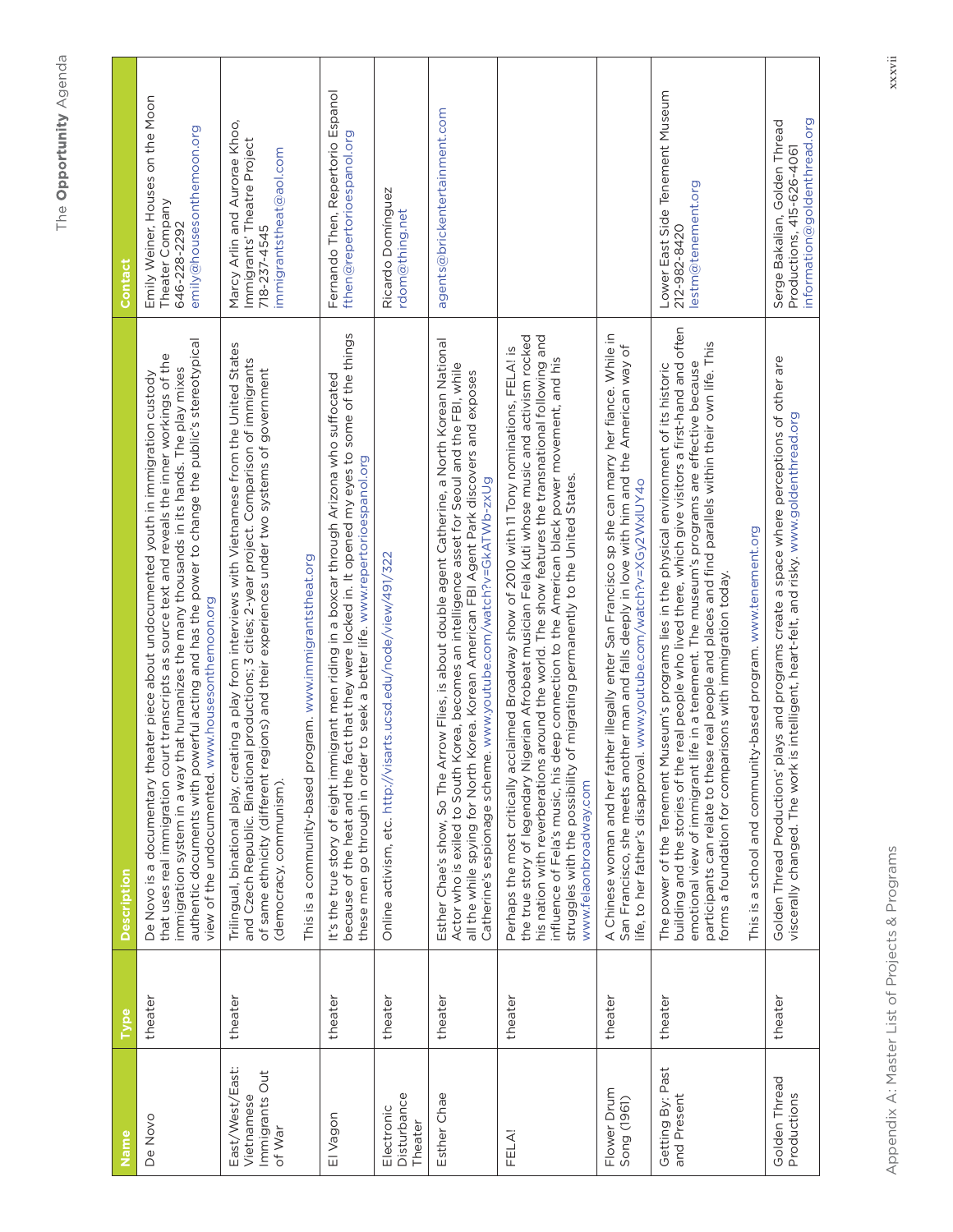| Name | Type | Description | Contact |
|---|---|---|---|
| De Novo | theater | De Novo is a documentary theater piece about undocumented youth in immigration custody that uses real immigration court transcripts as source text and reveals the inner workings of the immigration system in a way that humanizes the many thousands in its hands. The play mixes authentic documents with powerful acting and has the power to change the public's stereotypical view of the undocumented. www.housesonthemoon.org | Emily Weiner, Houses on the Moon Theater Company 646-228-2292 emily@housesonthemoon.org |
| East/West/East: Vietnamese Immigrants Out of War | theater | Trilingual, binational play, creating a play from interviews with Vietnamese from the United States and Czech Republic. Binational productions; 3 cities; 2-year project. Comparison of immigrants of same ethnicity (different regions) and their experiences under two systems of government (democracy, communism).<br><br>This is a community-based program. www.immigrantstheat.org | Marcy Arlin and Aurorae Khoo, Immigrants' Theatre Project 718-237-4545 immigrantstheat@aol.com |
| El Vagon | theater | It's the true story of eight immigrant men riding in a boxcar through Arizona who suffocated because of the heat and the fact that they were locked in. It opened my eyes to some of the things these men go through in order to seek a better life. www.repertorioespanol.org | Fernando Then, Repertorio Espanol fthen@repertorioespanol.org |
| Electronic Disturbance Theater | theater | Online activism, etc. http://visarts.ucsd.edu/node/view/491/322 | Ricardo Dominguez rdom@thing.net |
| Esther Chae | theater | Esther Chae's show, So The Arrow Flies, is about double agent Catherine, a North Korean National Actor who is exiled to South Korea, becomes an intelligence asset for Seoul and the FBI, while all the while spying for North Korea. Korean American FBI Agent Park discovers and exposes Catherine's espionage scheme. www.youtube.com/watch?v=GkATWb-zxUg | agents@brickentertainment.com |
| FELA! | theater | Perhaps the most critically acclaimed Broadway show of 2010 with 11 Tony nominations, FELA! is the true story of legendary Nigerian Afrobeat musician Fela Kuti whose music and activism rocked his nation with reverberations around the world. The show features the transnational following and influence of Fela's music, his deep connection to the American black power movement, and his struggles with the possibility of migrating permanently to the United States. www.felaonbroadway.com | |
| Flower Drum Song (1961) | theater | A Chinese woman and her father illegally enter San Francisco sp she can marry her fiance. While in San Francisco, she meets another man and falls deeply in love with him and the American way of life, to her father's disapproval. www.youtube.com/watch?v=XGy2WxIUY4o | |
| Getting By: Past and Present | theater | The power of the Tenement Museum's programs lies in the physical environment of its historic building and the stories of the real people who lived there, which give visitors a first-hand and often emotional view of immigrant life in a tenement. The museum's programs are effective because participants can relate to these real people and places and find parallels within their own life. This forms a foundation for comparisons with immigration today.<br><br>This is a school and community-based program. www.tenement.org | Lower East Side Tenement Museum 212-982-8420 lestm@tenement.org |
| Golden Thread Productions | theater | Golden Thread Productions' plays and programs create a space where perceptions of other are viscerally changed. The work is intelligent, heart-felt, and risky. www.goldenthread.org | Serge Bakalian, Golden Thread Productions, 415-626-4061 information@goldenthread.org |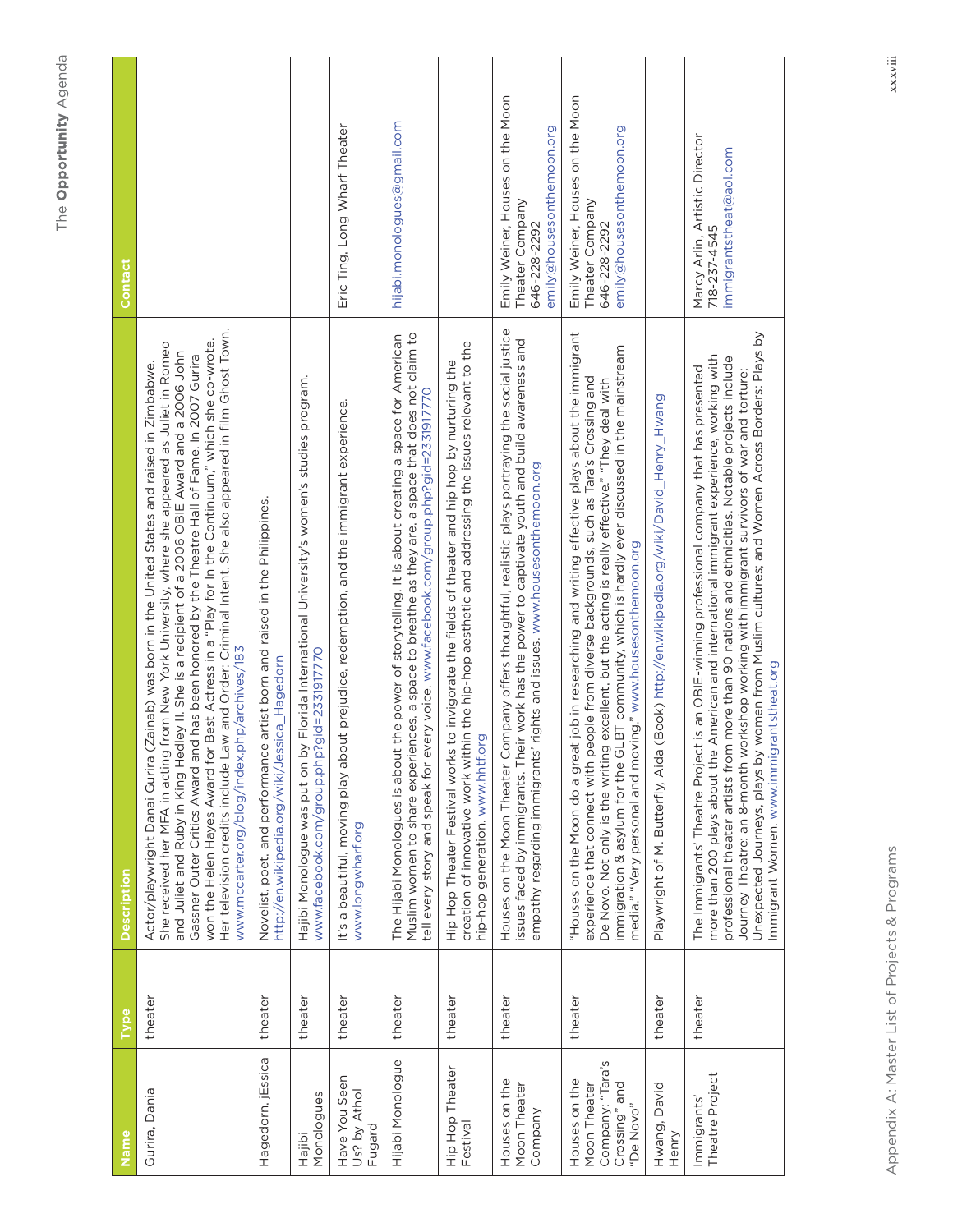| Name | Type | Description | Contact |
|---|---|---|---|
| Gurira, Dania | theater | Actor/playwright Danai Gurira (Zainab) was born in the United States and raised in Zimbabwe. She received her MFA in acting from New York University, where she appeared as Juliet in Romeo and Juliet and Ruby in King Hedley II. She is a recipient of a 2006 OBIE Award and a 2006 John Gassner Outer Critics Award and has been honored by the Theatre Hall of Fame. In 2007 Gurira won the Helen Hayes Award for Best Actress in a "Play for In the Continuum," which she co-wrote. Her television credits include Law and Order: Criminal Intent. She also appeared in film Ghost Town. www.mccarter.org/blog/index.php/archives/183 | |
| Hagedorn, jEssica | theater | Novelist, poet, and performance artist born and raised in the Philippines. http://en.wikipedia.org/wiki/Jessica_Hagedorn | |
| Hajibi Monologues | theater | Hajibi Monologue was put on by Florida International University's women's studies program. www.facebook.com/group.php?gid=2331917770 | |
| Have You Seen Us? by Athol Fugard | theater | It's a beautiful, moving play about prejudice, redemption, and the immigrant experience. www.longwharf.org | Eric Ting, Long Wharf Theater |
| Hijabi Monologue | theater | The Hijabi Monologues is about the power of storytelling. It is about creating a space for American Muslim women to share experiences, a space to breathe as they are, a space that does not claim to tell every story and speak for every voice. www.facebook.com/group.php?gid=2331917770 | hijabi.monologues@gmail.com |
| Hip Hop Theater Festival | theater | Hip Hop Theater Festival works to invigorate the fields of theater and hip hop by nurturing the creation of innovative work within the hip-hop aesthetic and addressing the issues relevant to the hip-hop generation. www.hhtf.org | |
| Houses on the Moon Theater Company | theater | Houses on the Moon Theater Company offers thoughtful, realistic plays portraying the social justice issues faced by immigrants. Their work has the power to captivate youth and build awareness and empathy regarding immigrants' rights and issues. www.housesonthemoon.org | Emily Weiner, Houses on the Moon Theater Company<br>646-228-2292<br>emily@housesonthemoon.org |
| Houses on the Moon Theater Company: "Tara's Crossing" and "De Novo" | theater | "Houses on the Moon do a great job in researching and writing effective plays about the immigrant experience that connect with people from diverse backgrounds, such as Tara's Crossing and De Novo. Not only is the writing excellent, but the acting is really effective." "They deal with immigration & asylum for the GLBT community, which is hardly ever discussed in the mainstream media." "Very personal and moving." www.housesonthemoon.org | Emily Weiner, Houses on the Moon Theater Company<br>646-228-2292<br>emily@housesonthemoon.org |
| Hwang, David Henry | theater | Playwright of M. Butterfly, Aida (Book) http://en.wikipedia.org/wiki/David_Henry_Hwang | |
| Immigrants' Theatre Project | theater | The Immigrants' Theatre Project is an OBIE-winning professional company that has presented more than 200 plays about the American and international immigrant experience, working with professional theater artists from more than 90 nations and ethnicities. Notable projects include Journey Theatre: an 8-month workshop working with immigrant survivors of war and torture; Unexpected Journeys, plays by women from Muslim cultures; and Women Across Borders: Plays by Immigrant Women. www.immigrantstheat.org | Marcy Arlin, Artistic Director<br>718-237-4545<br>immigrantstheat@aol.com |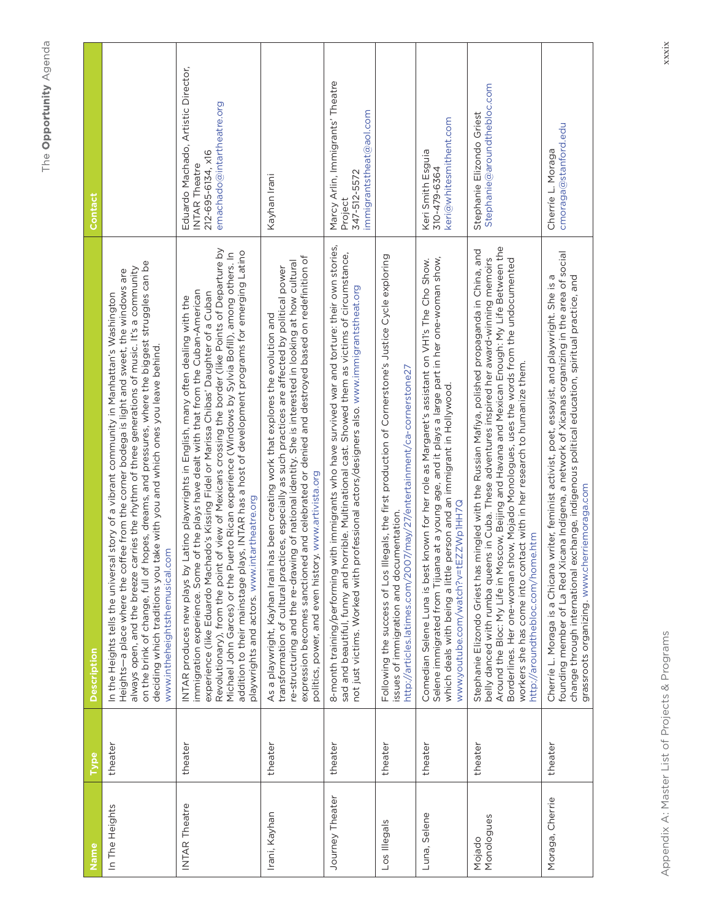| Name | Type | Description | Contact |
| --- | --- | --- | --- |
| In The Heights | theater | In the Heights tells the universal story of a vibrant community in Manhattan's Washington Heights—a place where the coffee from the corner bodega is light and sweet, the windows are always open, and the breeze carries the rhythm of three generations of music. It's a community on the brink of change, full of hopes, dreams, and pressures, where the biggest struggles can be deciding which traditions you take with you and which ones you leave behind. www.intheheightsthemusical.com | |
| INTAR Theatre | theater | INTAR produces new plays by Latino playwrights in English, many often dealing with the immigration experience. Some of the plays have dealt with that from the Cuban-American experience (like Eduardo Machado's Kissing Fidel or Marissa Chibas' Daughter of a Cuban Revolutionary), from the point of view of Mexicans crossing the border (like Points of Departure by Michael John Garces) or the Puerto Rican experience (Windows by Sylvia Bofill), among others. In addition to their mainstage plays, INTAR has a host of development programs for emerging Latino playwrights and actors. www.intartheatre.org | Eduardo Machado, Artistic Director, INTAR Theatre 212-695-6134, x16 emachado@intartheatre.org |
| Irani, Kayhan | theater | As a playwright, Kayhan Irani has been creating work that explores the evolution and transformation of cultural practices, especially as such practices are affected by political power re-structuring and the re-drawing of national identity. She is interested in looking at how cultural expression becomes sanctioned and celebrated or denied and destroyed based on redefinition of politics, power, and even history. www.artivista.org | Kayhan Irani |
| Journey Theater | theater | 8-month training/performing with immigrants who have survived war and torture: their own stories, sad and beautiful, funny and horrible. Multinational cast. Showed them as victims of circumstance, not just victims. Worked with professional actors/designers also. www.immigrantstheat.org | Marcy Arlin, Immigrants' Theatre Project 347-512-5572 immigrantstheat@aol.com |
| Los Illegals | theater | Following the success of Los Illegals, the first production of Cornerstone's Justice Cycle exploring issues of immigration and documentation. http://articles.latimes.com/2007/may/27/entertainment/ca-cornerstone27 | |
| Luna, Selene | theater | Comedian Selene Luna is best known for her role as Margaret's assistant on VH1's The Cho Show. Selene immigrated from Tijuana at a young age, and it plays a large part in her one-woman show, which deals with being a little person and an immigrant in Hollywood. www.youtube.com/watch?v=tEZZWp1HH7Q | Keri Smith Esguia 310-479-6364 keri@whitesmithent.com |
| Mojado Monologues | theater | Stephanie Elizondo Griest has mingled with the Russian Mafiya, polished propaganda in China, and belly danced with rumba queens in Cuba. These adventures inspired her award-winning memoirs Around the Bloc: My Life in Moscow, Beijing and Havana and Mexican Enough: My Life Between the Borderlines. Her one-woman show, Mojado Monologues, uses the words from the undocumented workers she has come into contact with in her research to humanize them. http://aroundthebloc.com/home.htm | Stephanie Elizondo Griest Stephanie@aroundthebloc.com |
| Moraga, Cherrie | theater | Cherrie L. Moraga is a Chicana writer, feminist activist, poet, essayist, and playwright. She is a founding member of La Red Xicana Indígena, a network of Xicanas organizing in the area of social change through international exchange, indigenous political education, spiritual practice, and grassroots organizing. www.cherriemoraga.com | Cherrie L. Moraga cmoraga@stanford.edu |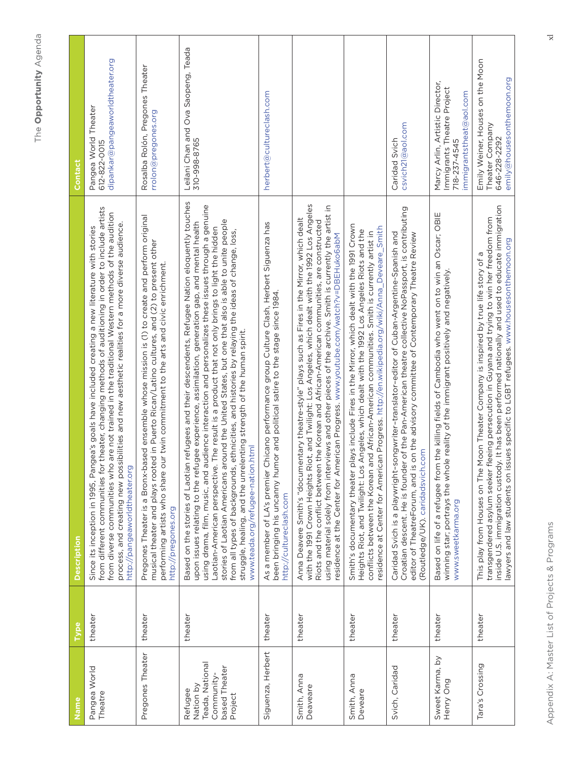| Name | Type | Description | Contact |
| --- | --- | --- | --- |
| Pangea World Theatre | theater | Since its inception in 1995, Pangea's goals have included creating a new literature with stories from different communities for theater, changing methods of auditioning in order to include artists from diverse communities who are not trained in the traditional Western methods of the audition process, and creating new possibilities and new aesthetic realities for a more diverse audience. http://pangeaworldtheater.org | Pangea World Theater<br>612-822-0015<br>dipankar@pangeaworldtheater.org |
| Pregones Theater | theater | Pregones Theater is a Bronx-based ensemble whose mission is (1) to create and perform original musical theater and plays rooted in Puerto Rican/Latino cultures, and (2) to present other performing artists who share our twin commitment to the arts and civic enrichment. http://pregones.org | Rosalba Rolón, Pregones Theater<br>rrolon@pregones.org |
| Refugee Nation by Teada, National Community-based Theater Project | theater | Based on the stories of Laotian refugees and their descendents, Refugee Nation eloquently touches upon issues relating to the refugee experience, assimilation, generation gap, and mental health using drama, film, music, and audience interaction and personalizes these issues through a genuine Laotian-American perspective. The result is a product that not only brings to light the hidden stories of Laotian Americans around the United States, but one that also is able to unite people from all types of backgrounds, ethnicities, and histories by relaying the ideas of change, loss, struggle, healing, and the unrelenting strength of the human spirit. www.teada.org/refugee-nation.html | Leilani Chan and Ova Saopeng, Teada<br>310-998-8765 |
| Siguenza, Herbert | theater | As a member of LA's premier Chicano performance group Culture Clash, Herbert Siguenza has been bringing his uncanny humor and political satire to the stage since 1984. http://cultureclash.com | herbert@cultureclash.com |
| Smith, Anna Deaveare | theater | Anna Deavere Smith's "documentary theatre-style" plays such as Fires in the Mirror, which dealt with the 1991 Crown Heights Riot, and Twilight: Los Angeles, which dealt with the 1992 Los Angeles Riots and the conflict between the Korean and African-American communities, are constructed using material solely from interviews and other pieces of the archive. Smith is currently the artist in residence at the Center for American Progress. www.youtube.com/watch?v=DBEHuko6abM | |
| Smith, Anna Deveare | theater | Smith's documentary theater plays include Fires in the Mirror, which dealt with the 1991 Crown Heights Riot, and Twilight: Los Angeles, which dealt with the 1992 Los Angeles Riots and the conflicts between the Korean and African-American communities. Smith is currently artist in residence at Center for American Progress. http://en.wikipedia.org/wiki/Anna_Deveare_Smith | |
| Svich, Caridad | theater | Caridad Svich is a playwright-songwriter-translator-editor of Cuban-Argentine-Spanish and Croatian descent. He is founder of the Pan-American theatre collective NoPassport, is contributing editor of TheatreForum, and is on the advisory committee of Contemporary Theatre Review (Routledge/UK). caridadsvich.com | Caridad Svich<br>csvich21@aol.com |
| Sweet Karma, by Henry Ong | theater | Based on life of a refugee from the killing fields of Cambodia who went on to win an Oscar; OBIE winning star; portrays the whole reality of the immigrant positively and negatively. www.sweetkarma.org | Marcy Arlin, Artistic Director, Immigrants Theatre Project<br>718-237-4545<br>immigrantstheat@aol.com |
| Tara's Crossing | theater | This play from Houses on The Moon Theater Company is inspired by true life story of a transgendered asylum seeker fleeing persecution in Guyana and trying to win her freedom from inside U.S. immigration custody. It has been performed nationally and used to educate immigration lawyers and law students on issues specific to LGBT refugees. www.housesonthemoon.org | Emily Weiner, Houses on the Moon Theater Company<br>646-228-2292<br>emily@housesonthemoon.org |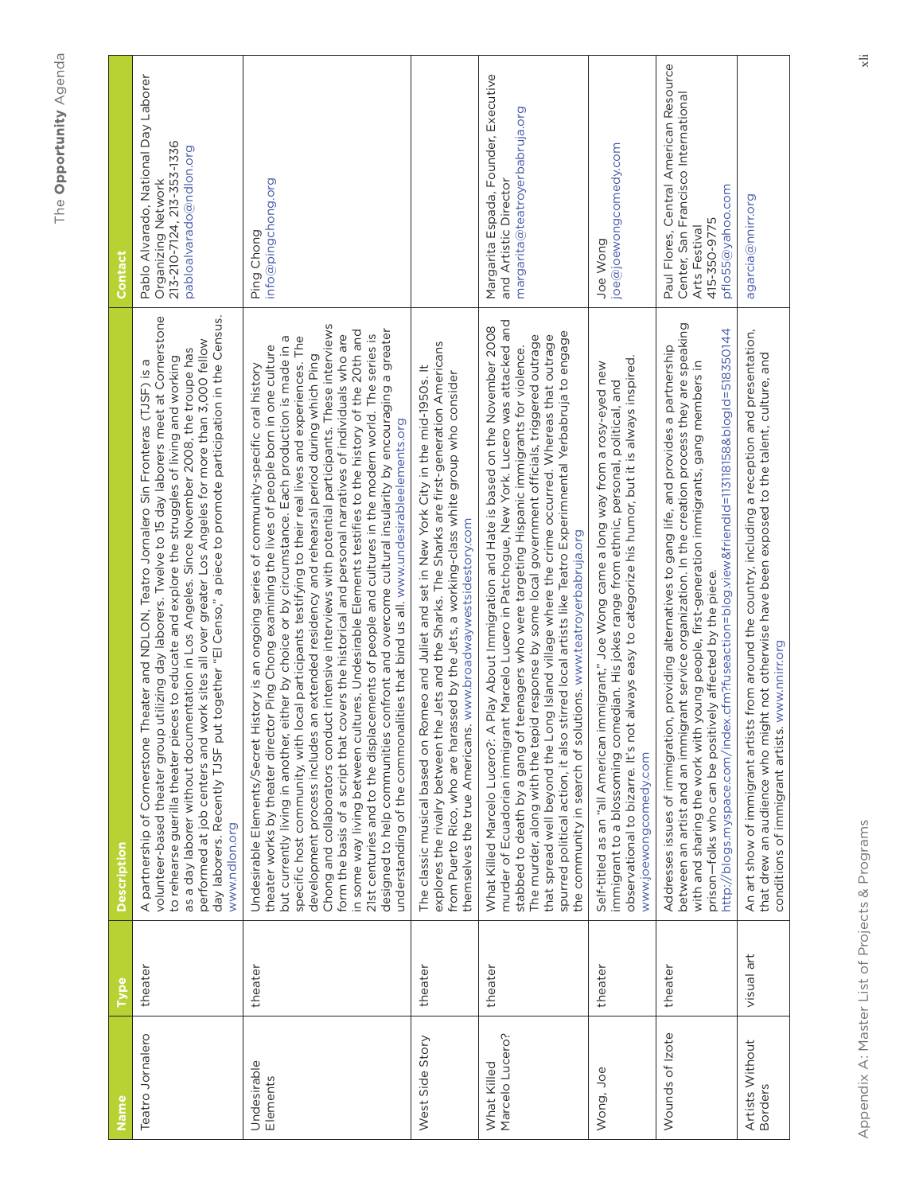| Name | Type | Description | Contact |
| --- | --- | --- | --- |
| Teatro Jornalero | theater | A partnership of Cornerstone Theater and NDLON, Teatro Jornalero Sin Fronteras (TJSF) is a volunteer-based theater group utilizing day laborers. Twelve to 15 day laborers meet at Cornerstone to rehearse guerilla theater pieces to educate and explore the struggles of living and working as a day laborer without documentation in Los Angeles. Since November 2008, the troupe has performed at job centers and work sites all over greater Los Angeles for more than 3,000 fellow day laborers. Recently TJSF put together "El Censo," a piece to promote participation in the Census. www.ndlon.org | Pablo Alvarado, National Day Laborer Organizing Network 213-210-7124, 213-353-1336 pabloalvarado@ndlon.org |
| Undesirable Elements | theater | Undesirable Elements/Secret History is an ongoing series of community-specific oral history theater works by theater director Ping Chong examining the lives of people born in one culture but currently living in another, either by choice or by circumstance. Each production is made in a specific host community, with local participants testifying to their real lives and experiences. The development process includes an extended residency and rehearsal period during which Ping Chong and collaborators conduct intensive interviews with potential participants. These interviews form the basis of a script that covers the historical and personal narratives of individuals who are in some way living between cultures. Undesirable Elements testifies to the history of the 20th and 21st centuries and to the displacements of people and cultures in the modern world. The series is designed to help communities confront and overcome cultural insularity by encouraging a greater understanding of the commonalities that bind us all. www.undesirableelements.org | Ping Chong info@pingchong.org |
| West Side Story | theater | The classic musical based on Romeo and Juliet and set in New York City in the mid-1950s. It explores the rivalry between the Jets and the Sharks. The Sharks are first-generation Americans from Puerto Rico, who are harassed by the Jets, a working-class white group who consider themselves the true Americans. www.broadwaywestsidestory.com | |
| What Killed Marcelo Lucero? | theater | What Killed Marcelo Lucero?: A Play About Immigration and Hate is based on the November 2008 murder of Ecuadorian immigrant Marcelo Lucero in Patchogue, New York. Lucero was attacked and stabbed to death by a gang of teenagers who were targeting Hispanic immigrants for violence. The murder, along with the tepid response by some local government officials, triggered outrage that spread well beyond the Long Island village where the crime occurred. Whereas that outrage spurred political action, it also stirred local artists like Teatro Experimental Yerbabruja to engage the community in search of solutions. www.teatroyerbabruja.org | Margarita Espada, Founder, Executive and Artistic Director margarita@teatroyerbabruja.org |
| Wong, Joe | theater | Self-titled as an "all American immigrant," Joe Wong came a long way from a rosy-eyed new immigrant to a blossoming comedian. His jokes range from ethnic, personal, political, and observational to bizarre. It's not always easy to categorize his humor, but it is always inspired. www.joewongcomedy.com | Joe Wong joe@joewongcomedy.com |
| Wounds of Izote | theater | Addresses issues of immigration, providing alternatives to gang life, and provides a partnership between an artist and an immigrant service organization. In the creation process they are speaking with and sharing the work with young people, first-generation immigrants, gang members in prison—folks who can be positively affected by the piece. http://blogs.myspace.com/index.cfm?fuseaction=blog.view&friendId=113118158&blogId=518350144 | Paul Flores, Central American Resource Center, San Francisco International Arts Festival 415-350-9775 pflo55@yahoo.com |
| Artists Without Borders | visual art | An art show of immigrant artists from around the country, including a reception and presentation, that drew an audience who might not otherwise have been exposed to the talent, culture, and conditions of immigrant artists. www.nnirr.org | agarcia@nnirr.org |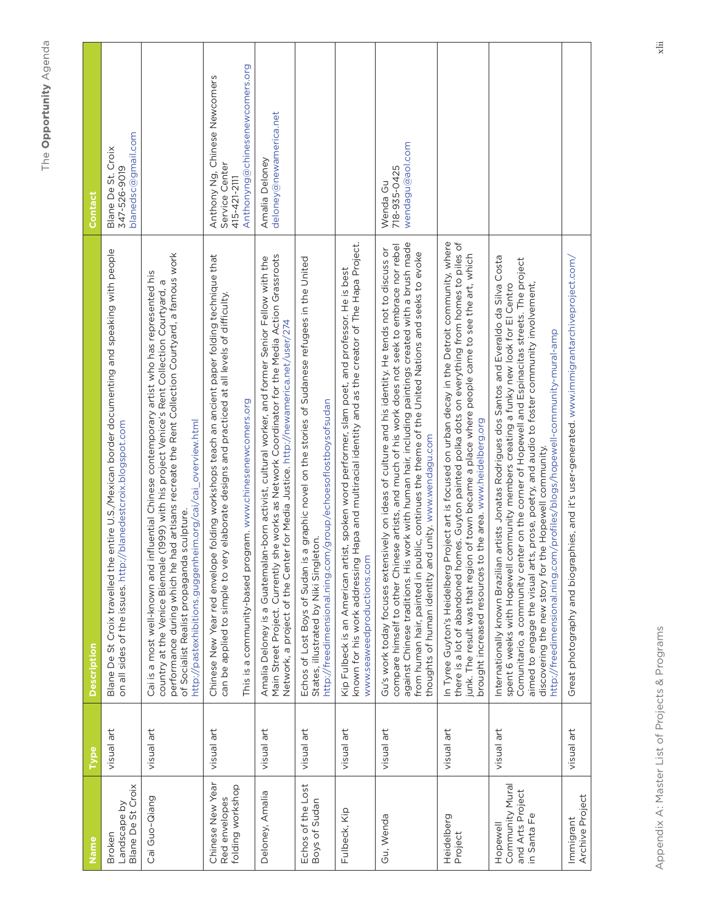| Name | Type | Description | Contact |
|---|---|---|---|
| Broken Landscape by Blane De St Croix | visual art | Blane De St Croix travelled the entire U.S./Mexican border documenting and speaking with people on all sides of the issues. http://blanedestcroix.blogspot.com | Blane De St. Croix 347-526-9019 blanedsc@gmail.com |
| Cai Guo-Qiang | visual art | Cai is a most well-known and influential Chinese contemporary artist who has represented his country at the Venice Biennale (1999) with his project Venice's Rent Collection Courtyard, a performance during which he had artisans recreate the Rent Collection Courtyard, a famous work of Socialist Realist propaganda sculpture. http://pastexhibitions.guggenheim.org/cai/cai_overview.html | |
| Chinese New Year Red envelopes folding workshop | visual art | Chinese New Year red envelope folding workshops teach an ancient paper folding technique that can be applied to simple to very elaborate designs and practiced at all levels of difficulty. This is a community-based program. www.chinesenewcomers.org | Anthony Ng, Chinese Newcomers Service Center 415-421-2111 Anthonyng@chinesenewcomers.org |
| Deloney, Amalia | visual art | Amalia Deloney is a Guatemalan-born activist, cultural worker, and former Senior Fellow with the Main Street Project. Currently she works as Network Coordinator for the Media Action Grassroots Network, a project of the Center for Media Justice. http://newamerica.net/user/274 | Amalia Deloney deloney@newamerica.net |
| Echos of the Lost Boys of Sudan | visual art | Echos of Lost Boys of Sudan is a graphic novel on the stories of Sudanese refugees in the United States, illustrated by Niki Singleton. http://freedimensional.ning.com/group/echoesoflostboysofsudan | |
| Fulbeck, Kip | visual art | Kip Fulbeck is an American artist, spoken word performer, slam poet, and professor. He is best known for his work addressing Hapa and multiracial identity and as the creator of The Hapa Project. www.seaweedproductions.com | |
| Gu, Wenda | visual art | Gu's work today focuses extensively on ideas of culture and his identity. He tends not to discuss or compare himself to other Chinese artists, and much of his work does not seek to embrace nor rebel against Chinese traditions. His work with human hair, including paintings created with a brush made from human hair, painted in public, continues the theme of the United Nations and seeks to evoke thoughts of human identity and unity. www.wendagu.com | Wenda Gu 718-935-0425 wendagu@aol.com |
| Heidelberg Project | visual art | In Tyree Guyton's Heidelberg Project art is focused on urban decay in the Detroit community, where there is a lot of abandoned homes. Guyton painted polka dots on everything from homes to piles of junk. The result was that region of town became a place where people came to see the art, which brought increased resources to the area. www.heidelberg.org | |
| Hopewell Community Mural and Arts Project in Santa Fe | visual art | Internationally known Brazilian artists Jonatas Rodrigues dos Santos and Everaldo da Silva Costa spent 6 weeks with Hopewell community members creating a funky new look for El Centro Comunitario, a community center on the corner of Hopewell and Espinacitas streets. The project aimed to engage the visual arts, prose, poetry, and audio to foster community involvement, discovering the new story for the Hopewell community. http://freedimensional.ning.com/profiles/blogs/hopewell-community-mural-amp | |
| Immigrant Archive Project | visual art | Great photography and biographies, and it's user-generated. www.immigrantarchiveproject.com/ | |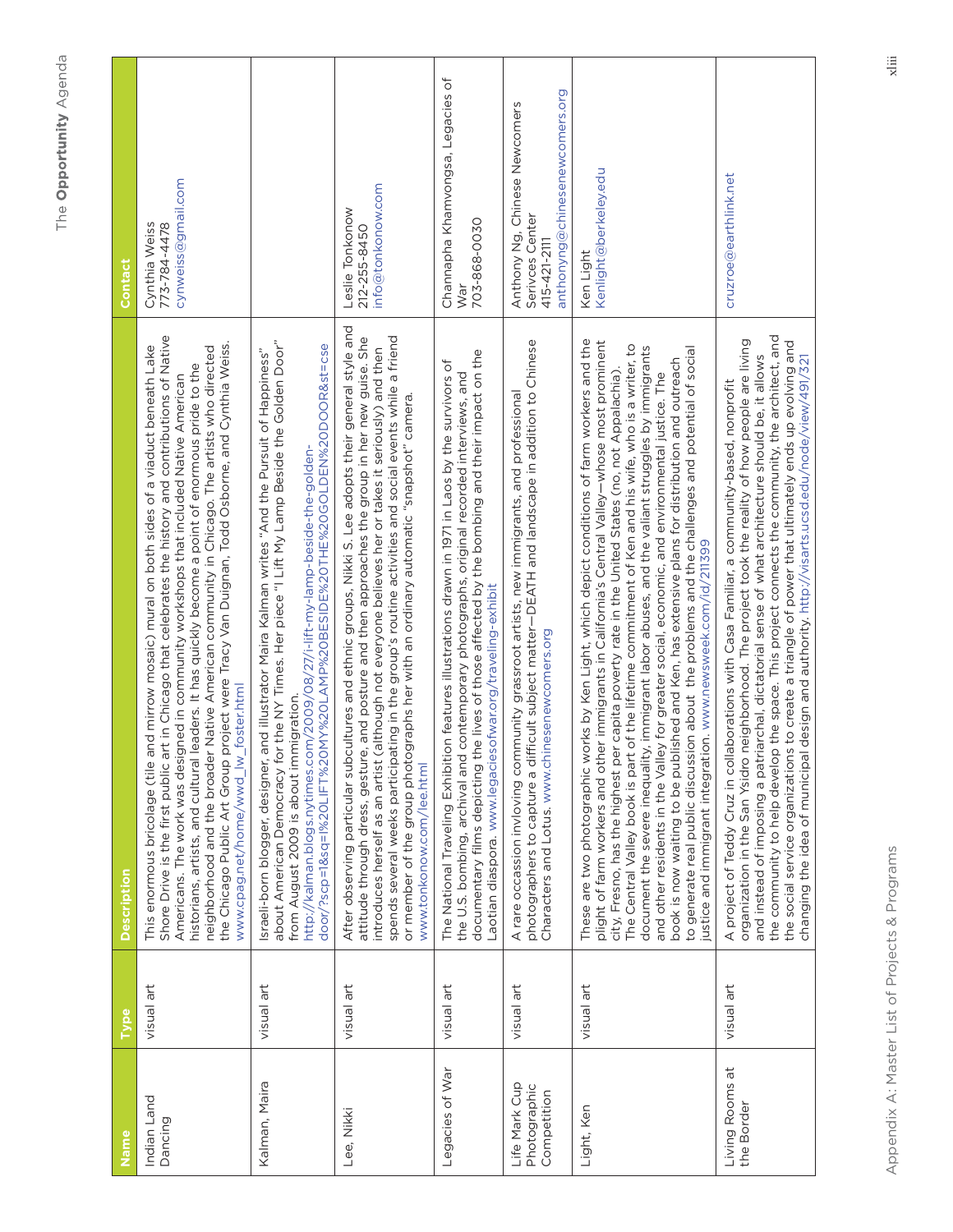| Name | Type | Description | Contact |
| --- | --- | --- | --- |
| Indian Land Dancing | visual art | This enormous bricolage (tile and mirror mosaic) mural on both sides of a viaduct beneath Lake Shore Drive is the first public art in Chicago that celebrates the history and contributions of Native Americans. The work was designed in community workshops that included Native American historians, artists, and cultural leaders. It has quickly become a point of enormous pride to the neighborhood and the broader Native American community in Chicago. The artists who directed the Chicago Public Art Group project were Tracy Van Duignan, Todd Osborne, and Cynthia Weiss. www.cpag.net/home/wwd_lw_foster.html | Cynthia Weiss<br>773-784-4478<br>cynweiss@gmail.com |
| Kalman, Maira | visual art | Israeli-born blogger, designer, and illustrator Maira Kalman writes "And the Pursuit of Happiness" about American Democracy for the NY Times. Her piece "I Lift My Lamp Beside the Golden Door" from August 2009 is about immigration. http://kalman.blogs.nytimes.com/2009/08/27/i-lift-my-lamp-beside-the-golden-door/?scp=1&sq=I%20LIFT%20MY%20LAMP%20BESIDE%20THE%20GOLDEN%20DOOR&st=cse | |
| Lee, Nikki | visual art | After observing particular subcultures and ethnic groups, Nikki S. Lee adopts their general style and attitude through dress, gesture, and posture and then approaches the group in her new guise. She introduces herself as an artist (although not everyone believes her or takes it seriously) and then spends several weeks participating in the group's routine activities and social events while a friend or member of the group photographs her with an ordinary automatic "snapshot" camera. www.tonkonow.com/lee.html | Leslie Tonkonow<br>212-255-8450<br>info@tonkonow.com |
| Legacies of War | visual art | The National Traveling Exhibition features illustrations drawn in 1971 in Laos by the survivors of the U.S. bombing, archival and contemporary photographs, original recorded interviews, and documentary films depicting the lives of those affected by the bombing and their impact on the Laotian diaspora. www.legaciesofwar.org/traveling-exhibit | Channapha Khamvongsa, Legacies of War<br>703-868-0030 |
| Life Mark Cup Photographic Competition | visual art | A rare occassion invloving community grassroot artists, new immigrants, and professional photographers to capture a difficult subject matter—DEATH and landscape in addition to Chinese Characters and Lotus. www.chinesenewcomers.org | Anthony Ng, Chinese Newcomers Serivces Center<br>415-421-2111<br>anthonyng@chinesenewcomers.org |
| Light, Ken | visual art | These are two photographic works by Ken Light, which depict conditions of farm workers and the plight of farm workers and other immigrants in California's Central Valley—whose most prominent city, Fresno, has the highest per capita poverty rate in the United States (no, not Appalachia). The Central Valley book is part of the lifetime commitment of Ken and his wife, who is a writer, to document the severe inequality, immigrant labor abuses, and the valiant struggles by immigrants and other residents in the Valley for greater social, economic, and environmental justice. The book is now waiting to be published and Ken, has extensive plans for distribution and outreach to generate real public discussion about the problems and the challenges and potential of social justice and immigrant integration. www.newsweek.com/id/211399 | Ken Light<br>Kenlight@berkeley.edu |
| Living Rooms at the Border | visual art | A project of Teddy Cruz in collaborations with Casa Familiar, a community-based, nonprofit organization in the San Ysidro neighborhood. The project took the reality of how people are living and instead of imposing a patriarchal, dictatorial sense of what architecture should be, it allows the community to help develop the space. This project connects the community, the architect, and the social service organizations to create a triangle of power that ultimately ends up evolving and changing the idea of municipal design and authority. http://visarts.ucsd.edu/node/view/491/321 | cruzroe@earthlink.net |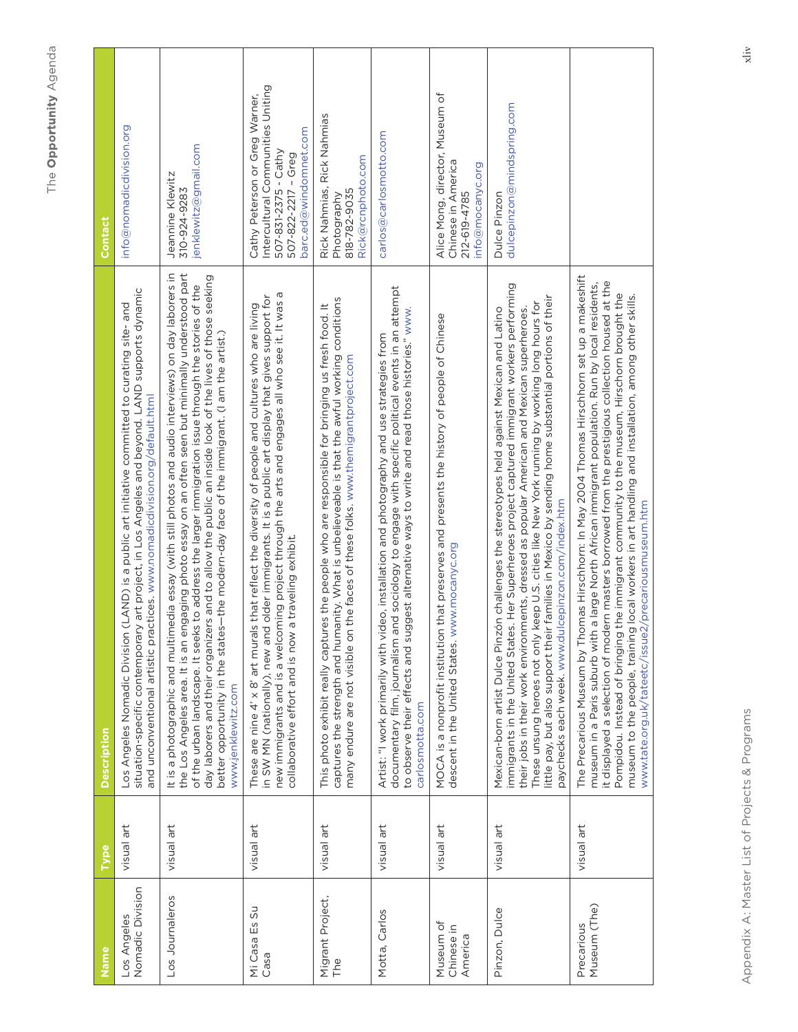| Name | Type | Description | Contact |
|---|---|---|---|
| Los Angeles Nomadic Division | visual art | Los Angeles Nomadic Division (LAND) is a public art initiative committed to curating site- and situation-specific contemporary art project, in Los Angeles and beyond. LAND supports dynamic and unconventional artistic practices. www.nomadicdivision.org/default.html | info@nomadicdivision.org |
| Los Journaleros | visual art | It is a photographic and multimedia essay (with still photos and audio interviews) on day laborers in the Los Angeles area. It is an engaging photo essay on an often seen but minimally understood part of the urban landscape. It seeks to address the larger immigration issue through the stories of the day laborers and their organizers and to allow the public an inside look of the lives of those seeking better opportunity in the states—the modern-day face of the immigrant. (I am the artist.) www.jenklewitz.com | Jeannine Klewitz 310-924-9283 jenklewitz@gmail.com |
| Mi Casa Es Su Casa | visual art | These are nine 4' x 8' art murals that reflect the diversity of people and cultures who are living in SW MN (nationally), new and older immigrants. It is a public art display that gives support for new immigrants and is a welcoming project through the arts and engages all who see it. It was a collaborative effort and is now a traveling exhibit. | Cathy Peterson or Greg Warner, Intercultural Communities Uniting 507-831-2375 - Cathy 507-822-2217 – Greg barc.ed@windomnet.com |
| Migrant Project, The | visual art | This photo exhibit really captures the people who are responsible for bringing us fresh food. It captures the strength and humanity. What is unbelieveable is that the awful working conditions many endure are not visible on the faces of these folks. www.themigrantproject.com | Rick Nahmias, Rick Nahmias Photography 818-782-9035 Rick@rcnphoto.com |
| Motta, Carlos | visual art | Artist: "I work primarily with video, installation and photography and use strategies from documentary film, journalism and sociology to engage with specific political events in an attempt to observe their effects and suggest alternative ways to write and read those histories." www.carlosmotta.com | carlos@carlosmotto.com |
| Museum of Chinese in America | visual art | MOCA is a nonprofit institution that preserves and presents the history of people of Chinese descent in the United States. www.mocanyc.org | Alice Mong, director, Museum of Chinese in America 212-619-4785 info@mocanyc.org |
| Pinzon, Dulce | visual art | Mexican-born artist Dulce Pinzón challenges the stereotypes held against Mexican and Latino immigrants in the United States. Her Superheroes project captured immigrant workers performing their jobs in their work environments, dressed as popular American and Mexican superheroes. These unsung heroes not only keep U.S. cities like New York running by working long hours for little pay, but also support their families in Mexico by sending home substantial portions of their paychecks each week. www.dulcepinzon.com/index.htm | Dulce Pinzon dulcepinzon@mindspring.com |
| Precarious Museum (The) | visual art | The Precarious Museum by Thomas Hirschhorn: In May 2004 Thomas Hirschhorn set up a makeshift museum in a Paris suburb with a large North African immigrant population. Run by local residents, it displayed a selection of modern masters borrowed from the prestigious collection housed at the Pompidou. Instead of bringing the immigrant community to the museum, Hirschorn brought the museum to the people, training local workers in art handling and installation, among other skills. www.tate.org.uk/tateetc/issue2/precariousmuseum.htm | |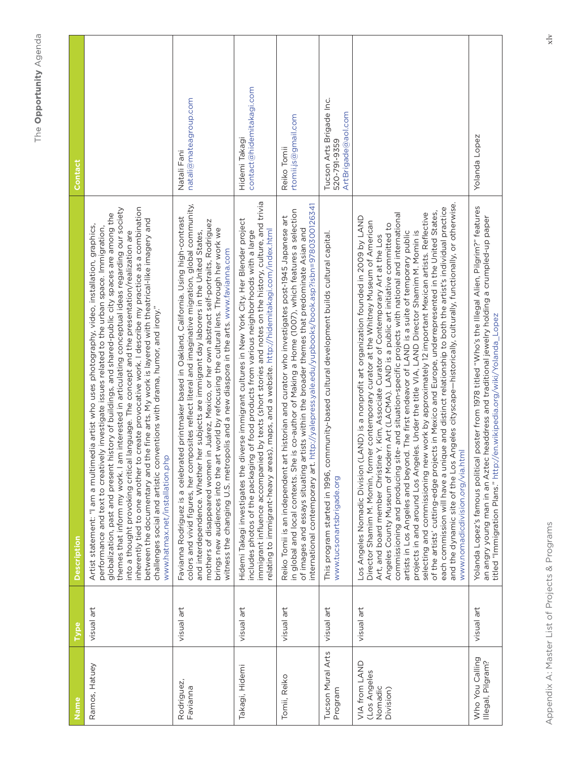| Name | Type | Description | Contact |
|---|---|---|---|
| Ramos, Hatuey | visual art | Artist statement: "I am a multimedia artist who uses photography, video, installation, graphics, performance and text to creatively investigate issues related to the urban space. Immigration, globalization, past and present history of buildings, and shared-public city spaces are among the themes that inform my work. I am interested in articulating conceptual ideas regarding our society into a thought provoking critical language. The concept and the presentation/realization are inherently tied to one another to create provocative work. I describe my practice as a combination between the documentary and the fine arts. My work is layered with theatrical-like imagery and challenges social and artistic conventions with drama, humor, and irony." www.hatmax.net/installation.php | |
| Rodriguez, Favianna | visual art | Favianna Rodriguez is a celebrated printmaker based in Oakland, California. Using high-contrast colors and vivid figures, her composites reflect literal and imaginative migration, global community, and interdependence. Whether her subjects are immigrant day laborers in the United States, mothers of disappeared women in Juárez, Mexico, or her own abstract self-portraits, Rodriguez brings new audiences into the art world by refocusing the cultural lens. Through her work we witness the changing U.S. metropolis and a new diaspora in the arts. www.favianna.com | Natali Fani natali@mateagroup.com |
| Takagi, Hidemi | visual art | Hidemi Takagi investigates the diverse immigrant cultures in New York City. Her Blender project includes photos of the packaging of food products from various neighborhoods with a large immigrant influence accompanied by texts (short stories and notes on the history, culture, and trivia relating to immigrant-heavy areas), maps, and a website. http://hidemitakagi.com/index.html | Hidemi Takagi contact@hidemitakagi.com |
| Tomii, Reiko | visual art | Reiko Tomii is an independent art historian and curator who investigates post-1945 Japanese art in global and local contexts. She is co-author of Making a Home (1007), which features a selection of images and essays situating artists within the broader themes that predominate Asian and international contemporary art. http://yalepress.yale.edu/yupbooks/book.asp?isbn=9780300126341 | Reiko Tomii rtomii.js@gmail.com |
| Tucson Mural Arts Program | visual art | This program started in 1996, community-based cultural development builds cultural capital. www.tucsonartsbrigade.org | Tucson Arts Brigade Inc. 520-791-9359 ArtBrigade@aol.com |
| VIA from LAND (Los Angeles Nomadic Division) | visual art | Los Angeles Nomadic Division (LAND) is a nonprofit art organization founded in 2009 by LAND Director Shamim M. Momin, former contemporary curator at the Whitney Museum of American Art, and board member Christine Y. Kim, Associate Curator of Contemporary Art at the Los Angeles County Museum of Modern Art (LACMA). LAND is a public art initiative committed to commissioning and producing site- and situation-specific projects with national and international artists in Los Angeles and beyond. The first endeavor of LAND is a suite of temporary public projects in and around Los Angeles. Under the title VIA, LAND Director Shamim M. Momin is selecting and commissioning new work by approximately 12 important Mexican artists. Reflective of the artists' cutting-edge projects in Mexico and Europe, underrepresented in the United States, each commission will have a unique and distinct relationship to both the artist's individual practice and the dynamic site of the Los Angeles cityscape—historically, culturally, functionally, or otherwise. www.nomadicdivision.org/via.html | |
| Who You Calling Illegal, Pilgram? | visual art | Yolanda Lopez's famous political poster from 1978 titled "Who's the Illegal Alien, Pilgrim?" features an angry young man in an Aztec headdress and traditional jewelry holding a crumpled-up paper titled "Immigration Plans." http://en.wikipedia.org/wiki/Yolanda_Lopez | Yolanda Lopez |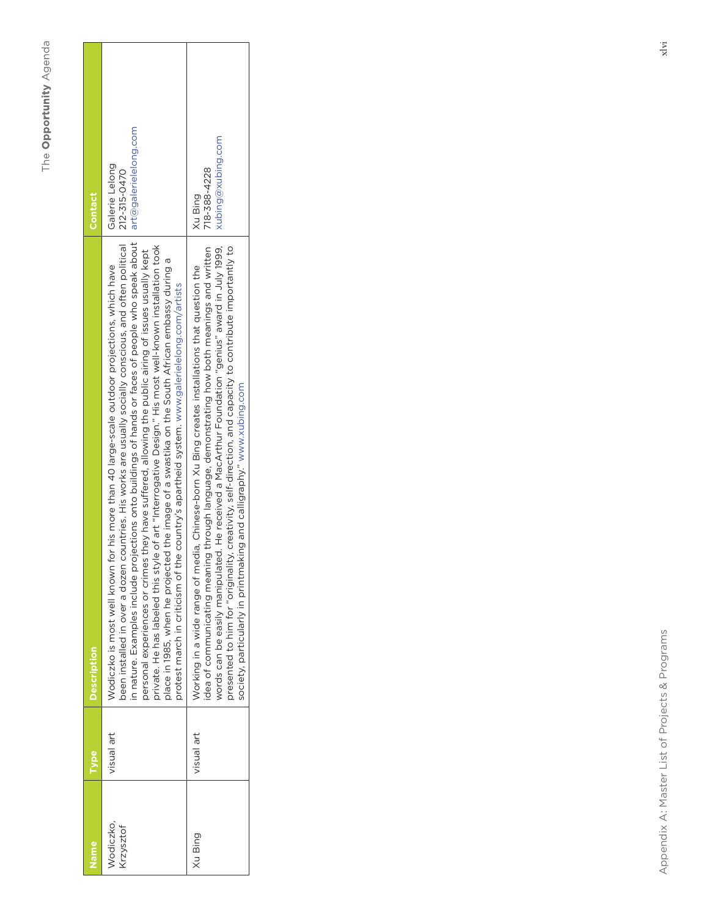| Name | Type | Description | Contact |
|---|---|---|---|
| Wodiczko, Krzysztof | visual art | Wodiczko is most well known for his more than 40 large-scale outdoor projections, which have been installed in over a dozen countries. His works are usually socially conscious, and often political in nature. Examples include projections onto buildings of hands or faces of people who speak about personal experiences or crimes they have suffered, allowing the public airing of issues usually kept private. He has labeled this style of art "Interrogative Design." His most well-known installation took place in 1985, when he projected the image of a swastika on the South African embassy during a protest march in criticism of the country's apartheid system. www.galerielelong.com/artists | Galerie Lelong<br>212-315-0470<br>art@galerielelong.com |
| Xu Bing | visual art | Working in a wide range of media, Chinese-born Xu Bing creates installations that question the idea of communicating meaning through language, demonstrating how both meanings and written words can be easily manipulated. He received a MacArthur Foundation "genius" award in July 1999, presented to him for "originality, creativity, self-direction, and capacity to contribute importantly to society, particularly in printmaking and calligraphy." www.xubing.com | Xu Bing<br>718-388-4228<br>xubing@xubing.com |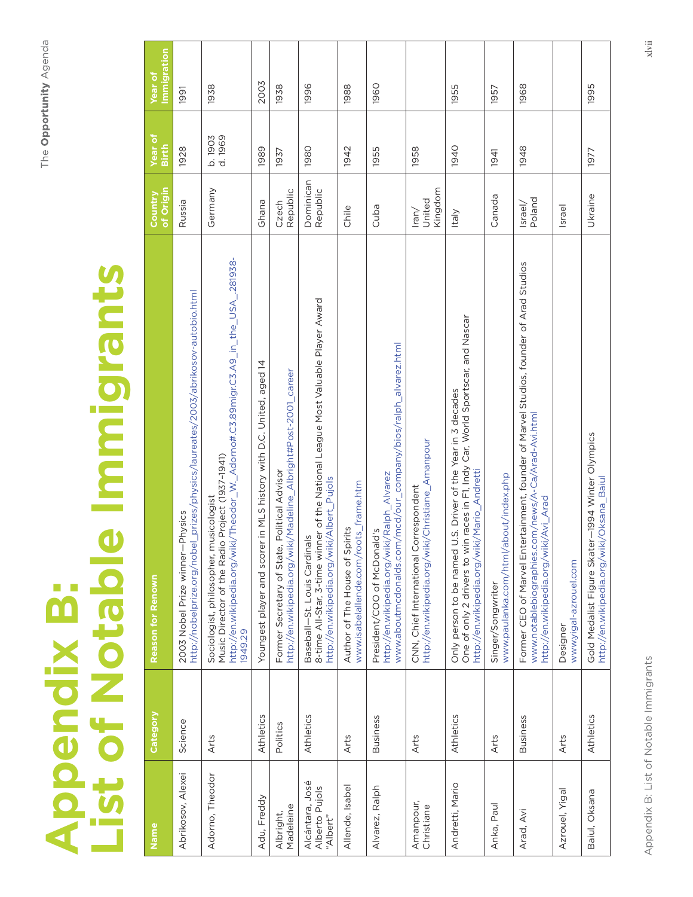# Appendix B: List of Notable Immigrants

| Name | Category | Reason for Renown | Country of Origin | Year of Birth | Year of Immigration |
|---|---|---|---|---|---|
| Abrikosov, Alexei | Science | 2003 Nobel Prize winner—Physics<br>http://nobelprize.org/nobel_prizes/physics/laureates/2003/abrikosov-autobio.html | Russia | 1928 | 1991 |
| Adorno, Theodor | Arts | Sociologist, philosopher, musicologist<br>Music Director of the Radio Project (1937-1941)<br>http://en.wikipedia.org/wiki/Theodor_W._Adorno#.C3.89migr.C3.A9_in_the_USA_.281938-1949.29 | Germany | b. 1903<br>d. 1969 | 1938 |
| Adu, Freddy | Athletics | Youngest player and scorer in MLS history with D.C. United, aged 14 | Ghana | 1989 | 2003 |
| Albright, Madeleine | Politics | Former Secretary of State, Political Advisor<br>http://en.wikipedia.org/wiki/Madeline_Albright#Post-2001_career | Czech Republic | 1937 | 1938 |
| Alcántara, José Alberto Pujols "Albert" | Athletics | Baseball—St. Louis Cardinals<br>8-time All-Star, 3-time winner of the National League Most Valuable Player Award<br>http://en.wikipedia.org/wiki/Albert_Pujols | Dominican Republic | 1980 | 1996 |
| Allende, Isabel | Arts | Author of The House of Spirits<br>www.isabelallende.com/roots_frame.htm | Chile | 1942 | 1988 |
| Alvarez, Ralph | Business | President/COO of McDonald's<br>http://en.wikipedia.org/wiki/Ralph_Alvarez<br>www.aboutmcdonalds.com/mcd/our_company/bios/ralph_alvarez.html | Cuba | 1955 | 1960 |
| Amanpour, Christiane | Arts | CNN, Chief International Correspondent<br>http://en.wikipedia.org/wiki/Christiane_Amanpour | Iran/ United Kingdom | 1958 | |
| Andretti, Mario | Athletics | Only person to be named U.S. Driver of the Year in 3 decades<br>One of only 2 drivers to win races in F1, Indy Car, World Sportscar, and Nascar<br>http://en.wikipedia.org/wiki/Mario_Andretti | Italy | 1940 | 1955 |
| Anka, Paul | Arts | Singer/Songwriter<br>www.paulanka.com/html/about/index.php | Canada | 1941 | 1957 |
| Arad, Avi | Business | Former CEO of Marvel Entertainment, founder of Marvel Studios, founder of Arad Studios<br>www.notablebiographies.com/news/A-Ca/Arad-Avi.html<br>http://en.wikipedia.org/wiki/Avi_Arad | Israel/ Poland | 1948 | 1968 |
| Azrouel, Yigal | Arts | Designer<br>www.yigal-azrouel.com | Israel | | |
| Baiul, Oksana | Athletics | Gold Medalist Figure Skater—1994 Winter Olympics<br>http://en.wikipedia.org/wiki/Oksana_Baiul | Ukraine | 1977 | 1995 |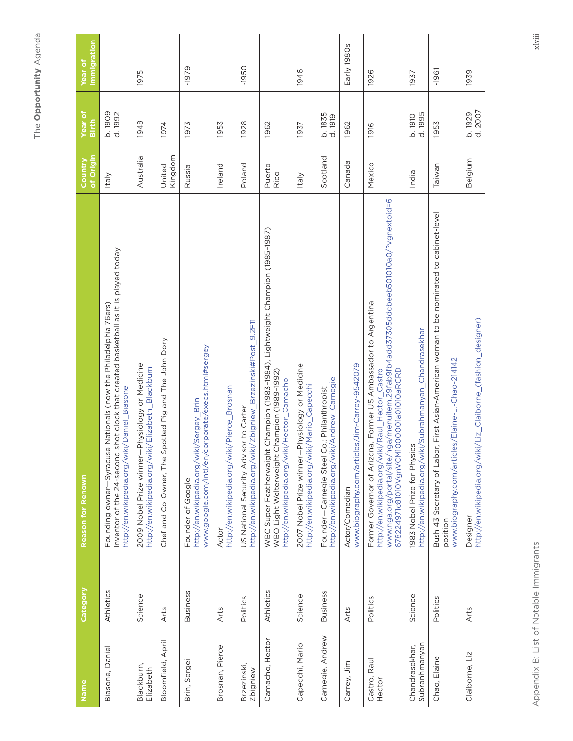| Name | Category | Reason for Renown | Country of Origin | Year of Birth | Year of Immigration |
|---|---|---|---|---|---|
| Biasone, Daniel | Athletics | Founding owner—Syracuse Nationals (now the Philadelphia 76ers)<br>Inventor of the 24-second shot clock that created basketball as it is played today<br>http://en.wikipedia.org/wiki/Daniel_Biasone | Italy | b. 1909<br>d. 1992 | |
| Blackburn, Elizabeth | Science | 2009 Nobel Prize winner—Physiology or Medicine<br>http://en.wikipedia.org/wiki/Elizabeth_Blackburn | Australia | 1948 | 1975 |
| Bloomfield, April | Arts | Chef and Co-Owner, The Spotted Pig and The John Dory | United Kingdom | 1974 | |
| Brin, Sergei | Business | Founder of Google<br>http://en.wikipedia.org/wiki/Sergey_Brin<br>www.google.com/intl/en/corporate/execs.html#sergey | Russia | 1973 | ~1979 |
| Brosnan, Pierce | Arts | Actor<br>http://en.wikipedia.org/wiki/Pierce_Brosnan | Ireland | 1953 | |
| Brzezinski, Zbigniew | Politics | US National Security Advisor to Carter<br>http://en.wikipedia.org/wiki/Zbigniew_Brzezinski#Post_9.2F11 | Poland | 1928 | ~1950 |
| Camacho, Hector | Athletics | WBC Super Featherweight Champion (1983-1984), Lightweight Champion (1985-1987)<br>WBO Light Welterweight Champion (1989-1992)<br>http://en.wikipedia.org/wiki/Hector_Camacho | Puerto Rico | 1962 | |
| Capecchi, Mario | Science | 2007 Nobel Prize winner—Physiology or Medicine<br>http://en.wikipedia.org/wiki/Mario_Capecchi | Italy | 1937 | 1946 |
| Carnegie, Andrew | Business | Founder—Carnegie Steel Co.; Philanthropist<br>http://en.wikipedia.org/wiki/Andrew_Carnegie | Scotland | b. 1835<br>d. 1919 | |
| Carrey, Jim | Arts | Actor/Comedian<br>www.biography.com/articles/Jim-Carrey-9542079 | Canada | 1962 | Early 1980s |
| Castro, Raul Hector | Politics | Former Governor of Arizona, Former US Ambassador to Argentina<br>http://en.wikipedia.org/wiki/Raul_Hector_Castro<br>www.nga.org/portal/site/nga/menuitem.29fab9fb4add37305ddcbeeb501010a0/?vgnextoid=6 67822497 1c81010VgnVCM1000001a01010aRCRD | Mexico | 1916 | 1926 |
| Chandrasekhar, Subranhmanyan | Science | 1983 Nobel Prize for Physics<br>http://en.wikipedia.org/wiki/Subrahmanyan_Chandrasekhar | India | b. 1910<br>d. 1995 | 1937 |
| Chao, Elaine | Politics | Bush 43 Secretary of Labor, First Asian-American woman to be nominated to cabinet-level position<br>www.biography.com/articles/Elaine-L.-Chao-214142 | Taiwan | 1953 | ~1961 |
| Claiborne, Liz | Arts | Designer<br>http://en.wikipedia.org/wiki/Liz_Claiborne_(fashion_designer) | Belgium | b. 1929<br>d. 2007 | 1939 |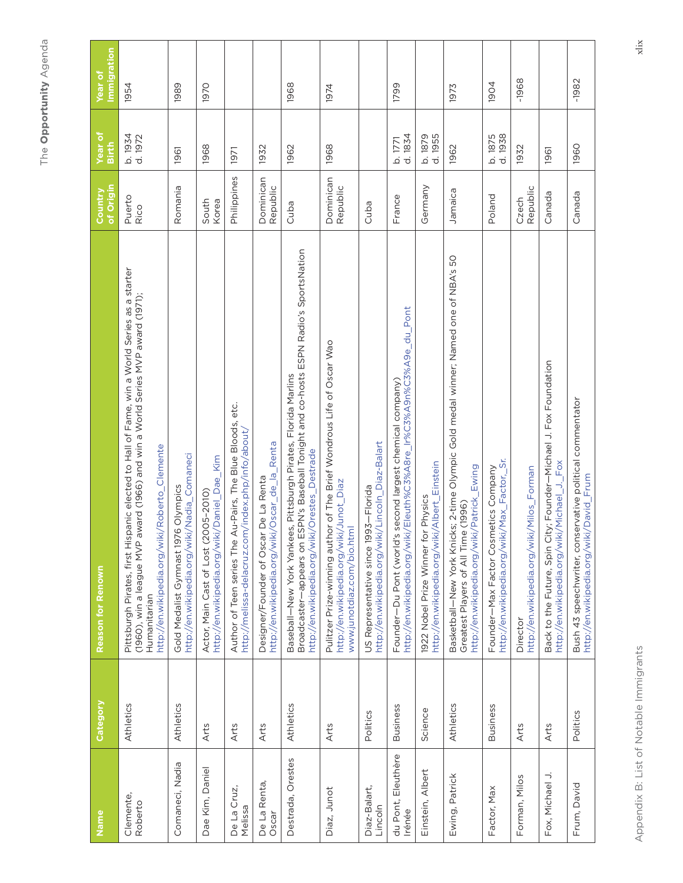| Name | Category | Reason for Renown | Country of Origin | Year of Birth | Year of Immigration |
|---|---|---|---|---|---|
| Clemente, Roberto | Athletics | Pittsburgh Pirates, first Hispanic elected to Hall of Fame, win a World Series as a starter (1960), win a league MVP award (1966) and win a World Series MVP award (1971); Humanitarian http://en.wikipedia.org/wiki/Roberto_Clemente | Puerto Rico | b. 1934 d. 1972 | 1954 |
| Comaneci, Nadia | Athletics | Gold Medalist Gymnast 1976 Olympics http://en.wikipedia.org/wiki/Nadia_Comaneci | Romania | 1961 | 1989 |
| Dae Kim, Daniel | Arts | Actor, Main Cast of Lost (2005–2010) http://en.wikipedia.org/wiki/Daniel_Dae_Kim | South Korea | 1968 | 1970 |
| De La Cruz, Melissa | Arts | Author of Teen series The Au-Pairs, The Blue Bloods, etc. http://melissa-delacruz.com/index.php/info/about/ | Philippines | 1971 | |
| De La Renta, Oscar | Arts | Designer/Founder of Oscar De La Renta http://en.wikipedia.org/wiki/Oscar_de_la_Renta | Dominican Republic | 1932 | |
| Destrada, Orestes | Athletics | Baseball—New York Yankees, Pittsburgh Pirates, Florida Marlins Broadcaster—appears on ESPN's Baseball Tonight and co-hosts ESPN Radio's SportsNation http://en.wikipedia.org/wiki/Orestes_Destrade | Cuba | 1962 | 1968 |
| Diaz, Junot | Arts | Pulitzer Prize-winning author of The Brief Wondrous Life of Oscar Wao http://en.wikipedia.org/wiki/Junot_Diaz www.junotdiaz.com/bio.html | Dominican Republic | 1968 | 1974 |
| Diaz-Balart, Lincoln | Politics | US Representative since 1993—Florida http://en.wikipedia.org/wiki/Lincoln_Diaz-Balart | Cuba | | |
| du Pont, Eleuthère Irénée | Business | Founder—Du Pont (world's second largest chemical company) http://en.wikipedia.org/wiki/Eleuth%C3%A8re_Ir%C3%A9n%C3%A9e_du_Pont | France | b. 1771 d. 1834 | 1799 |
| Einstein, Albert | Science | 1922 Nobel Prize Winner for Physics http://en.wikipedia.org/wiki/Albert_Einstein | Germany | b. 1879 d. 1955 | |
| Ewing, Patrick | Athletics | Basketball—New York Knicks; 2-time Olympic Gold medal winner; Named one of NBA's 50 Greatest Players of All Time (1996) http://en.wikipedia.org/wiki/Patrick_Ewing | Jamaica | 1962 | 1973 |
| Factor, Max | Business | Founder—Max Factor Cosmetics Company http://en.wikipedia.org/wiki/Max_Factor,_Sr. | Poland | b. 1875 d. 1938 | 1904 |
| Forman, Milos | Arts | Director http://en.wikipedia.org/wiki/Milos_Forman | Czech Republic | 1932 | ~1968 |
| Fox, Michael J. | Arts | Back to the Future, Spin City; Founder—Michael J. Fox Foundation http://en.wikipedia.org/wiki/Michael_J._Fox | Canada | 1961 | |
| Frum, David | Politics | Bush 43 speechwriter, conservative political commentator http://en.wikipedia.org/wiki/David_Frum | Canada | 1960 | ~1982 |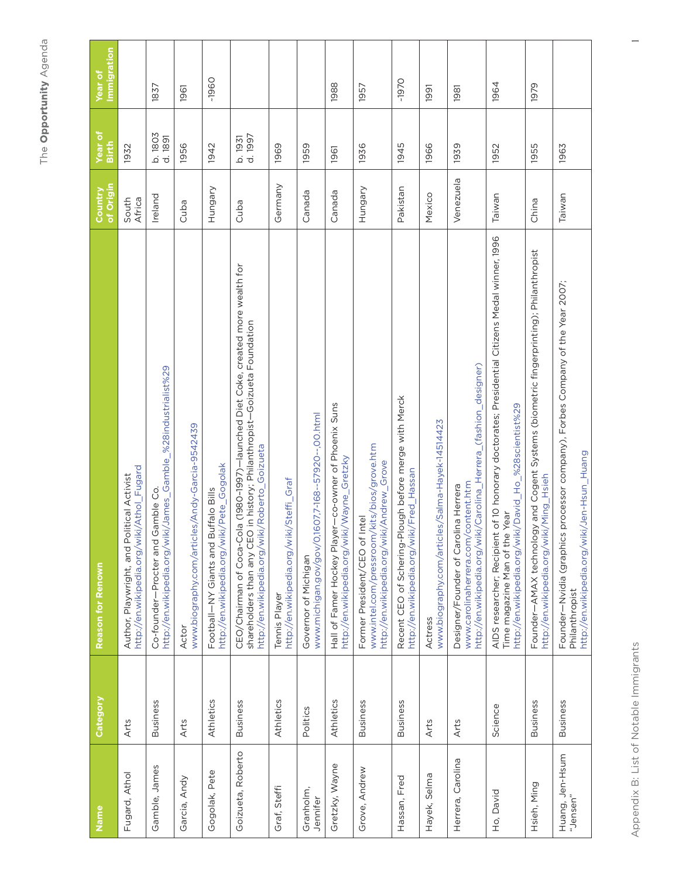Appendix B: List of Notable Immigrants

| Name | Category | Reason for Renown | Country of Origin | Year of Birth | Year of Immigration |
|---|---|---|---|---|---|
| Fugard, Athol | Arts | Author, Playwright, and Political Activist<br>http://en.wikipedia.org/wiki/Athol_Fugard | South Africa | 1932 | |
| Gamble, James | Business | Co-founder—Procter and Gamble Co.<br>http://en.wikipedia.org/wiki/James_Gamble_%28industrialist%29 | Ireland | b. 1803<br>d. 1891 | 1837 |
| Garcia, Andy | Arts | Actor<br>www.biography.com/articles/Andy-Garcia-9542439 | Cuba | 1956 | 1961 |
| Gogolak, Pete | Athletics | Football—NY Giants and Buffalo Bills<br>http://en.wikipedia.org/wiki/Pete_Gogolak | Hungary | 1942 | ~1960 |
| Goizueta, Roberto | Business | CEO/Chairman of Coca-Cola (1980-1997)—launched Diet Coke, created more wealth for shareholders than any CEO in history; Philanthropist—Goizueta Foundation<br>http://en.wikipedia.org/wiki/Roberto_Goizueta | Cuba | b. 1931<br>d. 1997 | |
| Graf, Steffi | Athletics | Tennis Player<br>http://en.wikipedia.org/wiki/Steffi_Graf | Germany | 1969 | |
| Granholm, Jennifer | Politics | Governor of Michigan<br>www.michigan.gov/0,1607,7-168--57920--,00.html | Canada | 1959 | |
| Gretzky, Wayne | Athletics | Hall of Famer Hockey Player—co-owner of Phoenix Suns<br>http://en.wikipedia.org/wiki/Wayne_Gretzky | Canada | 1961 | 1988 |
| Grove, Andrew | Business | Former President/CEO of Intel<br>www.intel.com/pressroom/kits/bios/grove.htm<br>http://en.wikipedia.org/wiki/Andrew_Grove | Hungary | 1936 | 1957 |
| Hassan, Fred | Business | Recent CEO of Schering-Plough before merge with Merck<br>http://en.wikipedia.org/wiki/Fred_Hassan | Pakistan | 1945 | ~1970 |
| Hayek, Selma | Arts | Actress<br>www.biography.com/articles/Salma-Hayek-14514423 | Mexico | 1966 | 1991 |
| Herrera, Carolina | Arts | Designer/Founder of Carolina Herrera<br>www.carolinaherrera.com/content.htm<br>http://en.wikipedia.org/wiki/Carolina_Herrera_(fashion_designer) | Venezuela | 1939 | 1981 |
| Ho, David | Science | AIDS researcher; Recipient of 10 honorary doctorates; Presidential Citizens Medal winner, 1996 Time magazine Man of the Year<br>http://en.wikipedia.org/wiki/David_Ho_%28scientist%29 | Taiwan | 1952 | 1964 |
| Hsieh, Ming | Business | Founder—AMAX technology and Cogent Systems (biometric fingerprinting); Philanthropist<br>http://en.wikipedia.org/wiki/Ming_Hsieh | China | 1955 | 1979 |
| Huang, Jen-Hsum "Jensen" | Business | Founder—Nvidia (graphics processor company), Forbes Company of the Year 2007; Philanthropist<br>http://en.wikipedia.org/wiki/Jen-Hsun_Huang | Taiwan | 1963 | |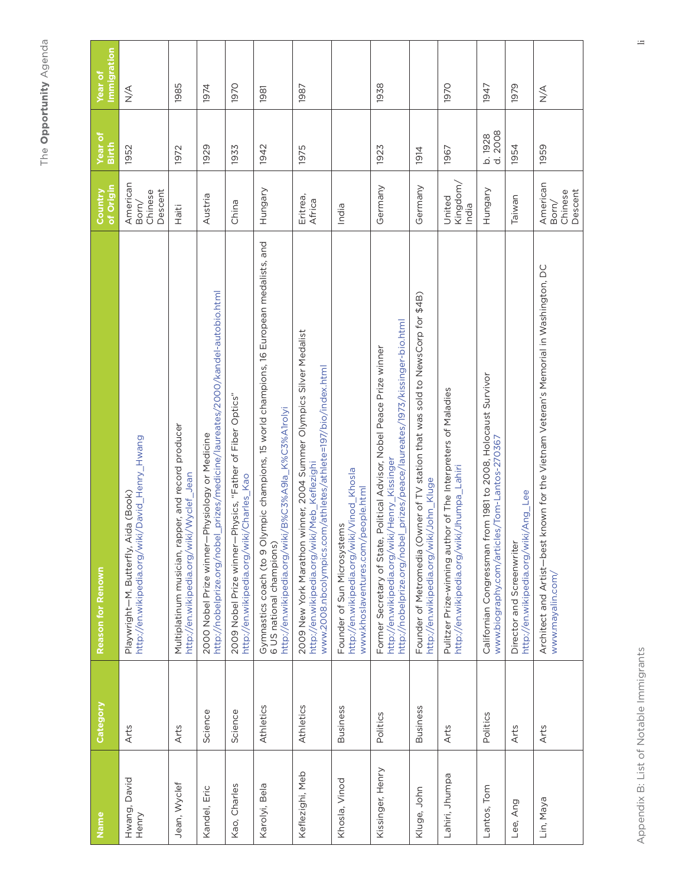| Name | Category | Reason for Renown | Country of Origin | Year of Birth | Year of Immigration |
|---|---|---|---|---|---|
| Hwang, David Henry | Arts | Playwright—M. Butterfly, Aida (Book) http://en.wikipedia.org/wiki/David_Henry_Hwang | American Born/ Chinese Descent | 1952 | N/A |
| Jean, Wyclef | Arts | Multiplatinum musician, rapper, and record producer http://en.wikipedia.org/wiki/Wyclef_Jean | Haiti | 1972 | 1985 |
| Kandel, Eric | Science | 2000 Nobel Prize winner—Physiology or Medicine http://nobelprize.org/nobel_prizes/medicine/laureates/2000/kandel-autobio.html | Austria | 1929 | 1974 |
| Kao, Charles | Science | 2009 Nobel Prize winner—Physics, "Father of Fiber Optics" http://en.wikipedia.org/wiki/Charles_Kao | China | 1933 | 1970 |
| Karolyi, Bela | Athletics | Gymnastics coach (to 9 Olympic champions, 15 world champions, 16 European medalists, and 6 US national champions) http://en.wikipedia.org/wiki/B%C3%A9la_K%C3%A1rolyi | Hungary | 1942 | 1981 |
| Keflezighi, Meb | Athletics | 2009 New York Marathon winner, 2004 Summer Olympics Silver Medalist http://en.wikipedia.org/wiki/Meb_Keflezighi www.2008.nbcolympics.com/athletes/athlete=197/bio/index.html | Eritrea, Africa | 1975 | 1987 |
| Khosla, Vinod | Business | Founder of Sun Microsystems http://en.wikipedia.org/wiki/Vinod_Khosla www.khoslaventures.com/people.html | India | | |
| Kissinger, Henry | Politics | Former Secretary of State, Political Advisor, Nobel Peace Prize winner http://en.wikipedia.org/wiki/Henry_Kissinger http://nobelprize.org/nobel_prizes/peace/laureates/1973/kissinger-bio.html | Germany | 1923 | 1938 |
| Kluge, John | Business | Founder of Metromedia (Owner of TV station that was sold to NewsCorp for $4B) http://en.wikipedia.org/wiki/John_Kluge | Germany | 1914 | |
| Lahiri, Jhumpa | Arts | Pulitzer Prize-winning author of The Interpreters of Maladies http://en.wikipedia.org/wiki/Jhumpa_Lahiri | United Kingdom/ India | 1967 | 1970 |
| Lantos, Tom | Politics | Californian Congressman from 1981 to 2008, Holocaust Survivor www.biography.com/articles/Tom-Lantos-270367 | Hungary | b. 1928 d. 2008 | 1947 |
| Lee, Ang | Arts | Director and Screenwriter http://en.wikipedia.org/wiki/Ang_Lee | Taiwan | 1954 | 1979 |
| Lin, Maya | Arts | Architect and Artist—best known for the Vietnam Veteran's Memorial in Washington, DC www.mayalin.com/ | American Born/ Chinese Descent | 1959 | N/A |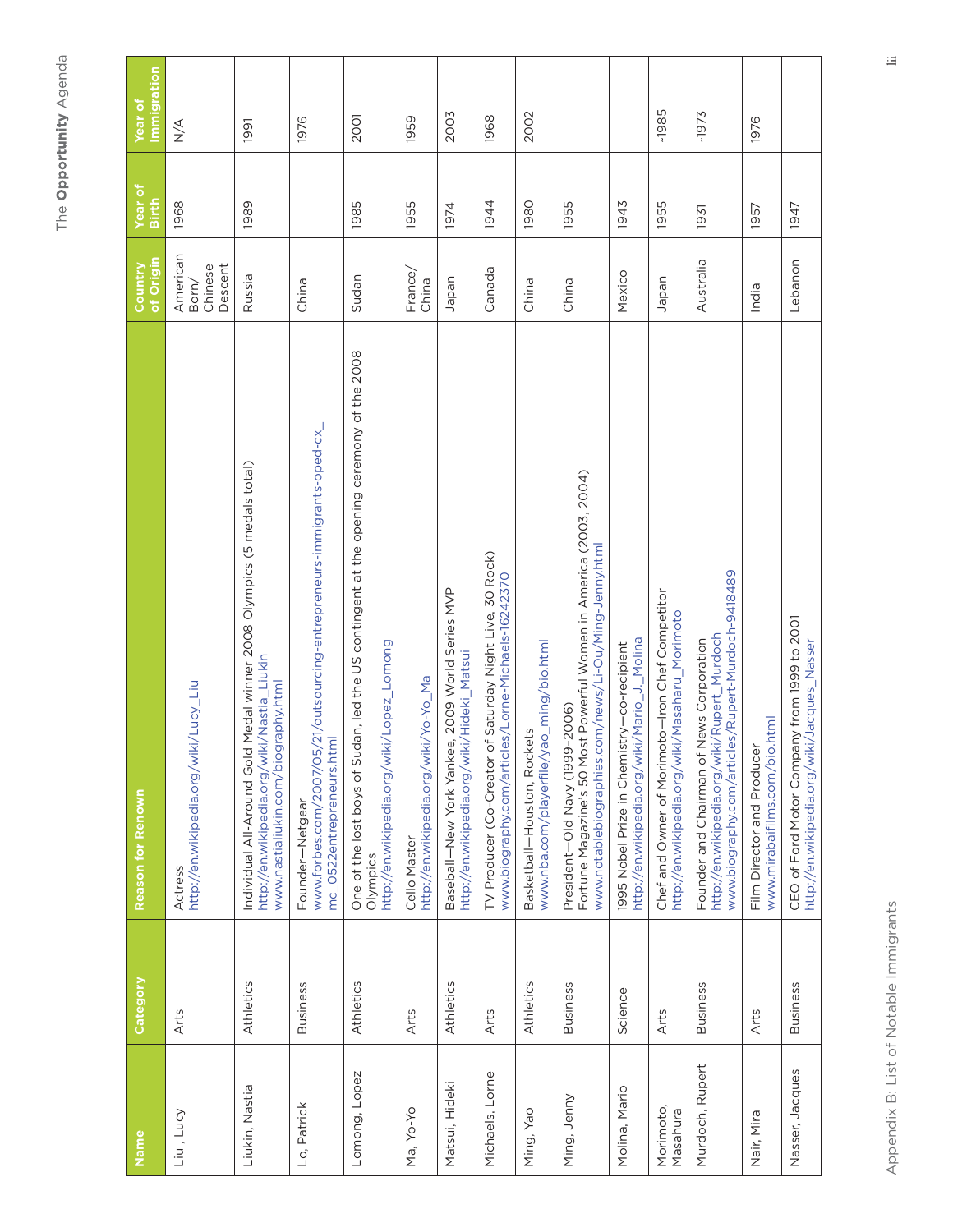| Name | Category | Reason for Renown | Country of Origin | Year of Birth | Year of Immigration |
|---|---|---|---|---|---|
| Liu , Lucy | Arts | Actress<br>http://en.wikipedia.org/wiki/Lucy_Liu | American Born/ Chinese Descent | 1968 | N/A |
| Liukin, Nastia | Athletics | Individual All-Around Gold Medal winner 2008 Olympics (5 medals total)<br>http://en.wikipedia.org/wiki/Nastia_Liukin<br>www.nastialiukin.com/biography.html | Russia | 1989 | 1991 |
| Lo, Patrick | Business | Founder—Netgear<br>www.forbes.com/2007/05/21/outsourcing-entrepreneurs-immigrants-oped-cx_mc_0522entrepreneurs.html | China | | 1976 |
| Lomong, Lopez | Athletics | One of the lost boys of Sudan, led the US contingent at the opening ceremony of the 2008 Olympics<br>http://en.wikipedia.org/wiki/Lopez_Lomong | Sudan | 1985 | 2001 |
| Ma, Yo-Yo | Arts | Cello Master<br>http://en.wikipedia.org/wiki/Yo-Yo_Ma | France/ China | 1955 | 1959 |
| Matsui, Hideki | Athletics | Baseball—New York Yankee, 2009 World Series MVP<br>http://en.wikipedia.org/wiki/Hideki_Matsui | Japan | 1974 | 2003 |
| Michaels, Lorne | Arts | TV Producer (Co-Creator of Saturday Night Live, 30 Rock)<br>www.biography.com/articles/Lorne-Michaels-16242370 | Canada | 1944 | 1968 |
| Ming, Yao | Athletics | Basketball—Houston, Rockets<br>www.nba.com/playerfile/yao_ming/bio.html | China | 1980 | 2002 |
| Ming, Jenny | Business | President—Old Navy (1999–2006)<br>Fortune Magazine's 50 Most Powerful Women in America (2003, 2004)<br>www.notablebiographies.com/news/Li-Ou/Ming-Jenny.html | China | 1955 | |
| Molina, Mario | Science | 1995 Nobel Prize in Chemistry—co-recipient<br>http://en.wikipedia.org/wiki/Mario_J._Molina | Mexico | 1943 | |
| Morimoto, Masahura | Arts | Chef and Owner of Morimoto—Iron Chef Competitor<br>http://en.wikipedia.org/wiki/Masaharu_Morimoto | Japan | 1955 | ~1985 |
| Murdoch, Rupert | Business | Founder and Chairman of News Corporation<br>http://en.wikipedia.org/wiki/Rupert_Murdoch<br>www.biography.com/articles/Rupert-Murdoch-9418489 | Australia | 1931 | ~1973 |
| Nair, Mira | Arts | Film Director and Producer<br>www.mirabaifilms.com/bio.html | India | 1957 | 1976 |
| Nasser, Jacques | Business | CEO of Ford Motor Company from 1999 to 2001<br>http://en.wikipedia.org/wiki/Jacques_Nasser | Lebanon | 1947 | |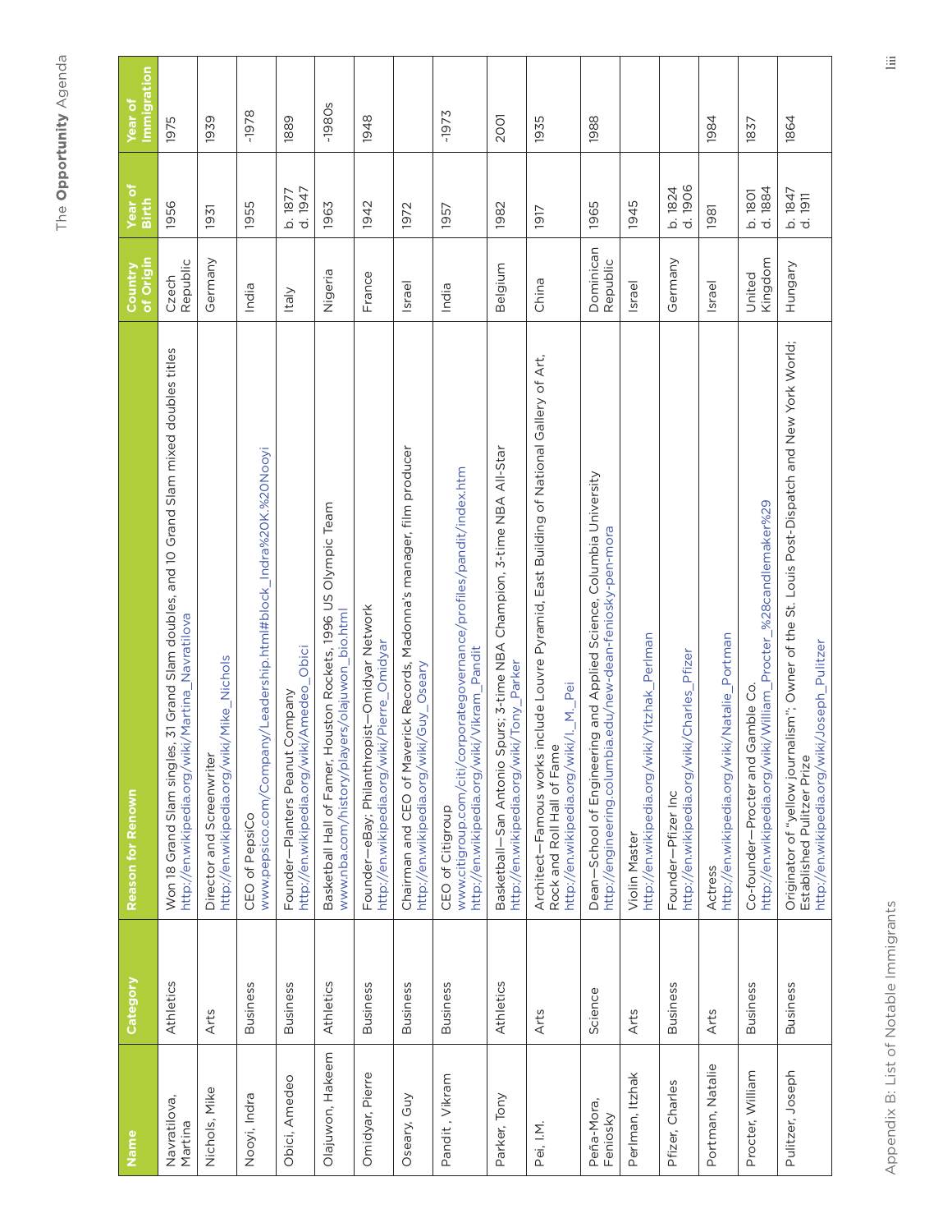| Name | Category | Reason for Renown | Country of Origin | Year of Birth | Year of Immigration |
|---|---|---|---|---|---|
| Navratilova, Martina | Athletics | Won 18 Grand Slam singles, 31 Grand Slam doubles, and 10 Grand Slam mixed doubles titles http://en.wikipedia.org/wiki/Martina_Navratilova | Czech Republic | 1956 | 1975 |
| Nichols, Mike | Arts | Director and Screenwriter http://en.wikipedia.org/wiki/Mike_Nichols | Germany | 1931 | 1939 |
| Nooyi, Indra | Business | CEO of PepsiCo www.pepsico.com/Company/Leadership.html#block_Indra%20K.%20Nooyi | India | 1955 | ~1978 |
| Obici, Amedeo | Business | Founder—Planters Peanut Company http://en.wikipedia.org/wiki/Amedeo_Obici | Italy | b. 1877 d. 1947 | 1889 |
| Olajuwon, Hakeem | Athletics | Basketball Hall of Famer, Houston Rockets, 1996 US Olympic Team www.nba.com/history/players/olajuwon_bio.html | Nigeria | 1963 | ~1980s |
| Omidyar, Pierre | Business | Founder—eBay; Philanthropist—Omidyar Network http://en.wikipedia.org/wiki/Pierre_Omidyar | France | 1942 | 1948 |
| Oseary, Guy | Business | Chairman and CEO of Maverick Records, Madonna's manager, film producer http://en.wikipedia.org/wiki/Guy_Oseary | Israel | 1972 | |
| Pandit , Vikram | Business | CEO of Citigroup www.citigroup.com/citi/corporategovernance/profiles/pandit/index.htm http://en.wikipedia.org/wiki/Vikram_Pandit | India | 1957 | ~1973 |
| Parker, Tony | Athletics | Basketball—San Antonio Spurs; 3-time NBA Champion, 3-time NBA All-Star http://en.wikipedia.org/wiki/Tony_Parker | Belgium | 1982 | 2001 |
| Pei, I.M. | Arts | Architect—Famous works include Louvre Pyramid, East Building of National Gallery of Art, Rock and Roll Hall of Fame http://en.wikipedia.org/wiki/I._M._Pei | China | 1917 | 1935 |
| Peña-Mora, Feniosky | Science | Dean—School of Engineering and Applied Science, Columbia University http://engineering.columbia.edu/new-dean-feniosky-pen-mora | Dominican Republic | 1965 | 1988 |
| Perlman, Itzhak | Arts | Violin Master http://en.wikipedia.org/wiki/Yitzhak_Perlman | Israel | 1945 | |
| Pfizer, Charles | Business | Founder—Pfizer Inc http://en.wikipedia.org/wiki/Charles_Pfizer | Germany | b. 1824 d. 1906 | |
| Portman, Natalie | Arts | Actress http://en.wikipedia.org/wiki/Natalie_Portman | Israel | 1981 | 1984 |
| Procter, William | Business | Co-founder—Procter and Gamble Co. http://en.wikipedia.org/wiki/William_Procter_%28candlemaker%29 | United Kingdom | b. 1801 d. 1884 | 1837 |
| Pulitzer, Joseph | Business | Originator of "yellow journalism"; Owner of the St. Louis Post-Dispatch and New York World; Established Pulitzer Prize http://en.wikipedia.org/wiki/Joseph_Pulitzer | Hungary | b. 1847 d. 1911 | 1864 |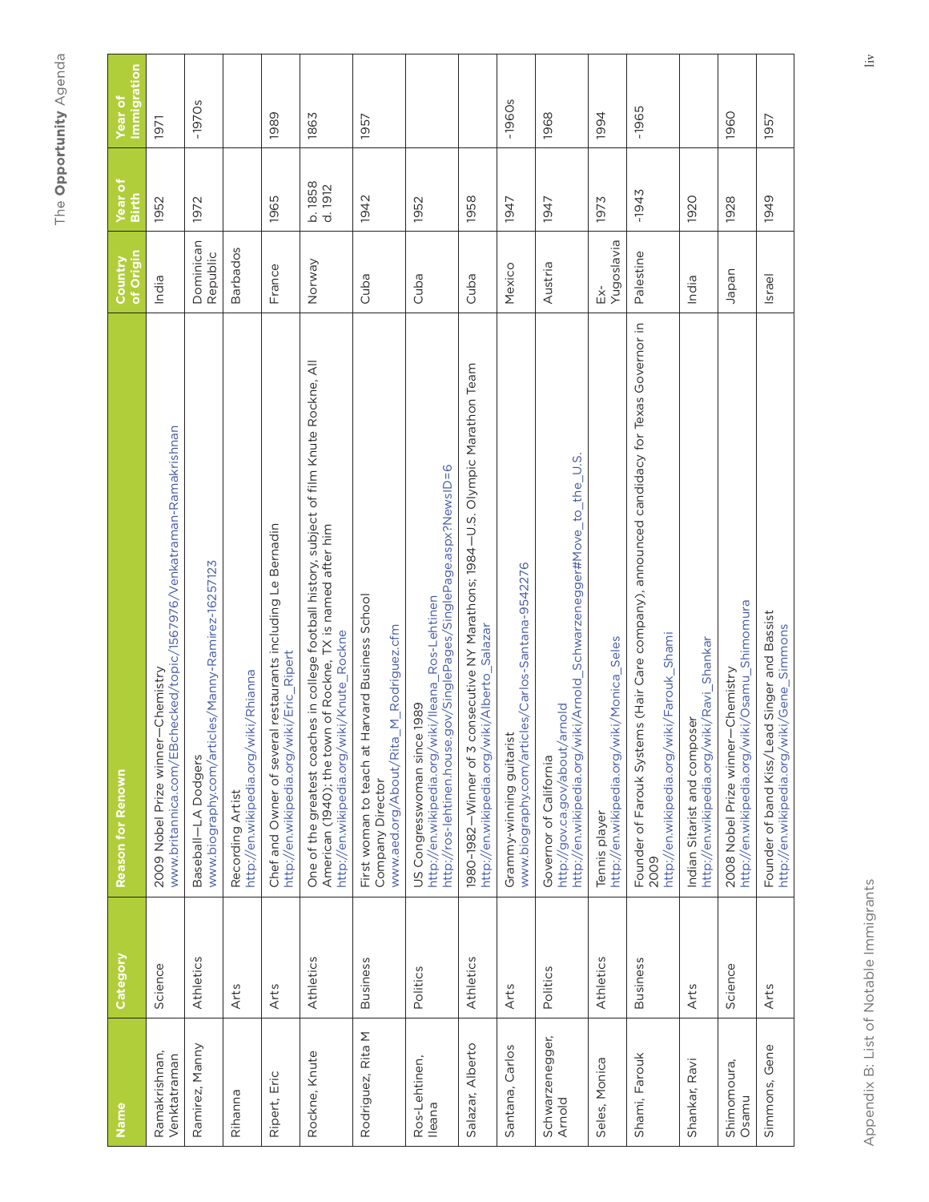| Name | Category | Reason for Renown | Country of Origin | Year of Birth | Year of Immigration |
|---|---|---|---|---|---|
| Ramakrishnan, Venktatraman | Science | 2009 Nobel Prize winner—Chemistry www.britannica.com/EBchecked/topic/1567976/Venkatraman-Ramakrishnan | India | 1952 | 1971 |
| Ramirez, Manny | Athletics | Baseball—LA Dodgers www.biography.com/articles/Manny-Ramirez-16257123 | Dominican Republic | 1972 | ~1970s |
| Rihanna | Arts | Recording Artist http://en.wikipedia.org/wiki/Rihanna | Barbados | | |
| Ripert, Eric | Arts | Chef and Owner of several restaurants including Le Bernadin http://en.wikipedia.org/wiki/Eric_Ripert | France | 1965 | 1989 |
| Rockne, Knute | Athletics | One of the greatest coaches in college football history, subject of film Knute Rockne, All American (1940); the town of Rockne, TX is named after him http://en.wikipedia.org/wiki/Knute_Rockne | Norway | b. 1858 d. 1912 | 1863 |
| Rodriguez, Rita M | Business | First woman to teach at Harvard Business School Company Director www.aed.org/About/Rita_M_Rodriguez.cfm | Cuba | 1942 | 1957 |
| Ros-Lehtinen, Ileana | Politics | US Congresswoman since 1989 http://en.wikipedia.org/wiki/Ileana_Ros-Lehtinen http://ros-lehtinen.house.gov/SinglePages/SinglePage.aspx?NewsID=6 | Cuba | 1952 | |
| Salazar, Alberto | Athletics | 1980-1982—Winner of 3 consecutive NY Marathons; 1984—U.S. Olympic Marathon Team http://en.wikipedia.org/wiki/Alberto_Salazar | Cuba | 1958 | |
| Santana, Carlos | Arts | Grammy-winning guitarist www.biography.com/articles/Carlos-Santana-9542276 | Mexico | 1947 | ~1960s |
| Schwarzenegger, Arnold | Politics | Governor of California http://gov.ca.gov/about/arnold http://en.wikipedia.org/wiki/Arnold_Schwarzenegger#Move_to_the_U.S. | Austria | 1947 | 1968 |
| Seles, Monica | Athletics | Tennis player http://en.wikipedia.org/wiki/Monica_Seles | Ex-Yugoslavia | 1973 | 1994 |
| Shami, Farouk | Business | Founder of Farouk Systems (Hair Care company), announced candidacy for Texas Governor in 2009 http://en.wikipedia.org/wiki/Farouk_Shami | Palestine | ~1943 | ~1965 |
| Shankar, Ravi | Arts | Indian Sitarist and composer http://en.wikipedia.org/wiki/Ravi_Shankar | India | 1920 | |
| Shimomoura, Osamu | Science | 2008 Nobel Prize winner—Chemistry http://en.wikipedia.org/wiki/Osamu_Shimomura | Japan | 1928 | 1960 |
| Simmons, Gene | Arts | Founder of band Kiss/Lead Singer and Bassist http://en.wikipedia.org/wiki/Gene_Simmons | Israel | 1949 | 1957 |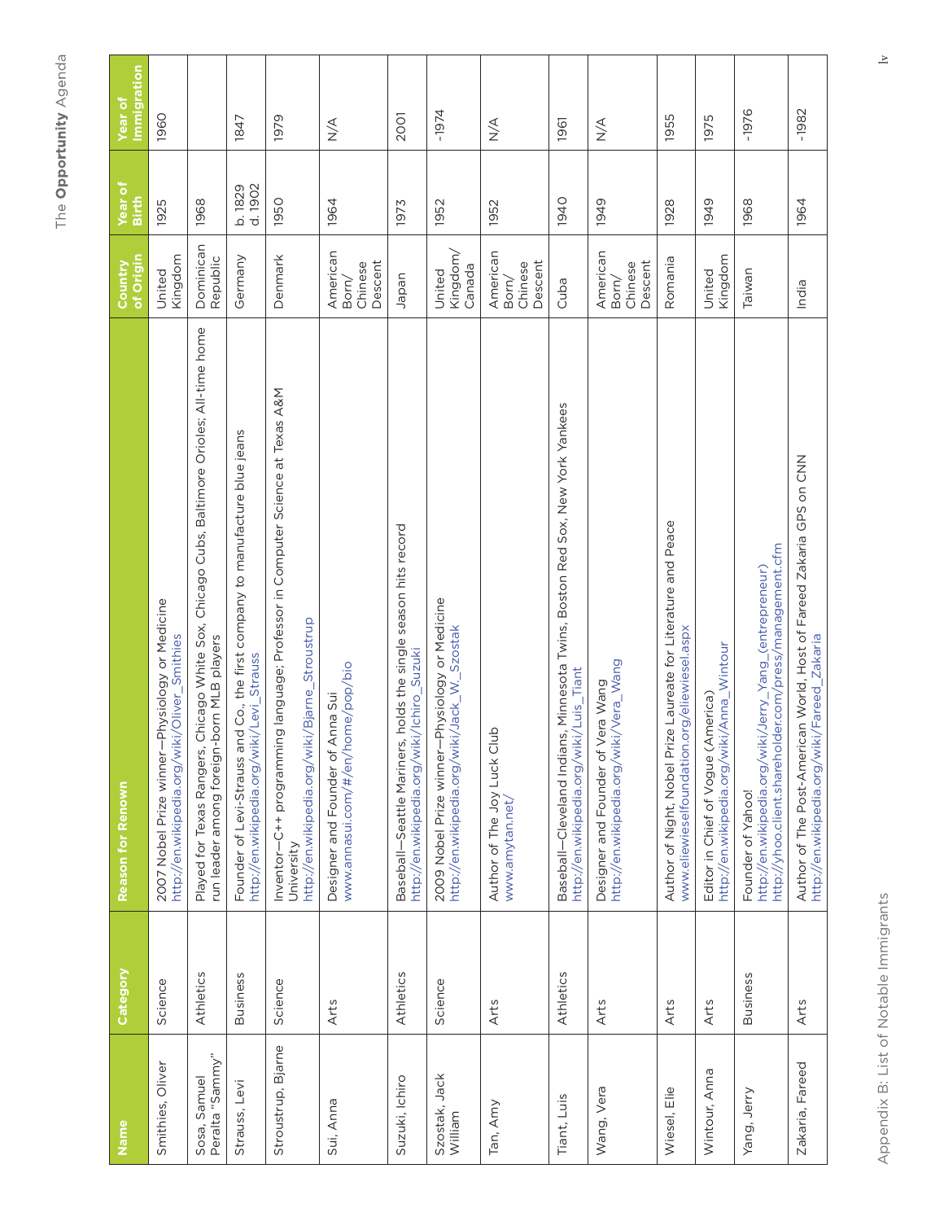| Name | Category | Reason for Renown | Country of Origin | Year of Birth | Year of Immigration |
|---|---|---|---|---|---|
| Smithies, Oliver | Science | 2007 Nobel Prize winner—Physiology or Medicine http://en.wikipedia.org/wiki/Oliver_Smithies | United Kingdom | 1925 | 1960 |
| Sosa, Samuel Peralta "Sammy" | Athletics | Played for Texas Rangers, Chicago White Sox, Chicago Cubs, Baltimore Orioles; All-time home run leader among foreign-born MLB players | Dominican Republic | 1968 | |
| Strauss, Levi | Business | Founder of Levi-Strauss and Co., the first company to manufacture blue jeans http://en.wikipedia.org/wiki/Levi_Strauss | Germany | b. 1829 d. 1902 | 1847 |
| Stroustrup, Bjarne | Science | Inventor—C++ programming language; Professor in Computer Science at Texas A&M University http://en.wikipedia.org/wiki/Bjarne_Stroustrup | Denmark | 1950 | 1979 |
| Sui, Anna | Arts | Designer and Founder of Anna Sui www.annasui.com/#/en/home/pop/bio | American Born/ Chinese Descent | 1964 | N/A |
| Suzuki, Ichiro | Athletics | Baseball—Seattle Mariners, holds the single season hits record http://en.wikipedia.org/wiki/Ichiro_Suzuki | Japan | 1973 | 2001 |
| Szostak, Jack William | Science | 2009 Nobel Prize winner—Physiology or Medicine http://en.wikipedia.org/wiki/Jack_W._Szostak | United Kingdom/ Canada | 1952 | ~1974 |
| Tan, Amy | Arts | Author of The Joy Luck Club www.amytan.net/ | American Born/ Chinese Descent | 1952 | N/A |
| Tiant, Luis | Athletics | Baseball—Cleveland Indians, Minnesota Twins, Boston Red Sox, New York Yankees http://en.wikipedia.org/wiki/Luis_Tiant | Cuba | 1940 | 1961 |
| Wang, Vera | Arts | Designer and Founder of Vera Wang http://en.wikipedia.org/wiki/Vera_Wang | American Born/ Chinese Descent | 1949 | N/A |
| Wiesel, Elie | Arts | Author of Night, Nobel Prize Laureate for Literature and Peace www.eliewieselfoundation.org/eliewiesel.aspx | Romania | 1928 | 1955 |
| Wintour, Anna | Arts | Editor in Chief of Vogue (America) http://en.wikipedia.org/wiki/Anna_Wintour | United Kingdom | 1949 | 1975 |
| Yang, Jerry | Business | Founder of Yahoo! http://en.wikipedia.org/wiki/Jerry_Yang_(entrepreneur) http://yhoo.client.shareholder.com/press/management.cfm | Taiwan | 1968 | ~1976 |
| Zakaria, Fareed | Arts | Author of The Post-American World, Host of Fareed Zakaria GPS on CNN http://en.wikipedia.org/wiki/Fareed_Zakaria | India | 1964 | ~1982 |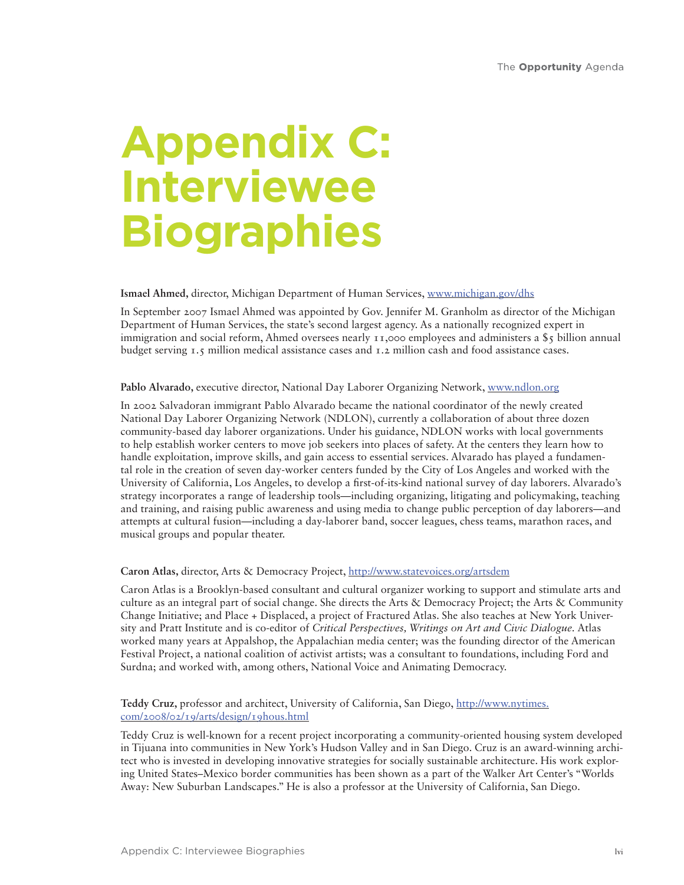# Appendix C: Interviewee Biographies

**Ismael Ahmed,** director, Michigan Department of Human Services, www.michigan.gov/dhs

In September 2007 Ismael Ahmed was appointed by Gov. Jennifer M. Granholm as director of the Michigan Department of Human Services, the state's second largest agency. As a nationally recognized expert in immigration and social reform, Ahmed oversees nearly 11,000 employees and administers a $5 billion annual budget serving 1.5 million medical assistance cases and 1.2 million cash and food assistance cases.

**Pablo Alvarado,** executive director, National Day Laborer Organizing Network, www.ndlon.org

In 2002 Salvadoran immigrant Pablo Alvarado became the national coordinator of the newly created National Day Laborer Organizing Network (NDLON), currently a collaboration of about three dozen community-based day laborer organizations. Under his guidance, NDLON works with local governments to help establish worker centers to move job seekers into places of safety. At the centers they learn how to handle exploitation, improve skills, and gain access to essential services. Alvarado has played a fundamental role in the creation of seven day-worker centers funded by the City of Los Angeles and worked with the University of California, Los Angeles, to develop a first-of-its-kind national survey of day laborers. Alvarado's strategy incorporates a range of leadership tools—including organizing, litigating and policymaking, teaching and training, and raising public awareness and using media to change public perception of day laborers—and attempts at cultural fusion—including a day-laborer band, soccer leagues, chess teams, marathon races, and musical groups and popular theater.

**Caron Atlas,** director, Arts & Democracy Project, http://www.statevoices.org/artsdem

Caron Atlas is a Brooklyn-based consultant and cultural organizer working to support and stimulate arts and culture as an integral part of social change. She directs the Arts & Democracy Project; the Arts & Community Change Initiative; and Place + Displaced, a project of Fractured Atlas. She also teaches at New York University and Pratt Institute and is co-editor of *Critical Perspectives, Writings on Art and Civic Dialogue*. Atlas worked many years at Appalshop, the Appalachian media center; was the founding director of the American Festival Project, a national coalition of activist artists; was a consultant to foundations, including Ford and Surdna; and worked with, among others, National Voice and Animating Democracy.

**Teddy Cruz,** professor and architect, University of California, San Diego, http://www.nytimes.com/2008/02/19/arts/design/19hous.html

Teddy Cruz is well-known for a recent project incorporating a community-oriented housing system developed in Tijuana into communities in New York's Hudson Valley and in San Diego. Cruz is an award-winning architect who is invested in developing innovative strategies for socially sustainable architecture. His work exploring United States–Mexico border communities has been shown as a part of the Walker Art Center's "Worlds Away: New Suburban Landscapes." He is also a professor at the University of California, San Diego.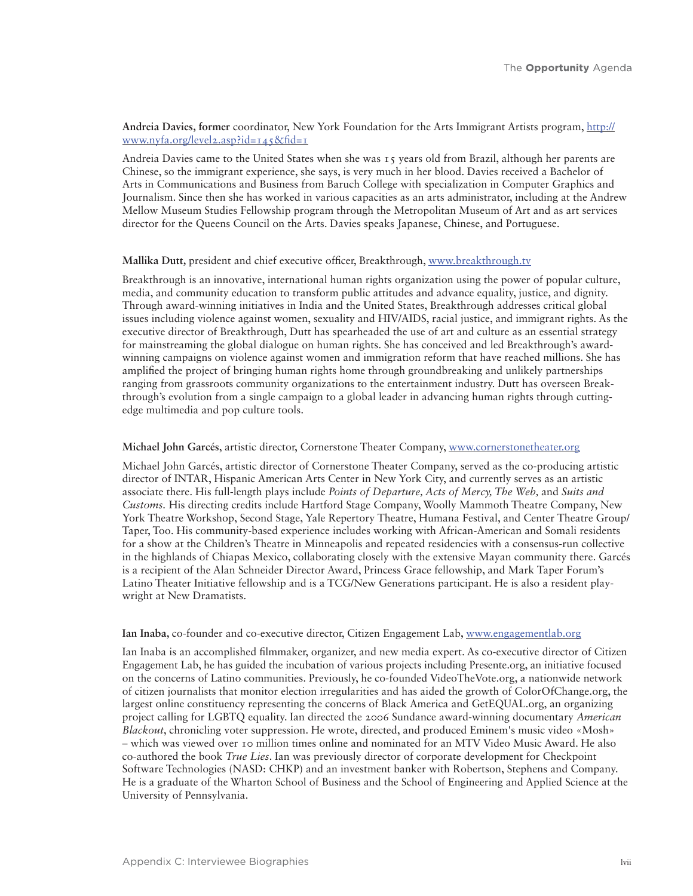**Andreia Davies, former** coordinator, New York Foundation for the Arts Immigrant Artists program, [http://www.nyfa.org/level2.asp?id=145&fid=1](http://www.nyfa.org/level2.asp?id=145&fid=1)

Andreia Davies came to the United States when she was 15 years old from Brazil, although her parents are Chinese, so the immigrant experience, she says, is very much in her blood. Davies received a Bachelor of Arts in Communications and Business from Baruch College with specialization in Computer Graphics and Journalism. Since then she has worked in various capacities as an arts administrator, including at the Andrew Mellow Museum Studies Fellowship program through the Metropolitan Museum of Art and as art services director for the Queens Council on the Arts. Davies speaks Japanese, Chinese, and Portuguese.

**Mallika Dutt,** president and chief executive officer, Breakthrough, [www.breakthrough.tv](www.breakthrough.tv)

Breakthrough is an innovative, international human rights organization using the power of popular culture, media, and community education to transform public attitudes and advance equality, justice, and dignity. Through award-winning initiatives in India and the United States, Breakthrough addresses critical global issues including violence against women, sexuality and HIV/AIDS, racial justice, and immigrant rights. As the executive director of Breakthrough, Dutt has spearheaded the use of art and culture as an essential strategy for mainstreaming the global dialogue on human rights. She has conceived and led Breakthrough's award-winning campaigns on violence against women and immigration reform that have reached millions. She has amplified the project of bringing human rights home through groundbreaking and unlikely partnerships ranging from grassroots community organizations to the entertainment industry. Dutt has overseen Breakthrough's evolution from a single campaign to a global leader in advancing human rights through cutting-edge multimedia and pop culture tools.

**Michael John Garcés**, artistic director, Cornerstone Theater Company, [www.cornerstonetheater.org](www.cornerstonetheater.org)

Michael John Garcés, artistic director of Cornerstone Theater Company, served as the co-producing artistic director of INTAR, Hispanic American Arts Center in New York City, and currently serves as an artistic associate there. His full-length plays include *Points of Departure, Acts of Mercy, The Web,* and *Suits and Customs.* His directing credits include Hartford Stage Company, Woolly Mammoth Theatre Company, New York Theatre Workshop, Second Stage, Yale Repertory Theatre, Humana Festival, and Center Theatre Group/Taper, Too. His community-based experience includes working with African-American and Somali residents for a show at the Children's Theatre in Minneapolis and repeated residencies with a consensus-run collective in the highlands of Chiapas Mexico, collaborating closely with the extensive Mayan community there. Garcés is a recipient of the Alan Schneider Director Award, Princess Grace fellowship, and Mark Taper Forum's Latino Theater Initiative fellowship and is a TCG/New Generations participant. He is also a resident playwright at New Dramatists.

**Ian Inaba,** co-founder and co-executive director, Citizen Engagement Lab, [www.engagementlab.org](www.engagementlab.org)

Ian Inaba is an accomplished filmmaker, organizer, and new media expert. As co-executive director of Citizen Engagement Lab, he has guided the incubation of various projects including Presente.org, an initiative focused on the concerns of Latino communities. Previously, he co-founded VideoTheVote.org, a nationwide network of citizen journalists that monitor election irregularities and has aided the growth of ColorOfChange.org, the largest online constituency representing the concerns of Black America and GetEQUAL.org, an organizing project calling for LGBTQ equality. Ian directed the 2006 Sundance award-winning documentary *American Blackout*, chronicling voter suppression. He wrote, directed, and produced Eminem's music video «Mosh» – which was viewed over 10 million times online and nominated for an MTV Video Music Award. He also co-authored the book *True Lies*. Ian was previously director of corporate development for Checkpoint Software Technologies (NASD: CHKP) and an investment banker with Robertson, Stephens and Company. He is a graduate of the Wharton School of Business and the School of Engineering and Applied Science at the University of Pennsylvania.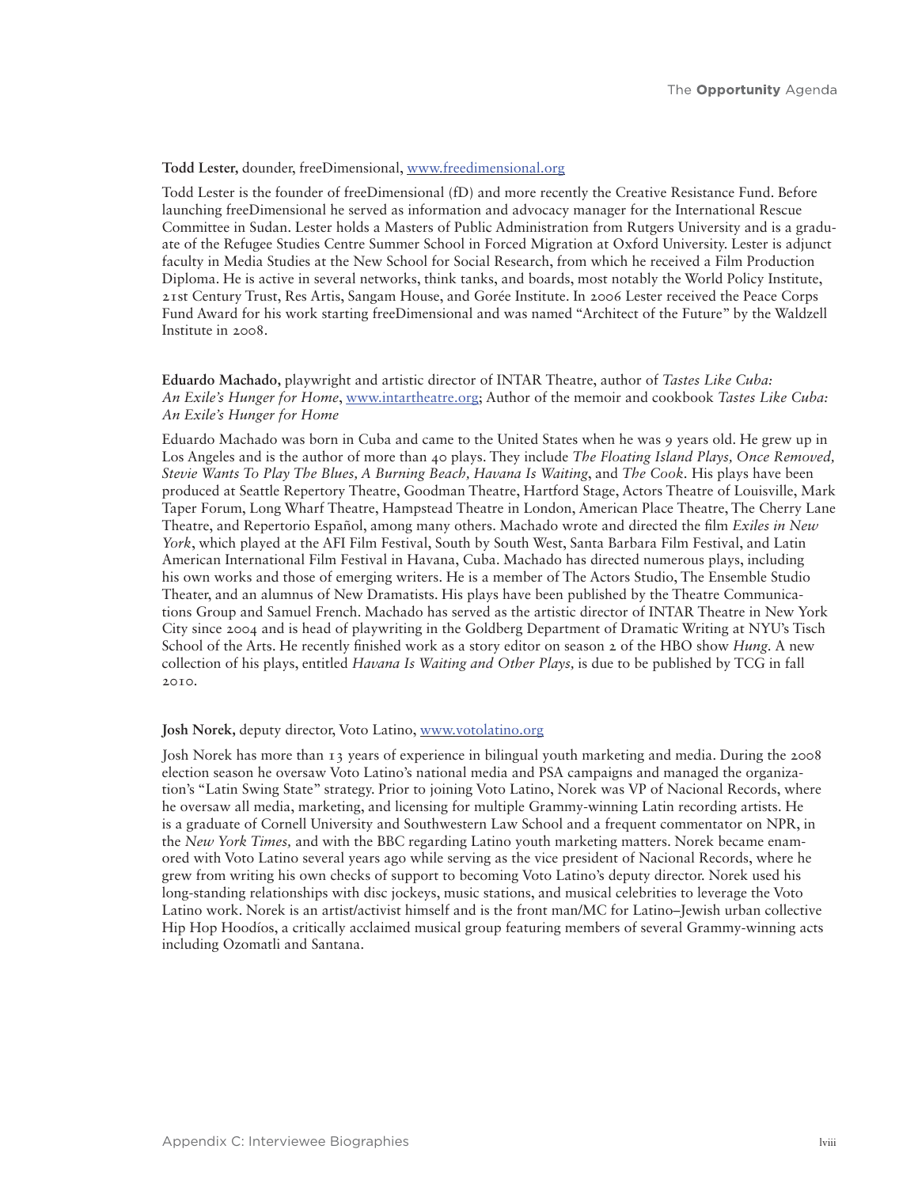**Todd Lester,** dounder, freeDimensional, www.freedimensional.org

Todd Lester is the founder of freeDimensional (fD) and more recently the Creative Resistance Fund. Before launching freeDimensional he served as information and advocacy manager for the International Rescue Committee in Sudan. Lester holds a Masters of Public Administration from Rutgers University and is a graduate of the Refugee Studies Centre Summer School in Forced Migration at Oxford University. Lester is adjunct faculty in Media Studies at the New School for Social Research, from which he received a Film Production Diploma. He is active in several networks, think tanks, and boards, most notably the World Policy Institute, 21st Century Trust, Res Artis, Sangam House, and Gorée Institute. In 2006 Lester received the Peace Corps Fund Award for his work starting freeDimensional and was named "Architect of the Future" by the Waldzell Institute in 2008.

**Eduardo Machado,** playwright and artistic director of INTAR Theatre, author of *Tastes Like Cuba: An Exile's Hunger for Home*, www.intartheatre.org; Author of the memoir and cookbook *Tastes Like Cuba: An Exile's Hunger for Home*

Eduardo Machado was born in Cuba and came to the United States when he was 9 years old. He grew up in Los Angeles and is the author of more than 40 plays. They include *The Floating Island Plays, Once Removed, Stevie Wants To Play The Blues, A Burning Beach, Havana Is Waiting*, and *The Cook.* His plays have been produced at Seattle Repertory Theatre, Goodman Theatre, Hartford Stage, Actors Theatre of Louisville, Mark Taper Forum, Long Wharf Theatre, Hampstead Theatre in London, American Place Theatre, The Cherry Lane Theatre, and Repertorio Español, among many others. Machado wrote and directed the film *Exiles in New York*, which played at the AFI Film Festival, South by South West, Santa Barbara Film Festival, and Latin American International Film Festival in Havana, Cuba. Machado has directed numerous plays, including his own works and those of emerging writers. He is a member of The Actors Studio, The Ensemble Studio Theater, and an alumnus of New Dramatists. His plays have been published by the Theatre Communications Group and Samuel French. Machado has served as the artistic director of INTAR Theatre in New York City since 2004 and is head of playwriting in the Goldberg Department of Dramatic Writing at NYU's Tisch School of the Arts. He recently finished work as a story editor on season 2 of the HBO show *Hung.* A new collection of his plays, entitled *Havana Is Waiting and Other Plays,* is due to be published by TCG in fall 2010.

**Josh Norek,** deputy director, Voto Latino, www.votolatino.org

Josh Norek has more than 13 years of experience in bilingual youth marketing and media. During the 2008 election season he oversaw Voto Latino's national media and PSA campaigns and managed the organization's "Latin Swing State" strategy. Prior to joining Voto Latino, Norek was VP of Nacional Records, where he oversaw all media, marketing, and licensing for multiple Grammy-winning Latin recording artists. He is a graduate of Cornell University and Southwestern Law School and a frequent commentator on NPR, in the *New York Times,* and with the BBC regarding Latino youth marketing matters. Norek became enamored with Voto Latino several years ago while serving as the vice president of Nacional Records, where he grew from writing his own checks of support to becoming Voto Latino's deputy director. Norek used his long-standing relationships with disc jockeys, music stations, and musical celebrities to leverage the Voto Latino work. Norek is an artist/activist himself and is the front man/MC for Latino–Jewish urban collective Hip Hop Hoodíos, a critically acclaimed musical group featuring members of several Grammy-winning acts including Ozomatli and Santana.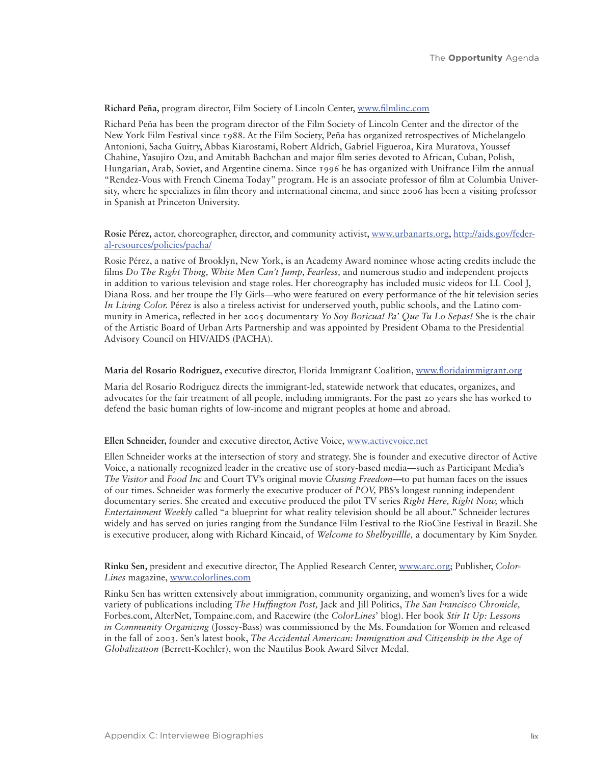**Richard Peña,** program director, Film Society of Lincoln Center, www.filmlinc.com

Richard Peña has been the program director of the Film Society of Lincoln Center and the director of the New York Film Festival since 1988. At the Film Society, Peña has organized retrospectives of Michelangelo Antonioni, Sacha Guitry, Abbas Kiarostami, Robert Aldrich, Gabriel Figueroa, Kira Muratova, Youssef Chahine, Yasujiro Ozu, and Amitabh Bachchan and major film series devoted to African, Cuban, Polish, Hungarian, Arab, Soviet, and Argentine cinema. Since 1996 he has organized with Unifrance Film the annual "Rendez-Vous with French Cinema Today" program. He is an associate professor of film at Columbia University, where he specializes in film theory and international cinema, and since 2006 has been a visiting professor in Spanish at Princeton University.

**Rosie Pérez,** actor, choreographer, director, and community activist, www.urbanarts.org, http://aids.gov/federal-resources/policies/pacha/

Rosie Pérez, a native of Brooklyn, New York, is an Academy Award nominee whose acting credits include the films *Do The Right Thing, White Men Can't Jump, Fearless,* and numerous studio and independent projects in addition to various television and stage roles. Her choreography has included music videos for LL Cool J, Diana Ross. and her troupe the Fly Girls—who were featured on every performance of the hit television series *In Living Color.* Pérez is also a tireless activist for underserved youth, public schools, and the Latino community in America, reflected in her 2005 documentary *Yo Soy Boricua! Pa' Que Tu Lo Sepas!* She is the chair of the Artistic Board of Urban Arts Partnership and was appointed by President Obama to the Presidential Advisory Council on HIV/AIDS (PACHA).

**Maria del Rosario Rodriguez**, executive director, Florida Immigrant Coalition, www.floridaimmigrant.org

Maria del Rosario Rodriguez directs the immigrant-led, statewide network that educates, organizes, and advocates for the fair treatment of all people, including immigrants. For the past 20 years she has worked to defend the basic human rights of low-income and migrant peoples at home and abroad.

**Ellen Schneider,** founder and executive director, Active Voice, www.activevoice.net

Ellen Schneider works at the intersection of story and strategy. She is founder and executive director of Active Voice, a nationally recognized leader in the creative use of story-based media—such as Participant Media's *The Visitor* and *Food Inc* and Court TV's original movie *Chasing Freedom*—to put human faces on the issues of our times. Schneider was formerly the executive producer of *POV,* PBS's longest running independent documentary series. She created and executive produced the pilot TV series *Right Here, Right Now,* which *Entertainment Weekly* called "a blueprint for what reality television should be all about." Schneider lectures widely and has served on juries ranging from the Sundance Film Festival to the RioCine Festival in Brazil. She is executive producer, along with Richard Kincaid, of *Welcome to Shelbyvillle,* a documentary by Kim Snyder.

**Rinku Sen,** president and executive director, The Applied Research Center, www.arc.org; Publisher, *ColorLines* magazine, www.colorlines.com

Rinku Sen has written extensively about immigration, community organizing, and women's lives for a wide variety of publications including *The Huffington Post,* Jack and Jill Politics, *The San Francisco Chronicle,* Forbes.com, AlterNet, Tompaine.com, and Racewire (the *ColorLines*' blog). Her book *Stir It Up: Lessons in Community Organizing* (Jossey-Bass) was commissioned by the Ms. Foundation for Women and released in the fall of 2003. Sen's latest book, *The Accidental American: Immigration and Citizenship in the Age of Globalization* (Berrett-Koehler), won the Nautilus Book Award Silver Medal.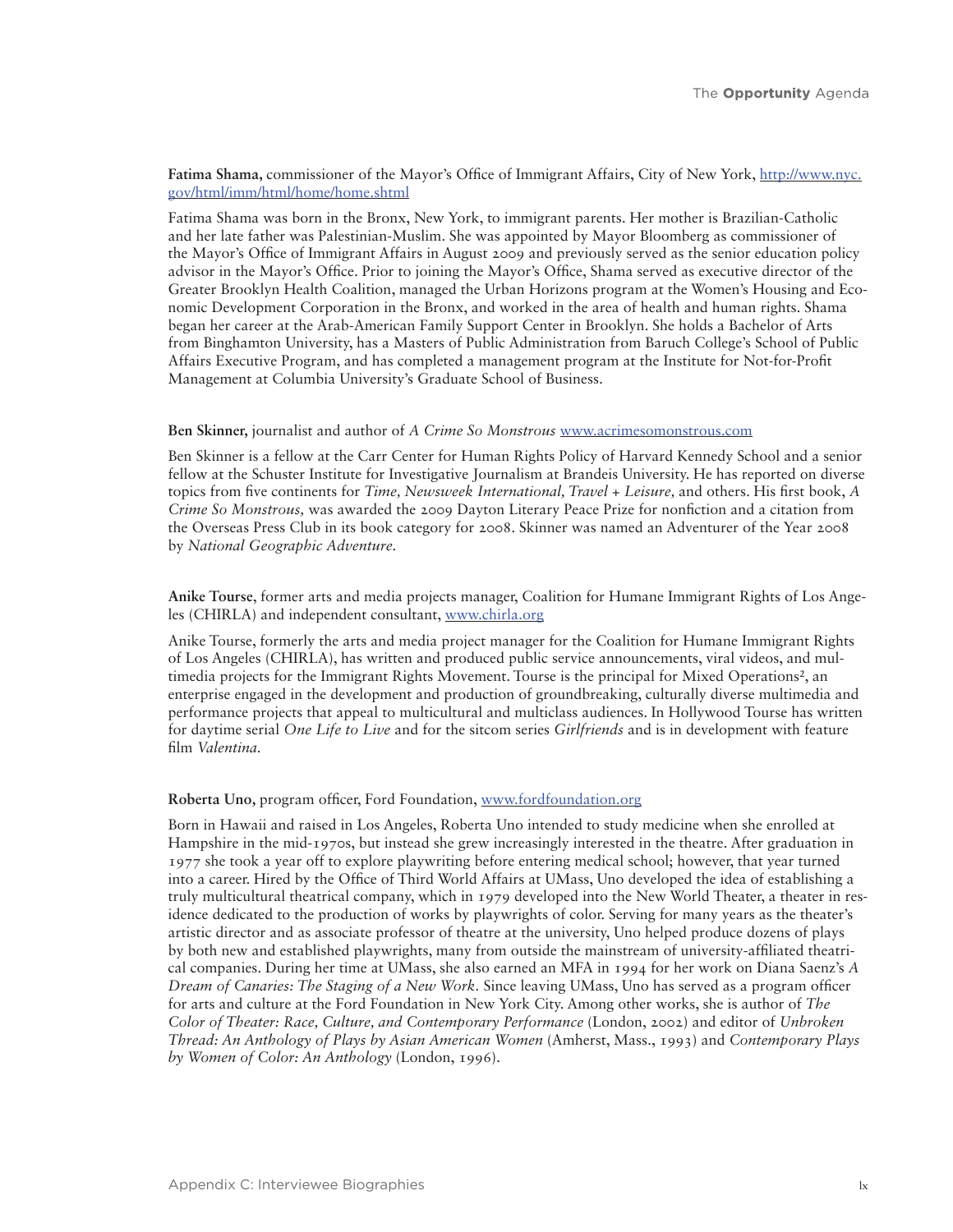**Fatima Shama,** commissioner of the Mayor's Office of Immigrant Affairs, City of New York, http://www.nyc.gov/html/imm/html/home/home.shtml

Fatima Shama was born in the Bronx, New York, to immigrant parents. Her mother is Brazilian-Catholic and her late father was Palestinian-Muslim. She was appointed by Mayor Bloomberg as commissioner of the Mayor's Office of Immigrant Affairs in August 2009 and previously served as the senior education policy advisor in the Mayor's Office. Prior to joining the Mayor's Office, Shama served as executive director of the Greater Brooklyn Health Coalition, managed the Urban Horizons program at the Women's Housing and Economic Development Corporation in the Bronx, and worked in the area of health and human rights. Shama began her career at the Arab-American Family Support Center in Brooklyn. She holds a Bachelor of Arts from Binghamton University, has a Masters of Public Administration from Baruch College's School of Public Affairs Executive Program, and has completed a management program at the Institute for Not-for-Profit Management at Columbia University's Graduate School of Business.

**Ben Skinner,** journalist and author of *A Crime So Monstrous* www.acrimesomonstrous.com

Ben Skinner is a fellow at the Carr Center for Human Rights Policy of Harvard Kennedy School and a senior fellow at the Schuster Institute for Investigative Journalism at Brandeis University. He has reported on diverse topics from five continents for *Time, Newsweek International, Travel + Leisure,* and others. His first book, *A Crime So Monstrous,* was awarded the 2009 Dayton Literary Peace Prize for nonfiction and a citation from the Overseas Press Club in its book category for 2008. Skinner was named an Adventurer of the Year 2008 by *National Geographic Adventure.*

**Anike Tourse**, former arts and media projects manager, Coalition for Humane Immigrant Rights of Los Angeles (CHIRLA) and independent consultant, www.chirla.org

Anike Tourse, formerly the arts and media project manager for the Coalition for Humane Immigrant Rights of Los Angeles (CHIRLA), has written and produced public service announcements, viral videos, and multimedia projects for the Immigrant Rights Movement. Tourse is the principal for Mixed Operations², an enterprise engaged in the development and production of groundbreaking, culturally diverse multimedia and performance projects that appeal to multicultural and multiclass audiences. In Hollywood Tourse has written for daytime serial *One Life to Live* and for the sitcom series *Girlfriends* and is in development with feature film *Valentina.*

**Roberta Uno,** program officer, Ford Foundation, www.fordfoundation.org

Born in Hawaii and raised in Los Angeles, Roberta Uno intended to study medicine when she enrolled at Hampshire in the mid-1970s, but instead she grew increasingly interested in the theatre. After graduation in 1977 she took a year off to explore playwriting before entering medical school; however, that year turned into a career. Hired by the Office of Third World Affairs at UMass, Uno developed the idea of establishing a truly multicultural theatrical company, which in 1979 developed into the New World Theater, a theater in residence dedicated to the production of works by playwrights of color. Serving for many years as the theater's artistic director and as associate professor of theatre at the university, Uno helped produce dozens of plays by both new and established playwrights, many from outside the mainstream of university-affiliated theatrical companies. During her time at UMass, she also earned an MFA in 1994 for her work on Diana Saenz's *A Dream of Canaries: The Staging of a New Work.* Since leaving UMass, Uno has served as a program officer for arts and culture at the Ford Foundation in New York City. Among other works, she is author of *The Color of Theater: Race, Culture, and Contemporary Performance* (London, 2002) and editor of *Unbroken Thread: An Anthology of Plays by Asian American Women* (Amherst, Mass., 1993) and *Contemporary Plays by Women of Color: An Anthology* (London, 1996).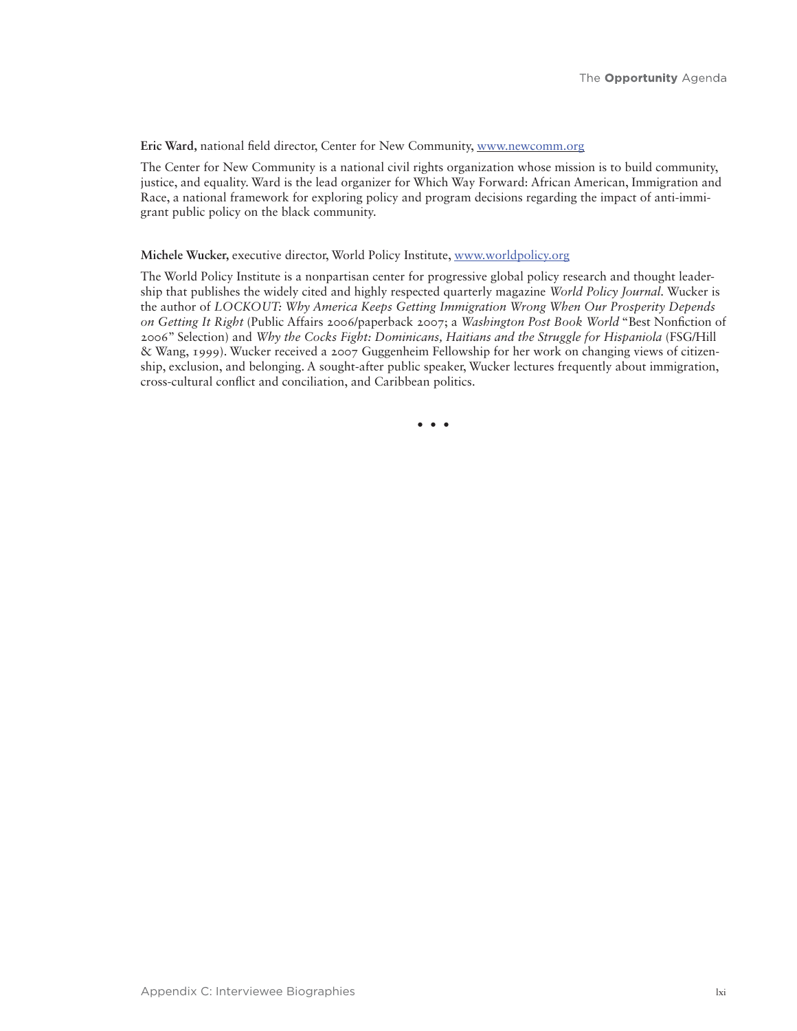**Eric Ward,** national field director, Center for New Community, www.newcomm.org

The Center for New Community is a national civil rights organization whose mission is to build community, justice, and equality. Ward is the lead organizer for Which Way Forward: African American, Immigration and Race, a national framework for exploring policy and program decisions regarding the impact of anti-immigrant public policy on the black community.

**Michele Wucker,** executive director, World Policy Institute, www.worldpolicy.org

The World Policy Institute is a nonpartisan center for progressive global policy research and thought leadership that publishes the widely cited and highly respected quarterly magazine *World Policy Journal*. Wucker is the author of *LOCKOUT: Why America Keeps Getting Immigration Wrong When Our Prosperity Depends on Getting It Right* (Public Affairs 2006/paperback 2007; a *Washington Post Book World* "Best Nonfiction of 2006" Selection) and *Why the Cocks Fight: Dominicans, Haitians and the Struggle for Hispaniola* (FSG/Hill & Wang, 1999). Wucker received a 2007 Guggenheim Fellowship for her work on changing views of citizenship, exclusion, and belonging. A sought-after public speaker, Wucker lectures frequently about immigration, cross-cultural conflict and conciliation, and Caribbean politics.

• • •